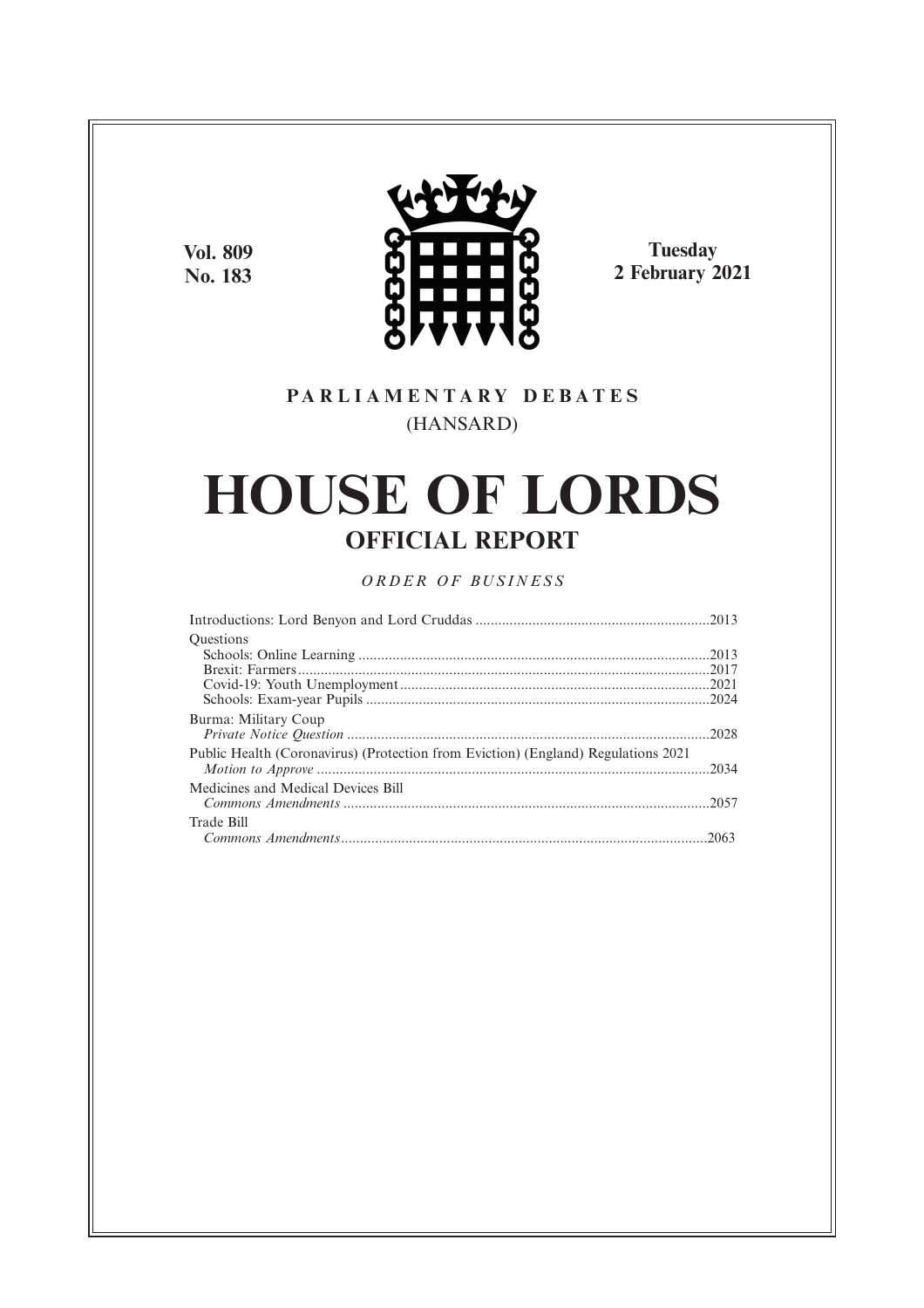**Vol. 809**
**No. 183**

**Tuesday**
**2 February 2021**

**PARLIAMENTARY DEBATES**
(HANSARD)

# HOUSE OF LORDS

## OFFICIAL REPORT

*ORDER OF BUSINESS*

Introductions: Lord Benyon and Lord Cruddas .............................................................2013

Questions

Schools: Online Learning ............................................................................................2013

Brexit: Farmers............................................................................................................2017

Covid-19: Youth Unemployment.................................................................................2021

Schools: Exam-year Pupils ..........................................................................................2024

Burma: Military Coup

*Private Notice Question* ...............................................................................................2028

Public Health (Coronavirus) (Protection from Eviction) (England) Regulations 2021

*Motion to Approve* .......................................................................................................2034

Medicines and Medical Devices Bill

*Commons Amendments* ................................................................................................2057

Trade Bill

*Commons Amendments*................................................................................................2063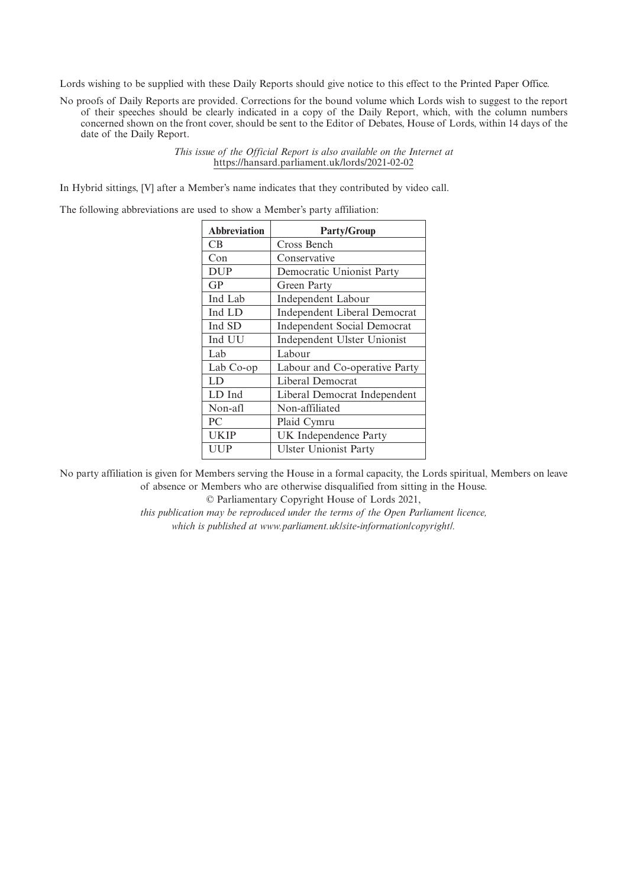Lords wishing to be supplied with these Daily Reports should give notice to this effect to the Printed Paper Office.

No proofs of Daily Reports are provided. Corrections for the bound volume which Lords wish to suggest to the report of their speeches should be clearly indicated in a copy of the Daily Report, which, with the column numbers concerned shown on the front cover, should be sent to the Editor of Debates, House of Lords, within 14 days of the date of the Daily Report.

*This issue of the Official Report is also available on the Internet at* https://hansard.parliament.uk/lords/2021-02-02

In Hybrid sittings, [V] after a Member's name indicates that they contributed by video call.

The following abbreviations are used to show a Member's party affiliation:

| Abbreviation | Party/Group |
|---|---|
| CB | Cross Bench |
| Con | Conservative |
| DUP | Democratic Unionist Party |
| GP | Green Party |
| Ind Lab | Independent Labour |
| Ind LD | Independent Liberal Democrat |
| Ind SD | Independent Social Democrat |
| Ind UU | Independent Ulster Unionist |
| Lab | Labour |
| Lab Co-op | Labour and Co-operative Party |
| LD | Liberal Democrat |
| LD Ind | Liberal Democrat Independent |
| Non-afl | Non-affiliated |
| PC | Plaid Cymru |
| UKIP | UK Independence Party |
| UUP | Ulster Unionist Party |

No party affiliation is given for Members serving the House in a formal capacity, the Lords spiritual, Members on leave of absence or Members who are otherwise disqualified from sitting in the House.

© Parliamentary Copyright House of Lords 2021,

*this publication may be reproduced under the terms of the Open Parliament licence, which is published at www.parliament.uk/site-information/copyright/.*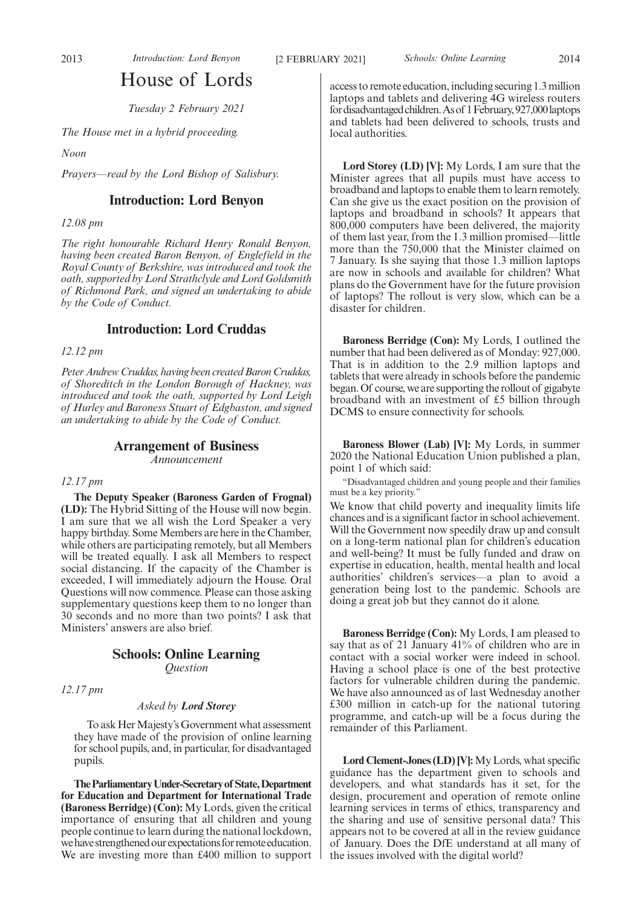# House of Lords

*Tuesday 2 February 2021*

*The House met in a hybrid proceeding.*

*Noon*

*Prayers—read by the Lord Bishop of Salisbury.*

## Introduction: Lord Benyon

*12.08 pm*

*The right honourable Richard Henry Ronald Benyon, having been created Baron Benyon, of Englefield in the Royal County of Berkshire, was introduced and took the oath, supported by Lord Strathclyde and Lord Goldsmith of Richmond Park, and signed an undertaking to abide by the Code of Conduct.*

## Introduction: Lord Cruddas

*12.12 pm*

*Peter Andrew Cruddas, having been created Baron Cruddas, of Shoreditch in the London Borough of Hackney, was introduced and took the oath, supported by Lord Leigh of Hurley and Baroness Stuart of Edgbaston, and signed an undertaking to abide by the Code of Conduct.*

## Arrangement of Business

*Announcement*

*12.17 pm*

**The Deputy Speaker (Baroness Garden of Frognal) (LD):** The Hybrid Sitting of the House will now begin. I am sure that we all wish the Lord Speaker a very happy birthday. Some Members are here in the Chamber, while others are participating remotely, but all Members will be treated equally. I ask all Members to respect social distancing. If the capacity of the Chamber is exceeded, I will immediately adjourn the House. Oral Questions will now commence. Please can those asking supplementary questions keep them to no longer than 30 seconds and no more than two points? I ask that Ministers' answers are also brief.

## Schools: Online Learning

*Question*

*12.17 pm*

*Asked by* ***Lord Storey***

> To ask Her Majesty's Government what assessment they have made of the provision of online learning for school pupils, and, in particular, for disadvantaged pupils.

**The Parliamentary Under-Secretary of State, Department for Education and Department for International Trade (Baroness Berridge) (Con):** My Lords, given the critical importance of ensuring that all children and young people continue to learn during the national lockdown, we have strengthened our expectations for remote education. We are investing more than £400 million to support access to remote education, including securing 1.3 million laptops and tablets and delivering 4G wireless routers for disadvantaged children. As of 1 February, 927,000 laptops and tablets had been delivered to schools, trusts and local authorities.

**Lord Storey (LD) [V]:** My Lords, I am sure that the Minister agrees that all pupils must have access to broadband and laptops to enable them to learn remotely. Can she give us the exact position on the provision of laptops and broadband in schools? It appears that 800,000 computers have been delivered, the majority of them last year, from the 1.3 million promised—little more than the 750,000 that the Minister claimed on 7 January. Is she saying that those 1.3 million laptops are now in schools and available for children? What plans do the Government have for the future provision of laptops? The rollout is very slow, which can be a disaster for children.

**Baroness Berridge (Con):** My Lords, I outlined the number that had been delivered as of Monday: 927,000. That is in addition to the 2.9 million laptops and tablets that were already in schools before the pandemic began. Of course, we are supporting the rollout of gigabyte broadband with an investment of £5 billion through DCMS to ensure connectivity for schools.

**Baroness Blower (Lab) [V]:** My Lords, in summer 2020 the National Education Union published a plan, point 1 of which said:

> "Disadvantaged children and young people and their families must be a key priority."

We know that child poverty and inequality limits life chances and is a significant factor in school achievement. Will the Government now speedily draw up and consult on a long-term national plan for children's education and well-being? It must be fully funded and draw on expertise in education, health, mental health and local authorities' children's services—a plan to avoid a generation being lost to the pandemic. Schools are doing a great job but they cannot do it alone.

**Baroness Berridge (Con):** My Lords, I am pleased to say that as of 21 January 41% of children who are in contact with a social worker were indeed in school. Having a school place is one of the best protective factors for vulnerable children during the pandemic. We have also announced as of last Wednesday another £300 million in catch-up for the national tutoring programme, and catch-up will be a focus during the remainder of this Parliament.

**Lord Clement-Jones (LD) [V]:** My Lords, what specific guidance has the department given to schools and developers, and what standards has it set, for the design, procurement and operation of remote online learning services in terms of ethics, transparency and the sharing and use of sensitive personal data? This appears not to be covered at all in the review guidance of January. Does the DfE understand at all many of the issues involved with the digital world?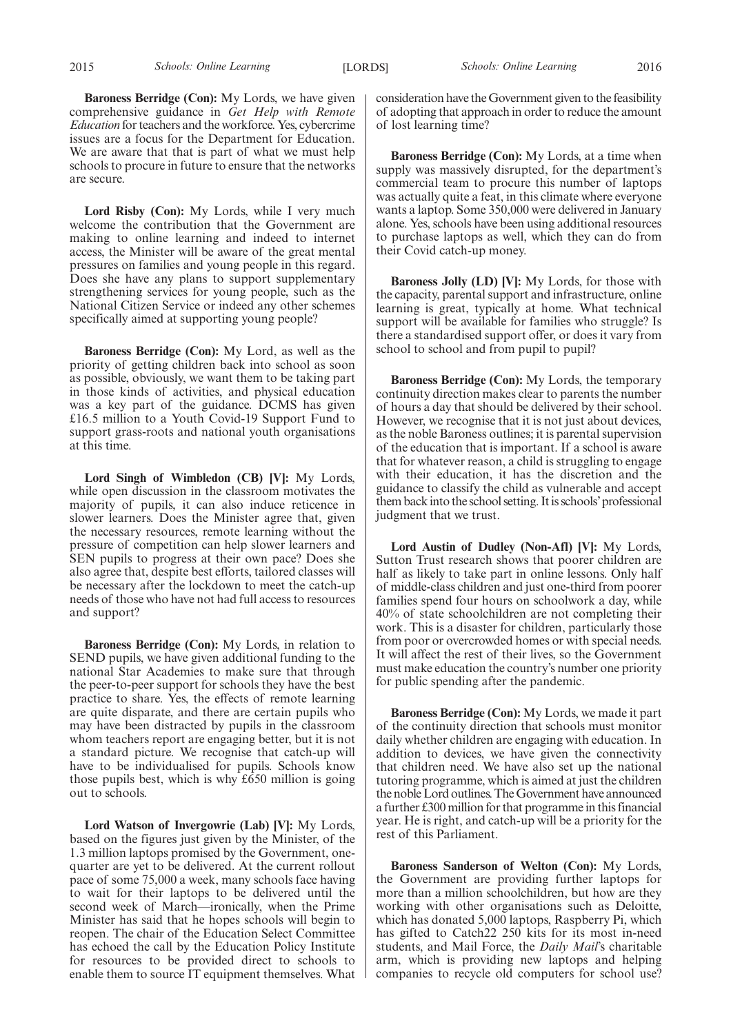**Baroness Berridge (Con):** My Lords, we have given comprehensive guidance in *Get Help with Remote Education* for teachers and the workforce. Yes, cybercrime issues are a focus for the Department for Education. We are aware that that is part of what we must help schools to procure in future to ensure that the networks are secure.

**Lord Risby (Con):** My Lords, while I very much welcome the contribution that the Government are making to online learning and indeed to internet access, the Minister will be aware of the great mental pressures on families and young people in this regard. Does she have any plans to support supplementary strengthening services for young people, such as the National Citizen Service or indeed any other schemes specifically aimed at supporting young people?

**Baroness Berridge (Con):** My Lord, as well as the priority of getting children back into school as soon as possible, obviously, we want them to be taking part in those kinds of activities, and physical education was a key part of the guidance. DCMS has given £16.5 million to a Youth Covid-19 Support Fund to support grass-roots and national youth organisations at this time.

**Lord Singh of Wimbledon (CB) [V]:** My Lords, while open discussion in the classroom motivates the majority of pupils, it can also induce reticence in slower learners. Does the Minister agree that, given the necessary resources, remote learning without the pressure of competition can help slower learners and SEN pupils to progress at their own pace? Does she also agree that, despite best efforts, tailored classes will be necessary after the lockdown to meet the catch-up needs of those who have not had full access to resources and support?

**Baroness Berridge (Con):** My Lords, in relation to SEND pupils, we have given additional funding to the national Star Academies to make sure that through the peer-to-peer support for schools they have the best practice to share. Yes, the effects of remote learning are quite disparate, and there are certain pupils who may have been distracted by pupils in the classroom whom teachers report are engaging better, but it is not a standard picture. We recognise that catch-up will have to be individualised for pupils. Schools know those pupils best, which is why £650 million is going out to schools.

**Lord Watson of Invergowrie (Lab) [V]:** My Lords, based on the figures just given by the Minister, of the 1.3 million laptops promised by the Government, one-quarter are yet to be delivered. At the current rollout pace of some 75,000 a week, many schools face having to wait for their laptops to be delivered until the second week of March—ironically, when the Prime Minister has said that he hopes schools will begin to reopen. The chair of the Education Select Committee has echoed the call by the Education Policy Institute for resources to be provided direct to schools to enable them to source IT equipment themselves. What consideration have the Government given to the feasibility of adopting that approach in order to reduce the amount of lost learning time?

**Baroness Berridge (Con):** My Lords, at a time when supply was massively disrupted, for the department's commercial team to procure this number of laptops was actually quite a feat, in this climate where everyone wants a laptop. Some 350,000 were delivered in January alone. Yes, schools have been using additional resources to purchase laptops as well, which they can do from their Covid catch-up money.

**Baroness Jolly (LD) [V]:** My Lords, for those with the capacity, parental support and infrastructure, online learning is great, typically at home. What technical support will be available for families who struggle? Is there a standardised support offer, or does it vary from school to school and from pupil to pupil?

**Baroness Berridge (Con):** My Lords, the temporary continuity direction makes clear to parents the number of hours a day that should be delivered by their school. However, we recognise that it is not just about devices, as the noble Baroness outlines; it is parental supervision of the education that is important. If a school is aware that for whatever reason, a child is struggling to engage with their education, it has the discretion and the guidance to classify the child as vulnerable and accept them back into the school setting. It is schools' professional judgment that we trust.

**Lord Austin of Dudley (Non-Afl) [V]:** My Lords, Sutton Trust research shows that poorer children are half as likely to take part in online lessons. Only half of middle-class children and just one-third from poorer families spend four hours on schoolwork a day, while 40% of state schoolchildren are not completing their work. This is a disaster for children, particularly those from poor or overcrowded homes or with special needs. It will affect the rest of their lives, so the Government must make education the country's number one priority for public spending after the pandemic.

**Baroness Berridge (Con):** My Lords, we made it part of the continuity direction that schools must monitor daily whether children are engaging with education. In addition to devices, we have given the connectivity that children need. We have also set up the national tutoring programme, which is aimed at just the children the noble Lord outlines. The Government have announced a further £300 million for that programme in this financial year. He is right, and catch-up will be a priority for the rest of this Parliament.

**Baroness Sanderson of Welton (Con):** My Lords, the Government are providing further laptops for more than a million schoolchildren, but how are they working with other organisations such as Deloitte, which has donated 5,000 laptops, Raspberry Pi, which has gifted to Catch22 250 kits for its most in-need students, and Mail Force, the *Daily Mail*'s charitable arm, which is providing new laptops and helping companies to recycle old computers for school use?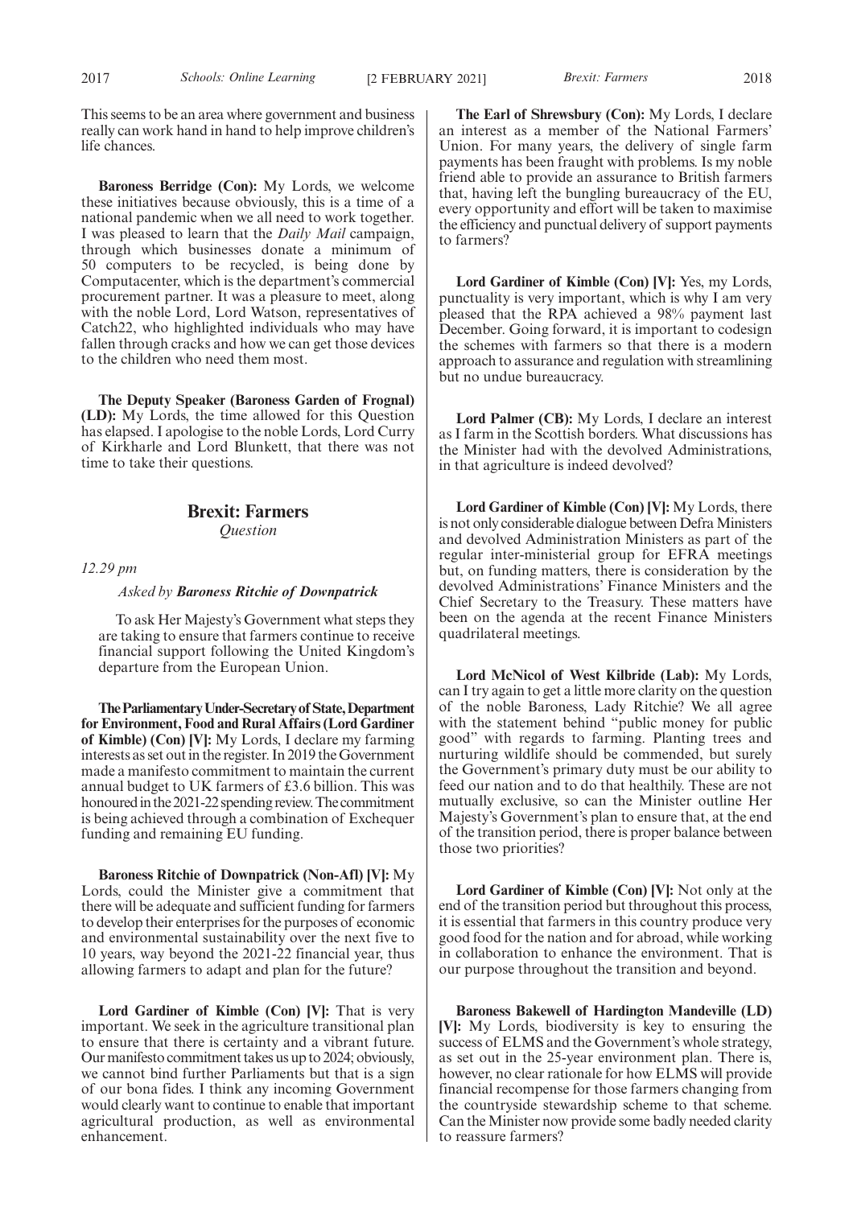This seems to be an area where government and business really can work hand in hand to help improve children's life chances.

**Baroness Berridge (Con):** My Lords, we welcome these initiatives because obviously, this is a time of a national pandemic when we all need to work together. I was pleased to learn that the *Daily Mail* campaign, through which businesses donate a minimum of 50 computers to be recycled, is being done by Computacenter, which is the department's commercial procurement partner. It was a pleasure to meet, along with the noble Lord, Lord Watson, representatives of Catch22, who highlighted individuals who may have fallen through cracks and how we can get those devices to the children who need them most.

**The Deputy Speaker (Baroness Garden of Frognal) (LD):** My Lords, the time allowed for this Question has elapsed. I apologise to the noble Lords, Lord Curry of Kirkharle and Lord Blunkett, that there was not time to take their questions.

## Brexit: Farmers

*Question*

*12.29 pm*

*Asked by* ***Baroness Ritchie of Downpatrick***

To ask Her Majesty's Government what steps they are taking to ensure that farmers continue to receive financial support following the United Kingdom's departure from the European Union.

**The Parliamentary Under-Secretary of State, Department for Environment, Food and Rural Affairs (Lord Gardiner of Kimble) (Con) [V]:** My Lords, I declare my farming interests as set out in the register. In 2019 the Government made a manifesto commitment to maintain the current annual budget to UK farmers of £3.6 billion. This was honoured in the 2021-22 spending review. The commitment is being achieved through a combination of Exchequer funding and remaining EU funding.

**Baroness Ritchie of Downpatrick (Non-Afl) [V]:** My Lords, could the Minister give a commitment that there will be adequate and sufficient funding for farmers to develop their enterprises for the purposes of economic and environmental sustainability over the next five to 10 years, way beyond the 2021-22 financial year, thus allowing farmers to adapt and plan for the future?

**Lord Gardiner of Kimble (Con) [V]:** That is very important. We seek in the agriculture transitional plan to ensure that there is certainty and a vibrant future. Our manifesto commitment takes us up to 2024; obviously, we cannot bind further Parliaments but that is a sign of our bona fides. I think any incoming Government would clearly want to continue to enable that important agricultural production, as well as environmental enhancement.

**The Earl of Shrewsbury (Con):** My Lords, I declare an interest as a member of the National Farmers' Union. For many years, the delivery of single farm payments has been fraught with problems. Is my noble friend able to provide an assurance to British farmers that, having left the bungling bureaucracy of the EU, every opportunity and effort will be taken to maximise the efficiency and punctual delivery of support payments to farmers?

**Lord Gardiner of Kimble (Con) [V]:** Yes, my Lords, punctuality is very important, which is why I am very pleased that the RPA achieved a 98% payment last December. Going forward, it is important to codesign the schemes with farmers so that there is a modern approach to assurance and regulation with streamlining but no undue bureaucracy.

**Lord Palmer (CB):** My Lords, I declare an interest as I farm in the Scottish borders. What discussions has the Minister had with the devolved Administrations, in that agriculture is indeed devolved?

**Lord Gardiner of Kimble (Con) [V]:** My Lords, there is not only considerable dialogue between Defra Ministers and devolved Administration Ministers as part of the regular inter-ministerial group for EFRA meetings but, on funding matters, there is consideration by the devolved Administrations' Finance Ministers and the Chief Secretary to the Treasury. These matters have been on the agenda at the recent Finance Ministers quadrilateral meetings.

**Lord McNicol of West Kilbride (Lab):** My Lords, can I try again to get a little more clarity on the question of the noble Baroness, Lady Ritchie? We all agree with the statement behind "public money for public good" with regards to farming. Planting trees and nurturing wildlife should be commended, but surely the Government's primary duty must be our ability to feed our nation and to do that healthily. These are not mutually exclusive, so can the Minister outline Her Majesty's Government's plan to ensure that, at the end of the transition period, there is proper balance between those two priorities?

**Lord Gardiner of Kimble (Con) [V]:** Not only at the end of the transition period but throughout this process, it is essential that farmers in this country produce very good food for the nation and for abroad, while working in collaboration to enhance the environment. That is our purpose throughout the transition and beyond.

**Baroness Bakewell of Hardington Mandeville (LD) [V]:** My Lords, biodiversity is key to ensuring the success of ELMS and the Government's whole strategy, as set out in the 25-year environment plan. There is, however, no clear rationale for how ELMS will provide financial recompense for those farmers changing from the countryside stewardship scheme to that scheme. Can the Minister now provide some badly needed clarity to reassure farmers?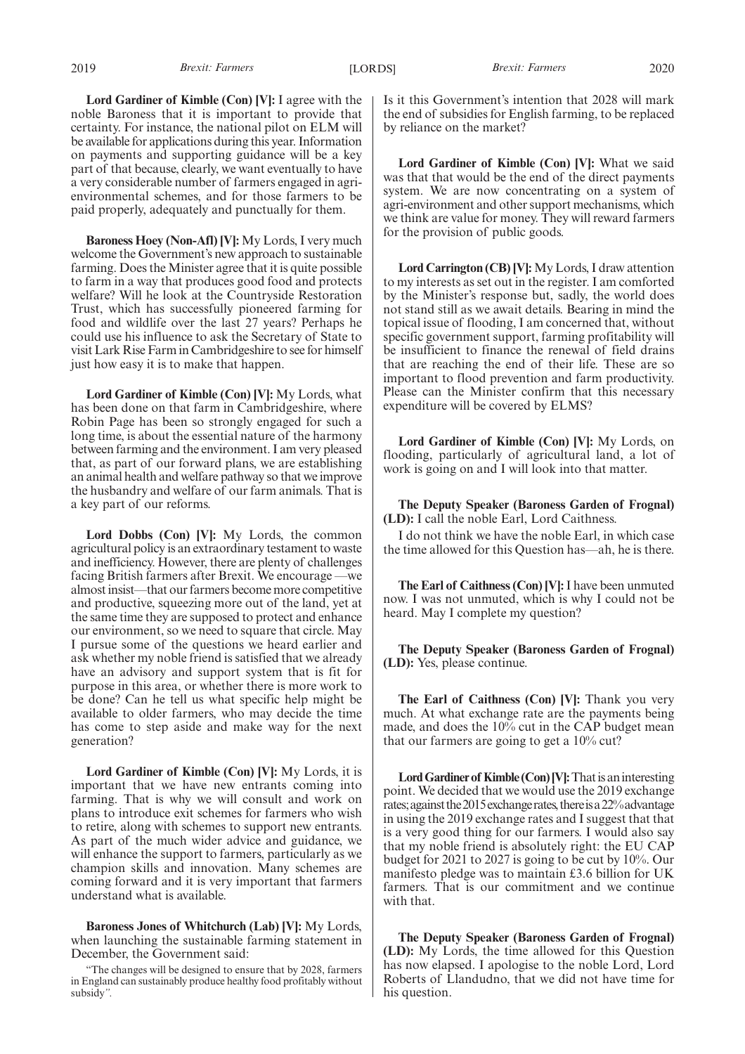**Lord Gardiner of Kimble (Con) [V]:** I agree with the noble Baroness that it is important to provide that certainty. For instance, the national pilot on ELM will be available for applications during this year. Information on payments and supporting guidance will be a key part of that because, clearly, we want eventually to have a very considerable number of farmers engaged in agri-environmental schemes, and for those farmers to be paid properly, adequately and punctually for them.

**Baroness Hoey (Non-Afl) [V]:** My Lords, I very much welcome the Government's new approach to sustainable farming. Does the Minister agree that it is quite possible to farm in a way that produces good food and protects welfare? Will he look at the Countryside Restoration Trust, which has successfully pioneered farming for food and wildlife over the last 27 years? Perhaps he could use his influence to ask the Secretary of State to visit Lark Rise Farm in Cambridgeshire to see for himself just how easy it is to make that happen.

**Lord Gardiner of Kimble (Con) [V]:** My Lords, what has been done on that farm in Cambridgeshire, where Robin Page has been so strongly engaged for such a long time, is about the essential nature of the harmony between farming and the environment. I am very pleased that, as part of our forward plans, we are establishing an animal health and welfare pathway so that we improve the husbandry and welfare of our farm animals. That is a key part of our reforms.

**Lord Dobbs (Con) [V]:** My Lords, the common agricultural policy is an extraordinary testament to waste and inefficiency. However, there are plenty of challenges facing British farmers after Brexit. We encourage —we almost insist—that our farmers become more competitive and productive, squeezing more out of the land, yet at the same time they are supposed to protect and enhance our environment, so we need to square that circle. May I pursue some of the questions we heard earlier and ask whether my noble friend is satisfied that we already have an advisory and support system that is fit for purpose in this area, or whether there is more work to be done? Can he tell us what specific help might be available to older farmers, who may decide the time has come to step aside and make way for the next generation?

**Lord Gardiner of Kimble (Con) [V]:** My Lords, it is important that we have new entrants coming into farming. That is why we will consult and work on plans to introduce exit schemes for farmers who wish to retire, along with schemes to support new entrants. As part of the much wider advice and guidance, we will enhance the support to farmers, particularly as we champion skills and innovation. Many schemes are coming forward and it is very important that farmers understand what is available.

**Baroness Jones of Whitchurch (Lab) [V]:** My Lords, when launching the sustainable farming statement in December, the Government said:

"The changes will be designed to ensure that by 2028, farmers in England can sustainably produce healthy food profitably without subsidy*".*

Is it this Government's intention that 2028 will mark the end of subsidies for English farming, to be replaced by reliance on the market?

**Lord Gardiner of Kimble (Con) [V]:** What we said was that that would be the end of the direct payments system. We are now concentrating on a system of agri-environment and other support mechanisms, which we think are value for money. They will reward farmers for the provision of public goods.

**Lord Carrington (CB) [V]:** My Lords, I draw attention to my interests as set out in the register. I am comforted by the Minister's response but, sadly, the world does not stand still as we await details. Bearing in mind the topical issue of flooding, I am concerned that, without specific government support, farming profitability will be insufficient to finance the renewal of field drains that are reaching the end of their life. These are so important to flood prevention and farm productivity. Please can the Minister confirm that this necessary expenditure will be covered by ELMS?

**Lord Gardiner of Kimble (Con) [V]:** My Lords, on flooding, particularly of agricultural land, a lot of work is going on and I will look into that matter.

**The Deputy Speaker (Baroness Garden of Frognal) (LD):** I call the noble Earl, Lord Caithness.

I do not think we have the noble Earl, in which case the time allowed for this Question has—ah, he is there.

**The Earl of Caithness (Con) [V]:** I have been unmuted now. I was not unmuted, which is why I could not be heard. May I complete my question?

**The Deputy Speaker (Baroness Garden of Frognal) (LD):** Yes, please continue.

**The Earl of Caithness (Con) [V]:** Thank you very much. At what exchange rate are the payments being made, and does the 10% cut in the CAP budget mean that our farmers are going to get a 10% cut?

**Lord Gardiner of Kimble (Con) [V]:** That is an interesting point. We decided that we would use the 2019 exchange rates; against the 2015 exchange rates, there is a 22% advantage in using the 2019 exchange rates and I suggest that that is a very good thing for our farmers. I would also say that my noble friend is absolutely right: the EU CAP budget for 2021 to 2027 is going to be cut by 10%. Our manifesto pledge was to maintain £3.6 billion for UK farmers. That is our commitment and we continue with that.

**The Deputy Speaker (Baroness Garden of Frognal) (LD):** My Lords, the time allowed for this Question has now elapsed. I apologise to the noble Lord, Lord Roberts of Llandudno, that we did not have time for his question.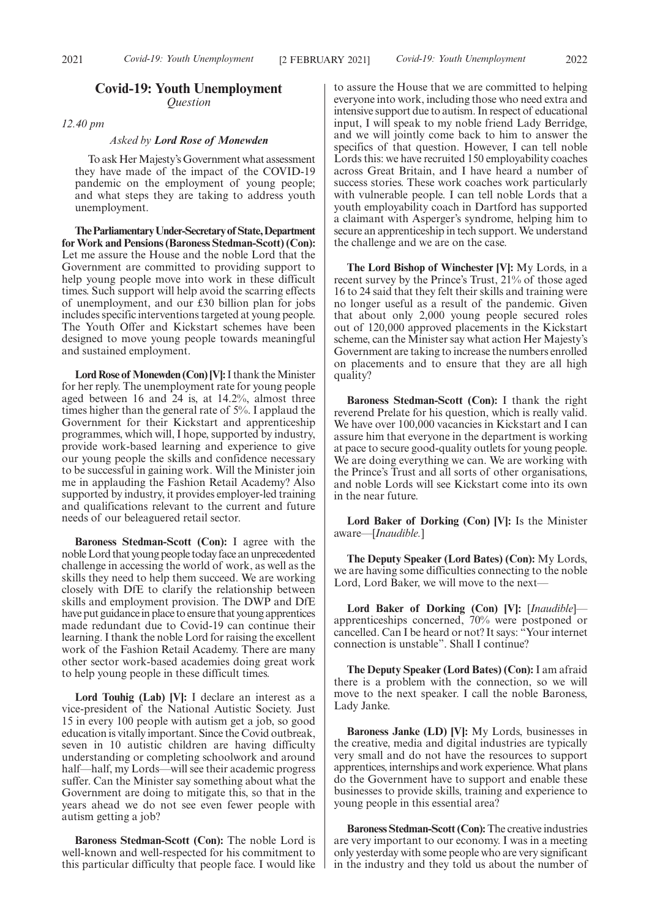## Covid-19: Youth Unemployment
*Question*

*12.40 pm*

*Asked by* ***Lord Rose of Monewden***

To ask Her Majesty's Government what assessment they have made of the impact of the COVID-19 pandemic on the employment of young people; and what steps they are taking to address youth unemployment.

**The Parliamentary Under-Secretary of State, Department for Work and Pensions (Baroness Stedman-Scott) (Con):** Let me assure the House and the noble Lord that the Government are committed to providing support to help young people move into work in these difficult times. Such support will help avoid the scarring effects of unemployment, and our £30 billion plan for jobs includes specific interventions targeted at young people. The Youth Offer and Kickstart schemes have been designed to move young people towards meaningful and sustained employment.

**Lord Rose of Monewden (Con) [V]:** I thank the Minister for her reply. The unemployment rate for young people aged between 16 and 24 is, at 14.2%, almost three times higher than the general rate of 5%. I applaud the Government for their Kickstart and apprenticeship programmes, which will, I hope, supported by industry, provide work-based learning and experience to give our young people the skills and confidence necessary to be successful in gaining work. Will the Minister join me in applauding the Fashion Retail Academy? Also supported by industry, it provides employer-led training and qualifications relevant to the current and future needs of our beleaguered retail sector.

**Baroness Stedman-Scott (Con):** I agree with the noble Lord that young people today face an unprecedented challenge in accessing the world of work, as well as the skills they need to help them succeed. We are working closely with DfE to clarify the relationship between skills and employment provision. The DWP and DfE have put guidance in place to ensure that young apprentices made redundant due to Covid-19 can continue their learning. I thank the noble Lord for raising the excellent work of the Fashion Retail Academy. There are many other sector work-based academies doing great work to help young people in these difficult times.

**Lord Touhig (Lab) [V]:** I declare an interest as a vice-president of the National Autistic Society. Just 15 in every 100 people with autism get a job, so good education is vitally important. Since the Covid outbreak, seven in 10 autistic children are having difficulty understanding or completing schoolwork and around half—half, my Lords—will see their academic progress suffer. Can the Minister say something about what the Government are doing to mitigate this, so that in the years ahead we do not see even fewer people with autism getting a job?

**Baroness Stedman-Scott (Con):** The noble Lord is well-known and well-respected for his commitment to this particular difficulty that people face. I would like to assure the House that we are committed to helping everyone into work, including those who need extra and intensive support due to autism. In respect of educational input, I will speak to my noble friend Lady Berridge, and we will jointly come back to him to answer the specifics of that question. However, I can tell noble Lords this: we have recruited 150 employability coaches across Great Britain, and I have heard a number of success stories. These work coaches work particularly with vulnerable people. I can tell noble Lords that a youth employability coach in Dartford has supported a claimant with Asperger's syndrome, helping him to secure an apprenticeship in tech support. We understand the challenge and we are on the case.

**The Lord Bishop of Winchester [V]:** My Lords, in a recent survey by the Prince's Trust, 21% of those aged 16 to 24 said that they felt their skills and training were no longer useful as a result of the pandemic. Given that about only 2,000 young people secured roles out of 120,000 approved placements in the Kickstart scheme, can the Minister say what action Her Majesty's Government are taking to increase the numbers enrolled on placements and to ensure that they are all high quality?

**Baroness Stedman-Scott (Con):** I thank the right reverend Prelate for his question, which is really valid. We have over 100,000 vacancies in Kickstart and I can assure him that everyone in the department is working at pace to secure good-quality outlets for young people. We are doing everything we can. We are working with the Prince's Trust and all sorts of other organisations, and noble Lords will see Kickstart come into its own in the near future.

**Lord Baker of Dorking (Con) [V]:** Is the Minister aware—[*Inaudible.*]

**The Deputy Speaker (Lord Bates) (Con):** My Lords, we are having some difficulties connecting to the noble Lord, Lord Baker, we will move to the next—

**Lord Baker of Dorking (Con) [V]:** [*Inaudible*]—apprenticeships concerned, 70% were postponed or cancelled. Can I be heard or not? It says: "Your internet connection is unstable". Shall I continue?

**The Deputy Speaker (Lord Bates) (Con):** I am afraid there is a problem with the connection, so we will move to the next speaker. I call the noble Baroness, Lady Janke.

**Baroness Janke (LD) [V]:** My Lords, businesses in the creative, media and digital industries are typically very small and do not have the resources to support apprentices, internships and work experience. What plans do the Government have to support and enable these businesses to provide skills, training and experience to young people in this essential area?

**Baroness Stedman-Scott (Con):** The creative industries are very important to our economy. I was in a meeting only yesterday with some people who are very significant in the industry and they told us about the number of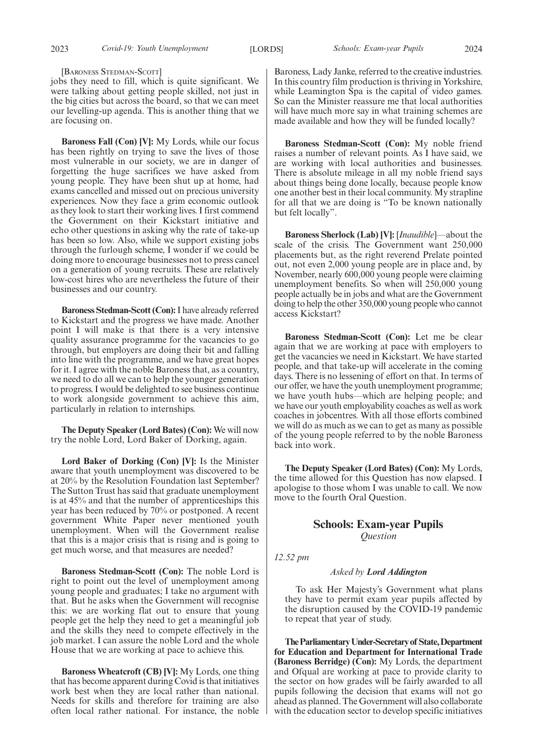[Baroness Stedman-Scott]

jobs they need to fill, which is quite significant. We were talking about getting people skilled, not just in the big cities but across the board, so that we can meet our levelling-up agenda. This is another thing that we are focusing on.

**Baroness Fall (Con) [V]:** My Lords, while our focus has been rightly on trying to save the lives of those most vulnerable in our society, we are in danger of forgetting the huge sacrifices we have asked from young people. They have been shut up at home, had exams cancelled and missed out on precious university experiences. Now they face a grim economic outlook as they look to start their working lives. I first commend the Government on their Kickstart initiative and echo other questions in asking why the rate of take-up has been so low. Also, while we support existing jobs through the furlough scheme, I wonder if we could be doing more to encourage businesses not to press cancel on a generation of young recruits. These are relatively low-cost hires who are nevertheless the future of their businesses and our country.

**Baroness Stedman-Scott (Con):** I have already referred to Kickstart and the progress we have made. Another point I will make is that there is a very intensive quality assurance programme for the vacancies to go through, but employers are doing their bit and falling into line with the programme, and we have great hopes for it. I agree with the noble Baroness that, as a country, we need to do all we can to help the younger generation to progress. I would be delighted to see business continue to work alongside government to achieve this aim, particularly in relation to internships.

**The Deputy Speaker (Lord Bates) (Con):** We will now try the noble Lord, Lord Baker of Dorking, again.

**Lord Baker of Dorking (Con) [V]:** Is the Minister aware that youth unemployment was discovered to be at 20% by the Resolution Foundation last September? The Sutton Trust has said that graduate unemployment is at 45% and that the number of apprenticeships this year has been reduced by 70% or postponed. A recent government White Paper never mentioned youth unemployment. When will the Government realise that this is a major crisis that is rising and is going to get much worse, and that measures are needed?

**Baroness Stedman-Scott (Con):** The noble Lord is right to point out the level of unemployment among young people and graduates; I take no argument with that. But he asks when the Government will recognise this: we are working flat out to ensure that young people get the help they need to get a meaningful job and the skills they need to compete effectively in the job market. I can assure the noble Lord and the whole House that we are working at pace to achieve this.

**Baroness Wheatcroft (CB) [V]:** My Lords, one thing that has become apparent during Covid is that initiatives work best when they are local rather than national. Needs for skills and therefore for training are also often local rather national. For instance, the noble Baroness, Lady Janke, referred to the creative industries. In this country film production is thriving in Yorkshire, while Leamington Spa is the capital of video games. So can the Minister reassure me that local authorities will have much more say in what training schemes are made available and how they will be funded locally?

**Baroness Stedman-Scott (Con):** My noble friend raises a number of relevant points. As I have said, we are working with local authorities and businesses. There is absolute mileage in all my noble friend says about things being done locally, because people know one another best in their local community. My strapline for all that we are doing is "To be known nationally but felt locally".

**Baroness Sherlock (Lab) [V]:** [*Inaudible*]—about the scale of the crisis. The Government want 250,000 placements but, as the right reverend Prelate pointed out, not even 2,000 young people are in place and, by November, nearly 600,000 young people were claiming unemployment benefits. So when will 250,000 young people actually be in jobs and what are the Government doing to help the other 350,000 young people who cannot access Kickstart?

**Baroness Stedman-Scott (Con):** Let me be clear again that we are working at pace with employers to get the vacancies we need in Kickstart. We have started people, and that take-up will accelerate in the coming days. There is no lessening of effort on that. In terms of our offer, we have the youth unemployment programme; we have youth hubs—which are helping people; and we have our youth employability coaches as well as work coaches in jobcentres. With all those efforts combined we will do as much as we can to get as many as possible of the young people referred to by the noble Baroness back into work.

**The Deputy Speaker (Lord Bates) (Con):** My Lords, the time allowed for this Question has now elapsed. I apologise to those whom I was unable to call. We now move to the fourth Oral Question.

## Schools: Exam-year Pupils

*Question*

*12.52 pm*

*Asked by* ***Lord Addington***

To ask Her Majesty's Government what plans they have to permit exam year pupils affected by the disruption caused by the COVID-19 pandemic to repeat that year of study.

**The Parliamentary Under-Secretary of State, Department for Education and Department for International Trade (Baroness Berridge) (Con):** My Lords, the department and Ofqual are working at pace to provide clarity to the sector on how grades will be fairly awarded to all pupils following the decision that exams will not go ahead as planned. The Government will also collaborate with the education sector to develop specific initiatives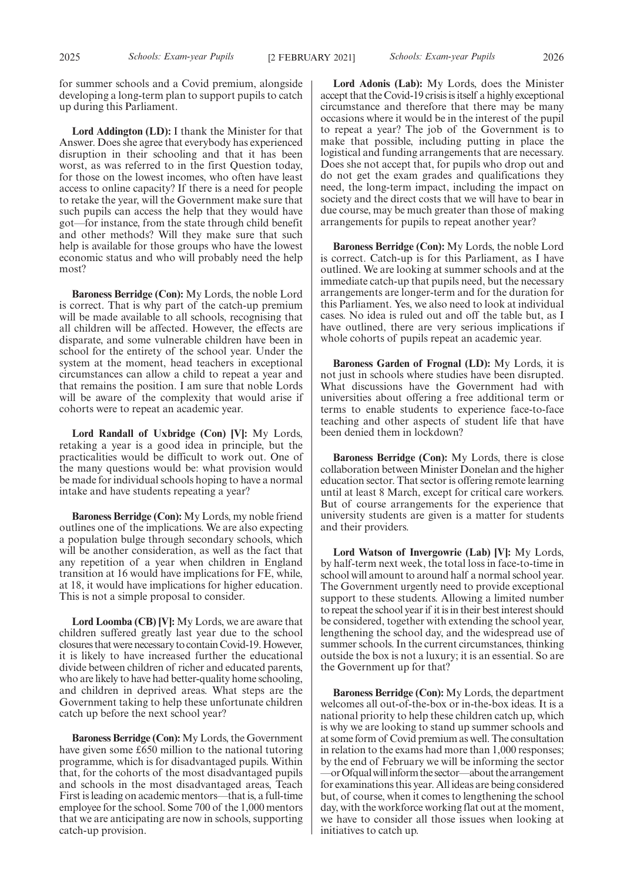for summer schools and a Covid premium, alongside developing a long-term plan to support pupils to catch up during this Parliament.

**Lord Addington (LD):** I thank the Minister for that Answer. Does she agree that everybody has experienced disruption in their schooling and that it has been worst, as was referred to in the first Question today, for those on the lowest incomes, who often have least access to online capacity? If there is a need for people to retake the year, will the Government make sure that such pupils can access the help that they would have got—for instance, from the state through child benefit and other methods? Will they make sure that such help is available for those groups who have the lowest economic status and who will probably need the help most?

**Baroness Berridge (Con):** My Lords, the noble Lord is correct. That is why part of the catch-up premium will be made available to all schools, recognising that all children will be affected. However, the effects are disparate, and some vulnerable children have been in school for the entirety of the school year. Under the system at the moment, head teachers in exceptional circumstances can allow a child to repeat a year and that remains the position. I am sure that noble Lords will be aware of the complexity that would arise if cohorts were to repeat an academic year.

**Lord Randall of Uxbridge (Con) [V]:** My Lords, retaking a year is a good idea in principle, but the practicalities would be difficult to work out. One of the many questions would be: what provision would be made for individual schools hoping to have a normal intake and have students repeating a year?

**Baroness Berridge (Con):** My Lords, my noble friend outlines one of the implications. We are also expecting a population bulge through secondary schools, which will be another consideration, as well as the fact that any repetition of a year when children in England transition at 16 would have implications for FE, while, at 18, it would have implications for higher education. This is not a simple proposal to consider.

**Lord Loomba (CB) [V]:** My Lords, we are aware that children suffered greatly last year due to the school closures that were necessary to contain Covid-19. However, it is likely to have increased further the educational divide between children of richer and educated parents, who are likely to have had better-quality home schooling, and children in deprived areas. What steps are the Government taking to help these unfortunate children catch up before the next school year?

**Baroness Berridge (Con):** My Lords, the Government have given some £650 million to the national tutoring programme, which is for disadvantaged pupils. Within that, for the cohorts of the most disadvantaged pupils and schools in the most disadvantaged areas, Teach First is leading on academic mentors—that is, a full-time employee for the school. Some 700 of the 1,000 mentors that we are anticipating are now in schools, supporting catch-up provision.

**Lord Adonis (Lab):** My Lords, does the Minister accept that the Covid-19 crisis is itself a highly exceptional circumstance and therefore that there may be many occasions where it would be in the interest of the pupil to repeat a year? The job of the Government is to make that possible, including putting in place the logistical and funding arrangements that are necessary. Does she not accept that, for pupils who drop out and do not get the exam grades and qualifications they need, the long-term impact, including the impact on society and the direct costs that we will have to bear in due course, may be much greater than those of making arrangements for pupils to repeat another year?

**Baroness Berridge (Con):** My Lords, the noble Lord is correct. Catch-up is for this Parliament, as I have outlined. We are looking at summer schools and at the immediate catch-up that pupils need, but the necessary arrangements are longer-term and for the duration for this Parliament. Yes, we also need to look at individual cases. No idea is ruled out and off the table but, as I have outlined, there are very serious implications if whole cohorts of pupils repeat an academic year.

**Baroness Garden of Frognal (LD):** My Lords, it is not just in schools where studies have been disrupted. What discussions have the Government had with universities about offering a free additional term or terms to enable students to experience face-to-face teaching and other aspects of student life that have been denied them in lockdown?

**Baroness Berridge (Con):** My Lords, there is close collaboration between Minister Donelan and the higher education sector. That sector is offering remote learning until at least 8 March, except for critical care workers. But of course arrangements for the experience that university students are given is a matter for students and their providers.

**Lord Watson of Invergowrie (Lab) [V]:** My Lords, by half-term next week, the total loss in face-to-time in school will amount to around half a normal school year. The Government urgently need to provide exceptional support to these students. Allowing a limited number to repeat the school year if it is in their best interest should be considered, together with extending the school year, lengthening the school day, and the widespread use of summer schools. In the current circumstances, thinking outside the box is not a luxury; it is an essential. So are the Government up for that?

**Baroness Berridge (Con):** My Lords, the department welcomes all out-of-the-box or in-the-box ideas. It is a national priority to help these children catch up, which is why we are looking to stand up summer schools and at some form of Covid premium as well. The consultation in relation to the exams had more than 1,000 responses; by the end of February we will be informing the sector —or Ofqual will inform the sector—about the arrangement for examinations this year. All ideas are being considered but, of course, when it comes to lengthening the school day, with the workforce working flat out at the moment, we have to consider all those issues when looking at initiatives to catch up.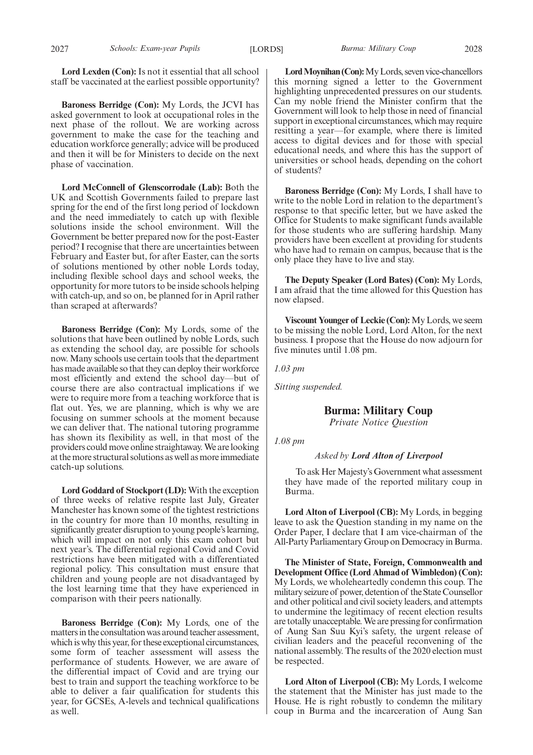**Lord Lexden (Con):** Is not it essential that all school staff be vaccinated at the earliest possible opportunity?

**Baroness Berridge (Con):** My Lords, the JCVI has asked government to look at occupational roles in the next phase of the rollout. We are working across government to make the case for the teaching and education workforce generally; advice will be produced and then it will be for Ministers to decide on the next phase of vaccination.

**Lord McConnell of Glenscorrodale (Lab):** Both the UK and Scottish Governments failed to prepare last spring for the end of the first long period of lockdown and the need immediately to catch up with flexible solutions inside the school environment. Will the Government be better prepared now for the post-Easter period? I recognise that there are uncertainties between February and Easter but, for after Easter, can the sorts of solutions mentioned by other noble Lords today, including flexible school days and school weeks, the opportunity for more tutors to be inside schools helping with catch-up, and so on, be planned for in April rather than scraped at afterwards?

**Baroness Berridge (Con):** My Lords, some of the solutions that have been outlined by noble Lords, such as extending the school day, are possible for schools now. Many schools use certain tools that the department has made available so that they can deploy their workforce most efficiently and extend the school day—but of course there are also contractual implications if we were to require more from a teaching workforce that is flat out. Yes, we are planning, which is why we are focusing on summer schools at the moment because we can deliver that. The national tutoring programme has shown its flexibility as well, in that most of the providers could move online straightaway. We are looking at the more structural solutions as well as more immediate catch-up solutions.

**Lord Goddard of Stockport (LD):** With the exception of three weeks of relative respite last July, Greater Manchester has known some of the tightest restrictions in the country for more than 10 months, resulting in significantly greater disruption to young people's learning, which will impact on not only this exam cohort but next year's. The differential regional Covid and Covid restrictions have been mitigated with a differentiated regional policy. This consultation must ensure that children and young people are not disadvantaged by the lost learning time that they have experienced in comparison with their peers nationally.

**Baroness Berridge (Con):** My Lords, one of the matters in the consultation was around teacher assessment, which is why this year, for these exceptional circumstances, some form of teacher assessment will assess the performance of students. However, we are aware of the differential impact of Covid and are trying our best to train and support the teaching workforce to be able to deliver a fair qualification for students this year, for GCSEs, A-levels and technical qualifications as well.

**Lord Moynihan (Con):** My Lords, seven vice-chancellors this morning signed a letter to the Government highlighting unprecedented pressures on our students. Can my noble friend the Minister confirm that the Government will look to help those in need of financial support in exceptional circumstances, which may require resitting a year—for example, where there is limited access to digital devices and for those with special educational needs, and where this has the support of universities or school heads, depending on the cohort of students?

**Baroness Berridge (Con):** My Lords, I shall have to write to the noble Lord in relation to the department's response to that specific letter, but we have asked the Office for Students to make significant funds available for those students who are suffering hardship. Many providers have been excellent at providing for students who have had to remain on campus, because that is the only place they have to live and stay.

**The Deputy Speaker (Lord Bates) (Con):** My Lords, I am afraid that the time allowed for this Question has now elapsed.

**Viscount Younger of Leckie (Con):** My Lords, we seem to be missing the noble Lord, Lord Alton, for the next business. I propose that the House do now adjourn for five minutes until 1.08 pm.

*1.03 pm*

*Sitting suspended.*

## Burma: Military Coup

*Private Notice Question*

*1.08 pm*

*Asked by **Lord Alton of Liverpool***

To ask Her Majesty's Government what assessment they have made of the reported military coup in Burma.

**Lord Alton of Liverpool (CB):** My Lords, in begging leave to ask the Question standing in my name on the Order Paper, I declare that I am vice-chairman of the All-Party Parliamentary Group on Democracy in Burma.

**The Minister of State, Foreign, Commonwealth and Development Office (Lord Ahmad of Wimbledon) (Con):** My Lords, we wholeheartedly condemn this coup. The military seizure of power, detention of the State Counsellor and other political and civil society leaders, and attempts to undermine the legitimacy of recent election results are totally unacceptable. We are pressing for confirmation of Aung San Suu Kyi's safety, the urgent release of civilian leaders and the peaceful reconvening of the national assembly. The results of the 2020 election must be respected.

**Lord Alton of Liverpool (CB):** My Lords, I welcome the statement that the Minister has just made to the House. He is right robustly to condemn the military coup in Burma and the incarceration of Aung San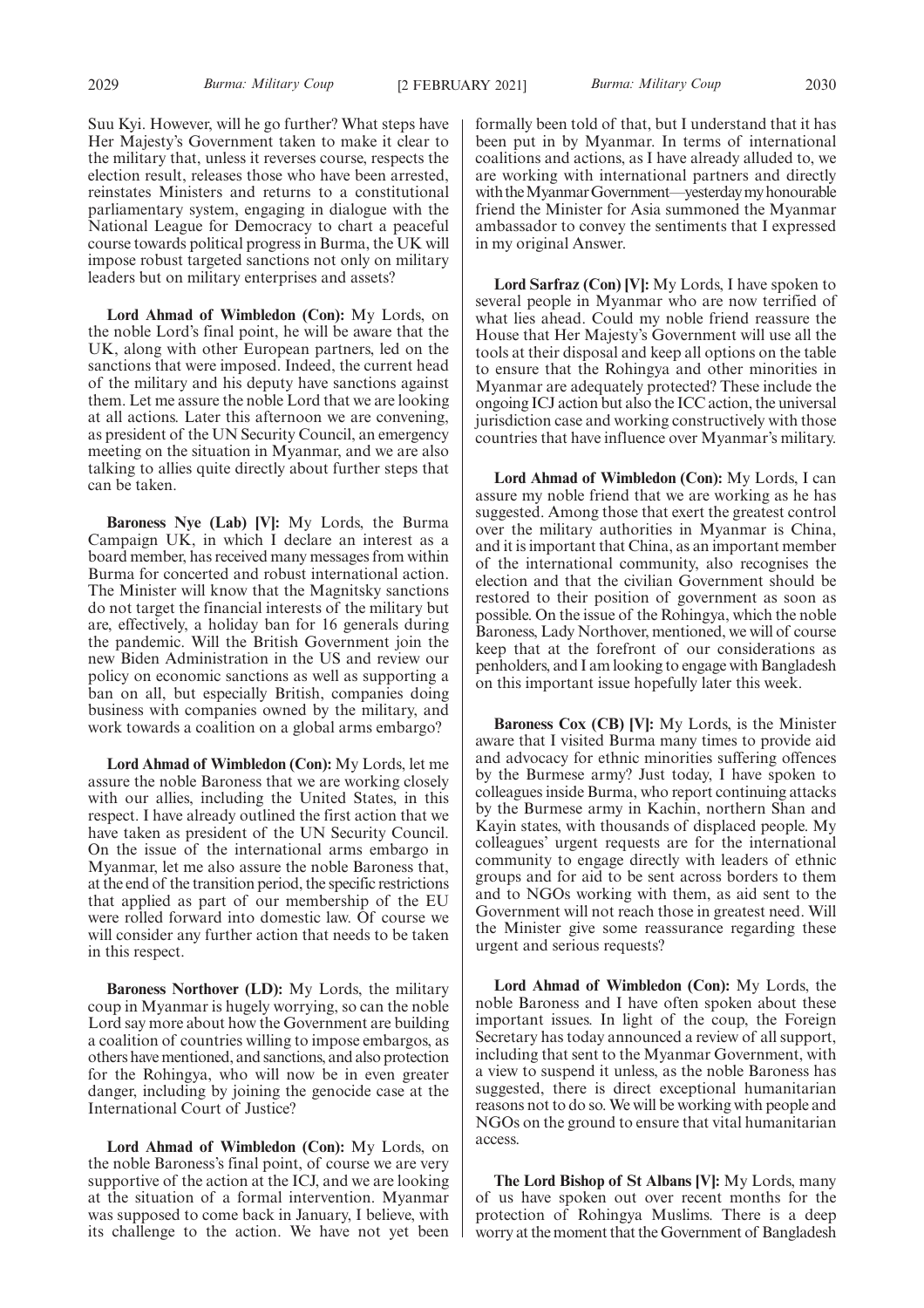Suu Kyi. However, will he go further? What steps have Her Majesty's Government taken to make it clear to the military that, unless it reverses course, respects the election result, releases those who have been arrested, reinstates Ministers and returns to a constitutional parliamentary system, engaging in dialogue with the National League for Democracy to chart a peaceful course towards political progress in Burma, the UK will impose robust targeted sanctions not only on military leaders but on military enterprises and assets?

**Lord Ahmad of Wimbledon (Con):** My Lords, on the noble Lord's final point, he will be aware that the UK, along with other European partners, led on the sanctions that were imposed. Indeed, the current head of the military and his deputy have sanctions against them. Let me assure the noble Lord that we are looking at all actions. Later this afternoon we are convening, as president of the UN Security Council, an emergency meeting on the situation in Myanmar, and we are also talking to allies quite directly about further steps that can be taken.

**Baroness Nye (Lab) [V]:** My Lords, the Burma Campaign UK, in which I declare an interest as a board member, has received many messages from within Burma for concerted and robust international action. The Minister will know that the Magnitsky sanctions do not target the financial interests of the military but are, effectively, a holiday ban for 16 generals during the pandemic. Will the British Government join the new Biden Administration in the US and review our policy on economic sanctions as well as supporting a ban on all, but especially British, companies doing business with companies owned by the military, and work towards a coalition on a global arms embargo?

**Lord Ahmad of Wimbledon (Con):** My Lords, let me assure the noble Baroness that we are working closely with our allies, including the United States, in this respect. I have already outlined the first action that we have taken as president of the UN Security Council. On the issue of the international arms embargo in Myanmar, let me also assure the noble Baroness that, at the end of the transition period, the specific restrictions that applied as part of our membership of the EU were rolled forward into domestic law. Of course we will consider any further action that needs to be taken in this respect.

**Baroness Northover (LD):** My Lords, the military coup in Myanmar is hugely worrying, so can the noble Lord say more about how the Government are building a coalition of countries willing to impose embargos, as others have mentioned, and sanctions, and also protection for the Rohingya, who will now be in even greater danger, including by joining the genocide case at the International Court of Justice?

**Lord Ahmad of Wimbledon (Con):** My Lords, on the noble Baroness's final point, of course we are very supportive of the action at the ICJ, and we are looking at the situation of a formal intervention. Myanmar was supposed to come back in January, I believe, with its challenge to the action. We have not yet been formally been told of that, but I understand that it has been put in by Myanmar. In terms of international coalitions and actions, as I have already alluded to, we are working with international partners and directly with the Myanmar Government—yesterday my honourable friend the Minister for Asia summoned the Myanmar ambassador to convey the sentiments that I expressed in my original Answer.

**Lord Sarfraz (Con) [V]:** My Lords, I have spoken to several people in Myanmar who are now terrified of what lies ahead. Could my noble friend reassure the House that Her Majesty's Government will use all the tools at their disposal and keep all options on the table to ensure that the Rohingya and other minorities in Myanmar are adequately protected? These include the ongoing ICJ action but also the ICC action, the universal jurisdiction case and working constructively with those countries that have influence over Myanmar's military.

**Lord Ahmad of Wimbledon (Con):** My Lords, I can assure my noble friend that we are working as he has suggested. Among those that exert the greatest control over the military authorities in Myanmar is China, and it is important that China, as an important member of the international community, also recognises the election and that the civilian Government should be restored to their position of government as soon as possible. On the issue of the Rohingya, which the noble Baroness, Lady Northover, mentioned, we will of course keep that at the forefront of our considerations as penholders, and I am looking to engage with Bangladesh on this important issue hopefully later this week.

**Baroness Cox (CB) [V]:** My Lords, is the Minister aware that I visited Burma many times to provide aid and advocacy for ethnic minorities suffering offences by the Burmese army? Just today, I have spoken to colleagues inside Burma, who report continuing attacks by the Burmese army in Kachin, northern Shan and Kayin states, with thousands of displaced people. My colleagues' urgent requests are for the international community to engage directly with leaders of ethnic groups and for aid to be sent across borders to them and to NGOs working with them, as aid sent to the Government will not reach those in greatest need. Will the Minister give some reassurance regarding these urgent and serious requests?

**Lord Ahmad of Wimbledon (Con):** My Lords, the noble Baroness and I have often spoken about these important issues. In light of the coup, the Foreign Secretary has today announced a review of all support, including that sent to the Myanmar Government, with a view to suspend it unless, as the noble Baroness has suggested, there is direct exceptional humanitarian reasons not to do so. We will be working with people and NGOs on the ground to ensure that vital humanitarian access.

**The Lord Bishop of St Albans [V]:** My Lords, many of us have spoken out over recent months for the protection of Rohingya Muslims. There is a deep worry at the moment that the Government of Bangladesh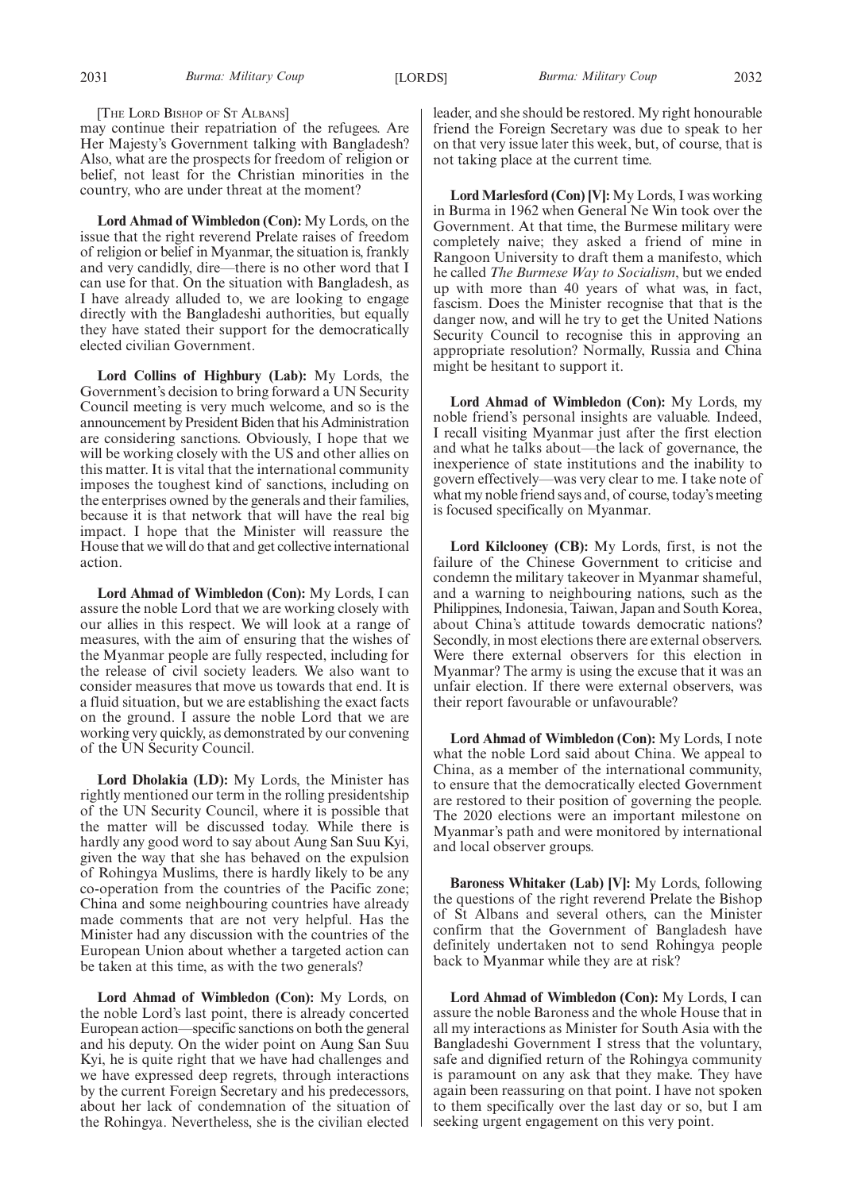[The Lord Bishop of St Albans]

may continue their repatriation of the refugees. Are Her Majesty's Government talking with Bangladesh? Also, what are the prospects for freedom of religion or belief, not least for the Christian minorities in the country, who are under threat at the moment?

**Lord Ahmad of Wimbledon (Con):** My Lords, on the issue that the right reverend Prelate raises of freedom of religion or belief in Myanmar, the situation is, frankly and very candidly, dire—there is no other word that I can use for that. On the situation with Bangladesh, as I have already alluded to, we are looking to engage directly with the Bangladeshi authorities, but equally they have stated their support for the democratically elected civilian Government.

**Lord Collins of Highbury (Lab):** My Lords, the Government's decision to bring forward a UN Security Council meeting is very much welcome, and so is the announcement by President Biden that his Administration are considering sanctions. Obviously, I hope that we will be working closely with the US and other allies on this matter. It is vital that the international community imposes the toughest kind of sanctions, including on the enterprises owned by the generals and their families, because it is that network that will have the real big impact. I hope that the Minister will reassure the House that we will do that and get collective international action.

**Lord Ahmad of Wimbledon (Con):** My Lords, I can assure the noble Lord that we are working closely with our allies in this respect. We will look at a range of measures, with the aim of ensuring that the wishes of the Myanmar people are fully respected, including for the release of civil society leaders. We also want to consider measures that move us towards that end. It is a fluid situation, but we are establishing the exact facts on the ground. I assure the noble Lord that we are working very quickly, as demonstrated by our convening of the UN Security Council.

**Lord Dholakia (LD):** My Lords, the Minister has rightly mentioned our term in the rolling presidentship of the UN Security Council, where it is possible that the matter will be discussed today. While there is hardly any good word to say about Aung San Suu Kyi, given the way that she has behaved on the expulsion of Rohingya Muslims, there is hardly likely to be any co-operation from the countries of the Pacific zone; China and some neighbouring countries have already made comments that are not very helpful. Has the Minister had any discussion with the countries of the European Union about whether a targeted action can be taken at this time, as with the two generals?

**Lord Ahmad of Wimbledon (Con):** My Lords, on the noble Lord's last point, there is already concerted European action—specific sanctions on both the general and his deputy. On the wider point on Aung San Suu Kyi, he is quite right that we have had challenges and we have expressed deep regrets, through interactions by the current Foreign Secretary and his predecessors, about her lack of condemnation of the situation of the Rohingya. Nevertheless, she is the civilian elected leader, and she should be restored. My right honourable friend the Foreign Secretary was due to speak to her on that very issue later this week, but, of course, that is not taking place at the current time.

**Lord Marlesford (Con) [V]:** My Lords, I was working in Burma in 1962 when General Ne Win took over the Government. At that time, the Burmese military were completely naive; they asked a friend of mine in Rangoon University to draft them a manifesto, which he called *The Burmese Way to Socialism*, but we ended up with more than 40 years of what was, in fact, fascism. Does the Minister recognise that that is the danger now, and will he try to get the United Nations Security Council to recognise this in approving an appropriate resolution? Normally, Russia and China might be hesitant to support it.

**Lord Ahmad of Wimbledon (Con):** My Lords, my noble friend's personal insights are valuable. Indeed, I recall visiting Myanmar just after the first election and what he talks about—the lack of governance, the inexperience of state institutions and the inability to govern effectively—was very clear to me. I take note of what my noble friend says and, of course, today's meeting is focused specifically on Myanmar.

**Lord Kilclooney (CB):** My Lords, first, is not the failure of the Chinese Government to criticise and condemn the military takeover in Myanmar shameful, and a warning to neighbouring nations, such as the Philippines, Indonesia, Taiwan, Japan and South Korea, about China's attitude towards democratic nations? Secondly, in most elections there are external observers. Were there external observers for this election in Myanmar? The army is using the excuse that it was an unfair election. If there were external observers, was their report favourable or unfavourable?

**Lord Ahmad of Wimbledon (Con):** My Lords, I note what the noble Lord said about China. We appeal to China, as a member of the international community, to ensure that the democratically elected Government are restored to their position of governing the people. The 2020 elections were an important milestone on Myanmar's path and were monitored by international and local observer groups.

**Baroness Whitaker (Lab) [V]:** My Lords, following the questions of the right reverend Prelate the Bishop of St Albans and several others, can the Minister confirm that the Government of Bangladesh have definitely undertaken not to send Rohingya people back to Myanmar while they are at risk?

**Lord Ahmad of Wimbledon (Con):** My Lords, I can assure the noble Baroness and the whole House that in all my interactions as Minister for South Asia with the Bangladeshi Government I stress that the voluntary, safe and dignified return of the Rohingya community is paramount on any ask that they make. They have again been reassuring on that point. I have not spoken to them specifically over the last day or so, but I am seeking urgent engagement on this very point.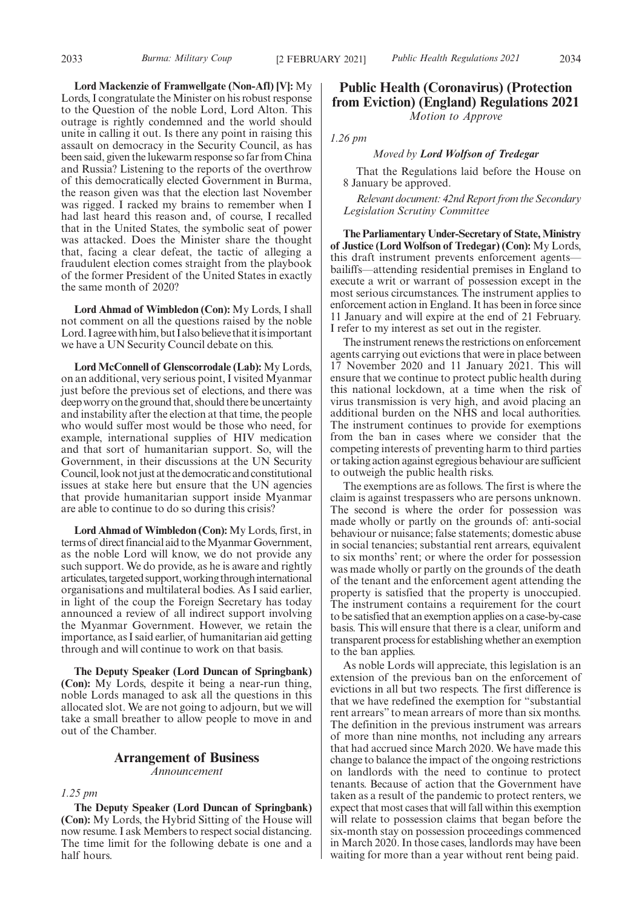**Lord Mackenzie of Framwellgate (Non-Afl) [V]:** My Lords, I congratulate the Minister on his robust response to the Question of the noble Lord, Lord Alton. This outrage is rightly condemned and the world should unite in calling it out. Is there any point in raising this assault on democracy in the Security Council, as has been said, given the lukewarm response so far from China and Russia? Listening to the reports of the overthrow of this democratically elected Government in Burma, the reason given was that the election last November was rigged. I racked my brains to remember when I had last heard this reason and, of course, I recalled that in the United States, the symbolic seat of power was attacked. Does the Minister share the thought that, facing a clear defeat, the tactic of alleging a fraudulent election comes straight from the playbook of the former President of the United States in exactly the same month of 2020?

**Lord Ahmad of Wimbledon (Con):** My Lords, I shall not comment on all the questions raised by the noble Lord. I agree with him, but I also believe that it is important we have a UN Security Council debate on this.

**Lord McConnell of Glenscorrodale (Lab):** My Lords, on an additional, very serious point, I visited Myanmar just before the previous set of elections, and there was deep worry on the ground that, should there be uncertainty and instability after the election at that time, the people who would suffer most would be those who need, for example, international supplies of HIV medication and that sort of humanitarian support. So, will the Government, in their discussions at the UN Security Council, look not just at the democratic and constitutional issues at stake here but ensure that the UN agencies that provide humanitarian support inside Myanmar are able to continue to do so during this crisis?

**Lord Ahmad of Wimbledon (Con):** My Lords, first, in terms of direct financial aid to the Myanmar Government, as the noble Lord will know, we do not provide any such support. We do provide, as he is aware and rightly articulates, targeted support, working through international organisations and multilateral bodies. As I said earlier, in light of the coup the Foreign Secretary has today announced a review of all indirect support involving the Myanmar Government. However, we retain the importance, as I said earlier, of humanitarian aid getting through and will continue to work on that basis.

**The Deputy Speaker (Lord Duncan of Springbank) (Con):** My Lords, despite it being a near-run thing, noble Lords managed to ask all the questions in this allocated slot. We are not going to adjourn, but we will take a small breather to allow people to move in and out of the Chamber.

## Arrangement of Business

*Announcement*

*1.25 pm*

**The Deputy Speaker (Lord Duncan of Springbank) (Con):** My Lords, the Hybrid Sitting of the House will now resume. I ask Members to respect social distancing. The time limit for the following debate is one and a half hours.

## Public Health (Coronavirus) (Protection from Eviction) (England) Regulations 2021

*Motion to Approve*

*1.26 pm*

*Moved by* ***Lord Wolfson of Tredegar***

That the Regulations laid before the House on 8 January be approved.

*Relevant document: 42nd Report from the Secondary Legislation Scrutiny Committee*

**The Parliamentary Under-Secretary of State, Ministry of Justice (Lord Wolfson of Tredegar) (Con):** My Lords, this draft instrument prevents enforcement agents—bailiffs—attending residential premises in England to execute a writ or warrant of possession except in the most serious circumstances. The instrument applies to enforcement action in England. It has been in force since 11 January and will expire at the end of 21 February. I refer to my interest as set out in the register.

The instrument renews the restrictions on enforcement agents carrying out evictions that were in place between 17 November 2020 and 11 January 2021. This will ensure that we continue to protect public health during this national lockdown, at a time when the risk of virus transmission is very high, and avoid placing an additional burden on the NHS and local authorities. The instrument continues to provide for exemptions from the ban in cases where we consider that the competing interests of preventing harm to third parties or taking action against egregious behaviour are sufficient to outweigh the public health risks.

The exemptions are as follows. The first is where the claim is against trespassers who are persons unknown. The second is where the order for possession was made wholly or partly on the grounds of: anti-social behaviour or nuisance; false statements; domestic abuse in social tenancies; substantial rent arrears, equivalent to six months' rent; or where the order for possession was made wholly or partly on the grounds of the death of the tenant and the enforcement agent attending the property is satisfied that the property is unoccupied. The instrument contains a requirement for the court to be satisfied that an exemption applies on a case-by-case basis. This will ensure that there is a clear, uniform and transparent process for establishing whether an exemption to the ban applies.

As noble Lords will appreciate, this legislation is an extension of the previous ban on the enforcement of evictions in all but two respects. The first difference is that we have redefined the exemption for "substantial rent arrears" to mean arrears of more than six months. The definition in the previous instrument was arrears of more than nine months, not including any arrears that had accrued since March 2020. We have made this change to balance the impact of the ongoing restrictions on landlords with the need to continue to protect tenants. Because of action that the Government have taken as a result of the pandemic to protect renters, we expect that most cases that will fall within this exemption will relate to possession claims that began before the six-month stay on possession proceedings commenced in March 2020. In those cases, landlords may have been waiting for more than a year without rent being paid.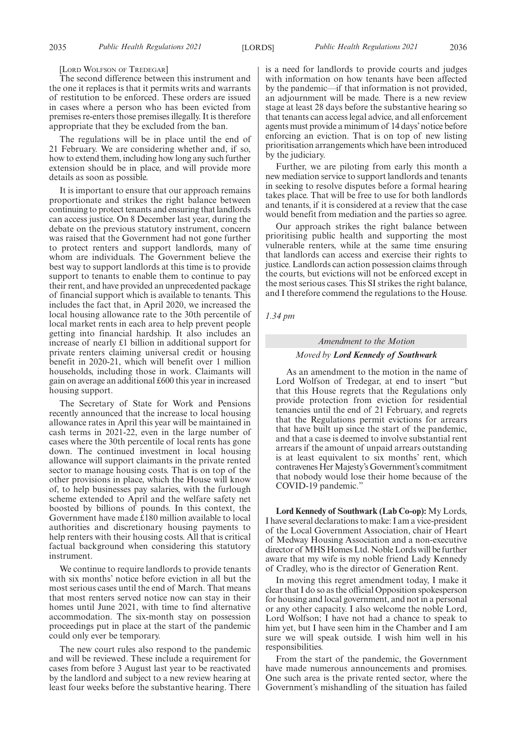[LORD WOLFSON OF TREDEGAR]

The second difference between this instrument and the one it replaces is that it permits writs and warrants of restitution to be enforced. These orders are issued in cases where a person who has been evicted from premises re-enters those premises illegally. It is therefore appropriate that they be excluded from the ban.

The regulations will be in place until the end of 21 February. We are considering whether and, if so, how to extend them, including how long any such further extension should be in place, and will provide more details as soon as possible.

It is important to ensure that our approach remains proportionate and strikes the right balance between continuing to protect tenants and ensuring that landlords can access justice. On 8 December last year, during the debate on the previous statutory instrument, concern was raised that the Government had not gone further to protect renters and support landlords, many of whom are individuals. The Government believe the best way to support landlords at this time is to provide support to tenants to enable them to continue to pay their rent, and have provided an unprecedented package of financial support which is available to tenants. This includes the fact that, in April 2020, we increased the local housing allowance rate to the 30th percentile of local market rents in each area to help prevent people getting into financial hardship. It also includes an increase of nearly £1 billion in additional support for private renters claiming universal credit or housing benefit in 2020-21, which will benefit over 1 million households, including those in work. Claimants will gain on average an additional £600 this year in increased housing support.

The Secretary of State for Work and Pensions recently announced that the increase to local housing allowance rates in April this year will be maintained in cash terms in 2021-22, even in the large number of cases where the 30th percentile of local rents has gone down. The continued investment in local housing allowance will support claimants in the private rented sector to manage housing costs. That is on top of the other provisions in place, which the House will know of, to help businesses pay salaries, with the furlough scheme extended to April and the welfare safety net boosted by billions of pounds. In this context, the Government have made £180 million available to local authorities and discretionary housing payments to help renters with their housing costs. All that is critical factual background when considering this statutory instrument.

We continue to require landlords to provide tenants with six months' notice before eviction in all but the most serious cases until the end of March. That means that most renters served notice now can stay in their homes until June 2021, with time to find alternative accommodation. The six-month stay on possession proceedings put in place at the start of the pandemic could only ever be temporary.

The new court rules also respond to the pandemic and will be reviewed. These include a requirement for cases from before 3 August last year to be reactivated by the landlord and subject to a new review hearing at least four weeks before the substantive hearing. There is a need for landlords to provide courts and judges with information on how tenants have been affected by the pandemic—if that information is not provided, an adjournment will be made. There is a new review stage at least 28 days before the substantive hearing so that tenants can access legal advice, and all enforcement agents must provide a minimum of 14 days' notice before enforcing an eviction. That is on top of new listing prioritisation arrangements which have been introduced by the judiciary.

Further, we are piloting from early this month a new mediation service to support landlords and tenants in seeking to resolve disputes before a formal hearing takes place. That will be free to use for both landlords and tenants, if it is considered at a review that the case would benefit from mediation and the parties so agree.

Our approach strikes the right balance between prioritising public health and supporting the most vulnerable renters, while at the same time ensuring that landlords can access and exercise their rights to justice. Landlords can action possession claims through the courts, but evictions will not be enforced except in the most serious cases. This SI strikes the right balance, and I therefore commend the regulations to the House.

*1.34 pm*

### *Amendment to the Motion*

#### *Moved by* ***Lord Kennedy of Southwark***

As an amendment to the motion in the name of Lord Wolfson of Tredegar, at end to insert "but that this House regrets that the Regulations only provide protection from eviction for residential tenancies until the end of 21 February, and regrets that the Regulations permit evictions for arrears that have built up since the start of the pandemic, and that a case is deemed to involve substantial rent arrears if the amount of unpaid arrears outstanding is at least equivalent to six months' rent, which contravenes Her Majesty's Government's commitment that nobody would lose their home because of the COVID-19 pandemic."

**Lord Kennedy of Southwark (Lab Co-op):** My Lords, I have several declarations to make: I am a vice-president of the Local Government Association, chair of Heart of Medway Housing Association and a non-executive director of MHS Homes Ltd. Noble Lords will be further aware that my wife is my noble friend Lady Kennedy of Cradley, who is the director of Generation Rent.

In moving this regret amendment today, I make it clear that I do so as the official Opposition spokesperson for housing and local government, and not in a personal or any other capacity. I also welcome the noble Lord, Lord Wolfson; I have not had a chance to speak to him yet, but I have seen him in the Chamber and I am sure we will speak outside. I wish him well in his responsibilities.

From the start of the pandemic, the Government have made numerous announcements and promises. One such area is the private rented sector, where the Government's mishandling of the situation has failed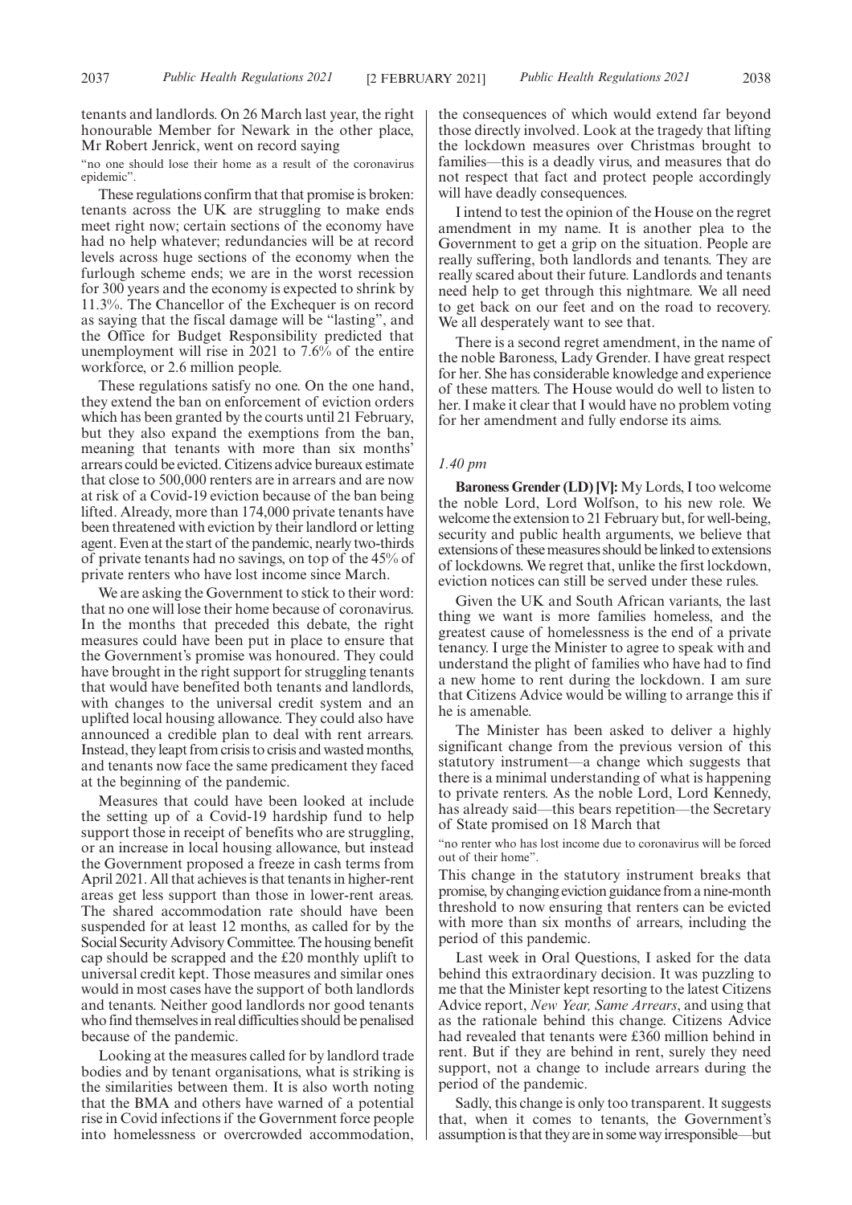tenants and landlords. On 26 March last year, the right honourable Member for Newark in the other place, Mr Robert Jenrick, went on record saying

"no one should lose their home as a result of the coronavirus epidemic".

These regulations confirm that that promise is broken: tenants across the UK are struggling to make ends meet right now; certain sections of the economy have had no help whatever; redundancies will be at record levels across huge sections of the economy when the furlough scheme ends; we are in the worst recession for 300 years and the economy is expected to shrink by 11.3%. The Chancellor of the Exchequer is on record as saying that the fiscal damage will be "lasting", and the Office for Budget Responsibility predicted that unemployment will rise in 2021 to 7.6% of the entire workforce, or 2.6 million people.

These regulations satisfy no one. On the one hand, they extend the ban on enforcement of eviction orders which has been granted by the courts until 21 February, but they also expand the exemptions from the ban, meaning that tenants with more than six months' arrears could be evicted. Citizens advice bureaux estimate that close to 500,000 renters are in arrears and are now at risk of a Covid-19 eviction because of the ban being lifted. Already, more than 174,000 private tenants have been threatened with eviction by their landlord or letting agent. Even at the start of the pandemic, nearly two-thirds of private tenants had no savings, on top of the 45% of private renters who have lost income since March.

We are asking the Government to stick to their word: that no one will lose their home because of coronavirus. In the months that preceded this debate, the right measures could have been put in place to ensure that the Government's promise was honoured. They could have brought in the right support for struggling tenants that would have benefited both tenants and landlords, with changes to the universal credit system and an uplifted local housing allowance. They could also have announced a credible plan to deal with rent arrears. Instead, they leapt from crisis to crisis and wasted months, and tenants now face the same predicament they faced at the beginning of the pandemic.

Measures that could have been looked at include the setting up of a Covid-19 hardship fund to help support those in receipt of benefits who are struggling, or an increase in local housing allowance, but instead the Government proposed a freeze in cash terms from April 2021. All that achieves is that tenants in higher-rent areas get less support than those in lower-rent areas. The shared accommodation rate should have been suspended for at least 12 months, as called for by the Social Security Advisory Committee. The housing benefit cap should be scrapped and the £20 monthly uplift to universal credit kept. Those measures and similar ones would in most cases have the support of both landlords and tenants. Neither good landlords nor good tenants who find themselves in real difficulties should be penalised because of the pandemic.

Looking at the measures called for by landlord trade bodies and by tenant organisations, what is striking is the similarities between them. It is also worth noting that the BMA and others have warned of a potential rise in Covid infections if the Government force people into homelessness or overcrowded accommodation, the consequences of which would extend far beyond those directly involved. Look at the tragedy that lifting the lockdown measures over Christmas brought to families—this is a deadly virus, and measures that do not respect that fact and protect people accordingly will have deadly consequences.

I intend to test the opinion of the House on the regret amendment in my name. It is another plea to the Government to get a grip on the situation. People are really suffering, both landlords and tenants. They are really scared about their future. Landlords and tenants need help to get through this nightmare. We all need to get back on our feet and on the road to recovery. We all desperately want to see that.

There is a second regret amendment, in the name of the noble Baroness, Lady Grender. I have great respect for her. She has considerable knowledge and experience of these matters. The House would do well to listen to her. I make it clear that I would have no problem voting for her amendment and fully endorse its aims.

*1.40 pm*

**Baroness Grender (LD) [V]:** My Lords, I too welcome the noble Lord, Lord Wolfson, to his new role. We welcome the extension to 21 February but, for well-being, security and public health arguments, we believe that extensions of these measures should be linked to extensions of lockdowns. We regret that, unlike the first lockdown, eviction notices can still be served under these rules.

Given the UK and South African variants, the last thing we want is more families homeless, and the greatest cause of homelessness is the end of a private tenancy. I urge the Minister to agree to speak with and understand the plight of families who have had to find a new home to rent during the lockdown. I am sure that Citizens Advice would be willing to arrange this if he is amenable.

The Minister has been asked to deliver a highly significant change from the previous version of this statutory instrument—a change which suggests that there is a minimal understanding of what is happening to private renters. As the noble Lord, Lord Kennedy, has already said—this bears repetition—the Secretary of State promised on 18 March that

"no renter who has lost income due to coronavirus will be forced out of their home".

This change in the statutory instrument breaks that promise, by changing eviction guidance from a nine-month threshold to now ensuring that renters can be evicted with more than six months of arrears, including the period of this pandemic.

Last week in Oral Questions, I asked for the data behind this extraordinary decision. It was puzzling to me that the Minister kept resorting to the latest Citizens Advice report, *New Year, Same Arrears*, and using that as the rationale behind this change. Citizens Advice had revealed that tenants were £360 million behind in rent. But if they are behind in rent, surely they need support, not a change to include arrears during the period of the pandemic.

Sadly, this change is only too transparent. It suggests that, when it comes to tenants, the Government's assumption is that they are in some way irresponsible—but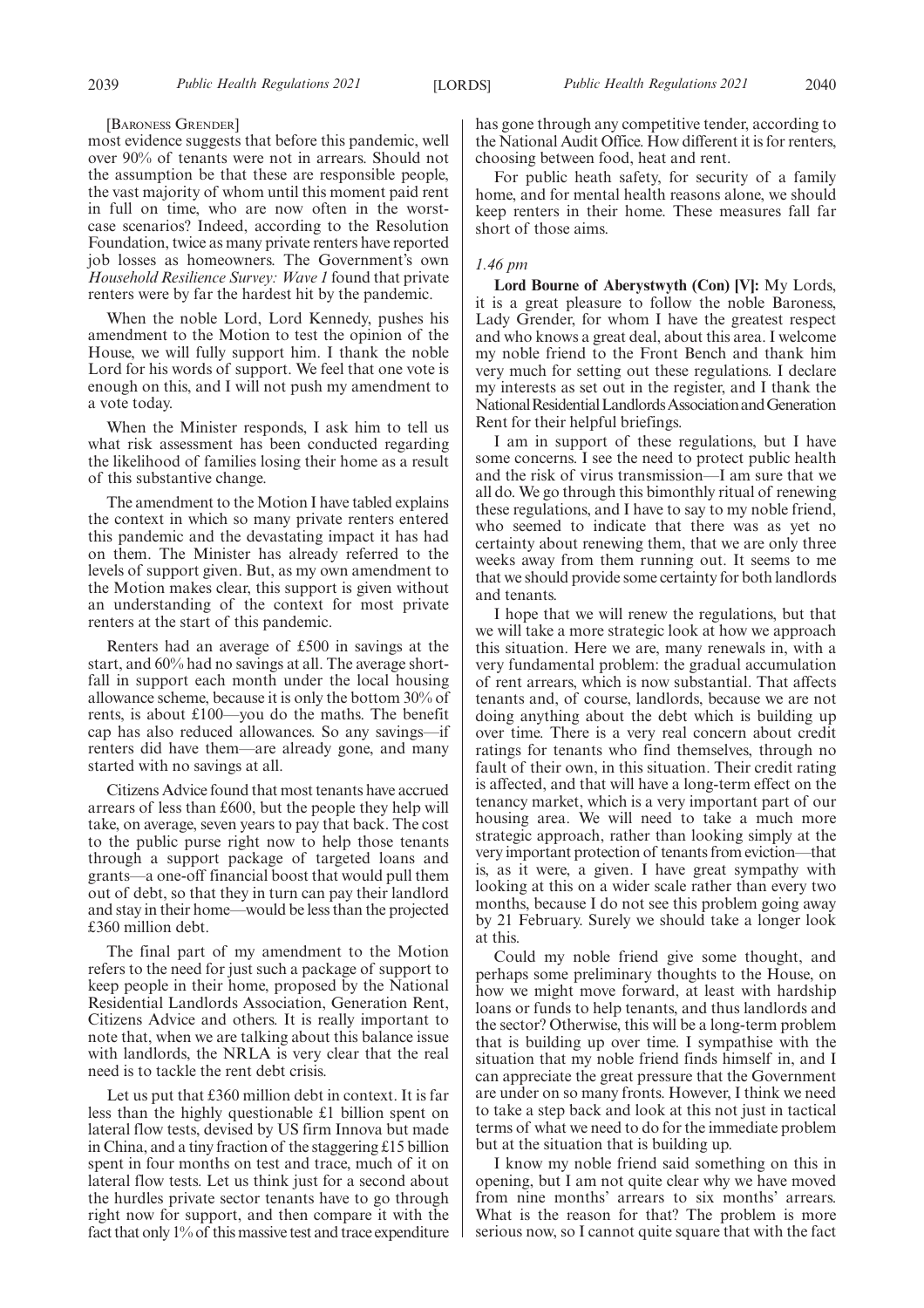[BARONESS GRENDER]

most evidence suggests that before this pandemic, well over 90% of tenants were not in arrears. Should not the assumption be that these are responsible people, the vast majority of whom until this moment paid rent in full on time, who are now often in the worst-case scenarios? Indeed, according to the Resolution Foundation, twice as many private renters have reported job losses as homeowners. The Government's own *Household Resilience Survey: Wave 1* found that private renters were by far the hardest hit by the pandemic.

When the noble Lord, Lord Kennedy, pushes his amendment to the Motion to test the opinion of the House, we will fully support him. I thank the noble Lord for his words of support. We feel that one vote is enough on this, and I will not push my amendment to a vote today.

When the Minister responds, I ask him to tell us what risk assessment has been conducted regarding the likelihood of families losing their home as a result of this substantive change.

The amendment to the Motion I have tabled explains the context in which so many private renters entered this pandemic and the devastating impact it has had on them. The Minister has already referred to the levels of support given. But, as my own amendment to the Motion makes clear, this support is given without an understanding of the context for most private renters at the start of this pandemic.

Renters had an average of £500 in savings at the start, and 60% had no savings at all. The average shortfall in support each month under the local housing allowance scheme, because it is only the bottom 30% of rents, is about £100—you do the maths. The benefit cap has also reduced allowances. So any savings—if renters did have them—are already gone, and many started with no savings at all.

Citizens Advice found that most tenants have accrued arrears of less than £600, but the people they help will take, on average, seven years to pay that back. The cost to the public purse right now to help those tenants through a support package of targeted loans and grants—a one-off financial boost that would pull them out of debt, so that they in turn can pay their landlord and stay in their home—would be less than the projected £360 million debt.

The final part of my amendment to the Motion refers to the need for just such a package of support to keep people in their home, proposed by the National Residential Landlords Association, Generation Rent, Citizens Advice and others. It is really important to note that, when we are talking about this balance issue with landlords, the NRLA is very clear that the real need is to tackle the rent debt crisis.

Let us put that £360 million debt in context. It is far less than the highly questionable £1 billion spent on lateral flow tests, devised by US firm Innova but made in China, and a tiny fraction of the staggering £15 billion spent in four months on test and trace, much of it on lateral flow tests. Let us think just for a second about the hurdles private sector tenants have to go through right now for support, and then compare it with the fact that only 1% of this massive test and trace expenditure has gone through any competitive tender, according to the National Audit Office. How different it is for renters, choosing between food, heat and rent.

For public heath safety, for security of a family home, and for mental health reasons alone, we should keep renters in their home. These measures fall far short of those aims.

*1.46 pm*

**Lord Bourne of Aberystwyth (Con) [V]:** My Lords, it is a great pleasure to follow the noble Baroness, Lady Grender, for whom I have the greatest respect and who knows a great deal, about this area. I welcome my noble friend to the Front Bench and thank him very much for setting out these regulations. I declare my interests as set out in the register, and I thank the National Residential Landlords Association and Generation Rent for their helpful briefings.

I am in support of these regulations, but I have some concerns. I see the need to protect public health and the risk of virus transmission—I am sure that we all do. We go through this bimonthly ritual of renewing these regulations, and I have to say to my noble friend, who seemed to indicate that there was as yet no certainty about renewing them, that we are only three weeks away from them running out. It seems to me that we should provide some certainty for both landlords and tenants.

I hope that we will renew the regulations, but that we will take a more strategic look at how we approach this situation. Here we are, many renewals in, with a very fundamental problem: the gradual accumulation of rent arrears, which is now substantial. That affects tenants and, of course, landlords, because we are not doing anything about the debt which is building up over time. There is a very real concern about credit ratings for tenants who find themselves, through no fault of their own, in this situation. Their credit rating is affected, and that will have a long-term effect on the tenancy market, which is a very important part of our housing area. We will need to take a much more strategic approach, rather than looking simply at the very important protection of tenants from eviction—that is, as it were, a given. I have great sympathy with looking at this on a wider scale rather than every two months, because I do not see this problem going away by 21 February. Surely we should take a longer look at this.

Could my noble friend give some thought, and perhaps some preliminary thoughts to the House, on how we might move forward, at least with hardship loans or funds to help tenants, and thus landlords and the sector? Otherwise, this will be a long-term problem that is building up over time. I sympathise with the situation that my noble friend finds himself in, and I can appreciate the great pressure that the Government are under on so many fronts. However, I think we need to take a step back and look at this not just in tactical terms of what we need to do for the immediate problem but at the situation that is building up.

I know my noble friend said something on this in opening, but I am not quite clear why we have moved from nine months' arrears to six months' arrears. What is the reason for that? The problem is more serious now, so I cannot quite square that with the fact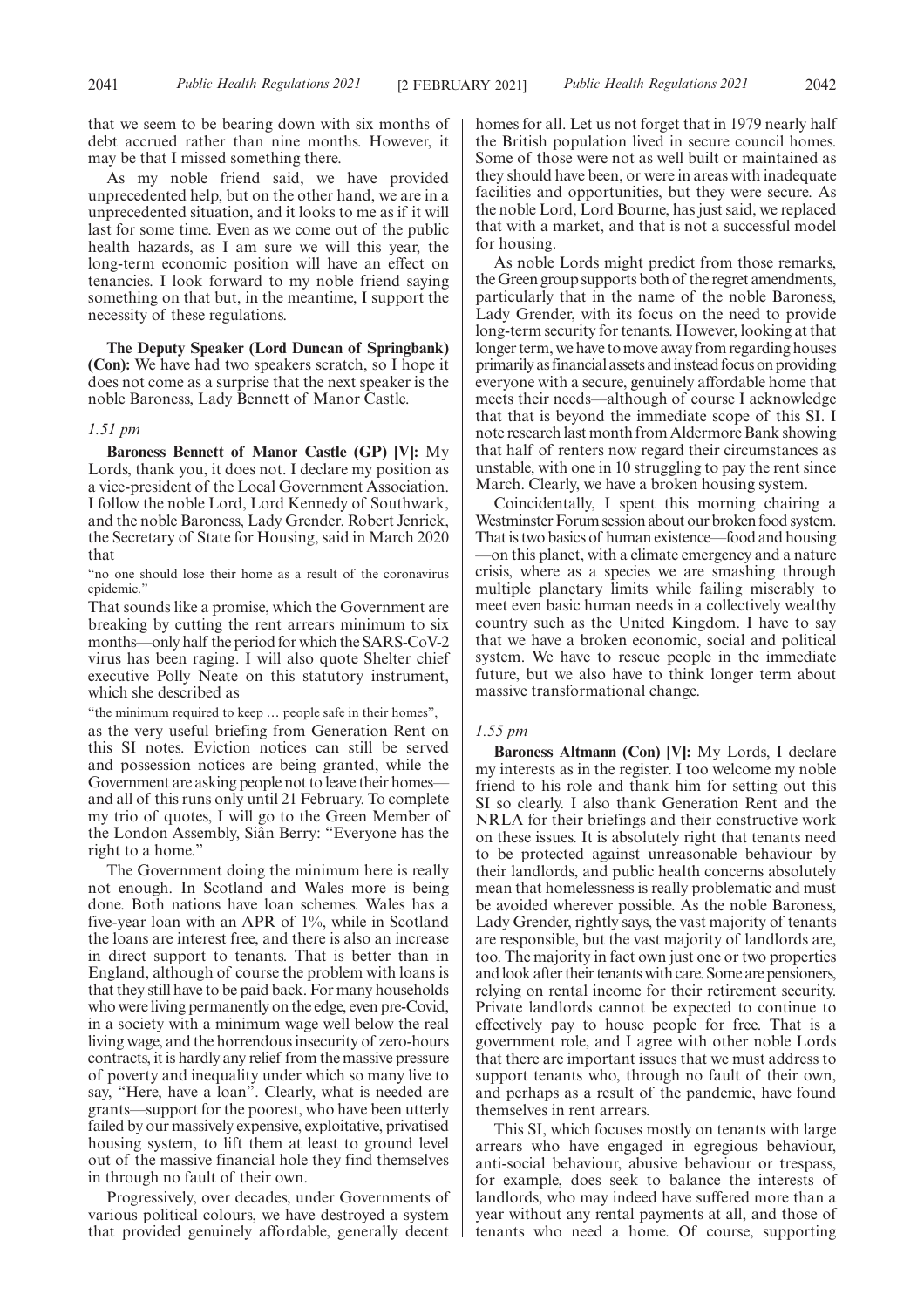that we seem to be bearing down with six months of debt accrued rather than nine months. However, it may be that I missed something there.

As my noble friend said, we have provided unprecedented help, but on the other hand, we are in a unprecedented situation, and it looks to me as if it will last for some time. Even as we come out of the public health hazards, as I am sure we will this year, the long-term economic position will have an effect on tenancies. I look forward to my noble friend saying something on that but, in the meantime, I support the necessity of these regulations.

**The Deputy Speaker (Lord Duncan of Springbank) (Con):** We have had two speakers scratch, so I hope it does not come as a surprise that the next speaker is the noble Baroness, Lady Bennett of Manor Castle.

*1.51 pm*

**Baroness Bennett of Manor Castle (GP) [V]:** My Lords, thank you, it does not. I declare my position as a vice-president of the Local Government Association. I follow the noble Lord, Lord Kennedy of Southwark, and the noble Baroness, Lady Grender. Robert Jenrick, the Secretary of State for Housing, said in March 2020 that

"no one should lose their home as a result of the coronavirus epidemic."

That sounds like a promise, which the Government are breaking by cutting the rent arrears minimum to six months—only half the period for which the SARS-CoV-2 virus has been raging. I will also quote Shelter chief executive Polly Neate on this statutory instrument, which she described as

"the minimum required to keep … people safe in their homes",

as the very useful briefing from Generation Rent on this SI notes. Eviction notices can still be served and possession notices are being granted, while the Government are asking people not to leave their homes—and all of this runs only until 21 February. To complete my trio of quotes, I will go to the Green Member of the London Assembly, Siân Berry: "Everyone has the right to a home."

The Government doing the minimum here is really not enough. In Scotland and Wales more is being done. Both nations have loan schemes. Wales has a five-year loan with an APR of 1%, while in Scotland the loans are interest free, and there is also an increase in direct support to tenants. That is better than in England, although of course the problem with loans is that they still have to be paid back. For many households who were living permanently on the edge, even pre-Covid, in a society with a minimum wage well below the real living wage, and the horrendous insecurity of zero-hours contracts, it is hardly any relief from the massive pressure of poverty and inequality under which so many live to say, "Here, have a loan". Clearly, what is needed are grants—support for the poorest, who have been utterly failed by our massively expensive, exploitative, privatised housing system, to lift them at least to ground level out of the massive financial hole they find themselves in through no fault of their own.

Progressively, over decades, under Governments of various political colours, we have destroyed a system that provided genuinely affordable, generally decent homes for all. Let us not forget that in 1979 nearly half the British population lived in secure council homes. Some of those were not as well built or maintained as they should have been, or were in areas with inadequate facilities and opportunities, but they were secure. As the noble Lord, Lord Bourne, has just said, we replaced that with a market, and that is not a successful model for housing.

As noble Lords might predict from those remarks, the Green group supports both of the regret amendments, particularly that in the name of the noble Baroness, Lady Grender, with its focus on the need to provide long-term security for tenants. However, looking at that longer term, we have to move away from regarding houses primarily as financial assets and instead focus on providing everyone with a secure, genuinely affordable home that meets their needs—although of course I acknowledge that that is beyond the immediate scope of this SI. I note research last month from Aldermore Bank showing that half of renters now regard their circumstances as unstable, with one in 10 struggling to pay the rent since March. Clearly, we have a broken housing system.

Coincidentally, I spent this morning chairing a Westminster Forum session about our broken food system. That is two basics of human existence—food and housing—on this planet, with a climate emergency and a nature crisis, where as a species we are smashing through multiple planetary limits while failing miserably to meet even basic human needs in a collectively wealthy country such as the United Kingdom. I have to say that we have a broken economic, social and political system. We have to rescue people in the immediate future, but we also have to think longer term about massive transformational change.

*1.55 pm*

**Baroness Altmann (Con) [V]:** My Lords, I declare my interests as in the register. I too welcome my noble friend to his role and thank him for setting out this SI so clearly. I also thank Generation Rent and the NRLA for their briefings and their constructive work on these issues. It is absolutely right that tenants need to be protected against unreasonable behaviour by their landlords, and public health concerns absolutely mean that homelessness is really problematic and must be avoided wherever possible. As the noble Baroness, Lady Grender, rightly says, the vast majority of tenants are responsible, but the vast majority of landlords are, too. The majority in fact own just one or two properties and look after their tenants with care. Some are pensioners, relying on rental income for their retirement security. Private landlords cannot be expected to continue to effectively pay to house people for free. That is a government role, and I agree with other noble Lords that there are important issues that we must address to support tenants who, through no fault of their own, and perhaps as a result of the pandemic, have found themselves in rent arrears.

This SI, which focuses mostly on tenants with large arrears who have engaged in egregious behaviour, anti-social behaviour, abusive behaviour or trespass, for example, does seek to balance the interests of landlords, who may indeed have suffered more than a year without any rental payments at all, and those of tenants who need a home. Of course, supporting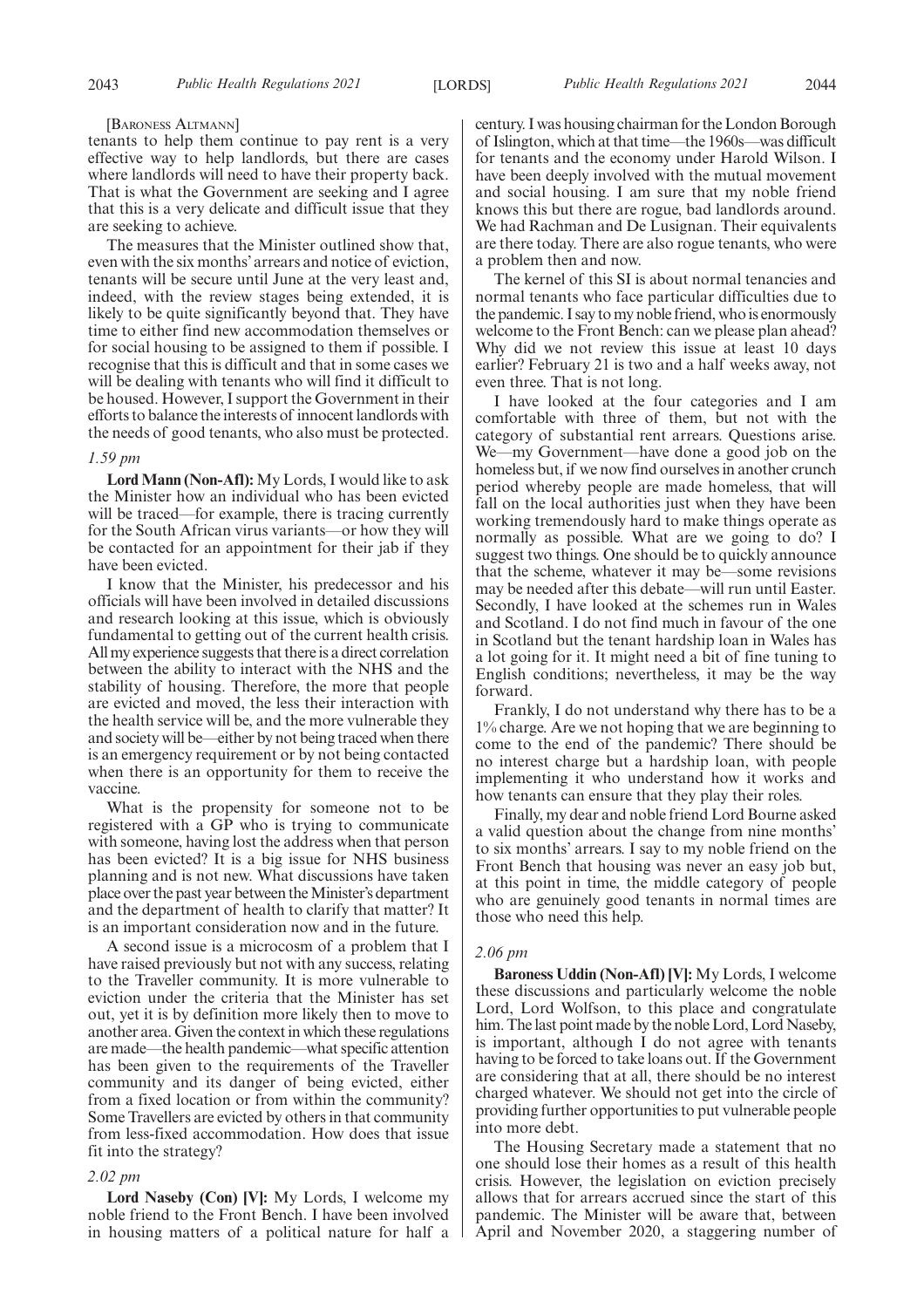[BARONESS ALTMANN]

tenants to help them continue to pay rent is a very effective way to help landlords, but there are cases where landlords will need to have their property back. That is what the Government are seeking and I agree that this is a very delicate and difficult issue that they are seeking to achieve.

The measures that the Minister outlined show that, even with the six months' arrears and notice of eviction, tenants will be secure until June at the very least and, indeed, with the review stages being extended, it is likely to be quite significantly beyond that. They have time to either find new accommodation themselves or for social housing to be assigned to them if possible. I recognise that this is difficult and that in some cases we will be dealing with tenants who will find it difficult to be housed. However, I support the Government in their efforts to balance the interests of innocent landlords with the needs of good tenants, who also must be protected.

*1.59 pm*

**Lord Mann (Non-Afl):** My Lords, I would like to ask the Minister how an individual who has been evicted will be traced—for example, there is tracing currently for the South African virus variants—or how they will be contacted for an appointment for their jab if they have been evicted.

I know that the Minister, his predecessor and his officials will have been involved in detailed discussions and research looking at this issue, which is obviously fundamental to getting out of the current health crisis. All my experience suggests that there is a direct correlation between the ability to interact with the NHS and the stability of housing. Therefore, the more that people are evicted and moved, the less their interaction with the health service will be, and the more vulnerable they and society will be—either by not being traced when there is an emergency requirement or by not being contacted when there is an opportunity for them to receive the vaccine.

What is the propensity for someone not to be registered with a GP who is trying to communicate with someone, having lost the address when that person has been evicted? It is a big issue for NHS business planning and is not new. What discussions have taken place over the past year between the Minister's department and the department of health to clarify that matter? It is an important consideration now and in the future.

A second issue is a microcosm of a problem that I have raised previously but not with any success, relating to the Traveller community. It is more vulnerable to eviction under the criteria that the Minister has set out, yet it is by definition more likely then to move to another area. Given the context in which these regulations are made—the health pandemic—what specific attention has been given to the requirements of the Traveller community and its danger of being evicted, either from a fixed location or from within the community? Some Travellers are evicted by others in that community from less-fixed accommodation. How does that issue fit into the strategy?

*2.02 pm*

**Lord Naseby (Con) [V]:** My Lords, I welcome my noble friend to the Front Bench. I have been involved in housing matters of a political nature for half a century. I was housing chairman for the London Borough of Islington, which at that time—the 1960s—was difficult for tenants and the economy under Harold Wilson. I have been deeply involved with the mutual movement and social housing. I am sure that my noble friend knows this but there are rogue, bad landlords around. We had Rachman and De Lusignan. Their equivalents are there today. There are also rogue tenants, who were a problem then and now.

The kernel of this SI is about normal tenancies and normal tenants who face particular difficulties due to the pandemic. I say to my noble friend, who is enormously welcome to the Front Bench: can we please plan ahead? Why did we not review this issue at least 10 days earlier? February 21 is two and a half weeks away, not even three. That is not long.

I have looked at the four categories and I am comfortable with three of them, but not with the category of substantial rent arrears. Questions arise. We—my Government—have done a good job on the homeless but, if we now find ourselves in another crunch period whereby people are made homeless, that will fall on the local authorities just when they have been working tremendously hard to make things operate as normally as possible. What are we going to do? I suggest two things. One should be to quickly announce that the scheme, whatever it may be—some revisions may be needed after this debate—will run until Easter. Secondly, I have looked at the schemes run in Wales and Scotland. I do not find much in favour of the one in Scotland but the tenant hardship loan in Wales has a lot going for it. It might need a bit of fine tuning to English conditions; nevertheless, it may be the way forward.

Frankly, I do not understand why there has to be a 1% charge. Are we not hoping that we are beginning to come to the end of the pandemic? There should be no interest charge but a hardship loan, with people implementing it who understand how it works and how tenants can ensure that they play their roles.

Finally, my dear and noble friend Lord Bourne asked a valid question about the change from nine months' to six months' arrears. I say to my noble friend on the Front Bench that housing was never an easy job but, at this point in time, the middle category of people who are genuinely good tenants in normal times are those who need this help.

*2.06 pm*

**Baroness Uddin (Non-Afl) [V]:** My Lords, I welcome these discussions and particularly welcome the noble Lord, Lord Wolfson, to this place and congratulate him. The last point made by the noble Lord, Lord Naseby, is important, although I do not agree with tenants having to be forced to take loans out. If the Government are considering that at all, there should be no interest charged whatever. We should not get into the circle of providing further opportunities to put vulnerable people into more debt.

The Housing Secretary made a statement that no one should lose their homes as a result of this health crisis. However, the legislation on eviction precisely allows that for arrears accrued since the start of this pandemic. The Minister will be aware that, between April and November 2020, a staggering number of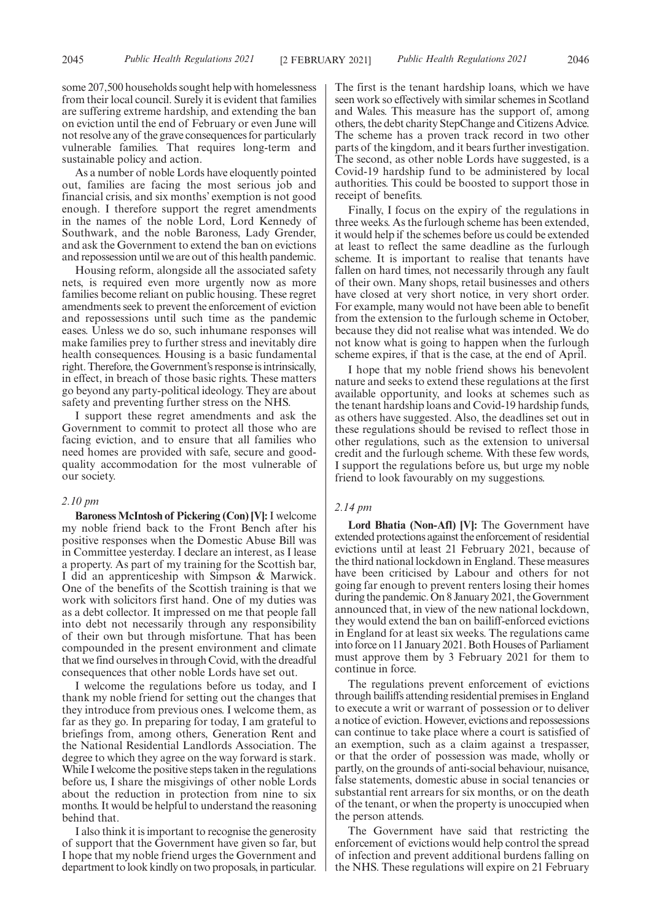some 207,500 households sought help with homelessness from their local council. Surely it is evident that families are suffering extreme hardship, and extending the ban on eviction until the end of February or even June will not resolve any of the grave consequences for particularly vulnerable families. That requires long-term and sustainable policy and action.

As a number of noble Lords have eloquently pointed out, families are facing the most serious job and financial crisis, and six months' exemption is not good enough. I therefore support the regret amendments in the names of the noble Lord, Lord Kennedy of Southwark, and the noble Baroness, Lady Grender, and ask the Government to extend the ban on evictions and repossession until we are out of this health pandemic.

Housing reform, alongside all the associated safety nets, is required even more urgently now as more families become reliant on public housing. These regret amendments seek to prevent the enforcement of eviction and repossessions until such time as the pandemic eases. Unless we do so, such inhumane responses will make families prey to further stress and inevitably dire health consequences. Housing is a basic fundamental right. Therefore, the Government's response is intrinsically, in effect, in breach of those basic rights. These matters go beyond any party-political ideology. They are about safety and preventing further stress on the NHS.

I support these regret amendments and ask the Government to commit to protect all those who are facing eviction, and to ensure that all families who need homes are provided with safe, secure and good-quality accommodation for the most vulnerable of our society.

*2.10 pm*

**Baroness McIntosh of Pickering (Con) [V]:** I welcome my noble friend back to the Front Bench after his positive responses when the Domestic Abuse Bill was in Committee yesterday. I declare an interest, as I lease a property. As part of my training for the Scottish bar, I did an apprenticeship with Simpson & Marwick. One of the benefits of the Scottish training is that we work with solicitors first hand. One of my duties was as a debt collector. It impressed on me that people fall into debt not necessarily through any responsibility of their own but through misfortune. That has been compounded in the present environment and climate that we find ourselves in through Covid, with the dreadful consequences that other noble Lords have set out.

I welcome the regulations before us today, and I thank my noble friend for setting out the changes that they introduce from previous ones. I welcome them, as far as they go. In preparing for today, I am grateful to briefings from, among others, Generation Rent and the National Residential Landlords Association. The degree to which they agree on the way forward is stark. While I welcome the positive steps taken in the regulations before us, I share the misgivings of other noble Lords about the reduction in protection from nine to six months. It would be helpful to understand the reasoning behind that.

I also think it is important to recognise the generosity of support that the Government have given so far, but I hope that my noble friend urges the Government and department to look kindly on two proposals, in particular. The first is the tenant hardship loans, which we have seen work so effectively with similar schemes in Scotland and Wales. This measure has the support of, among others, the debt charity StepChange and Citizens Advice. The scheme has a proven track record in two other parts of the kingdom, and it bears further investigation. The second, as other noble Lords have suggested, is a Covid-19 hardship fund to be administered by local authorities. This could be boosted to support those in receipt of benefits.

Finally, I focus on the expiry of the regulations in three weeks. As the furlough scheme has been extended, it would help if the schemes before us could be extended at least to reflect the same deadline as the furlough scheme. It is important to realise that tenants have fallen on hard times, not necessarily through any fault of their own. Many shops, retail businesses and others have closed at very short notice, in very short order. For example, many would not have been able to benefit from the extension to the furlough scheme in October, because they did not realise what was intended. We do not know what is going to happen when the furlough scheme expires, if that is the case, at the end of April.

I hope that my noble friend shows his benevolent nature and seeks to extend these regulations at the first available opportunity, and looks at schemes such as the tenant hardship loans and Covid-19 hardship funds, as others have suggested. Also, the deadlines set out in these regulations should be revised to reflect those in other regulations, such as the extension to universal credit and the furlough scheme. With these few words, I support the regulations before us, but urge my noble friend to look favourably on my suggestions.

*2.14 pm*

**Lord Bhatia (Non-Afl) [V]:** The Government have extended protections against the enforcement of residential evictions until at least 21 February 2021, because of the third national lockdown in England. These measures have been criticised by Labour and others for not going far enough to prevent renters losing their homes during the pandemic. On 8 January 2021, the Government announced that, in view of the new national lockdown, they would extend the ban on bailiff-enforced evictions in England for at least six weeks. The regulations came into force on 11 January 2021. Both Houses of Parliament must approve them by 3 February 2021 for them to continue in force.

The regulations prevent enforcement of evictions through bailiffs attending residential premises in England to execute a writ or warrant of possession or to deliver a notice of eviction. However, evictions and repossessions can continue to take place where a court is satisfied of an exemption, such as a claim against a trespasser, or that the order of possession was made, wholly or partly, on the grounds of anti-social behaviour, nuisance, false statements, domestic abuse in social tenancies or substantial rent arrears for six months, or on the death of the tenant, or when the property is unoccupied when the person attends.

The Government have said that restricting the enforcement of evictions would help control the spread of infection and prevent additional burdens falling on the NHS. These regulations will expire on 21 February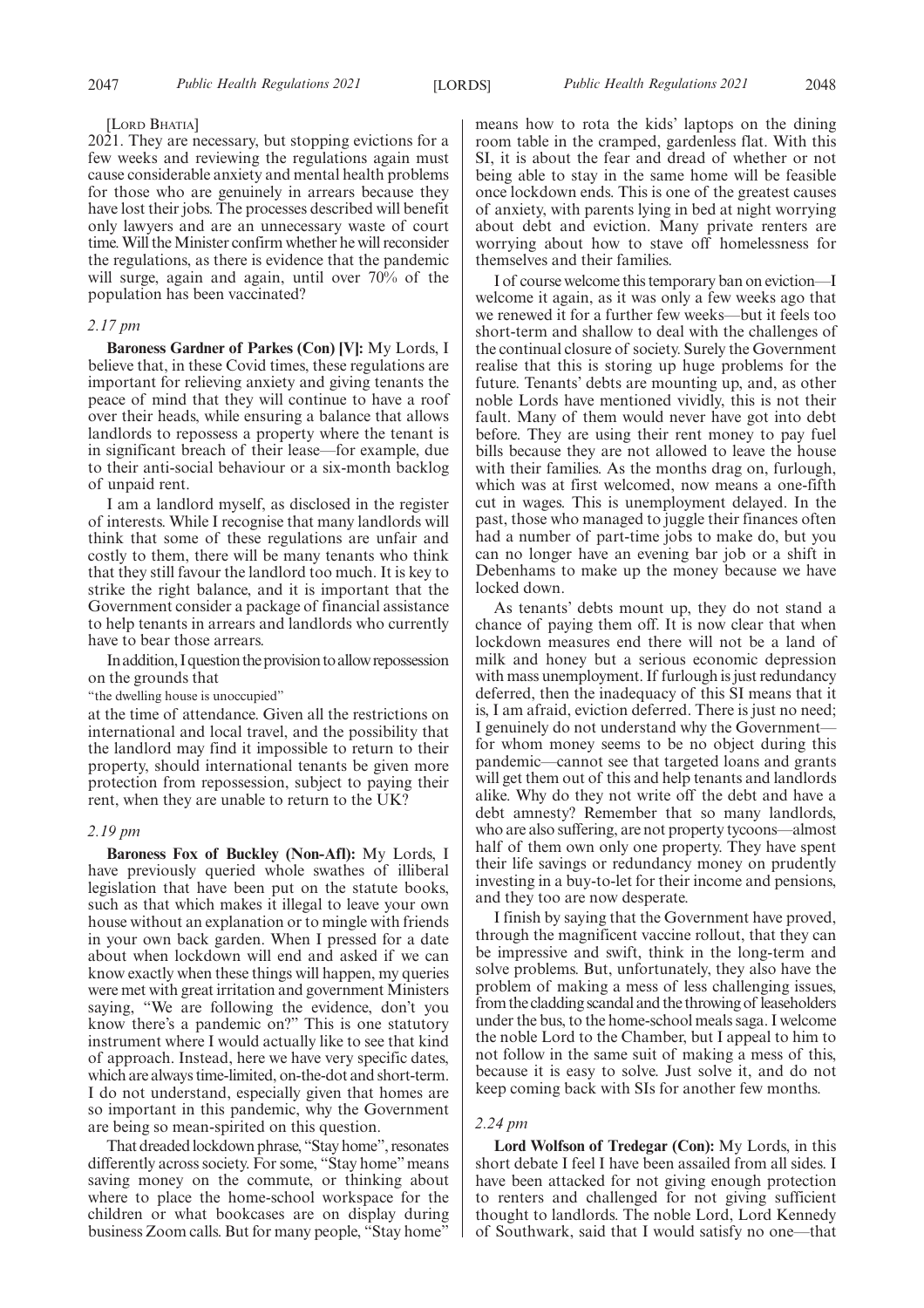[Lord Bhatia]

2021. They are necessary, but stopping evictions for a few weeks and reviewing the regulations again must cause considerable anxiety and mental health problems for those who are genuinely in arrears because they have lost their jobs. The processes described will benefit only lawyers and are an unnecessary waste of court time. Will the Minister confirm whether he will reconsider the regulations, as there is evidence that the pandemic will surge, again and again, until over 70% of the population has been vaccinated?

*2.17 pm*

**Baroness Gardner of Parkes (Con) [V]:** My Lords, I believe that, in these Covid times, these regulations are important for relieving anxiety and giving tenants the peace of mind that they will continue to have a roof over their heads, while ensuring a balance that allows landlords to repossess a property where the tenant is in significant breach of their lease—for example, due to their anti-social behaviour or a six-month backlog of unpaid rent.

I am a landlord myself, as disclosed in the register of interests. While I recognise that many landlords will think that some of these regulations are unfair and costly to them, there will be many tenants who think that they still favour the landlord too much. It is key to strike the right balance, and it is important that the Government consider a package of financial assistance to help tenants in arrears and landlords who currently have to bear those arrears.

In addition, I question the provision to allow repossession on the grounds that

"the dwelling house is unoccupied"

at the time of attendance. Given all the restrictions on international and local travel, and the possibility that the landlord may find it impossible to return to their property, should international tenants be given more protection from repossession, subject to paying their rent, when they are unable to return to the UK?

*2.19 pm*

**Baroness Fox of Buckley (Non-Afl):** My Lords, I have previously queried whole swathes of illiberal legislation that have been put on the statute books, such as that which makes it illegal to leave your own house without an explanation or to mingle with friends in your own back garden. When I pressed for a date about when lockdown will end and asked if we can know exactly when these things will happen, my queries were met with great irritation and government Ministers saying, "We are following the evidence, don't you know there's a pandemic on?" This is one statutory instrument where I would actually like to see that kind of approach. Instead, here we have very specific dates, which are always time-limited, on-the-dot and short-term. I do not understand, especially given that homes are so important in this pandemic, why the Government are being so mean-spirited on this question.

That dreaded lockdown phrase, "Stay home", resonates differently across society. For some, "Stay home" means saving money on the commute, or thinking about where to place the home-school workspace for the children or what bookcases are on display during business Zoom calls. But for many people, "Stay home" means how to rota the kids' laptops on the dining room table in the cramped, gardenless flat. With this SI, it is about the fear and dread of whether or not being able to stay in the same home will be feasible once lockdown ends. This is one of the greatest causes of anxiety, with parents lying in bed at night worrying about debt and eviction. Many private renters are worrying about how to stave off homelessness for themselves and their families.

I of course welcome this temporary ban on eviction—I welcome it again, as it was only a few weeks ago that we renewed it for a further few weeks—but it feels too short-term and shallow to deal with the challenges of the continual closure of society. Surely the Government realise that this is storing up huge problems for the future. Tenants' debts are mounting up, and, as other noble Lords have mentioned vividly, this is not their fault. Many of them would never have got into debt before. They are using their rent money to pay fuel bills because they are not allowed to leave the house with their families. As the months drag on, furlough, which was at first welcomed, now means a one-fifth cut in wages. This is unemployment delayed. In the past, those who managed to juggle their finances often had a number of part-time jobs to make do, but you can no longer have an evening bar job or a shift in Debenhams to make up the money because we have locked down.

As tenants' debts mount up, they do not stand a chance of paying them off. It is now clear that when lockdown measures end there will not be a land of milk and honey but a serious economic depression with mass unemployment. If furlough is just redundancy deferred, then the inadequacy of this SI means that it is, I am afraid, eviction deferred. There is just no need; I genuinely do not understand why the Government—for whom money seems to be no object during this pandemic—cannot see that targeted loans and grants will get them out of this and help tenants and landlords alike. Why do they not write off the debt and have a debt amnesty? Remember that so many landlords, who are also suffering, are not property tycoons—almost half of them own only one property. They have spent their life savings or redundancy money on prudently investing in a buy-to-let for their income and pensions, and they too are now desperate.

I finish by saying that the Government have proved, through the magnificent vaccine rollout, that they can be impressive and swift, think in the long-term and solve problems. But, unfortunately, they also have the problem of making a mess of less challenging issues, from the cladding scandal and the throwing of leaseholders under the bus, to the home-school meals saga. I welcome the noble Lord to the Chamber, but I appeal to him to not follow in the same suit of making a mess of this, because it is easy to solve. Just solve it, and do not keep coming back with SIs for another few months.

*2.24 pm*

**Lord Wolfson of Tredegar (Con):** My Lords, in this short debate I feel I have been assailed from all sides. I have been attacked for not giving enough protection to renters and challenged for not giving sufficient thought to landlords. The noble Lord, Lord Kennedy of Southwark, said that I would satisfy no one—that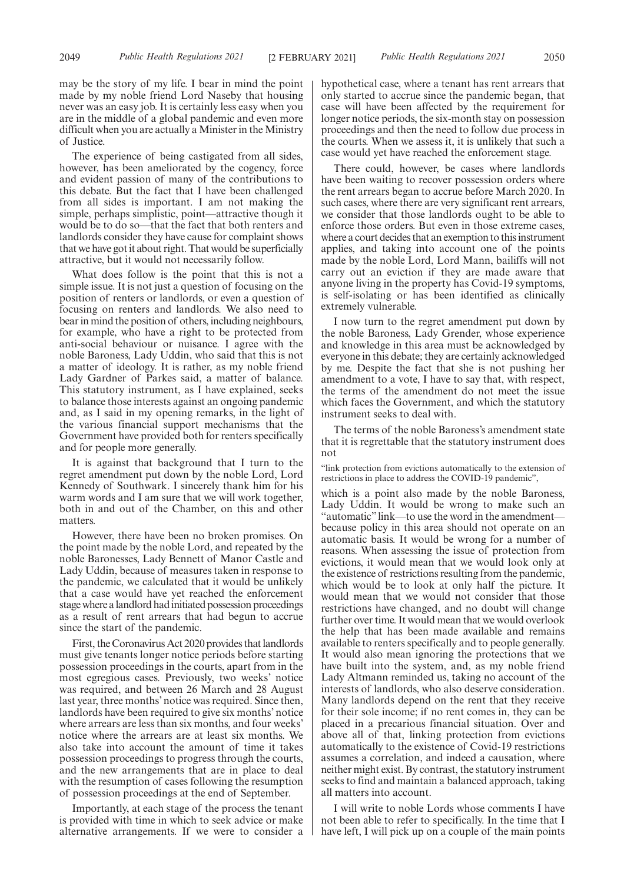may be the story of my life. I bear in mind the point made by my noble friend Lord Naseby that housing never was an easy job. It is certainly less easy when you are in the middle of a global pandemic and even more difficult when you are actually a Minister in the Ministry of Justice.

The experience of being castigated from all sides, however, has been ameliorated by the cogency, force and evident passion of many of the contributions to this debate. But the fact that I have been challenged from all sides is important. I am not making the simple, perhaps simplistic, point—attractive though it would be to do so—that the fact that both renters and landlords consider they have cause for complaint shows that we have got it about right. That would be superficially attractive, but it would not necessarily follow.

What does follow is the point that this is not a simple issue. It is not just a question of focusing on the position of renters or landlords, or even a question of focusing on renters and landlords. We also need to bear in mind the position of others, including neighbours, for example, who have a right to be protected from anti-social behaviour or nuisance. I agree with the noble Baroness, Lady Uddin, who said that this is not a matter of ideology. It is rather, as my noble friend Lady Gardner of Parkes said, a matter of balance. This statutory instrument, as I have explained, seeks to balance those interests against an ongoing pandemic and, as I said in my opening remarks, in the light of the various financial support mechanisms that the Government have provided both for renters specifically and for people more generally.

It is against that background that I turn to the regret amendment put down by the noble Lord, Lord Kennedy of Southwark. I sincerely thank him for his warm words and I am sure that we will work together, both in and out of the Chamber, on this and other matters.

However, there have been no broken promises. On the point made by the noble Lord, and repeated by the noble Baronesses, Lady Bennett of Manor Castle and Lady Uddin, because of measures taken in response to the pandemic, we calculated that it would be unlikely that a case would have yet reached the enforcement stage where a landlord had initiated possession proceedings as a result of rent arrears that had begun to accrue since the start of the pandemic.

First, the Coronavirus Act 2020 provides that landlords must give tenants longer notice periods before starting possession proceedings in the courts, apart from in the most egregious cases. Previously, two weeks' notice was required, and between 26 March and 28 August last year, three months' notice was required. Since then, landlords have been required to give six months' notice where arrears are less than six months, and four weeks' notice where the arrears are at least six months. We also take into account the amount of time it takes possession proceedings to progress through the courts, and the new arrangements that are in place to deal with the resumption of cases following the resumption of possession proceedings at the end of September.

Importantly, at each stage of the process the tenant is provided with time in which to seek advice or make alternative arrangements. If we were to consider a hypothetical case, where a tenant has rent arrears that only started to accrue since the pandemic began, that case will have been affected by the requirement for longer notice periods, the six-month stay on possession proceedings and then the need to follow due process in the courts. When we assess it, it is unlikely that such a case would yet have reached the enforcement stage.

There could, however, be cases where landlords have been waiting to recover possession orders where the rent arrears began to accrue before March 2020. In such cases, where there are very significant rent arrears, we consider that those landlords ought to be able to enforce those orders. But even in those extreme cases, where a court decides that an exemption to this instrument applies, and taking into account one of the points made by the noble Lord, Lord Mann, bailiffs will not carry out an eviction if they are made aware that anyone living in the property has Covid-19 symptoms, is self-isolating or has been identified as clinically extremely vulnerable.

I now turn to the regret amendment put down by the noble Baroness, Lady Grender, whose experience and knowledge in this area must be acknowledged by everyone in this debate; they are certainly acknowledged by me. Despite the fact that she is not pushing her amendment to a vote, I have to say that, with respect, the terms of the amendment do not meet the issue which faces the Government, and which the statutory instrument seeks to deal with.

The terms of the noble Baroness's amendment state that it is regrettable that the statutory instrument does not

"link protection from evictions automatically to the extension of restrictions in place to address the COVID-19 pandemic",

which is a point also made by the noble Baroness, Lady Uddin. It would be wrong to make such an "automatic" link—to use the word in the amendment—because policy in this area should not operate on an automatic basis. It would be wrong for a number of reasons. When assessing the issue of protection from evictions, it would mean that we would look only at the existence of restrictions resulting from the pandemic, which would be to look at only half the picture. It would mean that we would not consider that those restrictions have changed, and no doubt will change further over time. It would mean that we would overlook the help that has been made available and remains available to renters specifically and to people generally. It would also mean ignoring the protections that we have built into the system, and, as my noble friend Lady Altmann reminded us, taking no account of the interests of landlords, who also deserve consideration. Many landlords depend on the rent that they receive for their sole income; if no rent comes in, they can be placed in a precarious financial situation. Over and above all of that, linking protection from evictions automatically to the existence of Covid-19 restrictions assumes a correlation, and indeed a causation, where neither might exist. By contrast, the statutory instrument seeks to find and maintain a balanced approach, taking all matters into account.

I will write to noble Lords whose comments I have not been able to refer to specifically. In the time that I have left, I will pick up on a couple of the main points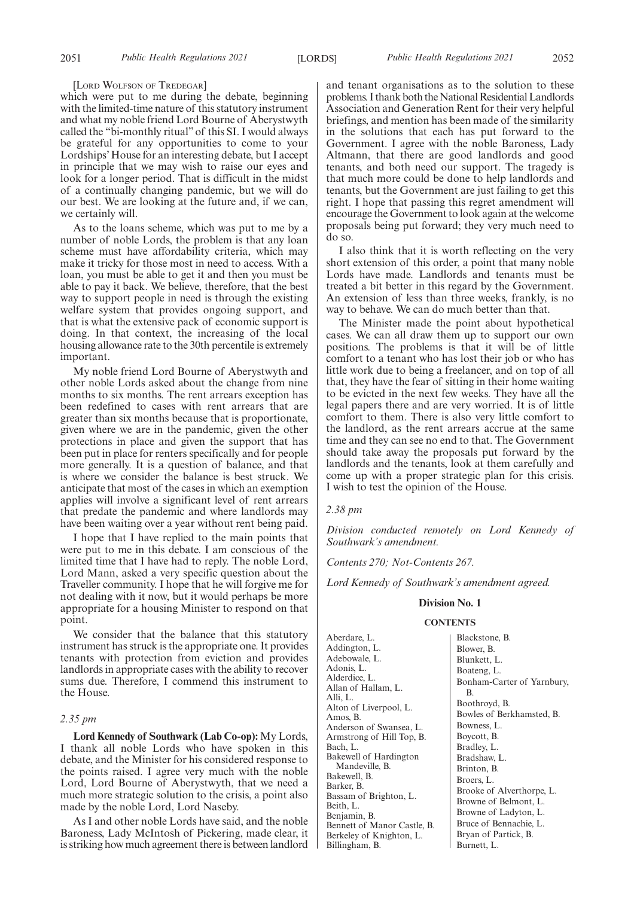[LORD WOLFSON OF TREDEGAR]

which were put to me during the debate, beginning with the limited-time nature of this statutory instrument and what my noble friend Lord Bourne of Aberystwyth called the "bi-monthly ritual" of this SI. I would always be grateful for any opportunities to come to your Lordships' House for an interesting debate, but I accept in principle that we may wish to raise our eyes and look for a longer period. That is difficult in the midst of a continually changing pandemic, but we will do our best. We are looking at the future and, if we can, we certainly will.

As to the loans scheme, which was put to me by a number of noble Lords, the problem is that any loan scheme must have affordability criteria, which may make it tricky for those most in need to access. With a loan, you must be able to get it and then you must be able to pay it back. We believe, therefore, that the best way to support people in need is through the existing welfare system that provides ongoing support, and that is what the extensive pack of economic support is doing. In that context, the increasing of the local housing allowance rate to the 30th percentile is extremely important.

My noble friend Lord Bourne of Aberystwyth and other noble Lords asked about the change from nine months to six months. The rent arrears exception has been redefined to cases with rent arrears that are greater than six months because that is proportionate, given where we are in the pandemic, given the other protections in place and given the support that has been put in place for renters specifically and for people more generally. It is a question of balance, and that is where we consider the balance is best struck. We anticipate that most of the cases in which an exemption applies will involve a significant level of rent arrears that predate the pandemic and where landlords may have been waiting over a year without rent being paid.

I hope that I have replied to the main points that were put to me in this debate. I am conscious of the limited time that I have had to reply. The noble Lord, Lord Mann, asked a very specific question about the Traveller community. I hope that he will forgive me for not dealing with it now, but it would perhaps be more appropriate for a housing Minister to respond on that point.

We consider that the balance that this statutory instrument has struck is the appropriate one. It provides tenants with protection from eviction and provides landlords in appropriate cases with the ability to recover sums due. Therefore, I commend this instrument to the House.

*2.35 pm*

**Lord Kennedy of Southwark (Lab Co-op):** My Lords, I thank all noble Lords who have spoken in this debate, and the Minister for his considered response to the points raised. I agree very much with the noble Lord, Lord Bourne of Aberystwyth, that we need a much more strategic solution to the crisis, a point also made by the noble Lord, Lord Naseby.

As I and other noble Lords have said, and the noble Baroness, Lady McIntosh of Pickering, made clear, it is striking how much agreement there is between landlord and tenant organisations as to the solution to these problems. I thank both the National Residential Landlords Association and Generation Rent for their very helpful briefings, and mention has been made of the similarity in the solutions that each has put forward to the Government. I agree with the noble Baroness, Lady Altmann, that there are good landlords and good tenants, and both need our support. The tragedy is that much more could be done to help landlords and tenants, but the Government are just failing to get this right. I hope that passing this regret amendment will encourage the Government to look again at the welcome proposals being put forward; they very much need to do so.

I also think that it is worth reflecting on the very short extension of this order, a point that many noble Lords have made. Landlords and tenants must be treated a bit better in this regard by the Government. An extension of less than three weeks, frankly, is no way to behave. We can do much better than that.

The Minister made the point about hypothetical cases. We can all draw them up to support our own positions. The problems is that it will be of little comfort to a tenant who has lost their job or who has little work due to being a freelancer, and on top of all that, they have the fear of sitting in their home waiting to be evicted in the next few weeks. They have all the legal papers there and are very worried. It is of little comfort to them. There is also very little comfort to the landlord, as the rent arrears accrue at the same time and they can see no end to that. The Government should take away the proposals put forward by the landlords and the tenants, look at them carefully and come up with a proper strategic plan for this crisis. I wish to test the opinion of the House.

*2.38 pm*

*Division conducted remotely on Lord Kennedy of Southwark's amendment.*

*Contents 270; Not-Contents 267.*

*Lord Kennedy of Southwark's amendment agreed.*

## Division No. 1

### CONTENTS

Aberdare, L.
Addington, L.
Adebowale, L.
Adonis, L.
Alderdice, L.
Allan of Hallam, L.
Alli, L.
Alton of Liverpool, L.
Amos, B.
Anderson of Swansea, L.
Armstrong of Hill Top, B.
Bach, L.
Bakewell of Hardington Mandeville, B.
Bakewell, B.
Barker, B.
Bassam of Brighton, L.
Beith, L.
Benjamin, B.
Bennett of Manor Castle, B.
Berkeley of Knighton, L.
Billingham, B.
Blackstone, B.
Blower, B.
Blunkett, L.
Boateng, L.
Bonham-Carter of Yarnbury, B.
Boothroyd, B.
Bowles of Berkhamsted, B.
Bowness, L.
Boycott, B.
Bradley, L.
Bradshaw, L.
Brinton, B.
Broers, L.
Brooke of Alverthorpe, L.
Browne of Belmont, L.
Browne of Ladyton, L.
Bruce of Bennachie, L.
Bryan of Partick, B.
Burnett, L.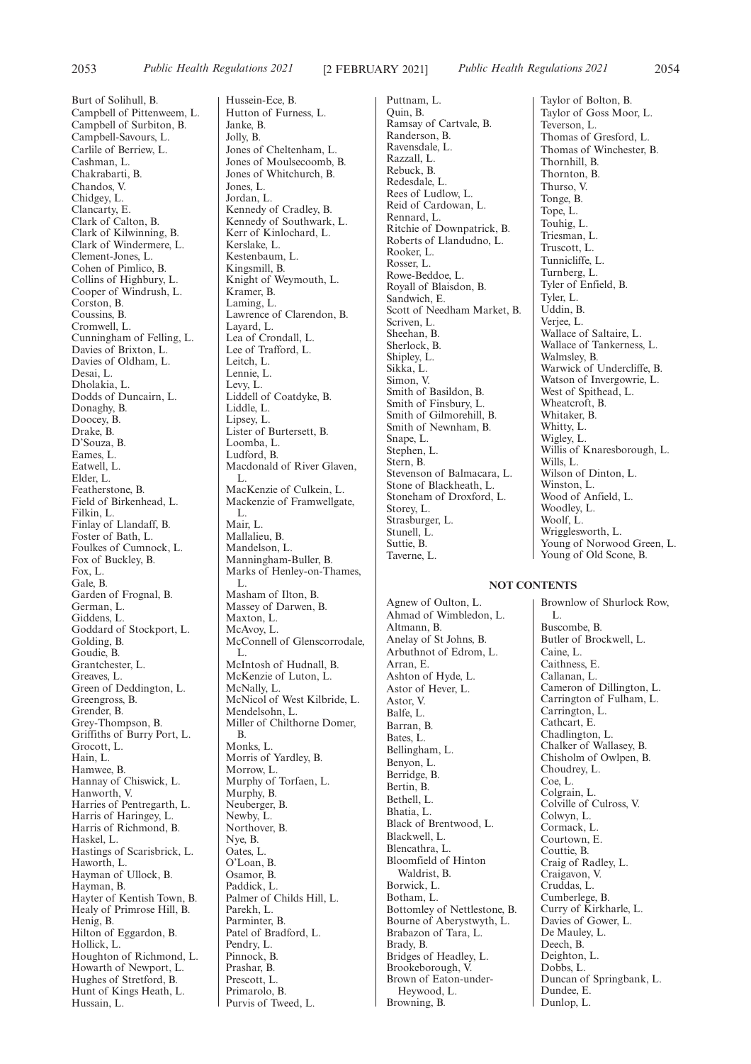Burt of Solihull, B.
Campbell of Pittenweem, L.
Campbell of Surbiton, B.
Campbell-Savours, L.
Carlile of Berriew, L.
Cashman, L.
Chakrabarti, B.
Chandos, V.
Chidgey, L.
Clancarty, E.
Clark of Calton, B.
Clark of Kilwinning, B.
Clark of Windermere, L.
Clement-Jones, L.
Cohen of Pimlico, B.
Collins of Highbury, L.
Cooper of Windrush, L.
Corston, B.
Coussins, B.
Cromwell, L.
Cunningham of Felling, L.
Davies of Brixton, L.
Davies of Oldham, L.
Desai, L.
Dholakia, L.
Dodds of Duncairn, L.
Donaghy, B.
Doocey, B.
Drake, B.
D'Souza, B.
Eames, L.
Eatwell, L.
Elder, L.
Featherstone, B.
Field of Birkenhead, L.
Filkin, L.
Finlay of Llandaff, B.
Foster of Bath, L.
Foulkes of Cumnock, L.
Fox of Buckley, B.
Fox, L.
Gale, B.
Garden of Frognal, B.
German, L.
Giddens, L.
Goddard of Stockport, L.
Golding, B.
Goudie, B.
Grantchester, L.
Greaves, L.
Green of Deddington, L.
Greengross, B.
Grender, B.
Grey-Thompson, B.
Griffiths of Burry Port, L.
Grocott, L.
Hain, L.
Hamwee, B.
Hannay of Chiswick, L.
Hanworth, V.
Harries of Pentregarth, L.
Harris of Haringey, L.
Harris of Richmond, B.
Haskel, L.
Hastings of Scarisbrick, L.
Haworth, L.
Hayman of Ullock, B.
Hayman, B.
Hayter of Kentish Town, B.
Healy of Primrose Hill, B.
Henig, B.
Hilton of Eggardon, B.
Hollick, L.
Houghton of Richmond, L.
Howarth of Newport, L.
Hughes of Stretford, B.
Hunt of Kings Heath, L.
Hussain, L.
Hussein-Ece, B.
Hutton of Furness, L.
Janke, B.
Jolly, B.
Jones of Cheltenham, L.
Jones of Moulsecoomb, B.
Jones of Whitchurch, B.
Jones, L.
Jordan, L.
Kennedy of Cradley, B.
Kennedy of Southwark, L.
Kerr of Kinlochard, L.
Kerslake, L.
Kestenbaum, L.
Kingsmill, B.
Knight of Weymouth, L.
Kramer, B.
Laming, L.
Lawrence of Clarendon, B.
Layard, L.
Lea of Crondall, L.
Lee of Trafford, L.
Leitch, L.
Lennie, L.
Levy, L.
Liddell of Coatdyke, B.
Liddle, L.
Lipsey, L.
Lister of Burtersett, B.
Loomba, L.
Ludford, B.
Macdonald of River Glaven, L.
MacKenzie of Culkein, L.
Mackenzie of Framwellgate, L.
Mair, L.
Mallalieu, B.
Mandelson, L.
Manningham-Buller, B.
Marks of Henley-on-Thames, L.
Masham of Ilton, B.
Massey of Darwen, B.
Maxton, L.
McAvoy, L.
McConnell of Glenscorrodale, L.
McIntosh of Hudnall, B.
McKenzie of Luton, L.
McNally, L.
McNicol of West Kilbride, L.
Mendelsohn, L.
Miller of Chilthorne Domer, B.
Monks, L.
Morris of Yardley, B.
Morrow, L.
Murphy of Torfaen, L.
Murphy, B.
Neuberger, B.
Newby, L.
Northover, B.
Nye, B.
Oates, L.
O'Loan, B.
Osamor, B.
Paddick, L.
Palmer of Childs Hill, L.
Parekh, L.
Parminter, B.
Patel of Bradford, L.
Pendry, L.
Pinnock, B.
Prashar, B.
Prescott, L.
Primarolo, B.
Purvis of Tweed, L.
Puttnam, L.
Quin, B.
Ramsay of Cartvale, B.
Randerson, B.
Ravensdale, L.
Razzall, L.
Rebuck, B.
Redesdale, L.
Rees of Ludlow, L.
Reid of Cardowan, L.
Rennard, L.
Ritchie of Downpatrick, B.
Roberts of Llandudno, L.
Rooker, L.
Rosser, L.
Rowe-Beddoe, L.
Royall of Blaisdon, B.
Sandwich, E.
Scott of Needham Market, B.
Scriven, L.
Sheehan, B.
Sherlock, B.
Shipley, L.
Sikka, L.
Simon, V.
Smith of Basildon, B.
Smith of Finsbury, L.
Smith of Gilmorehill, B.
Smith of Newnham, B.
Snape, L.
Stephen, L.
Stern, B.
Stevenson of Balmacara, L.
Stone of Blackheath, L.
Stoneham of Droxford, L.
Storey, L.
Strasburger, L.
Stunell, L.
Suttie, B.
Taverne, L.
Taylor of Bolton, B.
Taylor of Goss Moor, L.
Teverson, L.
Thomas of Gresford, L.
Thomas of Winchester, B.
Thornhill, B.
Thornton, B.
Thurso, V.
Tonge, B.
Tope, L.
Touhig, L.
Triesman, L.
Truscott, L.
Tunnicliffe, L.
Turnberg, L.
Tyler of Enfield, B.
Tyler, L.
Uddin, B.
Verjee, L.
Wallace of Saltaire, L.
Wallace of Tankerness, L.
Walmsley, B.
Warwick of Undercliffe, B.
Watson of Invergowrie, L.
West of Spithead, L.
Wheatcroft, B.
Whitaker, B.
Whitty, L.
Wigley, L.
Willis of Knaresborough, L.
Wills, L.
Wilson of Dinton, L.
Winston, L.
Wood of Anfield, L.
Woodley, L.
Woolf, L.
Wrigglesworth, L.
Young of Norwood Green, L.
Young of Old Scone, B.

## NOT CONTENTS

Agnew of Oulton, L.
Ahmad of Wimbledon, L.
Altmann, B.
Anelay of St Johns, B.
Arbuthnot of Edrom, L.
Arran, E.
Ashton of Hyde, L.
Astor of Hever, L.
Astor, V.
Balfe, L.
Barran, B.
Bates, L.
Bellingham, L.
Benyon, L.
Berridge, B.
Bertin, B.
Bethell, L.
Bhatia, L.
Black of Brentwood, L.
Blackwell, L.
Blencathra, L.
Bloomfield of Hinton Waldrist, B.
Borwick, L.
Botham, L.
Bottomley of Nettlestone, B.
Bourne of Aberystwyth, L.
Brabazon of Tara, L.
Brady, B.
Bridges of Headley, L.
Brookeborough, V.
Brown of Eaton-under-Heywood, L.
Browning, B.
Brownlow of Shurlock Row, L.
Buscombe, B.
Butler of Brockwell, L.
Caine, L.
Caithness, E.
Callanan, L.
Cameron of Dillington, L.
Carrington of Fulham, L.
Carrington, L.
Cathcart, E.
Chadlington, L.
Chalker of Wallasey, B.
Chisholm of Owlpen, B.
Choudrey, L.
Coe, L.
Colgrain, L.
Colville of Culross, V.
Colwyn, L.
Cormack, L.
Courtown, E.
Couttie, B.
Craig of Radley, L.
Craigavon, V.
Cruddas, L.
Cumberlege, B.
Curry of Kirkharle, L.
Davies of Gower, L.
De Mauley, L.
Deech, B.
Deighton, L.
Dobbs, L.
Duncan of Springbank, L.
Dundee, E.
Dunlop, L.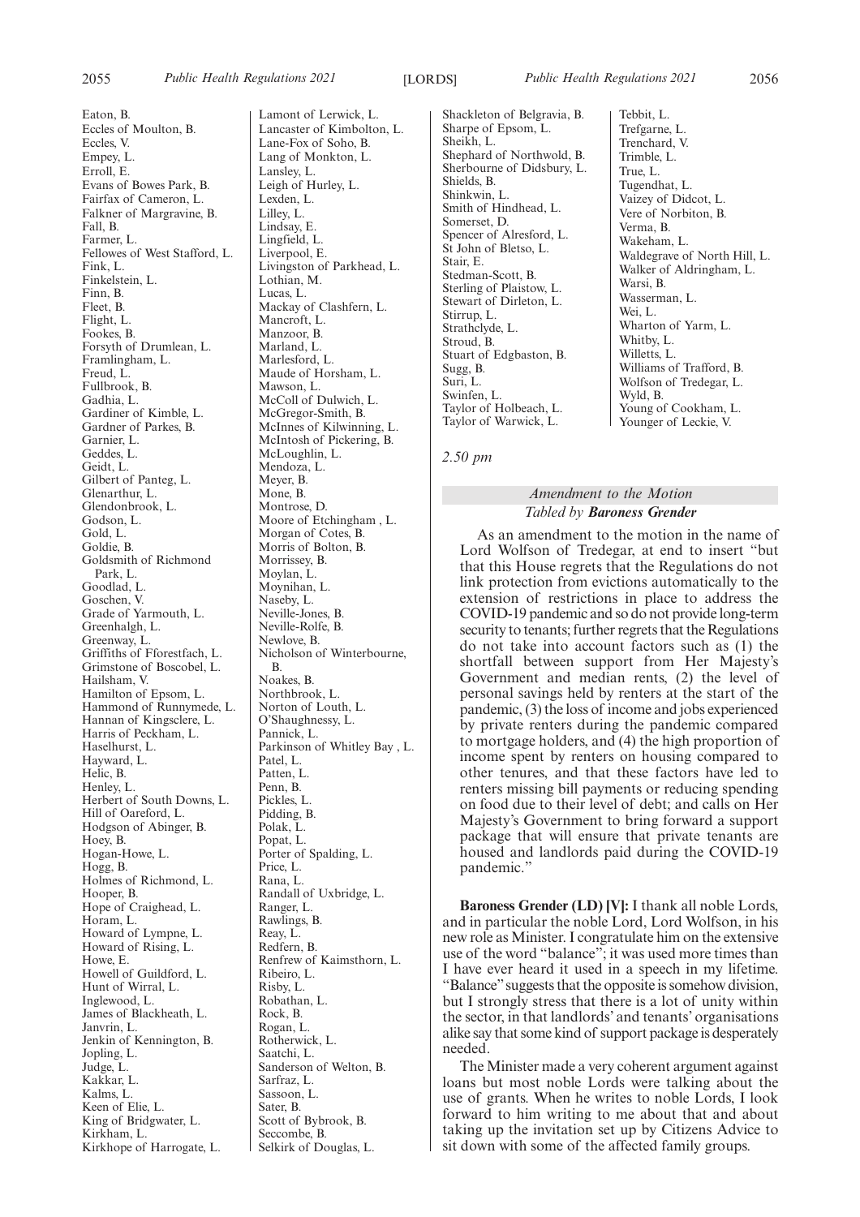Eaton, B.
Eccles of Moulton, B.
Eccles, V.
Empey, L.
Erroll, E.
Evans of Bowes Park, B.
Fairfax of Cameron, L.
Falkner of Margravine, B.
Fall, B.
Farmer, L.
Fellowes of West Stafford, L.
Fink, L.
Finkelstein, L.
Finn, B.
Fleet, B.
Flight, L.
Fookes, B.
Forsyth of Drumlean, L.
Framlingham, L.
Freud, L.
Fullbrook, B.
Gadhia, L.
Gardiner of Kimble, L.
Gardner of Parkes, B.
Garnier, L.
Geddes, L.
Geidt, L.
Gilbert of Panteg, L.
Glenarthur, L.
Glendonbrook, L.
Godson, L.
Gold, L.
Goldie, B.
Goldsmith of Richmond Park, L.
Goodlad, L.
Goschen, V.
Grade of Yarmouth, L.
Greenhalgh, L.
Greenway, L.
Griffiths of Fforestfach, L.
Grimstone of Boscobel, L.
Hailsham, V.
Hamilton of Epsom, L.
Hammond of Runnymede, L.
Hannan of Kingsclere, L.
Harris of Peckham, L.
Haselhurst, L.
Hayward, L.
Helic, B.
Henley, L.
Herbert of South Downs, L.
Hill of Oareford, L.
Hodgson of Abinger, B.
Hoey, B.
Hogan-Howe, L.
Hogg, B.
Holmes of Richmond, L.
Hooper, B.
Hope of Craighead, L.
Horam, L.
Howard of Lympne, L.
Howard of Rising, L.
Howe, E.
Howell of Guildford, L.
Hunt of Wirral, L.
Inglewood, L.
James of Blackheath, L.
Janvrin, L.
Jenkin of Kennington, B.
Jopling, L.
Judge, L.
Kakkar, L.
Kalms, L.
Keen of Elie, L.
King of Bridgwater, L.
Kirkham, L.
Kirkhope of Harrogate, L.
Lamont of Lerwick, L.
Lancaster of Kimbolton, L.
Lane-Fox of Soho, B.
Lang of Monkton, L.
Lansley, L.
Leigh of Hurley, L.
Lexden, L.
Lilley, L.
Lindsay, E.
Lingfield, L.
Liverpool, E.
Livingston of Parkhead, L.
Lothian, M.
Lucas, L.
Mackay of Clashfern, L.
Mancroft, L.
Manzoor, B.
Marland, L.
Marlesford, L.
Maude of Horsham, L.
Mawson, L.
McColl of Dulwich, L.
McGregor-Smith, B.
McInnes of Kilwinning, L.
McIntosh of Pickering, B.
McLoughlin, L.
Mendoza, L.
Meyer, B.
Mone, B.
Montrose, D.
Moore of Etchingham , L.
Morgan of Cotes, B.
Morris of Bolton, B.
Morrissey, B.
Moylan, L.
Moynihan, L.
Naseby, L.
Neville-Jones, B.
Neville-Rolfe, B.
Newlove, B.
Nicholson of Winterbourne, B.
Noakes, B.
Northbrook, L.
Norton of Louth, L.
O'Shaughnessy, L.
Pannick, L.
Parkinson of Whitley Bay , L.
Patel, L.
Patten, L.
Penn, B.
Pickles, L.
Pidding, B.
Polak, L.
Popat, L.
Porter of Spalding, L.
Price, L.
Rana, L.
Randall of Uxbridge, L.
Ranger, L.
Rawlings, B.
Reay, L.
Redfern, B.
Renfrew of Kaimsthorn, L.
Ribeiro, L.
Risby, L.
Robathan, L.
Rock, B.
Rogan, L.
Rotherwick, L.
Saatchi, L.
Sanderson of Welton, B.
Sarfraz, L.
Sassoon, L.
Sater, B.
Scott of Bybrook, B.
Seccombe, B.
Selkirk of Douglas, L.
Shackleton of Belgravia, B.
Sharpe of Epsom, L.
Sheikh, L.
Shephard of Northwold, B.
Sherbourne of Didsbury, L.
Shields, B.
Shinkwin, L.
Smith of Hindhead, L.
Somerset, D.
Spencer of Alresford, L.
St John of Bletso, L.
Stair, E.
Stedman-Scott, B.
Sterling of Plaistow, L.
Stewart of Dirleton, L.
Stirrup, L.
Strathclyde, L.
Stroud, B.
Stuart of Edgbaston, B.
Sugg, B.
Suri, L.
Swinfen, L.
Taylor of Holbeach, L.
Taylor of Warwick, L.
Tebbit, L.
Trefgarne, L.
Trenchard, V.
Trimble, L.
True, L.
Tugendhat, L.
Vaizey of Didcot, L.
Vere of Norbiton, B.
Verma, B.
Wakeham, L.
Waldegrave of North Hill, L.
Walker of Aldringham, L.
Warsi, B.
Wasserman, L.
Wei, L.
Wharton of Yarm, L.
Whitby, L.
Willetts, L.
Williams of Trafford, B.
Wolfson of Tredegar, L.
Wyld, B.
Young of Cookham, L.
Younger of Leckie, V.

*2.50 pm*

### *Amendment to the Motion*

*Tabled by* ***Baroness Grender***

As an amendment to the motion in the name of Lord Wolfson of Tredegar, at end to insert "but that this House regrets that the Regulations do not link protection from evictions automatically to the extension of restrictions in place to address the COVID-19 pandemic and so do not provide long-term security to tenants; further regrets that the Regulations do not take into account factors such as (1) the shortfall between support from Her Majesty's Government and median rents, (2) the level of personal savings held by renters at the start of the pandemic, (3) the loss of income and jobs experienced by private renters during the pandemic compared to mortgage holders, and (4) the high proportion of income spent by renters on housing compared to other tenures, and that these factors have led to renters missing bill payments or reducing spending on food due to their level of debt; and calls on Her Majesty's Government to bring forward a support package that will ensure that private tenants are housed and landlords paid during the COVID-19 pandemic."

**Baroness Grender (LD) [V]:** I thank all noble Lords, and in particular the noble Lord, Lord Wolfson, in his new role as Minister. I congratulate him on the extensive use of the word "balance"; it was used more times than I have ever heard it used in a speech in my lifetime. "Balance" suggests that the opposite is somehow division, but I strongly stress that there is a lot of unity within the sector, in that landlords' and tenants' organisations alike say that some kind of support package is desperately needed.

The Minister made a very coherent argument against loans but most noble Lords were talking about the use of grants. When he writes to noble Lords, I look forward to him writing to me about that and about taking up the invitation set up by Citizens Advice to sit down with some of the affected family groups.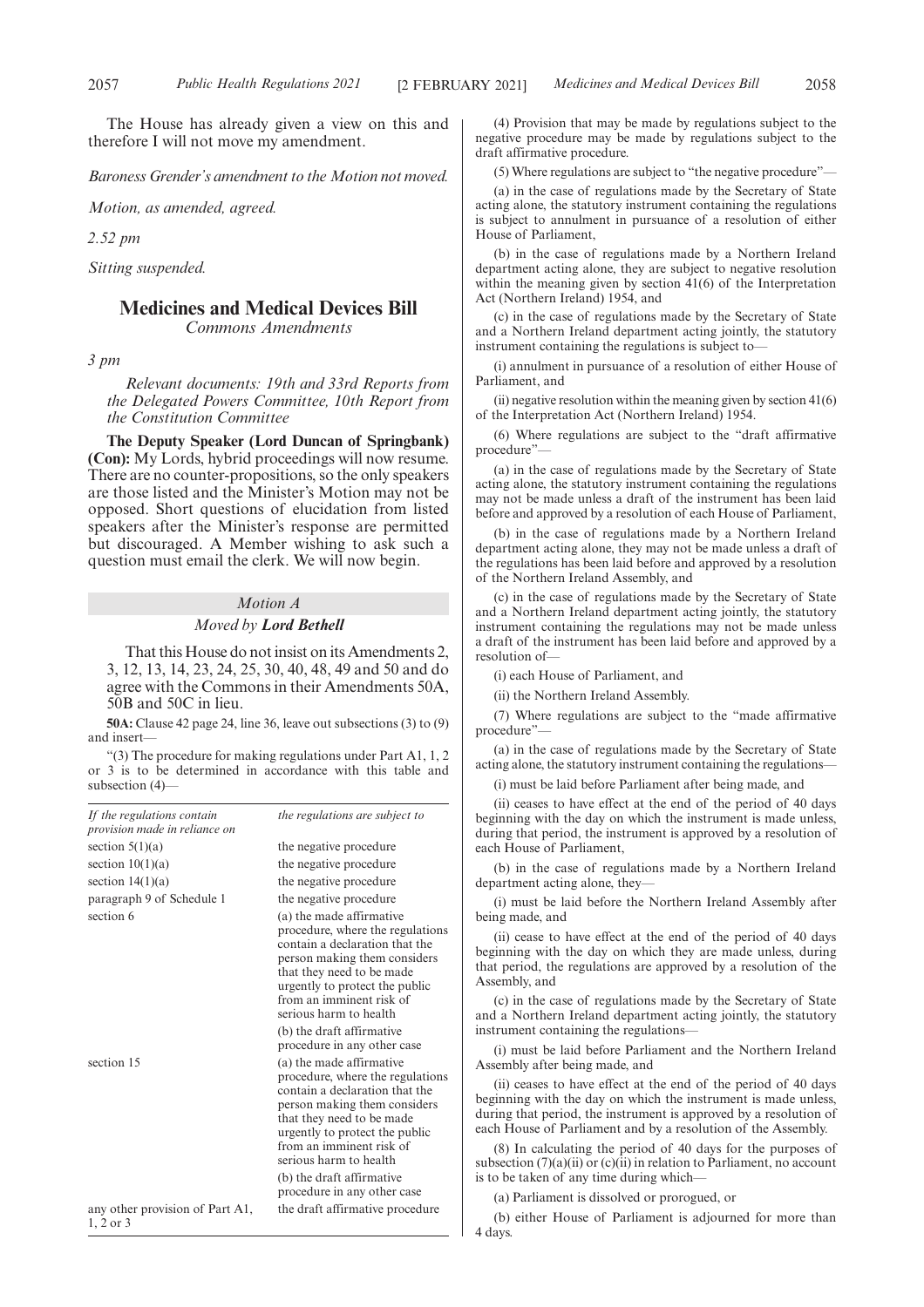The House has already given a view on this and therefore I will not move my amendment.

*Baroness Grender's amendment to the Motion not moved.*

*Motion, as amended, agreed.*

*2.52 pm*

*Sitting suspended.*

## Medicines and Medical Devices Bill

*Commons Amendments*

*3 pm*

*Relevant documents: 19th and 33rd Reports from the Delegated Powers Committee, 10th Report from the Constitution Committee*

**The Deputy Speaker (Lord Duncan of Springbank) (Con):** My Lords, hybrid proceedings will now resume. There are no counter-propositions, so the only speakers are those listed and the Minister's Motion may not be opposed. Short questions of elucidation from listed speakers after the Minister's response are permitted but discouraged. A Member wishing to ask such a question must email the clerk. We will now begin.

### *Motion A*

*Moved by* ***Lord Bethell***

That this House do not insist on its Amendments 2, 3, 12, 13, 14, 23, 24, 25, 30, 40, 48, 49 and 50 and do agree with the Commons in their Amendments 50A, 50B and 50C in lieu.

**50A:** Clause 42 page 24, line 36, leave out subsections (3) to (9) and insert—

"(3) The procedure for making regulations under Part A1, 1, 2 or 3 is to be determined in accordance with this table and subsection (4)—

| *If the regulations contain provision made in reliance on* | *the regulations are subject to* |
|---|---|
| section 5(1)(a) | the negative procedure |
| section 10(1)(a) | the negative procedure |
| section 14(1)(a) | the negative procedure |
| paragraph 9 of Schedule 1 | the negative procedure |
| section 6 | (a) the made affirmative procedure, where the regulations contain a declaration that the person making them considers that they need to be made urgently to protect the public from an imminent risk of serious harm to health<br>(b) the draft affirmative procedure in any other case |
| section 15 | (a) the made affirmative procedure, where the regulations contain a declaration that the person making them considers that they need to be made urgently to protect the public from an imminent risk of serious harm to health<br>(b) the draft affirmative procedure in any other case |
| any other provision of Part A1, 1, 2 or 3 | the draft affirmative procedure |

(4) Provision that may be made by regulations subject to the negative procedure may be made by regulations subject to the draft affirmative procedure.

(5) Where regulations are subject to "the negative procedure"—

(a) in the case of regulations made by the Secretary of State acting alone, the statutory instrument containing the regulations is subject to annulment in pursuance of a resolution of either House of Parliament,

(b) in the case of regulations made by a Northern Ireland department acting alone, they are subject to negative resolution within the meaning given by section 41(6) of the Interpretation Act (Northern Ireland) 1954, and

(c) in the case of regulations made by the Secretary of State and a Northern Ireland department acting jointly, the statutory instrument containing the regulations is subject to—

(i) annulment in pursuance of a resolution of either House of Parliament, and

(ii) negative resolution within the meaning given by section 41(6) of the Interpretation Act (Northern Ireland) 1954.

(6) Where regulations are subject to the "draft affirmative procedure"—

(a) in the case of regulations made by the Secretary of State acting alone, the statutory instrument containing the regulations may not be made unless a draft of the instrument has been laid before and approved by a resolution of each House of Parliament,

(b) in the case of regulations made by a Northern Ireland department acting alone, they may not be made unless a draft of the regulations has been laid before and approved by a resolution of the Northern Ireland Assembly, and

(c) in the case of regulations made by the Secretary of State and a Northern Ireland department acting jointly, the statutory instrument containing the regulations may not be made unless a draft of the instrument has been laid before and approved by a resolution of—

(i) each House of Parliament, and

(ii) the Northern Ireland Assembly.

(7) Where regulations are subject to the "made affirmative procedure"—

(a) in the case of regulations made by the Secretary of State acting alone, the statutory instrument containing the regulations—

(i) must be laid before Parliament after being made, and

(ii) ceases to have effect at the end of the period of 40 days beginning with the day on which the instrument is made unless, during that period, the instrument is approved by a resolution of each House of Parliament,

(b) in the case of regulations made by a Northern Ireland department acting alone, they—

(i) must be laid before the Northern Ireland Assembly after being made, and

(ii) cease to have effect at the end of the period of 40 days beginning with the day on which they are made unless, during that period, the regulations are approved by a resolution of the Assembly, and

(c) in the case of regulations made by the Secretary of State and a Northern Ireland department acting jointly, the statutory instrument containing the regulations—

(i) must be laid before Parliament and the Northern Ireland Assembly after being made, and

(ii) ceases to have effect at the end of the period of 40 days beginning with the day on which the instrument is made unless, during that period, the instrument is approved by a resolution of each House of Parliament and by a resolution of the Assembly.

(8) In calculating the period of 40 days for the purposes of subsection (7)(a)(ii) or (c)(ii) in relation to Parliament, no account is to be taken of any time during which—

(a) Parliament is dissolved or prorogued, or

(b) either House of Parliament is adjourned for more than 4 days.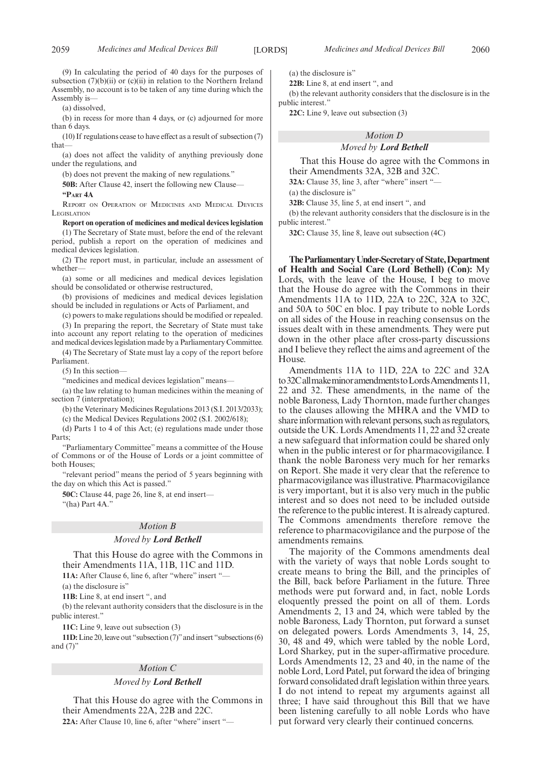(9) In calculating the period of 40 days for the purposes of subsection (7)(b)(ii) or (c)(ii) in relation to the Northern Ireland Assembly, no account is to be taken of any time during which the Assembly is—

(a) dissolved,

(b) in recess for more than 4 days, or (c) adjourned for more than 6 days.

(10) If regulations cease to have effect as a result of subsection (7) that—

(a) does not affect the validity of anything previously done under the regulations, and

(b) does not prevent the making of new regulations."

**50B:** After Clause 42, insert the following new Clause—

**"PART 4A**

REPORT ON OPERATION OF MEDICINES AND MEDICAL DEVICES LEGISLATION

**Report on operation of medicines and medical devices legislation**

(1) The Secretary of State must, before the end of the relevant period, publish a report on the operation of medicines and medical devices legislation.

(2) The report must, in particular, include an assessment of whether—

(a) some or all medicines and medical devices legislation should be consolidated or otherwise restructured,

(b) provisions of medicines and medical devices legislation should be included in regulations or Acts of Parliament, and

(c) powers to make regulations should be modified or repealed.

(3) In preparing the report, the Secretary of State must take into account any report relating to the operation of medicines and medical devices legislation made by a Parliamentary Committee.

(4) The Secretary of State must lay a copy of the report before Parliament.

(5) In this section—

"medicines and medical devices legislation" means—

(a) the law relating to human medicines within the meaning of section 7 (interpretation);

(b) the Veterinary Medicines Regulations 2013 (S.I. 2013/2033);

(c) the Medical Devices Regulations 2002 (S.I. 2002/618);

(d) Parts 1 to 4 of this Act; (e) regulations made under those Parts;

"Parliamentary Committee" means a committee of the House of Commons or of the House of Lords or a joint committee of both Houses;

"relevant period" means the period of 5 years beginning with the day on which this Act is passed."

**50C:** Clause 44, page 26, line 8, at end insert—

"(ha) Part 4A."

## *Motion B*

### *Moved by* ***Lord Bethell***

That this House do agree with the Commons in their Amendments 11A, 11B, 11C and 11D.

**11A:** After Clause 6, line 6, after "where" insert "—

(a) the disclosure is"

**11B:** Line 8, at end insert ", and

(b) the relevant authority considers that the disclosure is in the public interest."

**11C:** Line 9, leave out subsection (3)

**11D:** Line 20, leave out "subsection (7)" and insert "subsections (6) and (7)"

## *Motion C*

### *Moved by* ***Lord Bethell***

That this House do agree with the Commons in their Amendments 22A, 22B and 22C.

**22A:** After Clause 10, line 6, after "where" insert "—

(a) the disclosure is"

**22B:** Line 8, at end insert ", and

(b) the relevant authority considers that the disclosure is in the public interest."

**22C:** Line 9, leave out subsection (3)

## *Motion D*

### *Moved by* ***Lord Bethell***

That this House do agree with the Commons in their Amendments 32A, 32B and 32C.

**32A:** Clause 35, line 3, after "where" insert "—

(a) the disclosure is"

**32B:** Clause 35, line 5, at end insert ", and

(b) the relevant authority considers that the disclosure is in the public interest."

**32C:** Clause 35, line 8, leave out subsection (4C)

**The Parliamentary Under-Secretary of State, Department of Health and Social Care (Lord Bethell) (Con):** My Lords, with the leave of the House, I beg to move that the House do agree with the Commons in their Amendments 11A to 11D, 22A to 22C, 32A to 32C, and 50A to 50C en bloc. I pay tribute to noble Lords on all sides of the House in reaching consensus on the issues dealt with in these amendments. They were put down in the other place after cross-party discussions and I believe they reflect the aims and agreement of the House.

Amendments 11A to 11D, 22A to 22C and 32A to 32C all make minor amendments to Lords Amendments 11, 22 and 32. These amendments, in the name of the noble Baroness, Lady Thornton, made further changes to the clauses allowing the MHRA and the VMD to share information with relevant persons, such as regulators, outside the UK. Lords Amendments 11, 22 and 32 create a new safeguard that information could be shared only when in the public interest or for pharmacovigilance. I thank the noble Baroness very much for her remarks on Report. She made it very clear that the reference to pharmacovigilance was illustrative. Pharmacovigilance is very important, but it is also very much in the public interest and so does not need to be included outside the reference to the public interest. It is already captured. The Commons amendments therefore remove the reference to pharmacovigilance and the purpose of the amendments remains.

The majority of the Commons amendments deal with the variety of ways that noble Lords sought to create means to bring the Bill, and the principles of the Bill, back before Parliament in the future. Three methods were put forward and, in fact, noble Lords eloquently pressed the point on all of them. Lords Amendments 2, 13 and 24, which were tabled by the noble Baroness, Lady Thornton, put forward a sunset on delegated powers. Lords Amendments 3, 14, 25, 30, 48 and 49, which were tabled by the noble Lord, Lord Sharkey, put in the super-affirmative procedure. Lords Amendments 12, 23 and 40, in the name of the noble Lord, Lord Patel, put forward the idea of bringing forward consolidated draft legislation within three years. I do not intend to repeat my arguments against all three; I have said throughout this Bill that we have been listening carefully to all noble Lords who have put forward very clearly their continued concerns.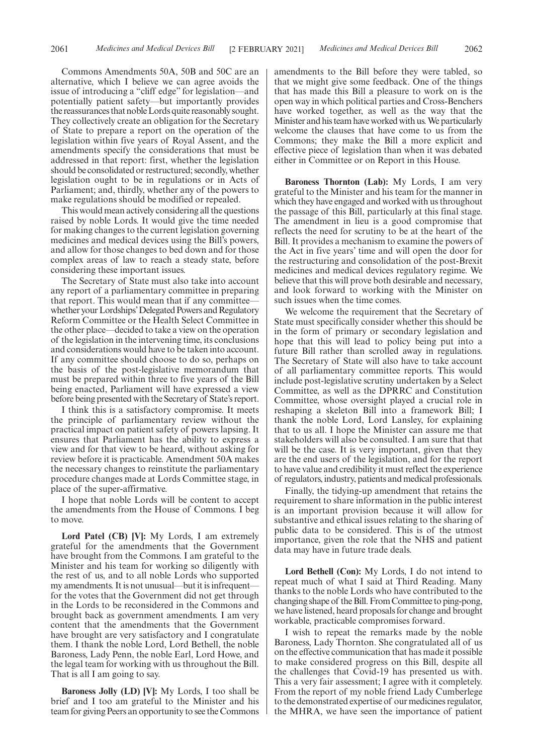Commons Amendments 50A, 50B and 50C are an alternative, which I believe we can agree avoids the issue of introducing a "cliff edge" for legislation—and potentially patient safety—but importantly provides the reassurances that noble Lords quite reasonably sought. They collectively create an obligation for the Secretary of State to prepare a report on the operation of the legislation within five years of Royal Assent, and the amendments specify the considerations that must be addressed in that report: first, whether the legislation should be consolidated or restructured; secondly, whether legislation ought to be in regulations or in Acts of Parliament; and, thirdly, whether any of the powers to make regulations should be modified or repealed.

This would mean actively considering all the questions raised by noble Lords. It would give the time needed for making changes to the current legislation governing medicines and medical devices using the Bill's powers, and allow for those changes to bed down and for those complex areas of law to reach a steady state, before considering these important issues.

The Secretary of State must also take into account any report of a parliamentary committee in preparing that report. This would mean that if any committee—whether your Lordships' Delegated Powers and Regulatory Reform Committee or the Health Select Committee in the other place—decided to take a view on the operation of the legislation in the intervening time, its conclusions and considerations would have to be taken into account. If any committee should choose to do so, perhaps on the basis of the post-legislative memorandum that must be prepared within three to five years of the Bill being enacted, Parliament will have expressed a view before being presented with the Secretary of State's report.

I think this is a satisfactory compromise. It meets the principle of parliamentary review without the practical impact on patient safety of powers lapsing. It ensures that Parliament has the ability to express a view and for that view to be heard, without asking for review before it is practicable. Amendment 50A makes the necessary changes to reinstitute the parliamentary procedure changes made at Lords Committee stage, in place of the super-affirmative.

I hope that noble Lords will be content to accept the amendments from the House of Commons. I beg to move.

**Lord Patel (CB) [V]:** My Lords, I am extremely grateful for the amendments that the Government have brought from the Commons. I am grateful to the Minister and his team for working so diligently with the rest of us, and to all noble Lords who supported my amendments. It is not unusual—but it is infrequent—for the votes that the Government did not get through in the Lords to be reconsidered in the Commons and brought back as government amendments. I am very content that the amendments that the Government have brought are very satisfactory and I congratulate them. I thank the noble Lord, Lord Bethell, the noble Baroness, Lady Penn, the noble Earl, Lord Howe, and the legal team for working with us throughout the Bill. That is all I am going to say.

**Baroness Jolly (LD) [V]:** My Lords, I too shall be brief and I too am grateful to the Minister and his team for giving Peers an opportunity to see the Commons amendments to the Bill before they were tabled, so that we might give some feedback. One of the things that has made this Bill a pleasure to work on is the open way in which political parties and Cross-Benchers have worked together, as well as the way that the Minister and his team have worked with us. We particularly welcome the clauses that have come to us from the Commons; they make the Bill a more explicit and effective piece of legislation than when it was debated either in Committee or on Report in this House.

**Baroness Thornton (Lab):** My Lords, I am very grateful to the Minister and his team for the manner in which they have engaged and worked with us throughout the passage of this Bill, particularly at this final stage. The amendment in lieu is a good compromise that reflects the need for scrutiny to be at the heart of the Bill. It provides a mechanism to examine the powers of the Act in five years' time and will open the door for the restructuring and consolidation of the post-Brexit medicines and medical devices regulatory regime. We believe that this will prove both desirable and necessary, and look forward to working with the Minister on such issues when the time comes.

We welcome the requirement that the Secretary of State must specifically consider whether this should be in the form of primary or secondary legislation and hope that this will lead to policy being put into a future Bill rather than scrolled away in regulations. The Secretary of State will also have to take account of all parliamentary committee reports. This would include post-legislative scrutiny undertaken by a Select Committee, as well as the DPRRC and Constitution Committee, whose oversight played a crucial role in reshaping a skeleton Bill into a framework Bill; I thank the noble Lord, Lord Lansley, for explaining that to us all. I hope the Minister can assure me that stakeholders will also be consulted. I am sure that that will be the case. It is very important, given that they are the end users of the legislation, and for the report to have value and credibility it must reflect the experience of regulators, industry, patients and medical professionals.

Finally, the tidying-up amendment that retains the requirement to share information in the public interest is an important provision because it will allow for substantive and ethical issues relating to the sharing of public data to be considered. This is of the utmost importance, given the role that the NHS and patient data may have in future trade deals.

**Lord Bethell (Con):** My Lords, I do not intend to repeat much of what I said at Third Reading. Many thanks to the noble Lords who have contributed to the changing shape of the Bill. From Committee to ping-pong, we have listened, heard proposals for change and brought workable, practicable compromises forward.

I wish to repeat the remarks made by the noble Baroness, Lady Thornton. She congratulated all of us on the effective communication that has made it possible to make considered progress on this Bill, despite all the challenges that Covid-19 has presented us with. This a very fair assessment; I agree with it completely. From the report of my noble friend Lady Cumberlege to the demonstrated expertise of our medicines regulator, the MHRA, we have seen the importance of patient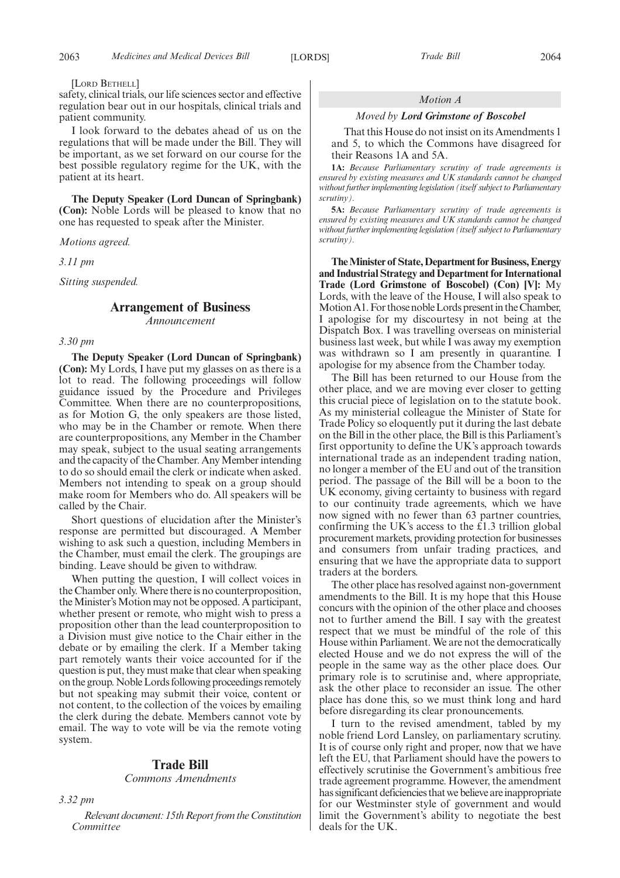[LORD BETHELL]

safety, clinical trials, our life sciences sector and effective regulation bear out in our hospitals, clinical trials and patient community.

I look forward to the debates ahead of us on the regulations that will be made under the Bill. They will be important, as we set forward on our course for the best possible regulatory regime for the UK, with the patient at its heart.

**The Deputy Speaker (Lord Duncan of Springbank) (Con):** Noble Lords will be pleased to know that no one has requested to speak after the Minister.

*Motions agreed.*

*3.11 pm*

*Sitting suspended.*

## Arrangement of Business

*Announcement*

*3.30 pm*

**The Deputy Speaker (Lord Duncan of Springbank) (Con):** My Lords, I have put my glasses on as there is a lot to read. The following proceedings will follow guidance issued by the Procedure and Privileges Committee. When there are no counterpropositions, as for Motion G, the only speakers are those listed, who may be in the Chamber or remote. When there are counterpropositions, any Member in the Chamber may speak, subject to the usual seating arrangements and the capacity of the Chamber. Any Member intending to do so should email the clerk or indicate when asked. Members not intending to speak on a group should make room for Members who do. All speakers will be called by the Chair.

Short questions of elucidation after the Minister's response are permitted but discouraged. A Member wishing to ask such a question, including Members in the Chamber, must email the clerk. The groupings are binding. Leave should be given to withdraw.

When putting the question, I will collect voices in the Chamber only. Where there is no counterproposition, the Minister's Motion may not be opposed. A participant, whether present or remote, who might wish to press a proposition other than the lead counterproposition to a Division must give notice to the Chair either in the debate or by emailing the clerk. If a Member taking part remotely wants their voice accounted for if the question is put, they must make that clear when speaking on the group. Noble Lords following proceedings remotely but not speaking may submit their voice, content or not content, to the collection of the voices by emailing the clerk during the debate. Members cannot vote by email. The way to vote will be via the remote voting system.

## Trade Bill

*Commons Amendments*

*3.32 pm*

*Relevant document: 15th Report from the Constitution Committee*

### *Motion A*

*Moved by* ***Lord Grimstone of Boscobel***

That this House do not insist on its Amendments 1 and 5, to which the Commons have disagreed for their Reasons 1A and 5A.

**1A:** *Because Parliamentary scrutiny of trade agreements is ensured by existing measures and UK standards cannot be changed without further implementing legislation (itself subject to Parliamentary scrutiny).*

**5A:** *Because Parliamentary scrutiny of trade agreements is ensured by existing measures and UK standards cannot be changed without further implementing legislation (itself subject to Parliamentary scrutiny).*

**The Minister of State, Department for Business, Energy and Industrial Strategy and Department for International Trade (Lord Grimstone of Boscobel) (Con) [V]:** My Lords, with the leave of the House, I will also speak to Motion A1. For those noble Lords present in the Chamber, I apologise for my discourtesy in not being at the Dispatch Box. I was travelling overseas on ministerial business last week, but while I was away my exemption was withdrawn so I am presently in quarantine. I apologise for my absence from the Chamber today.

The Bill has been returned to our House from the other place, and we are moving ever closer to getting this crucial piece of legislation on to the statute book. As my ministerial colleague the Minister of State for Trade Policy so eloquently put it during the last debate on the Bill in the other place, the Bill is this Parliament's first opportunity to define the UK's approach towards international trade as an independent trading nation, no longer a member of the EU and out of the transition period. The passage of the Bill will be a boon to the UK economy, giving certainty to business with regard to our continuity trade agreements, which we have now signed with no fewer than 63 partner countries, confirming the UK's access to the £1.3 trillion global procurement markets, providing protection for businesses and consumers from unfair trading practices, and ensuring that we have the appropriate data to support traders at the borders.

The other place has resolved against non-government amendments to the Bill. It is my hope that this House concurs with the opinion of the other place and chooses not to further amend the Bill. I say with the greatest respect that we must be mindful of the role of this House within Parliament. We are not the democratically elected House and we do not express the will of the people in the same way as the other place does. Our primary role is to scrutinise and, where appropriate, ask the other place to reconsider an issue. The other place has done this, so we must think long and hard before disregarding its clear pronouncements.

I turn to the revised amendment, tabled by my noble friend Lord Lansley, on parliamentary scrutiny. It is of course only right and proper, now that we have left the EU, that Parliament should have the powers to effectively scrutinise the Government's ambitious free trade agreement programme. However, the amendment has significant deficiencies that we believe are inappropriate for our Westminster style of government and would limit the Government's ability to negotiate the best deals for the UK.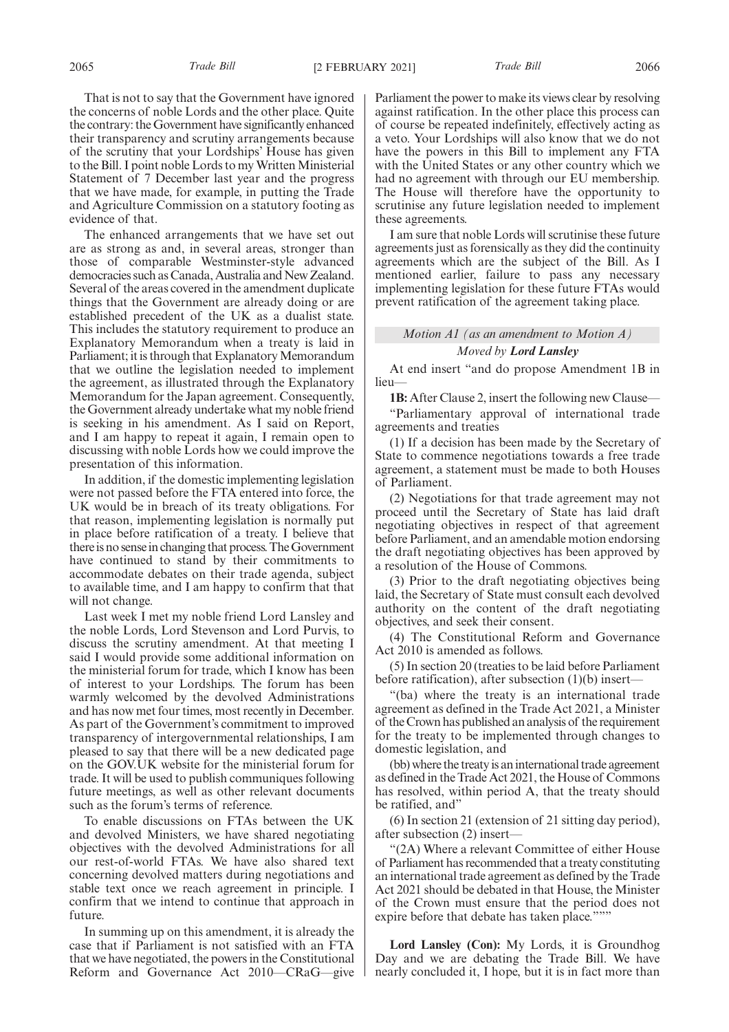That is not to say that the Government have ignored the concerns of noble Lords and the other place. Quite the contrary: the Government have significantly enhanced their transparency and scrutiny arrangements because of the scrutiny that your Lordships' House has given to the Bill. I point noble Lords to my Written Ministerial Statement of 7 December last year and the progress that we have made, for example, in putting the Trade and Agriculture Commission on a statutory footing as evidence of that.

The enhanced arrangements that we have set out are as strong as and, in several areas, stronger than those of comparable Westminster-style advanced democracies such as Canada, Australia and New Zealand. Several of the areas covered in the amendment duplicate things that the Government are already doing or are established precedent of the UK as a dualist state. This includes the statutory requirement to produce an Explanatory Memorandum when a treaty is laid in Parliament; it is through that Explanatory Memorandum that we outline the legislation needed to implement the agreement, as illustrated through the Explanatory Memorandum for the Japan agreement. Consequently, the Government already undertake what my noble friend is seeking in his amendment. As I said on Report, and I am happy to repeat it again, I remain open to discussing with noble Lords how we could improve the presentation of this information.

In addition, if the domestic implementing legislation were not passed before the FTA entered into force, the UK would be in breach of its treaty obligations. For that reason, implementing legislation is normally put in place before ratification of a treaty. I believe that there is no sense in changing that process. The Government have continued to stand by their commitments to accommodate debates on their trade agenda, subject to available time, and I am happy to confirm that that will not change.

Last week I met my noble friend Lord Lansley and the noble Lords, Lord Stevenson and Lord Purvis, to discuss the scrutiny amendment. At that meeting I said I would provide some additional information on the ministerial forum for trade, which I know has been of interest to your Lordships. The forum has been warmly welcomed by the devolved Administrations and has now met four times, most recently in December. As part of the Government's commitment to improved transparency of intergovernmental relationships, I am pleased to say that there will be a new dedicated page on the GOV.UK website for the ministerial forum for trade. It will be used to publish communiques following future meetings, as well as other relevant documents such as the forum's terms of reference.

To enable discussions on FTAs between the UK and devolved Ministers, we have shared negotiating objectives with the devolved Administrations for all our rest-of-world FTAs. We have also shared text concerning devolved matters during negotiations and stable text once we reach agreement in principle. I confirm that we intend to continue that approach in future.

In summing up on this amendment, it is already the case that if Parliament is not satisfied with an FTA that we have negotiated, the powers in the Constitutional Reform and Governance Act 2010—CRaG—give Parliament the power to make its views clear by resolving against ratification. In the other place this process can of course be repeated indefinitely, effectively acting as a veto. Your Lordships will also know that we do not have the powers in this Bill to implement any FTA with the United States or any other country which we had no agreement with through our EU membership. The House will therefore have the opportunity to scrutinise any future legislation needed to implement these agreements.

I am sure that noble Lords will scrutinise these future agreements just as forensically as they did the continuity agreements which are the subject of the Bill. As I mentioned earlier, failure to pass any necessary implementing legislation for these future FTAs would prevent ratification of the agreement taking place.

*Motion A1 (as an amendment to Motion A)*

*Moved by* ***Lord Lansley***

At end insert "and do propose Amendment 1B in lieu—

**1B:** After Clause 2, insert the following new Clause—

"Parliamentary approval of international trade agreements and treaties

(1) If a decision has been made by the Secretary of State to commence negotiations towards a free trade agreement, a statement must be made to both Houses of Parliament.

(2) Negotiations for that trade agreement may not proceed until the Secretary of State has laid draft negotiating objectives in respect of that agreement before Parliament, and an amendable motion endorsing the draft negotiating objectives has been approved by a resolution of the House of Commons.

(3) Prior to the draft negotiating objectives being laid, the Secretary of State must consult each devolved authority on the content of the draft negotiating objectives, and seek their consent.

(4) The Constitutional Reform and Governance Act 2010 is amended as follows.

(5) In section 20 (treaties to be laid before Parliament before ratification), after subsection (1)(b) insert—

"(ba) where the treaty is an international trade agreement as defined in the Trade Act 2021, a Minister of the Crown has published an analysis of the requirement for the treaty to be implemented through changes to domestic legislation, and

(bb) where the treaty is an international trade agreement as defined in the Trade Act 2021, the House of Commons has resolved, within period A, that the treaty should be ratified, and"

(6) In section 21 (extension of 21 sitting day period), after subsection (2) insert—

"(2A) Where a relevant Committee of either House of Parliament has recommended that a treaty constituting an international trade agreement as defined by the Trade Act 2021 should be debated in that House, the Minister of the Crown must ensure that the period does not expire before that debate has taken place."""

**Lord Lansley (Con):** My Lords, it is Groundhog Day and we are debating the Trade Bill. We have nearly concluded it, I hope, but it is in fact more than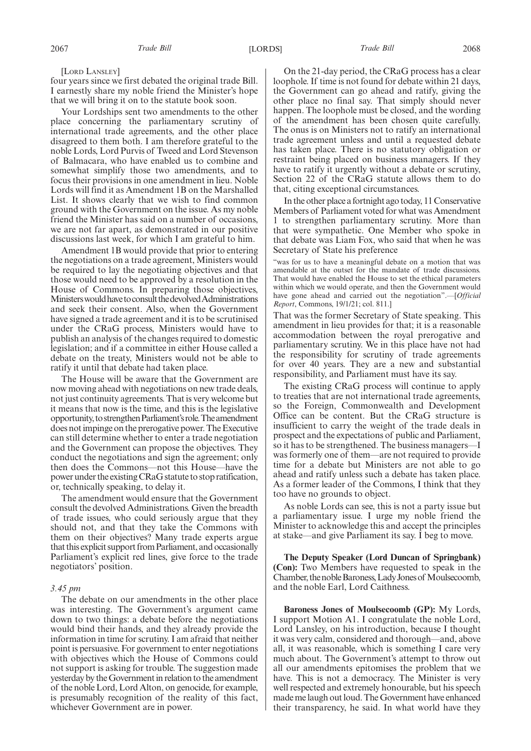[LORD LANSLEY]

four years since we first debated the original trade Bill. I earnestly share my noble friend the Minister's hope that we will bring it on to the statute book soon.

Your Lordships sent two amendments to the other place concerning the parliamentary scrutiny of international trade agreements, and the other place disagreed to them both. I am therefore grateful to the noble Lords, Lord Purvis of Tweed and Lord Stevenson of Balmacara, who have enabled us to combine and somewhat simplify those two amendments, and to focus their provisions in one amendment in lieu. Noble Lords will find it as Amendment 1B on the Marshalled List. It shows clearly that we wish to find common ground with the Government on the issue. As my noble friend the Minister has said on a number of occasions, we are not far apart, as demonstrated in our positive discussions last week, for which I am grateful to him.

Amendment 1B would provide that prior to entering the negotiations on a trade agreement, Ministers would be required to lay the negotiating objectives and that those would need to be approved by a resolution in the House of Commons. In preparing those objectives, Ministers would have to consult the devolved Administrations and seek their consent. Also, when the Government have signed a trade agreement and it is to be scrutinised under the CRaG process, Ministers would have to publish an analysis of the changes required to domestic legislation; and if a committee in either House called a debate on the treaty, Ministers would not be able to ratify it until that debate had taken place.

The House will be aware that the Government are now moving ahead with negotiations on new trade deals, not just continuity agreements. That is very welcome but it means that now is the time, and this is the legislative opportunity, to strengthen Parliament's role. The amendment does not impinge on the prerogative power. The Executive can still determine whether to enter a trade negotiation and the Government can propose the objectives. They conduct the negotiations and sign the agreement; only then does the Commons—not this House—have the power under the existing CRaG statute to stop ratification, or, technically speaking, to delay it.

The amendment would ensure that the Government consult the devolved Administrations. Given the breadth of trade issues, who could seriously argue that they should not, and that they take the Commons with them on their objectives? Many trade experts argue that this explicit support from Parliament, and occasionally Parliament's explicit red lines, give force to the trade negotiators' position.

*3.45 pm*

The debate on our amendments in the other place was interesting. The Government's argument came down to two things: a debate before the negotiations would bind their hands, and they already provide the information in time for scrutiny. I am afraid that neither point is persuasive. For government to enter negotiations with objectives which the House of Commons could not support is asking for trouble. The suggestion made yesterday by the Government in relation to the amendment of the noble Lord, Lord Alton, on genocide, for example, is presumably recognition of the reality of this fact, whichever Government are in power.

On the 21-day period, the CRaG process has a clear loophole. If time is not found for debate within 21 days, the Government can go ahead and ratify, giving the other place no final say. That simply should never happen. The loophole must be closed, and the wording of the amendment has been chosen quite carefully. The onus is on Ministers not to ratify an international trade agreement unless and until a requested debate has taken place. There is no statutory obligation or restraint being placed on business managers. If they have to ratify it urgently without a debate or scrutiny, Section 22 of the CRaG statute allows them to do that, citing exceptional circumstances.

In the other place a fortnight ago today, 11 Conservative Members of Parliament voted for what was Amendment 1 to strengthen parliamentary scrutiny. More than that were sympathetic. One Member who spoke in that debate was Liam Fox, who said that when he was Secretary of State his preference

"was for us to have a meaningful debate on a motion that was amendable at the outset for the mandate of trade discussions. That would have enabled the House to set the ethical parameters within which we would operate, and then the Government would have gone ahead and carried out the negotiation".—[*Official Report*, Commons, 19/1/21; col. 811.]

That was the former Secretary of State speaking. This amendment in lieu provides for that; it is a reasonable accommodation between the royal prerogative and parliamentary scrutiny. We in this place have not had the responsibility for scrutiny of trade agreements for over 40 years. They are a new and substantial responsibility, and Parliament must have its say.

The existing CRaG process will continue to apply to treaties that are not international trade agreements, so the Foreign, Commonwealth and Development Office can be content. But the CRaG structure is insufficient to carry the weight of the trade deals in prospect and the expectations of public and Parliament, so it has to be strengthened. The business managers—I was formerly one of them—are not required to provide time for a debate but Ministers are not able to go ahead and ratify unless such a debate has taken place. As a former leader of the Commons, I think that they too have no grounds to object.

As noble Lords can see, this is not a party issue but a parliamentary issue. I urge my noble friend the Minister to acknowledge this and accept the principles at stake—and give Parliament its say. I beg to move.

**The Deputy Speaker (Lord Duncan of Springbank) (Con):** Two Members have requested to speak in the Chamber, the noble Baroness, Lady Jones of Moulsecoomb, and the noble Earl, Lord Caithness.

**Baroness Jones of Moulsecoomb (GP):** My Lords, I support Motion A1. I congratulate the noble Lord, Lord Lansley, on his introduction, because I thought it was very calm, considered and thorough—and, above all, it was reasonable, which is something I care very much about. The Government's attempt to throw out all our amendments epitomises the problem that we have. This is not a democracy. The Minister is very well respected and extremely honourable, but his speech made me laugh out loud. The Government have enhanced their transparency, he said. In what world have they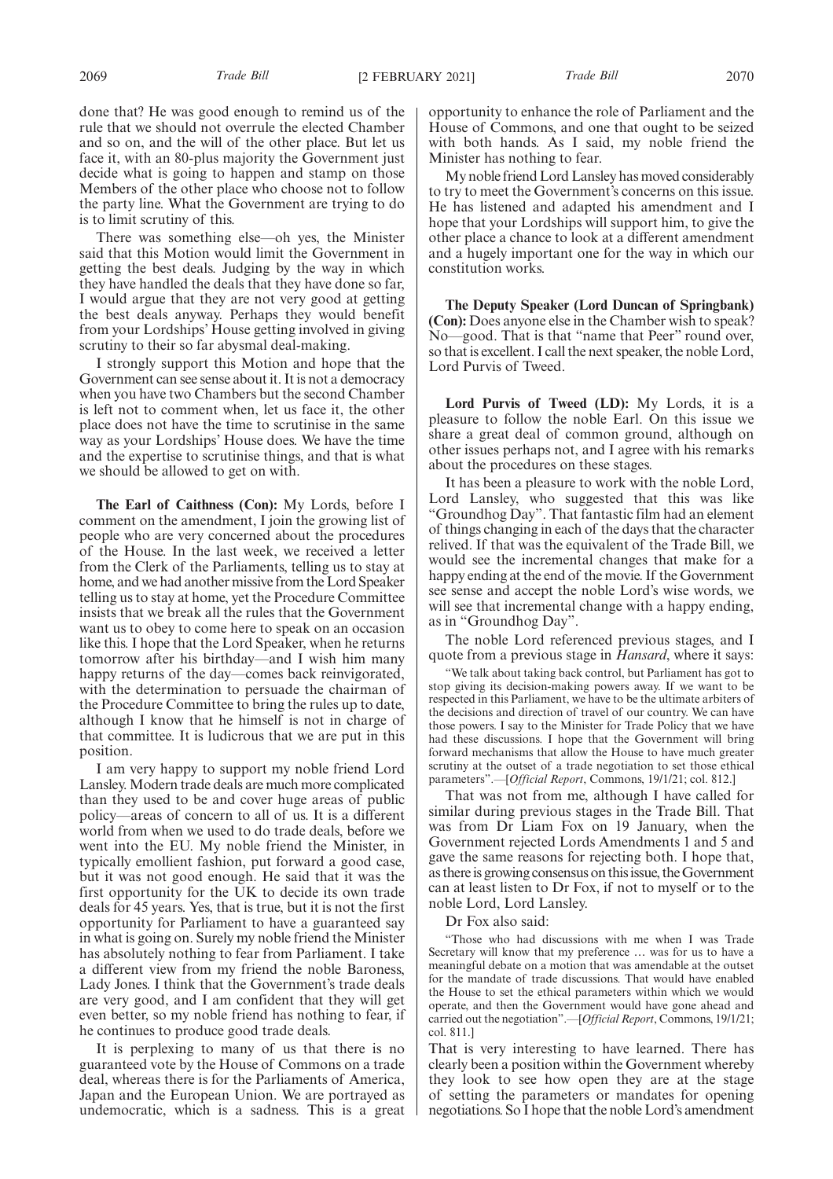done that? He was good enough to remind us of the rule that we should not overrule the elected Chamber and so on, and the will of the other place. But let us face it, with an 80-plus majority the Government just decide what is going to happen and stamp on those Members of the other place who choose not to follow the party line. What the Government are trying to do is to limit scrutiny of this.

There was something else—oh yes, the Minister said that this Motion would limit the Government in getting the best deals. Judging by the way in which they have handled the deals that they have done so far, I would argue that they are not very good at getting the best deals anyway. Perhaps they would benefit from your Lordships' House getting involved in giving scrutiny to their so far abysmal deal-making.

I strongly support this Motion and hope that the Government can see sense about it. It is not a democracy when you have two Chambers but the second Chamber is left not to comment when, let us face it, the other place does not have the time to scrutinise in the same way as your Lordships' House does. We have the time and the expertise to scrutinise things, and that is what we should be allowed to get on with.

**The Earl of Caithness (Con):** My Lords, before I comment on the amendment, I join the growing list of people who are very concerned about the procedures of the House. In the last week, we received a letter from the Clerk of the Parliaments, telling us to stay at home, and we had another missive from the Lord Speaker telling us to stay at home, yet the Procedure Committee insists that we break all the rules that the Government want us to obey to come here to speak on an occasion like this. I hope that the Lord Speaker, when he returns tomorrow after his birthday—and I wish him many happy returns of the day—comes back reinvigorated, with the determination to persuade the chairman of the Procedure Committee to bring the rules up to date, although I know that he himself is not in charge of that committee. It is ludicrous that we are put in this position.

I am very happy to support my noble friend Lord Lansley. Modern trade deals are much more complicated than they used to be and cover huge areas of public policy—areas of concern to all of us. It is a different world from when we used to do trade deals, before we went into the EU. My noble friend the Minister, in typically emollient fashion, put forward a good case, but it was not good enough. He said that it was the first opportunity for the UK to decide its own trade deals for 45 years. Yes, that is true, but it is not the first opportunity for Parliament to have a guaranteed say in what is going on. Surely my noble friend the Minister has absolutely nothing to fear from Parliament. I take a different view from my friend the noble Baroness, Lady Jones. I think that the Government's trade deals are very good, and I am confident that they will get even better, so my noble friend has nothing to fear, if he continues to produce good trade deals.

It is perplexing to many of us that there is no guaranteed vote by the House of Commons on a trade deal, whereas there is for the Parliaments of America, Japan and the European Union. We are portrayed as undemocratic, which is a sadness. This is a great opportunity to enhance the role of Parliament and the House of Commons, and one that ought to be seized with both hands. As I said, my noble friend the Minister has nothing to fear.

My noble friend Lord Lansley has moved considerably to try to meet the Government's concerns on this issue. He has listened and adapted his amendment and I hope that your Lordships will support him, to give the other place a chance to look at a different amendment and a hugely important one for the way in which our constitution works.

**The Deputy Speaker (Lord Duncan of Springbank) (Con):** Does anyone else in the Chamber wish to speak? No—good. That is that "name that Peer" round over, so that is excellent. I call the next speaker, the noble Lord, Lord Purvis of Tweed.

**Lord Purvis of Tweed (LD):** My Lords, it is a pleasure to follow the noble Earl. On this issue we share a great deal of common ground, although on other issues perhaps not, and I agree with his remarks about the procedures on these stages.

It has been a pleasure to work with the noble Lord, Lord Lansley, who suggested that this was like "Groundhog Day". That fantastic film had an element of things changing in each of the days that the character relived. If that was the equivalent of the Trade Bill, we would see the incremental changes that make for a happy ending at the end of the movie. If the Government see sense and accept the noble Lord's wise words, we will see that incremental change with a happy ending, as in "Groundhog Day".

The noble Lord referenced previous stages, and I quote from a previous stage in *Hansard*, where it says:

> "We talk about taking back control, but Parliament has got to stop giving its decision-making powers away. If we want to be respected in this Parliament, we have to be the ultimate arbiters of the decisions and direction of travel of our country. We can have those powers. I say to the Minister for Trade Policy that we have had these discussions. I hope that the Government will bring forward mechanisms that allow the House to have much greater scrutiny at the outset of a trade negotiation to set those ethical parameters".—[*Official Report*, Commons, 19/1/21; col. 812.]

That was not from me, although I have called for similar during previous stages in the Trade Bill. That was from Dr Liam Fox on 19 January, when the Government rejected Lords Amendments 1 and 5 and gave the same reasons for rejecting both. I hope that, as there is growing consensus on this issue, the Government can at least listen to Dr Fox, if not to myself or to the noble Lord, Lord Lansley.

Dr Fox also said:

> "Those who had discussions with me when I was Trade Secretary will know that my preference … was for us to have a meaningful debate on a motion that was amendable at the outset for the mandate of trade discussions. That would have enabled the House to set the ethical parameters within which we would operate, and then the Government would have gone ahead and carried out the negotiation".—[*Official Report*, Commons, 19/1/21; col. 811.]

That is very interesting to have learned. There has clearly been a position within the Government whereby they look to see how open they are at the stage of setting the parameters or mandates for opening negotiations. So I hope that the noble Lord's amendment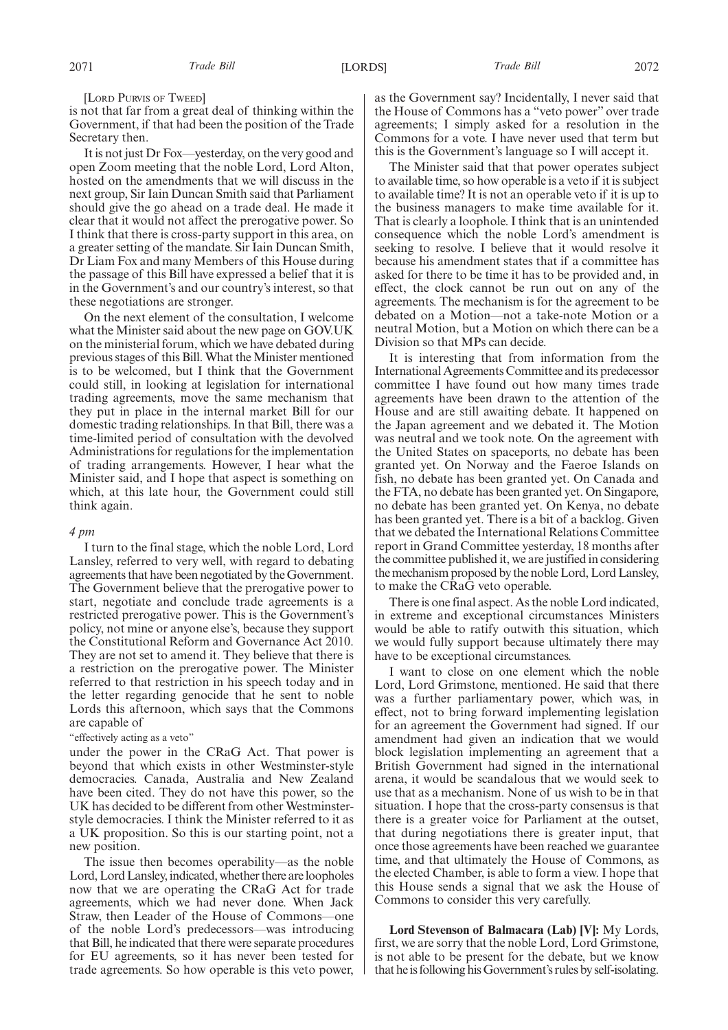[LORD PURVIS OF TWEED]

is not that far from a great deal of thinking within the Government, if that had been the position of the Trade Secretary then.

It is not just Dr Fox—yesterday, on the very good and open Zoom meeting that the noble Lord, Lord Alton, hosted on the amendments that we will discuss in the next group, Sir Iain Duncan Smith said that Parliament should give the go ahead on a trade deal. He made it clear that it would not affect the prerogative power. So I think that there is cross-party support in this area, on a greater setting of the mandate. Sir Iain Duncan Smith, Dr Liam Fox and many Members of this House during the passage of this Bill have expressed a belief that it is in the Government's and our country's interest, so that these negotiations are stronger.

On the next element of the consultation, I welcome what the Minister said about the new page on GOV.UK on the ministerial forum, which we have debated during previous stages of this Bill. What the Minister mentioned is to be welcomed, but I think that the Government could still, in looking at legislation for international trading agreements, move the same mechanism that they put in place in the internal market Bill for our domestic trading relationships. In that Bill, there was a time-limited period of consultation with the devolved Administrations for regulations for the implementation of trading arrangements. However, I hear what the Minister said, and I hope that aspect is something on which, at this late hour, the Government could still think again.

*4 pm*

I turn to the final stage, which the noble Lord, Lord Lansley, referred to very well, with regard to debating agreements that have been negotiated by the Government. The Government believe that the prerogative power to start, negotiate and conclude trade agreements is a restricted prerogative power. This is the Government's policy, not mine or anyone else's, because they support the Constitutional Reform and Governance Act 2010. They are not set to amend it. They believe that there is a restriction on the prerogative power. The Minister referred to that restriction in his speech today and in the letter regarding genocide that he sent to noble Lords this afternoon, which says that the Commons are capable of

"effectively acting as a veto"

under the power in the CRaG Act. That power is beyond that which exists in other Westminster-style democracies. Canada, Australia and New Zealand have been cited. They do not have this power, so the UK has decided to be different from other Westminster-style democracies. I think the Minister referred to it as a UK proposition. So this is our starting point, not a new position.

The issue then becomes operability—as the noble Lord, Lord Lansley, indicated, whether there are loopholes now that we are operating the CRaG Act for trade agreements, which we had never done. When Jack Straw, then Leader of the House of Commons—one of the noble Lord's predecessors—was introducing that Bill, he indicated that there were separate procedures for EU agreements, so it has never been tested for trade agreements. So how operable is this veto power, as the Government say? Incidentally, I never said that the House of Commons has a "veto power" over trade agreements; I simply asked for a resolution in the Commons for a vote. I have never used that term but this is the Government's language so I will accept it.

The Minister said that that power operates subject to available time, so how operable is a veto if it is subject to available time? It is not an operable veto if it is up to the business managers to make time available for it. That is clearly a loophole. I think that is an unintended consequence which the noble Lord's amendment is seeking to resolve. I believe that it would resolve it because his amendment states that if a committee has asked for there to be time it has to be provided and, in effect, the clock cannot be run out on any of the agreements. The mechanism is for the agreement to be debated on a Motion—not a take-note Motion or a neutral Motion, but a Motion on which there can be a Division so that MPs can decide.

It is interesting that from information from the International Agreements Committee and its predecessor committee I have found out how many times trade agreements have been drawn to the attention of the House and are still awaiting debate. It happened on the Japan agreement and we debated it. The Motion was neutral and we took note. On the agreement with the United States on spaceports, no debate has been granted yet. On Norway and the Faeroe Islands on fish, no debate has been granted yet. On Canada and the FTA, no debate has been granted yet. On Singapore, no debate has been granted yet. On Kenya, no debate has been granted yet. There is a bit of a backlog. Given that we debated the International Relations Committee report in Grand Committee yesterday, 18 months after the committee published it, we are justified in considering the mechanism proposed by the noble Lord, Lord Lansley, to make the CRaG veto operable.

There is one final aspect. As the noble Lord indicated, in extreme and exceptional circumstances Ministers would be able to ratify outwith this situation, which we would fully support because ultimately there may have to be exceptional circumstances.

I want to close on one element which the noble Lord, Lord Grimstone, mentioned. He said that there was a further parliamentary power, which was, in effect, not to bring forward implementing legislation for an agreement the Government had signed. If our amendment had given an indication that we would block legislation implementing an agreement that a British Government had signed in the international arena, it would be scandalous that we would seek to use that as a mechanism. None of us wish to be in that situation. I hope that the cross-party consensus is that there is a greater voice for Parliament at the outset, that during negotiations there is greater input, that once those agreements have been reached we guarantee time, and that ultimately the House of Commons, as the elected Chamber, is able to form a view. I hope that this House sends a signal that we ask the House of Commons to consider this very carefully.

**Lord Stevenson of Balmacara (Lab) [V]:** My Lords, first, we are sorry that the noble Lord, Lord Grimstone, is not able to be present for the debate, but we know that he is following his Government's rules by self-isolating.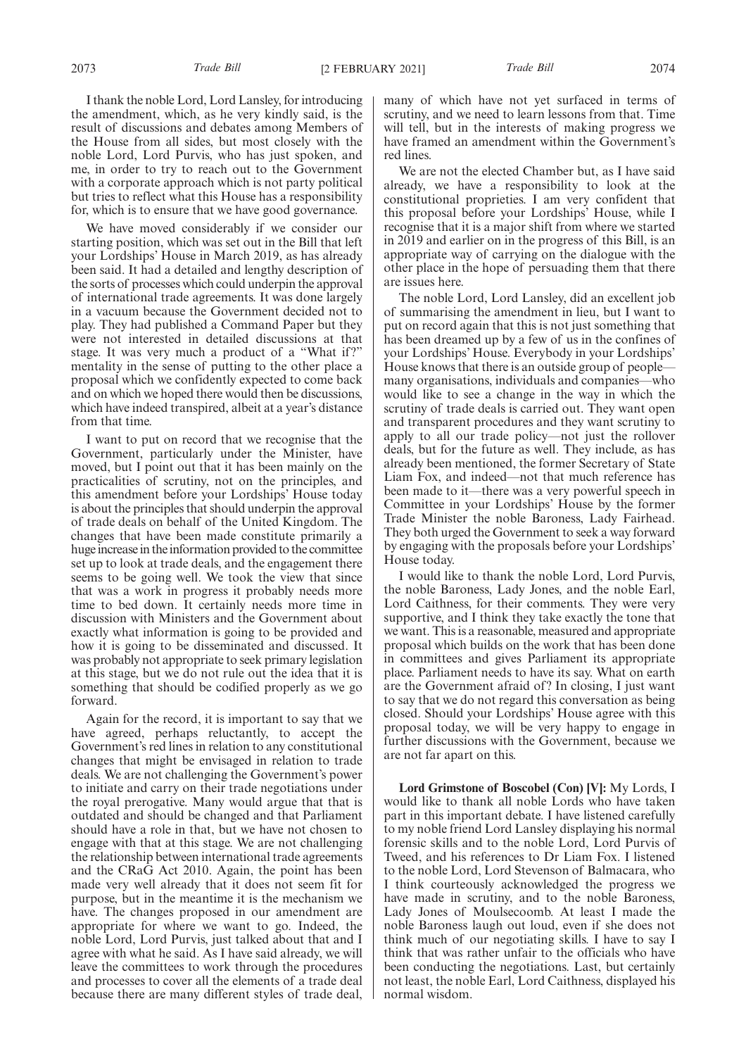I thank the noble Lord, Lord Lansley, for introducing the amendment, which, as he very kindly said, is the result of discussions and debates among Members of the House from all sides, but most closely with the noble Lord, Lord Purvis, who has just spoken, and me, in order to try to reach out to the Government with a corporate approach which is not party political but tries to reflect what this House has a responsibility for, which is to ensure that we have good governance.

We have moved considerably if we consider our starting position, which was set out in the Bill that left your Lordships' House in March 2019, as has already been said. It had a detailed and lengthy description of the sorts of processes which could underpin the approval of international trade agreements. It was done largely in a vacuum because the Government decided not to play. They had published a Command Paper but they were not interested in detailed discussions at that stage. It was very much a product of a "What if?" mentality in the sense of putting to the other place a proposal which we confidently expected to come back and on which we hoped there would then be discussions, which have indeed transpired, albeit at a year's distance from that time.

I want to put on record that we recognise that the Government, particularly under the Minister, have moved, but I point out that it has been mainly on the practicalities of scrutiny, not on the principles, and this amendment before your Lordships' House today is about the principles that should underpin the approval of trade deals on behalf of the United Kingdom. The changes that have been made constitute primarily a huge increase in the information provided to the committee set up to look at trade deals, and the engagement there seems to be going well. We took the view that since that was a work in progress it probably needs more time to bed down. It certainly needs more time in discussion with Ministers and the Government about exactly what information is going to be provided and how it is going to be disseminated and discussed. It was probably not appropriate to seek primary legislation at this stage, but we do not rule out the idea that it is something that should be codified properly as we go forward.

Again for the record, it is important to say that we have agreed, perhaps reluctantly, to accept the Government's red lines in relation to any constitutional changes that might be envisaged in relation to trade deals. We are not challenging the Government's power to initiate and carry on their trade negotiations under the royal prerogative. Many would argue that that is outdated and should be changed and that Parliament should have a role in that, but we have not chosen to engage with that at this stage. We are not challenging the relationship between international trade agreements and the CRaG Act 2010. Again, the point has been made very well already that it does not seem fit for purpose, but in the meantime it is the mechanism we have. The changes proposed in our amendment are appropriate for where we want to go. Indeed, the noble Lord, Lord Purvis, just talked about that and I agree with what he said. As I have said already, we will leave the committees to work through the procedures and processes to cover all the elements of a trade deal because there are many different styles of trade deal, many of which have not yet surfaced in terms of scrutiny, and we need to learn lessons from that. Time will tell, but in the interests of making progress we have framed an amendment within the Government's red lines.

We are not the elected Chamber but, as I have said already, we have a responsibility to look at the constitutional proprieties. I am very confident that this proposal before your Lordships' House, while I recognise that it is a major shift from where we started in 2019 and earlier on in the progress of this Bill, is an appropriate way of carrying on the dialogue with the other place in the hope of persuading them that there are issues here.

The noble Lord, Lord Lansley, did an excellent job of summarising the amendment in lieu, but I want to put on record again that this is not just something that has been dreamed up by a few of us in the confines of your Lordships' House. Everybody in your Lordships' House knows that there is an outside group of people—many organisations, individuals and companies—who would like to see a change in the way in which the scrutiny of trade deals is carried out. They want open and transparent procedures and they want scrutiny to apply to all our trade policy—not just the rollover deals, but for the future as well. They include, as has already been mentioned, the former Secretary of State Liam Fox, and indeed—not that much reference has been made to it—there was a very powerful speech in Committee in your Lordships' House by the former Trade Minister the noble Baroness, Lady Fairhead. They both urged the Government to seek a way forward by engaging with the proposals before your Lordships' House today.

I would like to thank the noble Lord, Lord Purvis, the noble Baroness, Lady Jones, and the noble Earl, Lord Caithness, for their comments. They were very supportive, and I think they take exactly the tone that we want. This is a reasonable, measured and appropriate proposal which builds on the work that has been done in committees and gives Parliament its appropriate place. Parliament needs to have its say. What on earth are the Government afraid of? In closing, I just want to say that we do not regard this conversation as being closed. Should your Lordships' House agree with this proposal today, we will be very happy to engage in further discussions with the Government, because we are not far apart on this.

**Lord Grimstone of Boscobel (Con) [V]:** My Lords, I would like to thank all noble Lords who have taken part in this important debate. I have listened carefully to my noble friend Lord Lansley displaying his normal forensic skills and to the noble Lord, Lord Purvis of Tweed, and his references to Dr Liam Fox. I listened to the noble Lord, Lord Stevenson of Balmacara, who I think courteously acknowledged the progress we have made in scrutiny, and to the noble Baroness, Lady Jones of Moulsecoomb. At least I made the noble Baroness laugh out loud, even if she does not think much of our negotiating skills. I have to say I think that was rather unfair to the officials who have been conducting the negotiations. Last, but certainly not least, the noble Earl, Lord Caithness, displayed his normal wisdom.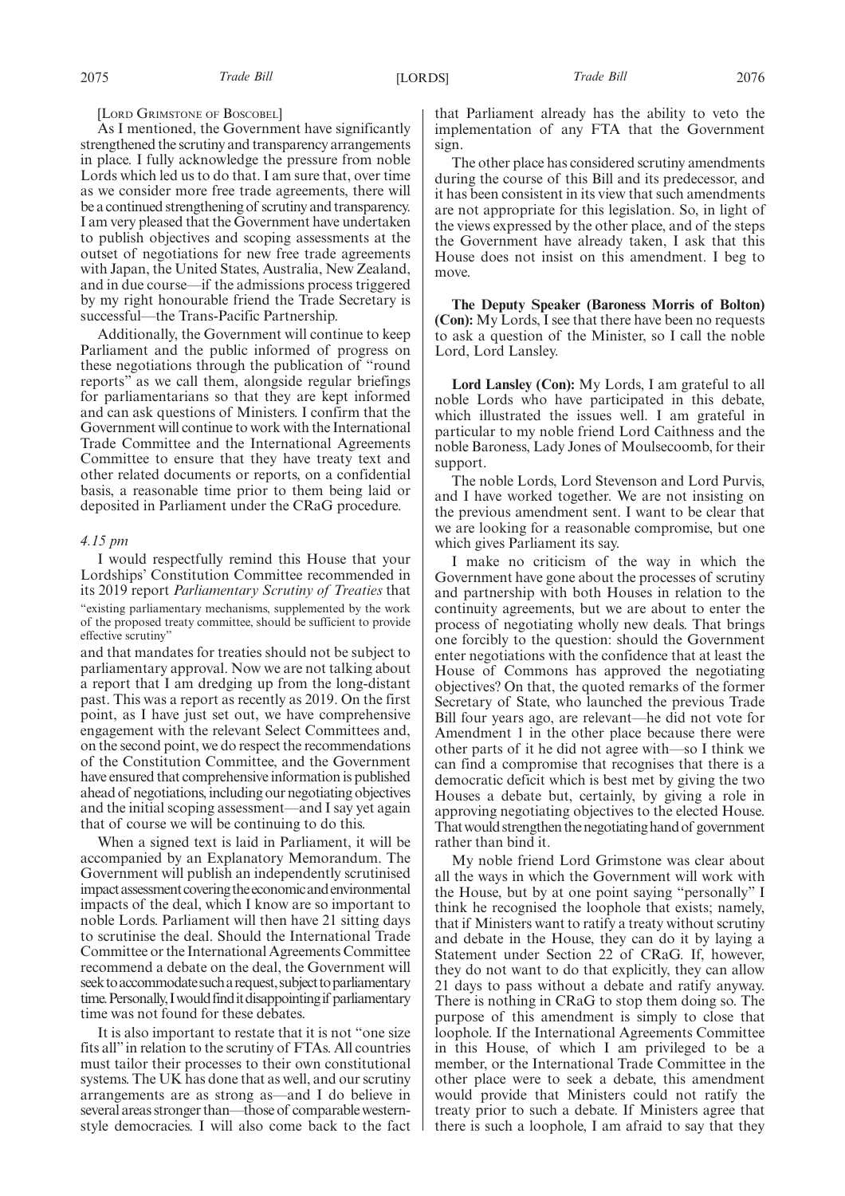[Lord Grimstone of Boscobel]

As I mentioned, the Government have significantly strengthened the scrutiny and transparency arrangements in place. I fully acknowledge the pressure from noble Lords which led us to do that. I am sure that, over time as we consider more free trade agreements, there will be a continued strengthening of scrutiny and transparency. I am very pleased that the Government have undertaken to publish objectives and scoping assessments at the outset of negotiations for new free trade agreements with Japan, the United States, Australia, New Zealand, and in due course—if the admissions process triggered by my right honourable friend the Trade Secretary is successful—the Trans-Pacific Partnership.

Additionally, the Government will continue to keep Parliament and the public informed of progress on these negotiations through the publication of "round reports" as we call them, alongside regular briefings for parliamentarians so that they are kept informed and can ask questions of Ministers. I confirm that the Government will continue to work with the International Trade Committee and the International Agreements Committee to ensure that they have treaty text and other related documents or reports, on a confidential basis, a reasonable time prior to them being laid or deposited in Parliament under the CRaG procedure.

*4.15 pm*

I would respectfully remind this House that your Lordships' Constitution Committee recommended in its 2019 report *Parliamentary Scrutiny of Treaties* that

"existing parliamentary mechanisms, supplemented by the work of the proposed treaty committee, should be sufficient to provide effective scrutiny"

and that mandates for treaties should not be subject to parliamentary approval. Now we are not talking about a report that I am dredging up from the long-distant past. This was a report as recently as 2019. On the first point, as I have just set out, we have comprehensive engagement with the relevant Select Committees and, on the second point, we do respect the recommendations of the Constitution Committee, and the Government have ensured that comprehensive information is published ahead of negotiations, including our negotiating objectives and the initial scoping assessment—and I say yet again that of course we will be continuing to do this.

When a signed text is laid in Parliament, it will be accompanied by an Explanatory Memorandum. The Government will publish an independently scrutinised impact assessment covering the economic and environmental impacts of the deal, which I know are so important to noble Lords. Parliament will then have 21 sitting days to scrutinise the deal. Should the International Trade Committee or the International Agreements Committee recommend a debate on the deal, the Government will seek to accommodate such a request, subject to parliamentary time. Personally, I would find it disappointing if parliamentary time was not found for these debates.

It is also important to restate that it is not "one size fits all" in relation to the scrutiny of FTAs. All countries must tailor their processes to their own constitutional systems. The UK has done that as well, and our scrutiny arrangements are as strong as—and I do believe in several areas stronger than—those of comparable western-style democracies. I will also come back to the fact that Parliament already has the ability to veto the implementation of any FTA that the Government sign.

The other place has considered scrutiny amendments during the course of this Bill and its predecessor, and it has been consistent in its view that such amendments are not appropriate for this legislation. So, in light of the views expressed by the other place, and of the steps the Government have already taken, I ask that this House does not insist on this amendment. I beg to move.

**The Deputy Speaker (Baroness Morris of Bolton) (Con):** My Lords, I see that there have been no requests to ask a question of the Minister, so I call the noble Lord, Lord Lansley.

**Lord Lansley (Con):** My Lords, I am grateful to all noble Lords who have participated in this debate, which illustrated the issues well. I am grateful in particular to my noble friend Lord Caithness and the noble Baroness, Lady Jones of Moulsecoomb, for their support.

The noble Lords, Lord Stevenson and Lord Purvis, and I have worked together. We are not insisting on the previous amendment sent. I want to be clear that we are looking for a reasonable compromise, but one which gives Parliament its say.

I make no criticism of the way in which the Government have gone about the processes of scrutiny and partnership with both Houses in relation to the continuity agreements, but we are about to enter the process of negotiating wholly new deals. That brings one forcibly to the question: should the Government enter negotiations with the confidence that at least the House of Commons has approved the negotiating objectives? On that, the quoted remarks of the former Secretary of State, who launched the previous Trade Bill four years ago, are relevant—he did not vote for Amendment 1 in the other place because there were other parts of it he did not agree with—so I think we can find a compromise that recognises that there is a democratic deficit which is best met by giving the two Houses a debate but, certainly, by giving a role in approving negotiating objectives to the elected House. That would strengthen the negotiating hand of government rather than bind it.

My noble friend Lord Grimstone was clear about all the ways in which the Government will work with the House, but by at one point saying "personally" I think he recognised the loophole that exists; namely, that if Ministers want to ratify a treaty without scrutiny and debate in the House, they can do it by laying a Statement under Section 22 of CRaG. If, however, they do not want to do that explicitly, they can allow 21 days to pass without a debate and ratify anyway. There is nothing in CRaG to stop them doing so. The purpose of this amendment is simply to close that loophole. If the International Agreements Committee in this House, of which I am privileged to be a member, or the International Trade Committee in the other place were to seek a debate, this amendment would provide that Ministers could not ratify the treaty prior to such a debate. If Ministers agree that there is such a loophole, I am afraid to say that they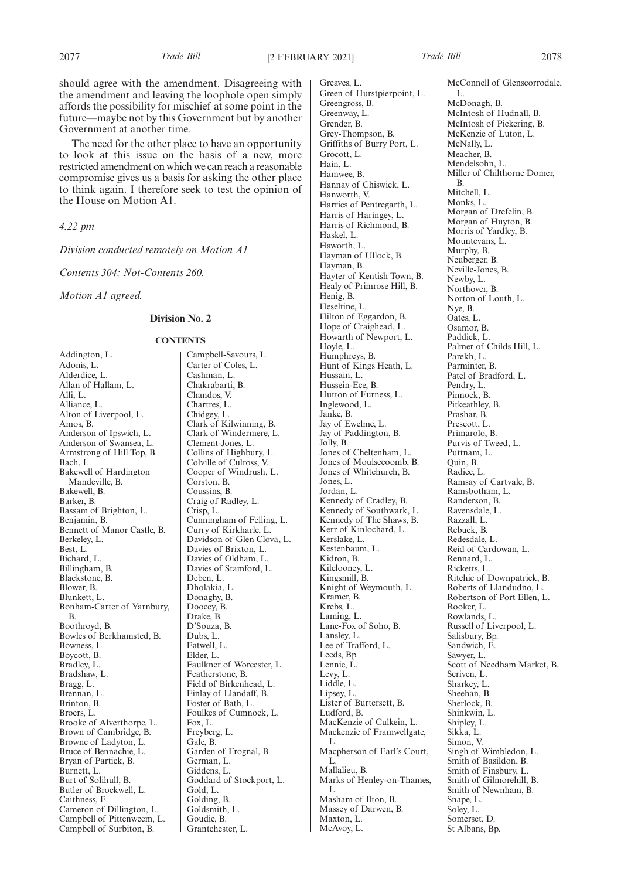should agree with the amendment. Disagreeing with the amendment and leaving the loophole open simply affords the possibility for mischief at some point in the future—maybe not by this Government but by another Government at another time.

The need for the other place to have an opportunity to look at this issue on the basis of a new, more restricted amendment on which we can reach a reasonable compromise gives us a basis for asking the other place to think again. I therefore seek to test the opinion of the House on Motion A1.

*4.22 pm*

*Division conducted remotely on Motion A1*

*Contents 304; Not-Contents 260.*

*Motion A1 agreed.*

## Division No. 2

### CONTENTS

Addington, L.
Adonis, L.
Alderdice, L.
Allan of Hallam, L.
Alli, L.
Alliance, L.
Alton of Liverpool, L.
Amos, B.
Anderson of Ipswich, L.
Anderson of Swansea, L.
Armstrong of Hill Top, B.
Bach, L.
Bakewell of Hardington Mandeville, B.
Bakewell, B.
Barker, B.
Bassam of Brighton, L.
Benjamin, B.
Bennett of Manor Castle, B.
Berkeley, L.
Best, L.
Bichard, L.
Billingham, B.
Blackstone, B.
Blower, B.
Blunkett, L.
Bonham-Carter of Yarnbury, B.
Boothroyd, B.
Bowles of Berkhamsted, B.
Bowness, L.
Boycott, B.
Bradley, L.
Bradshaw, L.
Bragg, L.
Brennan, L.
Brinton, B.
Broers, L.
Brooke of Alverthorpe, L.
Brown of Cambridge, B.
Browne of Ladyton, L.
Bruce of Bennachie, L.
Bryan of Partick, B.
Burnett, L.
Burt of Solihull, B.
Butler of Brockwell, L.
Caithness, E.
Cameron of Dillington, L.
Campbell of Pittenweem, L.
Campbell of Surbiton, B.
Campbell-Savours, L.
Carter of Coles, L.
Cashman, L.
Chakrabarti, B.
Chandos, V.
Chartres, L.
Chidgey, L.
Clark of Kilwinning, B.
Clark of Windermere, L.
Clement-Jones, L.
Collins of Highbury, L.
Colville of Culross, V.
Cooper of Windrush, L.
Corston, B.
Coussins, B.
Craig of Radley, L.
Crisp, L.
Cunningham of Felling, L.
Curry of Kirkharle, L.
Davidson of Glen Clova, L.
Davies of Brixton, L.
Davies of Oldham, L.
Davies of Stamford, L.
Deben, L.
Dholakia, L.
Donaghy, B.
Doocey, B.
Drake, B.
D'Souza, B.
Dubs, L.
Eatwell, L.
Elder, L.
Faulkner of Worcester, L.
Featherstone, B.
Field of Birkenhead, L.
Finlay of Llandaff, B.
Foster of Bath, L.
Foulkes of Cumnock, L.
Fox, L.
Freyberg, L.
Gale, B.
Garden of Frognal, B.
German, L.
Giddens, L.
Goddard of Stockport, L.
Gold, L.
Golding, B.
Goldsmith, L.
Goudie, B.
Grantchester, L.
Greaves, L.
Green of Hurstpierpoint, L.
Greengross, B.
Greenway, L.
Grender, B.
Grey-Thompson, B.
Griffiths of Burry Port, L.
Grocott, L.
Hain, L.
Hamwee, B.
Hannay of Chiswick, L.
Hanworth, V.
Harries of Pentregarth, L.
Harris of Haringey, L.
Harris of Richmond, B.
Haskel, L.
Haworth, L.
Hayman of Ullock, B.
Hayman, B.
Hayter of Kentish Town, B.
Healy of Primrose Hill, B.
Henig, B.
Heseltine, L.
Hilton of Eggardon, B.
Hope of Craighead, L.
Howarth of Newport, L.
Hoyle, L.
Humphreys, B.
Hunt of Kings Heath, L.
Hussain, L.
Hussein-Ece, B.
Hutton of Furness, L.
Inglewood, L.
Janke, B.
Jay of Ewelme, L.
Jay of Paddington, B.
Jolly, B.
Jones of Cheltenham, L.
Jones of Moulsecoomb, B.
Jones of Whitchurch, B.
Jones, L.
Jordan, L.
Kennedy of Cradley, B.
Kennedy of Southwark, L.
Kennedy of The Shaws, B.
Kerr of Kinlochard, L.
Kerslake, L.
Kestenbaum, L.
Kidron, B.
Kilclooney, L.
Kingsmill, B.
Knight of Weymouth, L.
Kramer, B.
Krebs, L.
Laming, L.
Lane-Fox of Soho, B.
Lansley, L.
Lee of Trafford, L.
Leeds, Bp.
Lennie, L.
Levy, L.
Liddle, L.
Lipsey, L.
Lister of Burtersett, B.
Ludford, B.
MacKenzie of Culkein, L.
Mackenzie of Framwellgate, L.
Macpherson of Earl's Court, L.
Mallalieu, B.
Marks of Henley-on-Thames, L.
Masham of Ilton, B.
Massey of Darwen, B.
Maxton, L.
McAvoy, L.
McConnell of Glenscorrodale, L.
McDonagh, B.
McIntosh of Hudnall, B.
McIntosh of Pickering, B.
McKenzie of Luton, L.
McNally, L.
Meacher, B.
Mendelsohn, L.
Miller of Chilthorne Domer, B.
Mitchell, L.
Monks, L.
Morgan of Drefelin, B.
Morgan of Huyton, B.
Morris of Yardley, B.
Mountevans, L.
Murphy, B.
Neuberger, B.
Neville-Jones, B.
Newby, L.
Northover, B.
Norton of Louth, L.
Nye, B.
Oates, L.
Osamor, B.
Paddick, L.
Palmer of Childs Hill, L.
Parekh, L.
Parminter, B.
Patel of Bradford, L.
Pendry, L.
Pinnock, B.
Pitkeathley, B.
Prashar, B.
Prescott, L.
Primarolo, B.
Purvis of Tweed, L.
Puttnam, L.
Quin, B.
Radice, L.
Ramsay of Cartvale, B.
Ramsbotham, L.
Randerson, B.
Ravensdale, L.
Razzall, L.
Rebuck, B.
Redesdale, L.
Reid of Cardowan, L.
Rennard, L.
Ricketts, L.
Ritchie of Downpatrick, B.
Roberts of Llandudno, L.
Robertson of Port Ellen, L.
Rooker, L.
Rowlands, L.
Russell of Liverpool, L.
Salisbury, Bp.
Sandwich, E.
Sawyer, L.
Scott of Needham Market, B.
Scriven, L.
Sharkey, L.
Sheehan, B.
Sherlock, B.
Shinkwin, L.
Shipley, L.
Sikka, L.
Simon, V.
Singh of Wimbledon, L.
Smith of Basildon, B.
Smith of Finsbury, L.
Smith of Gilmorehill, B.
Smith of Newnham, B.
Snape, L.
Soley, L.
Somerset, D.
St Albans, Bp.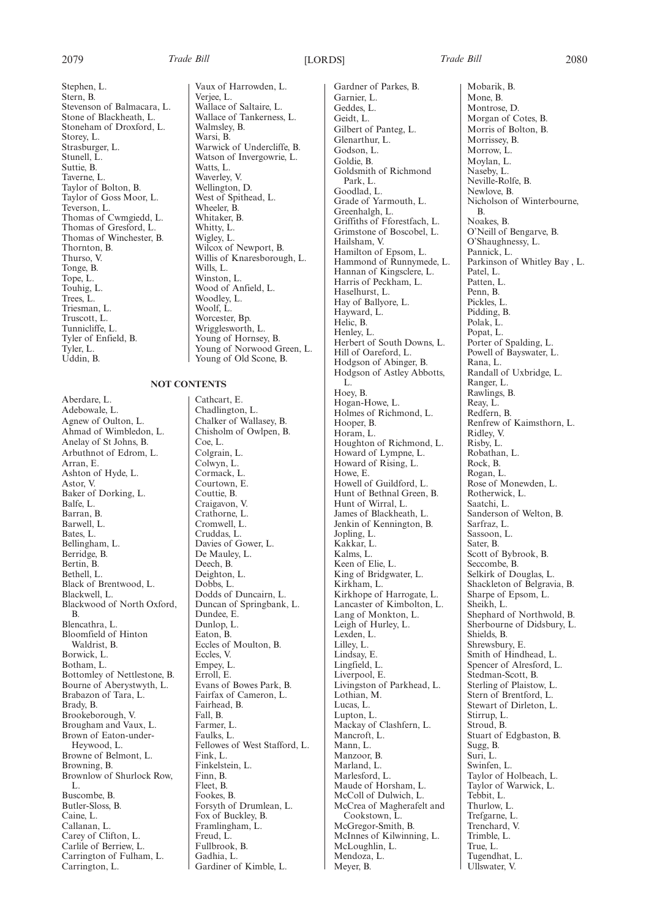Stephen, L.
Stern, B.
Stevenson of Balmacara, L.
Stone of Blackheath, L.
Stoneham of Droxford, L.
Storey, L.
Strasburger, L.
Stunell, L.
Suttie, B.
Taverne, L.
Taylor of Bolton, B.
Taylor of Goss Moor, L.
Teverson, L.
Thomas of Cwmgiedd, L.
Thomas of Gresford, L.
Thomas of Winchester, B.
Thornton, B.
Thurso, V.
Tonge, B.
Tope, L.
Touhig, L.
Trees, L.
Triesman, L.
Truscott, L.
Tunnicliffe, L.
Tyler of Enfield, B.
Tyler, L.
Uddin, B.
Vaux of Harrowden, L.
Verjee, L.
Wallace of Saltaire, L.
Wallace of Tankerness, L.
Walmsley, B.
Warsi, B.
Warwick of Undercliffe, B.
Watson of Invergowrie, L.
Watts, L.
Waverley, V.
Wellington, D.
West of Spithead, L.
Wheeler, B.
Whitaker, B.
Whitty, L.
Wigley, L.
Wilcox of Newport, B.
Willis of Knaresborough, L.
Wills, L.
Winston, L.
Wood of Anfield, L.
Woodley, L.
Woolf, L.
Worcester, Bp.
Wrigglesworth, L.
Young of Hornsey, B.
Young of Norwood Green, L.
Young of Old Scone, B.

## NOT CONTENTS

Aberdare, L.
Adebowale, L.
Agnew of Oulton, L.
Ahmad of Wimbledon, L.
Anelay of St Johns, B.
Arbuthnot of Edrom, L.
Arran, E.
Ashton of Hyde, L.
Astor, V.
Baker of Dorking, L.
Balfe, L.
Barran, B.
Barwell, L.
Bates, L.
Bellingham, L.
Berridge, B.
Bertin, B.
Bethell, L.
Black of Brentwood, L.
Blackwell, L.
Blackwood of North Oxford, B.
Blencathra, L.
Bloomfield of Hinton Waldrist, B.
Borwick, L.
Botham, L.
Bottomley of Nettlestone, B.
Bourne of Aberystwyth, L.
Brabazon of Tara, L.
Brady, B.
Brookeborough, V.
Brougham and Vaux, L.
Brown of Eaton-under-Heywood, L.
Browne of Belmont, L.
Browning, B.
Brownlow of Shurlock Row, L.
Buscombe, B.
Butler-Sloss, B.
Caine, L.
Callanan, L.
Carey of Clifton, L.
Carlile of Berriew, L.
Carrington of Fulham, L.
Carrington, L.
Cathcart, E.
Chadlington, L.
Chalker of Wallasey, B.
Chisholm of Owlpen, B.
Coe, L.
Colgrain, L.
Colwyn, L.
Cormack, L.
Courtown, E.
Couttie, B.
Craigavon, V.
Crathorne, L.
Cromwell, L.
Cruddas, L.
Davies of Gower, L.
De Mauley, L.
Deech, B.
Deighton, L.
Dobbs, L.
Dodds of Duncairn, L.
Duncan of Springbank, L.
Dundee, E.
Dunlop, L.
Eaton, B.
Eccles of Moulton, B.
Eccles, V.
Empey, L.
Erroll, E.
Evans of Bowes Park, B.
Fairfax of Cameron, L.
Fairhead, B.
Fall, B.
Farmer, L.
Faulks, L.
Fellowes of West Stafford, L.
Fink, L.
Finkelstein, L.
Finn, B.
Fleet, B.
Fookes, B.
Forsyth of Drumlean, L.
Fox of Buckley, B.
Framlingham, L.
Freud, L.
Fullbrook, B.
Gadhia, L.
Gardiner of Kimble, L.
Gardner of Parkes, B.
Garnier, L.
Geddes, L.
Geidt, L.
Gilbert of Panteg, L.
Glenarthur, L.
Godson, L.
Goldie, B.
Goldsmith of Richmond Park, L.
Goodlad, L.
Grade of Yarmouth, L.
Greenhalgh, L.
Griffiths of Fforestfach, L.
Grimstone of Boscobel, L.
Hailsham, V.
Hamilton of Epsom, L.
Hammond of Runnymede, L.
Hannan of Kingsclere, L.
Harris of Peckham, L.
Haselhurst, L.
Hay of Ballyore, L.
Hayward, L.
Helic, B.
Henley, L.
Herbert of South Downs, L.
Hill of Oareford, L.
Hodgson of Abinger, B.
Hodgson of Astley Abbotts, L.
Hoey, B.
Hogan-Howe, L.
Holmes of Richmond, L.
Hooper, B.
Horam, L.
Houghton of Richmond, L.
Howard of Lympne, L.
Howard of Rising, L.
Howe, E.
Howell of Guildford, L.
Hunt of Bethnal Green, B.
Hunt of Wirral, L.
James of Blackheath, L.
Jenkin of Kennington, B.
Jopling, L.
Kakkar, L.
Kalms, L.
Keen of Elie, L.
King of Bridgwater, L.
Kirkham, L.
Kirkhope of Harrogate, L.
Lancaster of Kimbolton, L.
Lang of Monkton, L.
Leigh of Hurley, L.
Lexden, L.
Lilley, L.
Lindsay, E.
Lingfield, L.
Liverpool, E.
Livingston of Parkhead, L.
Lothian, M.
Lucas, L.
Lupton, L.
Mackay of Clashfern, L.
Mancroft, L.
Mann, L.
Manzoor, B.
Marland, L.
Marlesford, L.
Maude of Horsham, L.
McColl of Dulwich, L.
McCrea of Magherafelt and Cookstown, L.
McGregor-Smith, B.
McInnes of Kilwinning, L.
McLoughlin, L.
Mendoza, L.
Meyer, B.
Mobarik, B.
Mone, B.
Montrose, D.
Morgan of Cotes, B.
Morris of Bolton, B.
Morrissey, B.
Morrow, L.
Moylan, L.
Naseby, L.
Neville-Rolfe, B.
Newlove, B.
Nicholson of Winterbourne, B.
Noakes, B.
O'Neill of Bengarve, B.
O'Shaughnessy, L.
Pannick, L.
Parkinson of Whitley Bay , L.
Patel, L.
Patten, L.
Penn, B.
Pickles, L.
Pidding, B.
Polak, L.
Popat, L.
Porter of Spalding, L.
Powell of Bayswater, L.
Rana, L.
Randall of Uxbridge, L.
Ranger, L.
Rawlings, B.
Reay, L.
Redfern, B.
Renfrew of Kaimsthorn, L.
Ridley, V.
Risby, L.
Robathan, L.
Rock, B.
Rogan, L.
Rose of Monewden, L.
Rotherwick, L.
Saatchi, L.
Sanderson of Welton, B.
Sarfraz, L.
Sassoon, L.
Sater, B.
Scott of Bybrook, B.
Seccombe, B.
Selkirk of Douglas, L.
Shackleton of Belgravia, B.
Sharpe of Epsom, L.
Sheikh, L.
Shephard of Northwold, B.
Sherbourne of Didsbury, L.
Shields, B.
Shrewsbury, E.
Smith of Hindhead, L.
Spencer of Alresford, L.
Stedman-Scott, B.
Sterling of Plaistow, L.
Stern of Brentford, L.
Stewart of Dirleton, L.
Stirrup, L.
Stroud, B.
Stuart of Edgbaston, B.
Sugg, B.
Suri, L.
Swinfen, L.
Taylor of Holbeach, L.
Taylor of Warwick, L.
Tebbit, L.
Thurlow, L.
Trefgarne, L.
Trenchard, V.
Trimble, L.
True, L.
Tugendhat, L.
Ullswater, V.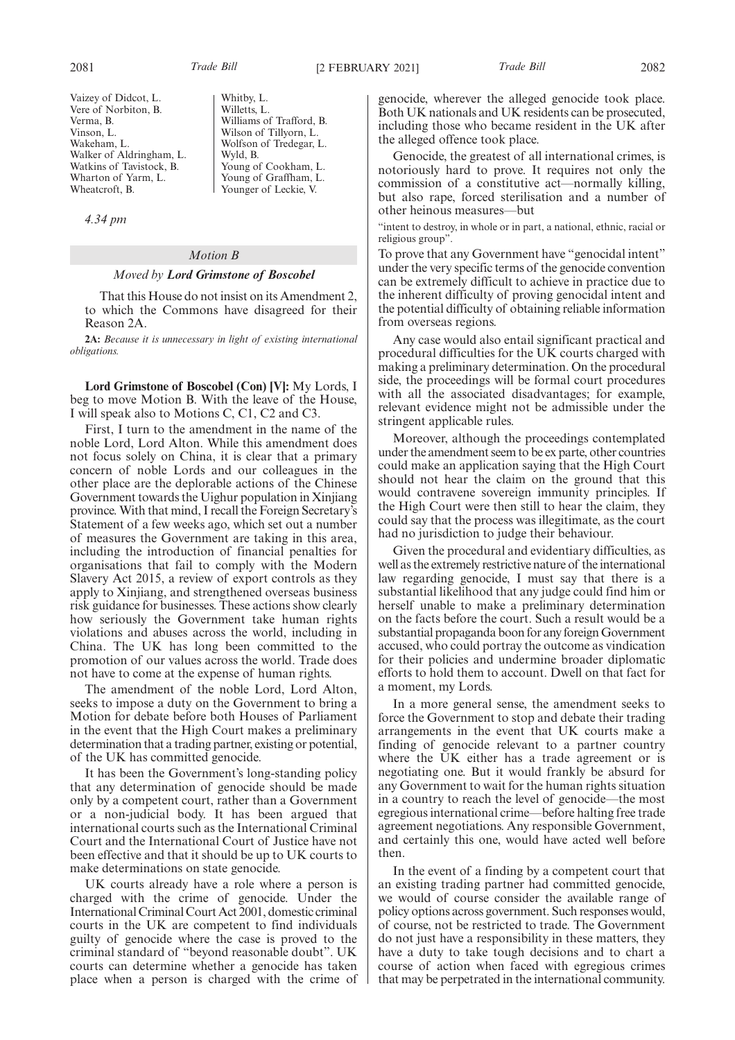Vaizey of Didcot, L.
Vere of Norbiton, B.
Verma, B.
Vinson, L.
Wakeham, L.
Walker of Aldringham, L.
Watkins of Tavistock, B.
Wharton of Yarm, L.
Wheatcroft, B.
Whitby, L.
Willetts, L.
Williams of Trafford, B.
Wilson of Tillyorn, L.
Wolfson of Tredegar, L.
Wyld, B.
Young of Cookham, L.
Young of Graffham, L.
Younger of Leckie, V.

*4.34 pm*

### *Motion B*

*Moved by* ***Lord Grimstone of Boscobel***

That this House do not insist on its Amendment 2, to which the Commons have disagreed for their Reason 2A.

**2A:** *Because it is unnecessary in light of existing international obligations.*

**Lord Grimstone of Boscobel (Con) [V]:** My Lords, I beg to move Motion B. With the leave of the House, I will speak also to Motions C, C1, C2 and C3.

First, I turn to the amendment in the name of the noble Lord, Lord Alton. While this amendment does not focus solely on China, it is clear that a primary concern of noble Lords and our colleagues in the other place are the deplorable actions of the Chinese Government towards the Uighur population in Xinjiang province. With that mind, I recall the Foreign Secretary's Statement of a few weeks ago, which set out a number of measures the Government are taking in this area, including the introduction of financial penalties for organisations that fail to comply with the Modern Slavery Act 2015, a review of export controls as they apply to Xinjiang, and strengthened overseas business risk guidance for businesses. These actions show clearly how seriously the Government take human rights violations and abuses across the world, including in China. The UK has long been committed to the promotion of our values across the world. Trade does not have to come at the expense of human rights.

The amendment of the noble Lord, Lord Alton, seeks to impose a duty on the Government to bring a Motion for debate before both Houses of Parliament in the event that the High Court makes a preliminary determination that a trading partner, existing or potential, of the UK has committed genocide.

It has been the Government's long-standing policy that any determination of genocide should be made only by a competent court, rather than a Government or a non-judicial body. It has been argued that international courts such as the International Criminal Court and the International Court of Justice have not been effective and that it should be up to UK courts to make determinations on state genocide.

UK courts already have a role where a person is charged with the crime of genocide. Under the International Criminal Court Act 2001, domestic criminal courts in the UK are competent to find individuals guilty of genocide where the case is proved to the criminal standard of "beyond reasonable doubt". UK courts can determine whether a genocide has taken place when a person is charged with the crime of genocide, wherever the alleged genocide took place. Both UK nationals and UK residents can be prosecuted, including those who became resident in the UK after the alleged offence took place.

Genocide, the greatest of all international crimes, is notoriously hard to prove. It requires not only the commission of a constitutive act—normally killing, but also rape, forced sterilisation and a number of other heinous measures—but

"intent to destroy, in whole or in part, a national, ethnic, racial or religious group".

To prove that any Government have "genocidal intent" under the very specific terms of the genocide convention can be extremely difficult to achieve in practice due to the inherent difficulty of proving genocidal intent and the potential difficulty of obtaining reliable information from overseas regions.

Any case would also entail significant practical and procedural difficulties for the UK courts charged with making a preliminary determination. On the procedural side, the proceedings will be formal court procedures with all the associated disadvantages; for example, relevant evidence might not be admissible under the stringent applicable rules.

Moreover, although the proceedings contemplated under the amendment seem to be ex parte, other countries could make an application saying that the High Court should not hear the claim on the ground that this would contravene sovereign immunity principles. If the High Court were then still to hear the claim, they could say that the process was illegitimate, as the court had no jurisdiction to judge their behaviour.

Given the procedural and evidentiary difficulties, as well as the extremely restrictive nature of the international law regarding genocide, I must say that there is a substantial likelihood that any judge could find him or herself unable to make a preliminary determination on the facts before the court. Such a result would be a substantial propaganda boon for any foreign Government accused, who could portray the outcome as vindication for their policies and undermine broader diplomatic efforts to hold them to account. Dwell on that fact for a moment, my Lords.

In a more general sense, the amendment seeks to force the Government to stop and debate their trading arrangements in the event that UK courts make a finding of genocide relevant to a partner country where the UK either has a trade agreement or is negotiating one. But it would frankly be absurd for any Government to wait for the human rights situation in a country to reach the level of genocide—the most egregious international crime—before halting free trade agreement negotiations. Any responsible Government, and certainly this one, would have acted well before then.

In the event of a finding by a competent court that an existing trading partner had committed genocide, we would of course consider the available range of policy options across government. Such responses would, of course, not be restricted to trade. The Government do not just have a responsibility in these matters, they have a duty to take tough decisions and to chart a course of action when faced with egregious crimes that may be perpetrated in the international community.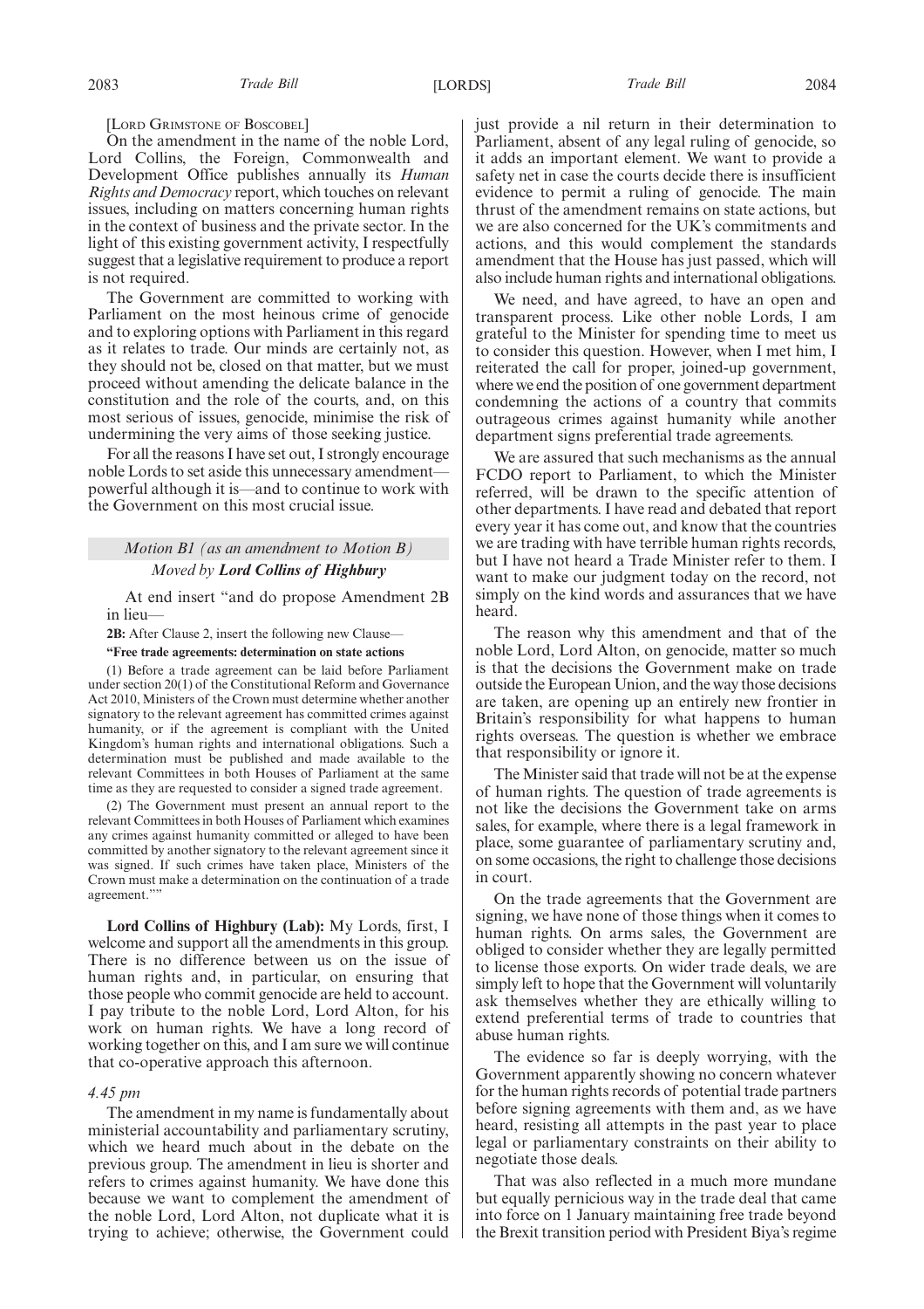[LORD GRIMSTONE OF BOSCOBEL]

On the amendment in the name of the noble Lord, Lord Collins, the Foreign, Commonwealth and Development Office publishes annually its *Human Rights and Democracy* report, which touches on relevant issues, including on matters concerning human rights in the context of business and the private sector. In the light of this existing government activity, I respectfully suggest that a legislative requirement to produce a report is not required.

The Government are committed to working with Parliament on the most heinous crime of genocide and to exploring options with Parliament in this regard as it relates to trade. Our minds are certainly not, as they should not be, closed on that matter, but we must proceed without amending the delicate balance in the constitution and the role of the courts, and, on this most serious of issues, genocide, minimise the risk of undermining the very aims of those seeking justice.

For all the reasons I have set out, I strongly encourage noble Lords to set aside this unnecessary amendment—powerful although it is—and to continue to work with the Government on this most crucial issue.

*Motion B1 (as an amendment to Motion B)*

*Moved by* ***Lord Collins of Highbury***

At end insert "and do propose Amendment 2B in lieu—

**2B:** After Clause 2, insert the following new Clause—

**"Free trade agreements: determination on state actions**

(1) Before a trade agreement can be laid before Parliament under section 20(1) of the Constitutional Reform and Governance Act 2010, Ministers of the Crown must determine whether another signatory to the relevant agreement has committed crimes against humanity, or if the agreement is compliant with the United Kingdom's human rights and international obligations. Such a determination must be published and made available to the relevant Committees in both Houses of Parliament at the same time as they are requested to consider a signed trade agreement.

(2) The Government must present an annual report to the relevant Committees in both Houses of Parliament which examines any crimes against humanity committed or alleged to have been committed by another signatory to the relevant agreement since it was signed. If such crimes have taken place, Ministers of the Crown must make a determination on the continuation of a trade agreement.""

**Lord Collins of Highbury (Lab):** My Lords, first, I welcome and support all the amendments in this group. There is no difference between us on the issue of human rights and, in particular, on ensuring that those people who commit genocide are held to account. I pay tribute to the noble Lord, Lord Alton, for his work on human rights. We have a long record of working together on this, and I am sure we will continue that co-operative approach this afternoon.

*4.45 pm*

The amendment in my name is fundamentally about ministerial accountability and parliamentary scrutiny, which we heard much about in the debate on the previous group. The amendment in lieu is shorter and refers to crimes against humanity. We have done this because we want to complement the amendment of the noble Lord, Lord Alton, not duplicate what it is trying to achieve; otherwise, the Government could just provide a nil return in their determination to Parliament, absent of any legal ruling of genocide, so it adds an important element. We want to provide a safety net in case the courts decide there is insufficient evidence to permit a ruling of genocide. The main thrust of the amendment remains on state actions, but we are also concerned for the UK's commitments and actions, and this would complement the standards amendment that the House has just passed, which will also include human rights and international obligations.

We need, and have agreed, to have an open and transparent process. Like other noble Lords, I am grateful to the Minister for spending time to meet us to consider this question. However, when I met him, I reiterated the call for proper, joined-up government, where we end the position of one government department condemning the actions of a country that commits outrageous crimes against humanity while another department signs preferential trade agreements.

We are assured that such mechanisms as the annual FCDO report to Parliament, to which the Minister referred, will be drawn to the specific attention of other departments. I have read and debated that report every year it has come out, and know that the countries we are trading with have terrible human rights records, but I have not heard a Trade Minister refer to them. I want to make our judgment today on the record, not simply on the kind words and assurances that we have heard.

The reason why this amendment and that of the noble Lord, Lord Alton, on genocide, matter so much is that the decisions the Government make on trade outside the European Union, and the way those decisions are taken, are opening up an entirely new frontier in Britain's responsibility for what happens to human rights overseas. The question is whether we embrace that responsibility or ignore it.

The Minister said that trade will not be at the expense of human rights. The question of trade agreements is not like the decisions the Government take on arms sales, for example, where there is a legal framework in place, some guarantee of parliamentary scrutiny and, on some occasions, the right to challenge those decisions in court.

On the trade agreements that the Government are signing, we have none of those things when it comes to human rights. On arms sales, the Government are obliged to consider whether they are legally permitted to license those exports. On wider trade deals, we are simply left to hope that the Government will voluntarily ask themselves whether they are ethically willing to extend preferential terms of trade to countries that abuse human rights.

The evidence so far is deeply worrying, with the Government apparently showing no concern whatever for the human rights records of potential trade partners before signing agreements with them and, as we have heard, resisting all attempts in the past year to place legal or parliamentary constraints on their ability to negotiate those deals.

That was also reflected in a much more mundane but equally pernicious way in the trade deal that came into force on 1 January maintaining free trade beyond the Brexit transition period with President Biya's regime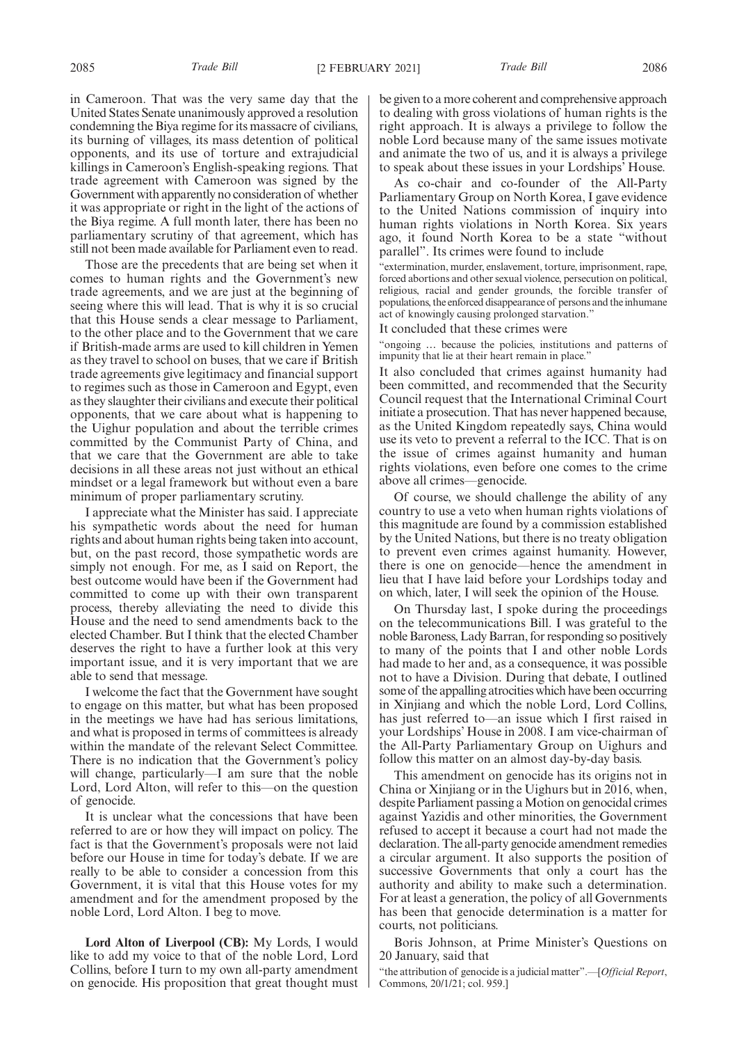in Cameroon. That was the very same day that the United States Senate unanimously approved a resolution condemning the Biya regime for its massacre of civilians, its burning of villages, its mass detention of political opponents, and its use of torture and extrajudicial killings in Cameroon's English-speaking regions. That trade agreement with Cameroon was signed by the Government with apparently no consideration of whether it was appropriate or right in the light of the actions of the Biya regime. A full month later, there has been no parliamentary scrutiny of that agreement, which has still not been made available for Parliament even to read.

Those are the precedents that are being set when it comes to human rights and the Government's new trade agreements, and we are just at the beginning of seeing where this will lead. That is why it is so crucial that this House sends a clear message to Parliament, to the other place and to the Government that we care if British-made arms are used to kill children in Yemen as they travel to school on buses, that we care if British trade agreements give legitimacy and financial support to regimes such as those in Cameroon and Egypt, even as they slaughter their civilians and execute their political opponents, that we care about what is happening to the Uighur population and about the terrible crimes committed by the Communist Party of China, and that we care that the Government are able to take decisions in all these areas not just without an ethical mindset or a legal framework but without even a bare minimum of proper parliamentary scrutiny.

I appreciate what the Minister has said. I appreciate his sympathetic words about the need for human rights and about human rights being taken into account, but, on the past record, those sympathetic words are simply not enough. For me, as I said on Report, the best outcome would have been if the Government had committed to come up with their own transparent process, thereby alleviating the need to divide this House and the need to send amendments back to the elected Chamber. But I think that the elected Chamber deserves the right to have a further look at this very important issue, and it is very important that we are able to send that message.

I welcome the fact that the Government have sought to engage on this matter, but what has been proposed in the meetings we have had has serious limitations, and what is proposed in terms of committees is already within the mandate of the relevant Select Committee. There is no indication that the Government's policy will change, particularly—I am sure that the noble Lord, Lord Alton, will refer to this—on the question of genocide.

It is unclear what the concessions that have been referred to are or how they will impact on policy. The fact is that the Government's proposals were not laid before our House in time for today's debate. If we are really to be able to consider a concession from this Government, it is vital that this House votes for my amendment and for the amendment proposed by the noble Lord, Lord Alton. I beg to move.

**Lord Alton of Liverpool (CB):** My Lords, I would like to add my voice to that of the noble Lord, Lord Collins, before I turn to my own all-party amendment on genocide. His proposition that great thought must be given to a more coherent and comprehensive approach to dealing with gross violations of human rights is the right approach. It is always a privilege to follow the noble Lord because many of the same issues motivate and animate the two of us, and it is always a privilege to speak about these issues in your Lordships' House.

As co-chair and co-founder of the All-Party Parliamentary Group on North Korea, I gave evidence to the United Nations commission of inquiry into human rights violations in North Korea. Six years ago, it found North Korea to be a state "without parallel". Its crimes were found to include

"extermination, murder, enslavement, torture, imprisonment, rape, forced abortions and other sexual violence, persecution on political, religious, racial and gender grounds, the forcible transfer of populations, the enforced disappearance of persons and the inhumane act of knowingly causing prolonged starvation."

It concluded that these crimes were

"ongoing … because the policies, institutions and patterns of impunity that lie at their heart remain in place."

It also concluded that crimes against humanity had been committed, and recommended that the Security Council request that the International Criminal Court initiate a prosecution. That has never happened because, as the United Kingdom repeatedly says, China would use its veto to prevent a referral to the ICC. That is on the issue of crimes against humanity and human rights violations, even before one comes to the crime above all crimes—genocide.

Of course, we should challenge the ability of any country to use a veto when human rights violations of this magnitude are found by a commission established by the United Nations, but there is no treaty obligation to prevent even crimes against humanity. However, there is one on genocide—hence the amendment in lieu that I have laid before your Lordships today and on which, later, I will seek the opinion of the House.

On Thursday last, I spoke during the proceedings on the telecommunications Bill. I was grateful to the noble Baroness, Lady Barran, for responding so positively to many of the points that I and other noble Lords had made to her and, as a consequence, it was possible not to have a Division. During that debate, I outlined some of the appalling atrocities which have been occurring in Xinjiang and which the noble Lord, Lord Collins, has just referred to—an issue which I first raised in your Lordships' House in 2008. I am vice-chairman of the All-Party Parliamentary Group on Uighurs and follow this matter on an almost day-by-day basis.

This amendment on genocide has its origins not in China or Xinjiang or in the Uighurs but in 2016, when, despite Parliament passing a Motion on genocidal crimes against Yazidis and other minorities, the Government refused to accept it because a court had not made the declaration. The all-party genocide amendment remedies a circular argument. It also supports the position of successive Governments that only a court has the authority and ability to make such a determination. For at least a generation, the policy of all Governments has been that genocide determination is a matter for courts, not politicians.

Boris Johnson, at Prime Minister's Questions on 20 January, said that

"the attribution of genocide is a judicial matter".—[*Official Report*, Commons, 20/1/21; col. 959.]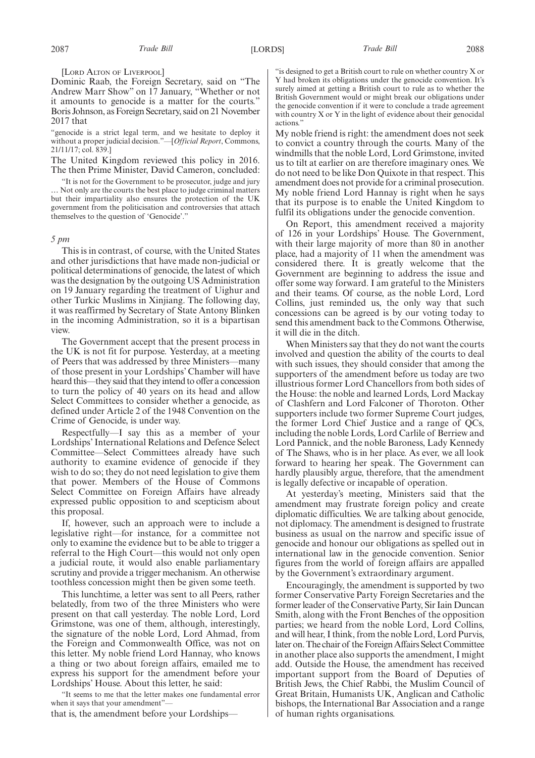[LORD ALTON OF LIVERPOOL]

Dominic Raab, the Foreign Secretary, said on "The Andrew Marr Show" on 17 January, "Whether or not it amounts to genocide is a matter for the courts." Boris Johnson, as Foreign Secretary, said on 21 November 2017 that

> "genocide is a strict legal term, and we hesitate to deploy it without a proper judicial decision."—[*Official Report*, Commons, 21/11/17; col. 839.]

The United Kingdom reviewed this policy in 2016. The then Prime Minister, David Cameron, concluded:

> "It is not for the Government to be prosecutor, judge and jury … Not only are the courts the best place to judge criminal matters but their impartiality also ensures the protection of the UK government from the politicisation and controversies that attach themselves to the question of 'Genocide'."

*5 pm*

This is in contrast, of course, with the United States and other jurisdictions that have made non-judicial or political determinations of genocide, the latest of which was the designation by the outgoing US Administration on 19 January regarding the treatment of Uighur and other Turkic Muslims in Xinjiang. The following day, it was reaffirmed by Secretary of State Antony Blinken in the incoming Administration, so it is a bipartisan view.

The Government accept that the present process in the UK is not fit for purpose. Yesterday, at a meeting of Peers that was addressed by three Ministers—many of those present in your Lordships' Chamber will have heard this—they said that they intend to offer a concession to turn the policy of 40 years on its head and allow Select Committees to consider whether a genocide, as defined under Article 2 of the 1948 Convention on the Crime of Genocide, is under way.

Respectfully—I say this as a member of your Lordships' International Relations and Defence Select Committee—Select Committees already have such authority to examine evidence of genocide if they wish to do so; they do not need legislation to give them that power. Members of the House of Commons Select Committee on Foreign Affairs have already expressed public opposition to and scepticism about this proposal.

If, however, such an approach were to include a legislative right—for instance, for a committee not only to examine the evidence but to be able to trigger a referral to the High Court—this would not only open a judicial route, it would also enable parliamentary scrutiny and provide a trigger mechanism. An otherwise toothless concession might then be given some teeth.

This lunchtime, a letter was sent to all Peers, rather belatedly, from two of the three Ministers who were present on that call yesterday. The noble Lord, Lord Grimstone, was one of them, although, interestingly, the signature of the noble Lord, Lord Ahmad, from the Foreign and Commonwealth Office, was not on this letter. My noble friend Lord Hannay, who knows a thing or two about foreign affairs, emailed me to express his support for the amendment before your Lordships' House. About this letter, he said:

> "It seems to me that the letter makes one fundamental error when it says that your amendment"—

that is, the amendment before your Lordships—

> "is designed to get a British court to rule on whether country X or Y had broken its obligations under the genocide convention. It's surely aimed at getting a British court to rule as to whether the British Government would or might break our obligations under the genocide convention if it were to conclude a trade agreement with country X or Y in the light of evidence about their genocidal actions."

My noble friend is right: the amendment does not seek to convict a country through the courts. Many of the windmills that the noble Lord, Lord Grimstone, invited us to tilt at earlier on are therefore imaginary ones. We do not need to be like Don Quixote in that respect. This amendment does not provide for a criminal prosecution. My noble friend Lord Hannay is right when he says that its purpose is to enable the United Kingdom to fulfil its obligations under the genocide convention.

On Report, this amendment received a majority of 126 in your Lordships' House. The Government, with their large majority of more than 80 in another place, had a majority of 11 when the amendment was considered there. It is greatly welcome that the Government are beginning to address the issue and offer some way forward. I am grateful to the Ministers and their teams. Of course, as the noble Lord, Lord Collins, just reminded us, the only way that such concessions can be agreed is by our voting today to send this amendment back to the Commons. Otherwise, it will die in the ditch.

When Ministers say that they do not want the courts involved and question the ability of the courts to deal with such issues, they should consider that among the supporters of the amendment before us today are two illustrious former Lord Chancellors from both sides of the House: the noble and learned Lords, Lord Mackay of Clashfern and Lord Falconer of Thoroton. Other supporters include two former Supreme Court judges, the former Lord Chief Justice and a range of QCs, including the noble Lords, Lord Carlile of Berriew and Lord Pannick, and the noble Baroness, Lady Kennedy of The Shaws, who is in her place. As ever, we all look forward to hearing her speak. The Government can hardly plausibly argue, therefore, that the amendment is legally defective or incapable of operation.

At yesterday's meeting, Ministers said that the amendment may frustrate foreign policy and create diplomatic difficulties. We are talking about genocide, not diplomacy. The amendment is designed to frustrate business as usual on the narrow and specific issue of genocide and honour our obligations as spelled out in international law in the genocide convention. Senior figures from the world of foreign affairs are appalled by the Government's extraordinary argument.

Encouragingly, the amendment is supported by two former Conservative Party Foreign Secretaries and the former leader of the Conservative Party, Sir Iain Duncan Smith, along with the Front Benches of the opposition parties; we heard from the noble Lord, Lord Collins, and will hear, I think, from the noble Lord, Lord Purvis, later on. The chair of the Foreign Affairs Select Committee in another place also supports the amendment, I might add. Outside the House, the amendment has received important support from the Board of Deputies of British Jews, the Chief Rabbi, the Muslim Council of Great Britain, Humanists UK, Anglican and Catholic bishops, the International Bar Association and a range of human rights organisations.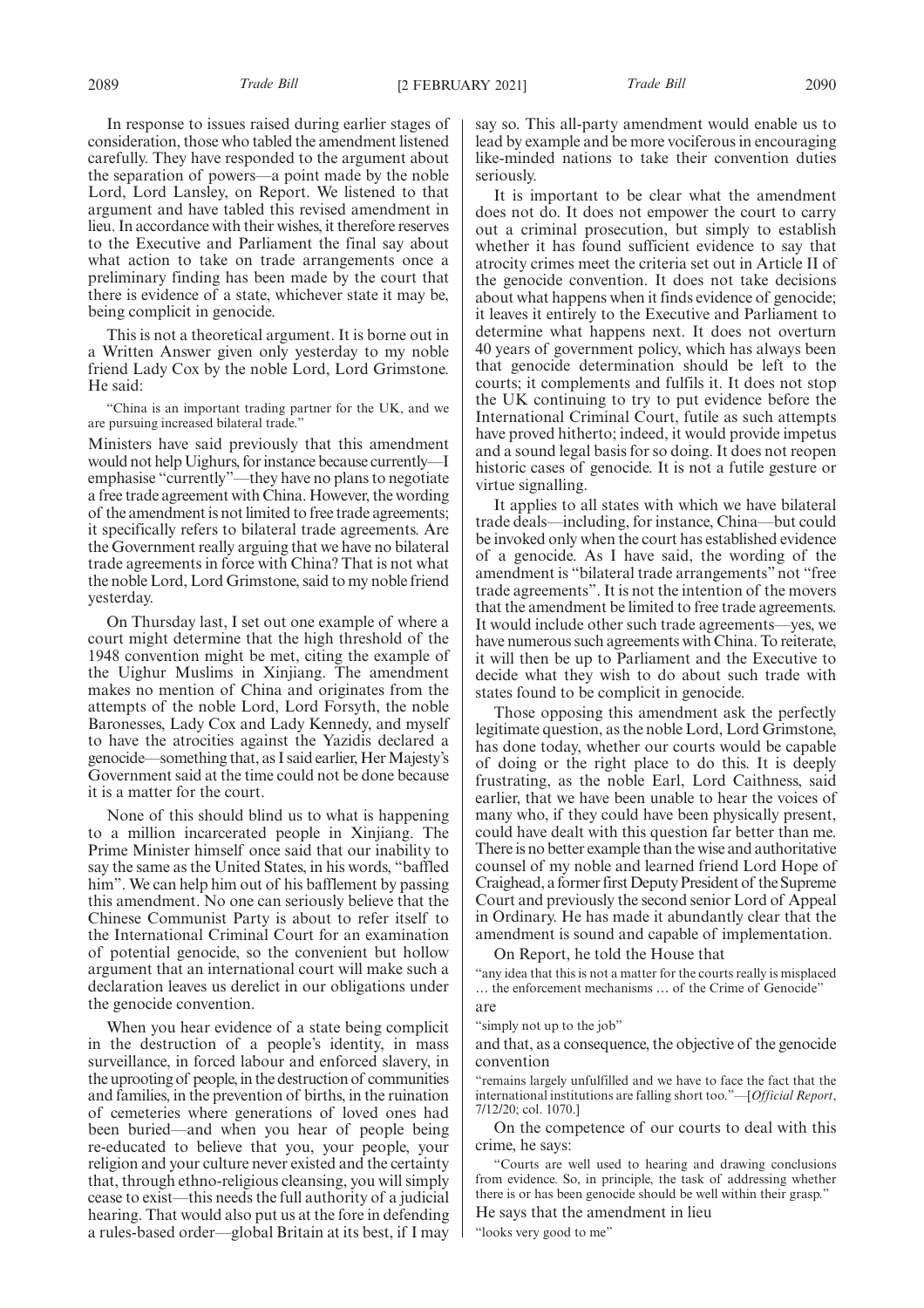In response to issues raised during earlier stages of consideration, those who tabled the amendment listened carefully. They have responded to the argument about the separation of powers—a point made by the noble Lord, Lord Lansley, on Report. We listened to that argument and have tabled this revised amendment in lieu. In accordance with their wishes, it therefore reserves to the Executive and Parliament the final say about what action to take on trade arrangements once a preliminary finding has been made by the court that there is evidence of a state, whichever state it may be, being complicit in genocide.

This is not a theoretical argument. It is borne out in a Written Answer given only yesterday to my noble friend Lady Cox by the noble Lord, Lord Grimstone. He said:

"China is an important trading partner for the UK, and we are pursuing increased bilateral trade."

Ministers have said previously that this amendment would not help Uighurs, for instance because currently—I emphasise "currently"—they have no plans to negotiate a free trade agreement with China. However, the wording of the amendment is not limited to free trade agreements; it specifically refers to bilateral trade agreements. Are the Government really arguing that we have no bilateral trade agreements in force with China? That is not what the noble Lord, Lord Grimstone, said to my noble friend yesterday.

On Thursday last, I set out one example of where a court might determine that the high threshold of the 1948 convention might be met, citing the example of the Uighur Muslims in Xinjiang. The amendment makes no mention of China and originates from the attempts of the noble Lord, Lord Forsyth, the noble Baronesses, Lady Cox and Lady Kennedy, and myself to have the atrocities against the Yazidis declared a genocide—something that, as I said earlier, Her Majesty's Government said at the time could not be done because it is a matter for the court.

None of this should blind us to what is happening to a million incarcerated people in Xinjiang. The Prime Minister himself once said that our inability to say the same as the United States, in his words, "baffled him". We can help him out of his bafflement by passing this amendment. No one can seriously believe that the Chinese Communist Party is about to refer itself to the International Criminal Court for an examination of potential genocide, so the convenient but hollow argument that an international court will make such a declaration leaves us derelict in our obligations under the genocide convention.

When you hear evidence of a state being complicit in the destruction of a people's identity, in mass surveillance, in forced labour and enforced slavery, in the uprooting of people, in the destruction of communities and families, in the prevention of births, in the ruination of cemeteries where generations of loved ones had been buried—and when you hear of people being re-educated to believe that you, your people, your religion and your culture never existed and the certainty that, through ethno-religious cleansing, you will simply cease to exist—this needs the full authority of a judicial hearing. That would also put us at the fore in defending a rules-based order—global Britain at its best, if I may say so. This all-party amendment would enable us to lead by example and be more vociferous in encouraging like-minded nations to take their convention duties seriously.

It is important to be clear what the amendment does not do. It does not empower the court to carry out a criminal prosecution, but simply to establish whether it has found sufficient evidence to say that atrocity crimes meet the criteria set out in Article II of the genocide convention. It does not take decisions about what happens when it finds evidence of genocide; it leaves it entirely to the Executive and Parliament to determine what happens next. It does not overturn 40 years of government policy, which has always been that genocide determination should be left to the courts; it complements and fulfils it. It does not stop the UK continuing to try to put evidence before the International Criminal Court, futile as such attempts have proved hitherto; indeed, it would provide impetus and a sound legal basis for so doing. It does not reopen historic cases of genocide. It is not a futile gesture or virtue signalling.

It applies to all states with which we have bilateral trade deals—including, for instance, China—but could be invoked only when the court has established evidence of a genocide. As I have said, the wording of the amendment is "bilateral trade arrangements" not "free trade agreements". It is not the intention of the movers that the amendment be limited to free trade agreements. It would include other such trade agreements—yes, we have numerous such agreements with China. To reiterate, it will then be up to Parliament and the Executive to decide what they wish to do about such trade with states found to be complicit in genocide.

Those opposing this amendment ask the perfectly legitimate question, as the noble Lord, Lord Grimstone, has done today, whether our courts would be capable of doing or the right place to do this. It is deeply frustrating, as the noble Earl, Lord Caithness, said earlier, that we have been unable to hear the voices of many who, if they could have been physically present, could have dealt with this question far better than me. There is no better example than the wise and authoritative counsel of my noble and learned friend Lord Hope of Craighead, a former first Deputy President of the Supreme Court and previously the second senior Lord of Appeal in Ordinary. He has made it abundantly clear that the amendment is sound and capable of implementation.

On Report, he told the House that

"any idea that this is not a matter for the courts really is misplaced … the enforcement mechanisms … of the Crime of Genocide"

are

"simply not up to the job"

and that, as a consequence, the objective of the genocide convention

"remains largely unfulfilled and we have to face the fact that the international institutions are falling short too."—[*Official Report*, 7/12/20; col. 1070.]

On the competence of our courts to deal with this crime, he says:

"Courts are well used to hearing and drawing conclusions from evidence. So, in principle, the task of addressing whether there is or has been genocide should be well within their grasp."

He says that the amendment in lieu

"looks very good to me"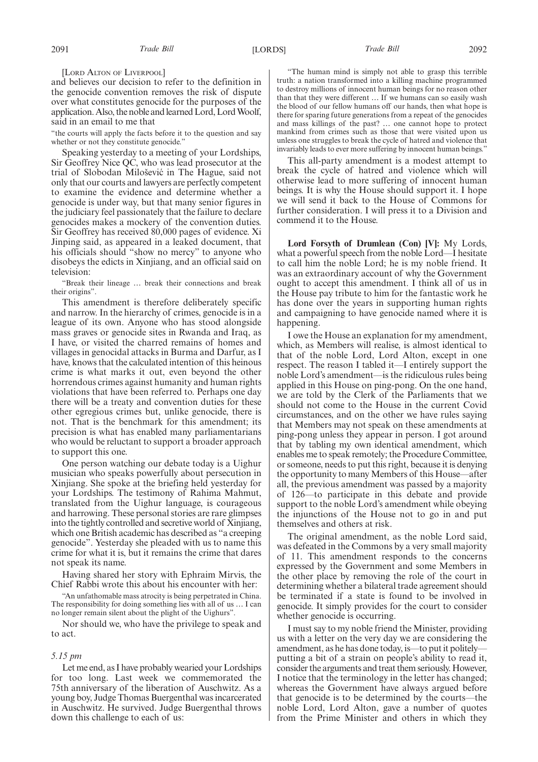[LORD ALTON OF LIVERPOOL]

and believes our decision to refer to the definition in the genocide convention removes the risk of dispute over what constitutes genocide for the purposes of the application. Also, the noble and learned Lord, Lord Woolf, said in an email to me that

"the courts will apply the facts before it to the question and say whether or not they constitute genocide."

Speaking yesterday to a meeting of your Lordships, Sir Geoffrey Nice QC, who was lead prosecutor at the trial of Slobodan Milošević in The Hague, said not only that our courts and lawyers are perfectly competent to examine the evidence and determine whether a genocide is under way, but that many senior figures in the judiciary feel passionately that the failure to declare genocides makes a mockery of the convention duties. Sir Geoffrey has received 80,000 pages of evidence. Xi Jinping said, as appeared in a leaked document, that his officials should "show no mercy" to anyone who disobeys the edicts in Xinjiang, and an official said on television:

"Break their lineage … break their connections and break their origins".

This amendment is therefore deliberately specific and narrow. In the hierarchy of crimes, genocide is in a league of its own. Anyone who has stood alongside mass graves or genocide sites in Rwanda and Iraq, as I have, or visited the charred remains of homes and villages in genocidal attacks in Burma and Darfur, as I have, knows that the calculated intention of this heinous crime is what marks it out, even beyond the other horrendous crimes against humanity and human rights violations that have been referred to. Perhaps one day there will be a treaty and convention duties for these other egregious crimes but, unlike genocide, there is not. That is the benchmark for this amendment; its precision is what has enabled many parliamentarians who would be reluctant to support a broader approach to support this one.

One person watching our debate today is a Uighur musician who speaks powerfully about persecution in Xinjiang. She spoke at the briefing held yesterday for your Lordships. The testimony of Rahima Mahmut, translated from the Uighur language, is courageous and harrowing. These personal stories are rare glimpses into the tightly controlled and secretive world of Xinjiang, which one British academic has described as "a creeping genocide". Yesterday she pleaded with us to name this crime for what it is, but it remains the crime that dares not speak its name.

Having shared her story with Ephraim Mirvis, the Chief Rabbi wrote this about his encounter with her:

"An unfathomable mass atrocity is being perpetrated in China. The responsibility for doing something lies with all of us … I can no longer remain silent about the plight of the Uighurs".

Nor should we, who have the privilege to speak and to act.

*5.15 pm*

Let me end, as I have probably wearied your Lordships for too long. Last week we commemorated the 75th anniversary of the liberation of Auschwitz. As a young boy, Judge Thomas Buergenthal was incarcerated in Auschwitz. He survived. Judge Buergenthal throws down this challenge to each of us:

"The human mind is simply not able to grasp this terrible truth: a nation transformed into a killing machine programmed to destroy millions of innocent human beings for no reason other than that they were different … If we humans can so easily wash the blood of our fellow humans off our hands, then what hope is there for sparing future generations from a repeat of the genocides and mass killings of the past? … one cannot hope to protect mankind from crimes such as those that were visited upon us unless one struggles to break the cycle of hatred and violence that invariably leads to ever more suffering by innocent human beings."

This all-party amendment is a modest attempt to break the cycle of hatred and violence which will otherwise lead to more suffering of innocent human beings. It is why the House should support it. I hope we will send it back to the House of Commons for further consideration. I will press it to a Division and commend it to the House.

**Lord Forsyth of Drumlean (Con) [V]:** My Lords, what a powerful speech from the noble Lord—I hesitate to call him the noble Lord; he is my noble friend. It was an extraordinary account of why the Government ought to accept this amendment. I think all of us in the House pay tribute to him for the fantastic work he has done over the years in supporting human rights and campaigning to have genocide named where it is happening.

I owe the House an explanation for my amendment, which, as Members will realise, is almost identical to that of the noble Lord, Lord Alton, except in one respect. The reason I tabled it—I entirely support the noble Lord's amendment—is the ridiculous rules being applied in this House on ping-pong. On the one hand, we are told by the Clerk of the Parliaments that we should not come to the House in the current Covid circumstances, and on the other we have rules saying that Members may not speak on these amendments at ping-pong unless they appear in person. I got around that by tabling my own identical amendment, which enables me to speak remotely; the Procedure Committee, or someone, needs to put this right, because it is denying the opportunity to many Members of this House—after all, the previous amendment was passed by a majority of 126—to participate in this debate and provide support to the noble Lord's amendment while obeying the injunctions of the House not to go in and put themselves and others at risk.

The original amendment, as the noble Lord said, was defeated in the Commons by a very small majority of 11. This amendment responds to the concerns expressed by the Government and some Members in the other place by removing the role of the court in determining whether a bilateral trade agreement should be terminated if a state is found to be involved in genocide. It simply provides for the court to consider whether genocide is occurring.

I must say to my noble friend the Minister, providing us with a letter on the very day we are considering the amendment, as he has done today, is—to put it politely—putting a bit of a strain on people's ability to read it, consider the arguments and treat them seriously. However, I notice that the terminology in the letter has changed; whereas the Government have always argued before that genocide is to be determined by the courts—the noble Lord, Lord Alton, gave a number of quotes from the Prime Minister and others in which they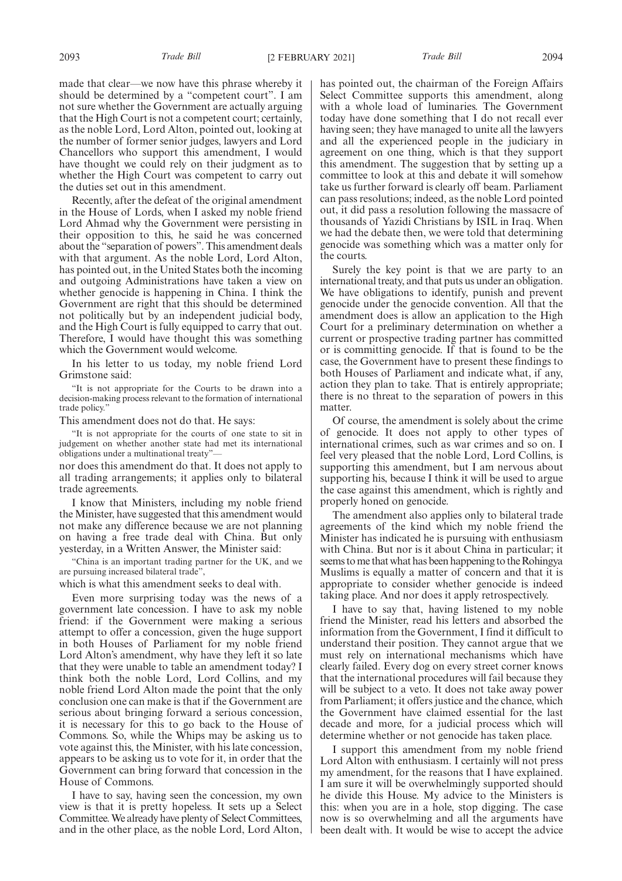made that clear—we now have this phrase whereby it should be determined by a "competent court". I am not sure whether the Government are actually arguing that the High Court is not a competent court; certainly, as the noble Lord, Lord Alton, pointed out, looking at the number of former senior judges, lawyers and Lord Chancellors who support this amendment, I would have thought we could rely on their judgment as to whether the High Court was competent to carry out the duties set out in this amendment.

Recently, after the defeat of the original amendment in the House of Lords, when I asked my noble friend Lord Ahmad why the Government were persisting in their opposition to this, he said he was concerned about the "separation of powers". This amendment deals with that argument. As the noble Lord, Lord Alton, has pointed out, in the United States both the incoming and outgoing Administrations have taken a view on whether genocide is happening in China. I think the Government are right that this should be determined not politically but by an independent judicial body, and the High Court is fully equipped to carry that out. Therefore, I would have thought this was something which the Government would welcome.

In his letter to us today, my noble friend Lord Grimstone said:

"It is not appropriate for the Courts to be drawn into a decision-making process relevant to the formation of international trade policy."

This amendment does not do that. He says:

"It is not appropriate for the courts of one state to sit in judgement on whether another state had met its international obligations under a multinational treaty"—

nor does this amendment do that. It does not apply to all trading arrangements; it applies only to bilateral trade agreements.

I know that Ministers, including my noble friend the Minister, have suggested that this amendment would not make any difference because we are not planning on having a free trade deal with China. But only yesterday, in a Written Answer, the Minister said:

"China is an important trading partner for the UK, and we are pursuing increased bilateral trade",

which is what this amendment seeks to deal with.

Even more surprising today was the news of a government late concession. I have to ask my noble friend: if the Government were making a serious attempt to offer a concession, given the huge support in both Houses of Parliament for my noble friend Lord Alton's amendment, why have they left it so late that they were unable to table an amendment today? I think both the noble Lord, Lord Collins, and my noble friend Lord Alton made the point that the only conclusion one can make is that if the Government are serious about bringing forward a serious concession, it is necessary for this to go back to the House of Commons. So, while the Whips may be asking us to vote against this, the Minister, with his late concession, appears to be asking us to vote for it, in order that the Government can bring forward that concession in the House of Commons.

I have to say, having seen the concession, my own view is that it is pretty hopeless. It sets up a Select Committee. We already have plenty of Select Committees, and in the other place, as the noble Lord, Lord Alton, has pointed out, the chairman of the Foreign Affairs Select Committee supports this amendment, along with a whole load of luminaries. The Government today have done something that I do not recall ever having seen; they have managed to unite all the lawyers and all the experienced people in the judiciary in agreement on one thing, which is that they support this amendment. The suggestion that by setting up a committee to look at this and debate it will somehow take us further forward is clearly off beam. Parliament can pass resolutions; indeed, as the noble Lord pointed out, it did pass a resolution following the massacre of thousands of Yazidi Christians by ISIL in Iraq. When we had the debate then, we were told that determining genocide was something which was a matter only for the courts.

Surely the key point is that we are party to an international treaty, and that puts us under an obligation. We have obligations to identify, punish and prevent genocide under the genocide convention. All that the amendment does is allow an application to the High Court for a preliminary determination on whether a current or prospective trading partner has committed or is committing genocide. If that is found to be the case, the Government have to present these findings to both Houses of Parliament and indicate what, if any, action they plan to take. That is entirely appropriate; there is no threat to the separation of powers in this matter.

Of course, the amendment is solely about the crime of genocide. It does not apply to other types of international crimes, such as war crimes and so on. I feel very pleased that the noble Lord, Lord Collins, is supporting this amendment, but I am nervous about supporting his, because I think it will be used to argue the case against this amendment, which is rightly and properly honed on genocide.

The amendment also applies only to bilateral trade agreements of the kind which my noble friend the Minister has indicated he is pursuing with enthusiasm with China. But nor is it about China in particular; it seems to me that what has been happening to the Rohingya Muslims is equally a matter of concern and that it is appropriate to consider whether genocide is indeed taking place. And nor does it apply retrospectively.

I have to say that, having listened to my noble friend the Minister, read his letters and absorbed the information from the Government, I find it difficult to understand their position. They cannot argue that we must rely on international mechanisms which have clearly failed. Every dog on every street corner knows that the international procedures will fail because they will be subject to a veto. It does not take away power from Parliament; it offers justice and the chance, which the Government have claimed essential for the last decade and more, for a judicial process which will determine whether or not genocide has taken place.

I support this amendment from my noble friend Lord Alton with enthusiasm. I certainly will not press my amendment, for the reasons that I have explained. I am sure it will be overwhelmingly supported should he divide this House. My advice to the Ministers is this: when you are in a hole, stop digging. The case now is so overwhelming and all the arguments have been dealt with. It would be wise to accept the advice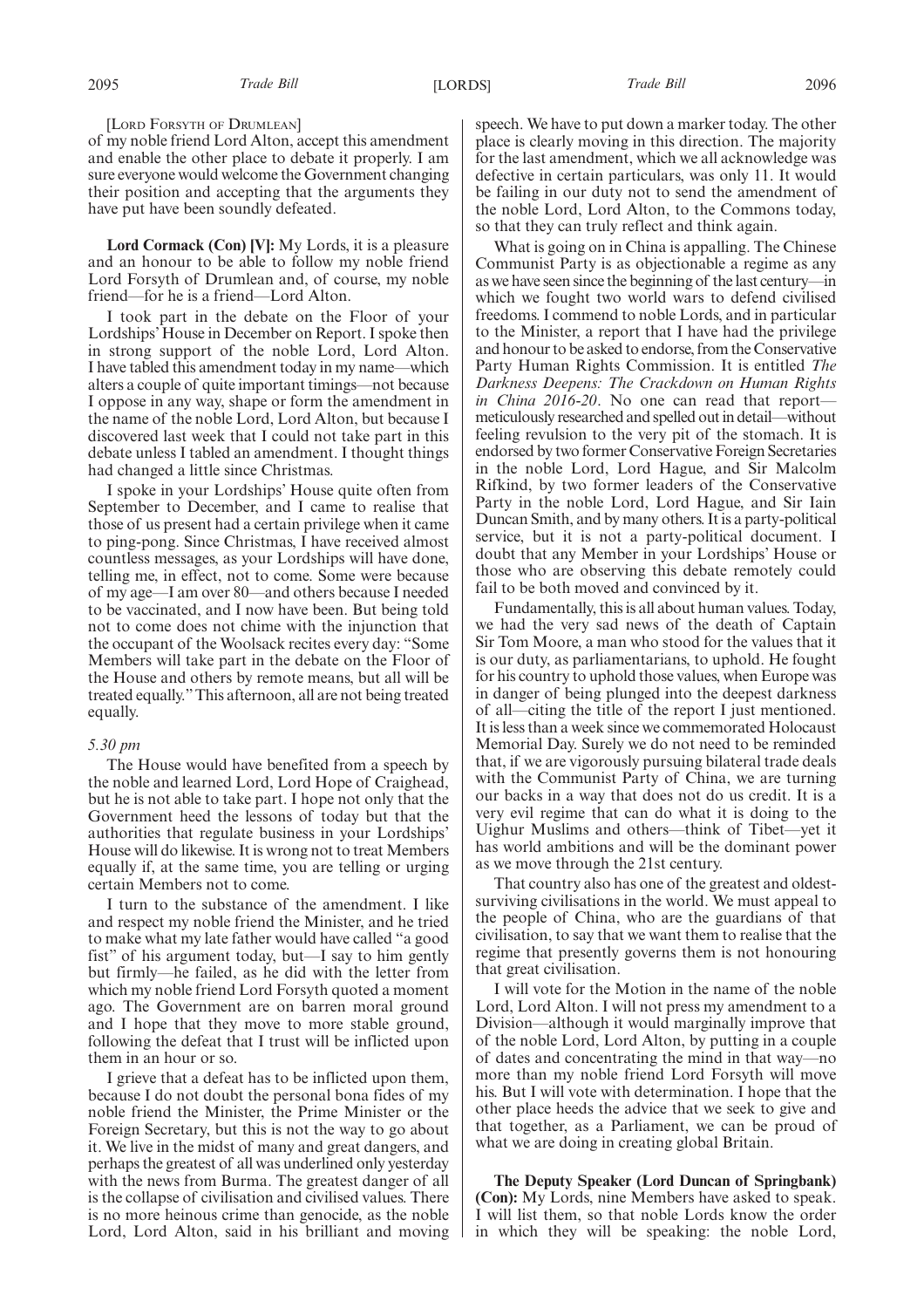[LORD FORSYTH OF DRUMLEAN]

of my noble friend Lord Alton, accept this amendment and enable the other place to debate it properly. I am sure everyone would welcome the Government changing their position and accepting that the arguments they have put have been soundly defeated.

**Lord Cormack (Con) [V]:** My Lords, it is a pleasure and an honour to be able to follow my noble friend Lord Forsyth of Drumlean and, of course, my noble friend—for he is a friend—Lord Alton.

I took part in the debate on the Floor of your Lordships' House in December on Report. I spoke then in strong support of the noble Lord, Lord Alton. I have tabled this amendment today in my name—which alters a couple of quite important timings—not because I oppose in any way, shape or form the amendment in the name of the noble Lord, Lord Alton, but because I discovered last week that I could not take part in this debate unless I tabled an amendment. I thought things had changed a little since Christmas.

I spoke in your Lordships' House quite often from September to December, and I came to realise that those of us present had a certain privilege when it came to ping-pong. Since Christmas, I have received almost countless messages, as your Lordships will have done, telling me, in effect, not to come. Some were because of my age—I am over 80—and others because I needed to be vaccinated, and I now have been. But being told not to come does not chime with the injunction that the occupant of the Woolsack recites every day: "Some Members will take part in the debate on the Floor of the House and others by remote means, but all will be treated equally." This afternoon, all are not being treated equally.

*5.30 pm*

The House would have benefited from a speech by the noble and learned Lord, Lord Hope of Craighead, but he is not able to take part. I hope not only that the Government heed the lessons of today but that the authorities that regulate business in your Lordships' House will do likewise. It is wrong not to treat Members equally if, at the same time, you are telling or urging certain Members not to come.

I turn to the substance of the amendment. I like and respect my noble friend the Minister, and he tried to make what my late father would have called "a good fist" of his argument today, but—I say to him gently but firmly—he failed, as he did with the letter from which my noble friend Lord Forsyth quoted a moment ago. The Government are on barren moral ground and I hope that they move to more stable ground, following the defeat that I trust will be inflicted upon them in an hour or so.

I grieve that a defeat has to be inflicted upon them, because I do not doubt the personal bona fides of my noble friend the Minister, the Prime Minister or the Foreign Secretary, but this is not the way to go about it. We live in the midst of many and great dangers, and perhaps the greatest of all was underlined only yesterday with the news from Burma. The greatest danger of all is the collapse of civilisation and civilised values. There is no more heinous crime than genocide, as the noble Lord, Lord Alton, said in his brilliant and moving speech. We have to put down a marker today. The other place is clearly moving in this direction. The majority for the last amendment, which we all acknowledge was defective in certain particulars, was only 11. It would be failing in our duty not to send the amendment of the noble Lord, Lord Alton, to the Commons today, so that they can truly reflect and think again.

What is going on in China is appalling. The Chinese Communist Party is as objectionable a regime as any as we have seen since the beginning of the last century—in which we fought two world wars to defend civilised freedoms. I commend to noble Lords, and in particular to the Minister, a report that I have had the privilege and honour to be asked to endorse, from the Conservative Party Human Rights Commission. It is entitled *The Darkness Deepens: The Crackdown on Human Rights in China 2016-20*. No one can read that report—meticulously researched and spelled out in detail—without feeling revulsion to the very pit of the stomach. It is endorsed by two former Conservative Foreign Secretaries in the noble Lord, Lord Hague, and Sir Malcolm Rifkind, by two former leaders of the Conservative Party in the noble Lord, Lord Hague, and Sir Iain Duncan Smith, and by many others. It is a party-political service, but it is not a party-political document. I doubt that any Member in your Lordships' House or those who are observing this debate remotely could fail to be both moved and convinced by it.

Fundamentally, this is all about human values. Today, we had the very sad news of the death of Captain Sir Tom Moore, a man who stood for the values that it is our duty, as parliamentarians, to uphold. He fought for his country to uphold those values, when Europe was in danger of being plunged into the deepest darkness of all—citing the title of the report I just mentioned. It is less than a week since we commemorated Holocaust Memorial Day. Surely we do not need to be reminded that, if we are vigorously pursuing bilateral trade deals with the Communist Party of China, we are turning our backs in a way that does not do us credit. It is a very evil regime that can do what it is doing to the Uighur Muslims and others—think of Tibet—yet it has world ambitions and will be the dominant power as we move through the 21st century.

That country also has one of the greatest and oldest-surviving civilisations in the world. We must appeal to the people of China, who are the guardians of that civilisation, to say that we want them to realise that the regime that presently governs them is not honouring that great civilisation.

I will vote for the Motion in the name of the noble Lord, Lord Alton. I will not press my amendment to a Division—although it would marginally improve that of the noble Lord, Lord Alton, by putting in a couple of dates and concentrating the mind in that way—no more than my noble friend Lord Forsyth will move his. But I will vote with determination. I hope that the other place heeds the advice that we seek to give and that together, as a Parliament, we can be proud of what we are doing in creating global Britain.

**The Deputy Speaker (Lord Duncan of Springbank) (Con):** My Lords, nine Members have asked to speak. I will list them, so that noble Lords know the order in which they will be speaking: the noble Lord,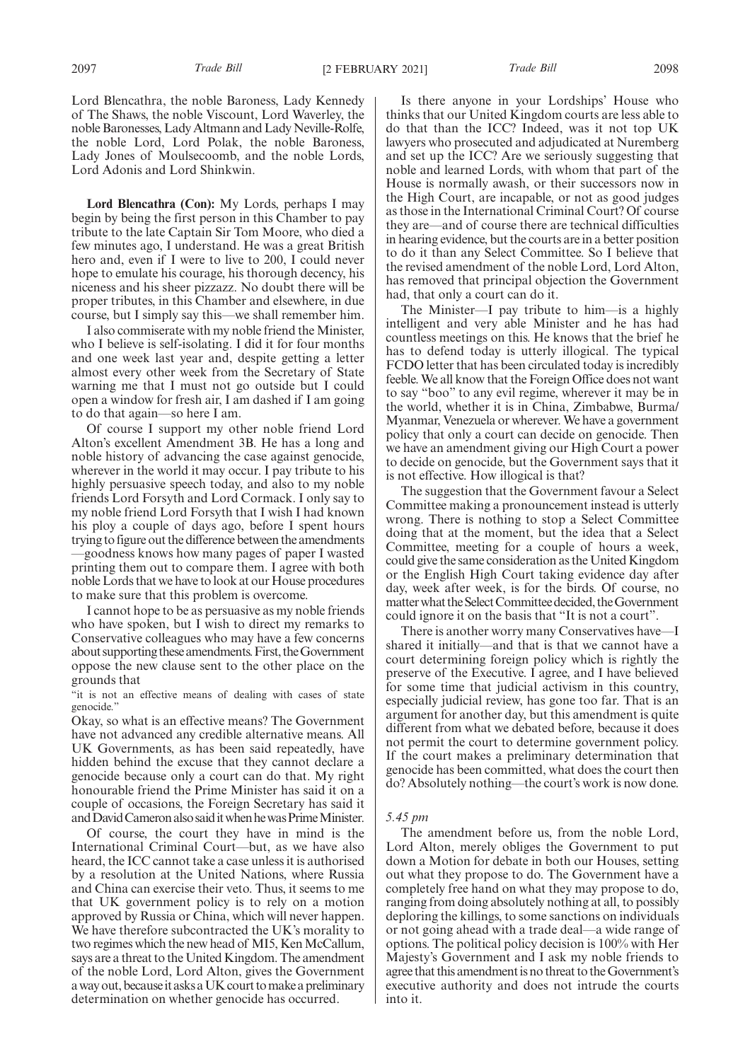Lord Blencathra, the noble Baroness, Lady Kennedy of The Shaws, the noble Viscount, Lord Waverley, the noble Baronesses, Lady Altmann and Lady Neville-Rolfe, the noble Lord, Lord Polak, the noble Baroness, Lady Jones of Moulsecoomb, and the noble Lords, Lord Adonis and Lord Shinkwin.

**Lord Blencathra (Con):** My Lords, perhaps I may begin by being the first person in this Chamber to pay tribute to the late Captain Sir Tom Moore, who died a few minutes ago, I understand. He was a great British hero and, even if I were to live to 200, I could never hope to emulate his courage, his thorough decency, his niceness and his sheer pizzazz. No doubt there will be proper tributes, in this Chamber and elsewhere, in due course, but I simply say this—we shall remember him.

I also commiserate with my noble friend the Minister, who I believe is self-isolating. I did it for four months and one week last year and, despite getting a letter almost every other week from the Secretary of State warning me that I must not go outside but I could open a window for fresh air, I am dashed if I am going to do that again—so here I am.

Of course I support my other noble friend Lord Alton's excellent Amendment 3B. He has a long and noble history of advancing the case against genocide, wherever in the world it may occur. I pay tribute to his highly persuasive speech today, and also to my noble friends Lord Forsyth and Lord Cormack. I only say to my noble friend Lord Forsyth that I wish I had known his ploy a couple of days ago, before I spent hours trying to figure out the difference between the amendments—goodness knows how many pages of paper I wasted printing them out to compare them. I agree with both noble Lords that we have to look at our House procedures to make sure that this problem is overcome.

I cannot hope to be as persuasive as my noble friends who have spoken, but I wish to direct my remarks to Conservative colleagues who may have a few concerns about supporting these amendments. First, the Government oppose the new clause sent to the other place on the grounds that

"it is not an effective means of dealing with cases of state genocide."

Okay, so what is an effective means? The Government have not advanced any credible alternative means. All UK Governments, as has been said repeatedly, have hidden behind the excuse that they cannot declare a genocide because only a court can do that. My right honourable friend the Prime Minister has said it on a couple of occasions, the Foreign Secretary has said it and David Cameron also said it when he was Prime Minister.

Of course, the court they have in mind is the International Criminal Court—but, as we have also heard, the ICC cannot take a case unless it is authorised by a resolution at the United Nations, where Russia and China can exercise their veto. Thus, it seems to me that UK government policy is to rely on a motion approved by Russia or China, which will never happen. We have therefore subcontracted the UK's morality to two regimes which the new head of MI5, Ken McCallum, says are a threat to the United Kingdom. The amendment of the noble Lord, Lord Alton, gives the Government a way out, because it asks a UK court to make a preliminary determination on whether genocide has occurred.

Is there anyone in your Lordships' House who thinks that our United Kingdom courts are less able to do that than the ICC? Indeed, was it not top UK lawyers who prosecuted and adjudicated at Nuremberg and set up the ICC? Are we seriously suggesting that noble and learned Lords, with whom that part of the House is normally awash, or their successors now in the High Court, are incapable, or not as good judges as those in the International Criminal Court? Of course they are—and of course there are technical difficulties in hearing evidence, but the courts are in a better position to do it than any Select Committee. So I believe that the revised amendment of the noble Lord, Lord Alton, has removed that principal objection the Government had, that only a court can do it.

The Minister—I pay tribute to him—is a highly intelligent and very able Minister and he has had countless meetings on this. He knows that the brief he has to defend today is utterly illogical. The typical FCDO letter that has been circulated today is incredibly feeble. We all know that the Foreign Office does not want to say "boo" to any evil regime, wherever it may be in the world, whether it is in China, Zimbabwe, Burma/Myanmar, Venezuela or wherever. We have a government policy that only a court can decide on genocide. Then we have an amendment giving our High Court a power to decide on genocide, but the Government says that it is not effective. How illogical is that?

The suggestion that the Government favour a Select Committee making a pronouncement instead is utterly wrong. There is nothing to stop a Select Committee doing that at the moment, but the idea that a Select Committee, meeting for a couple of hours a week, could give the same consideration as the United Kingdom or the English High Court taking evidence day after day, week after week, is for the birds. Of course, no matter what the Select Committee decided, the Government could ignore it on the basis that "It is not a court".

There is another worry many Conservatives have—I shared it initially—and that is that we cannot have a court determining foreign policy which is rightly the preserve of the Executive. I agree, and I have believed for some time that judicial activism in this country, especially judicial review, has gone too far. That is an argument for another day, but this amendment is quite different from what we debated before, because it does not permit the court to determine government policy. If the court makes a preliminary determination that genocide has been committed, what does the court then do? Absolutely nothing—the court's work is now done.

*5.45 pm*

The amendment before us, from the noble Lord, Lord Alton, merely obliges the Government to put down a Motion for debate in both our Houses, setting out what they propose to do. The Government have a completely free hand on what they may propose to do, ranging from doing absolutely nothing at all, to possibly deploring the killings, to some sanctions on individuals or not going ahead with a trade deal—a wide range of options. The political policy decision is 100% with Her Majesty's Government and I ask my noble friends to agree that this amendment is no threat to the Government's executive authority and does not intrude the courts into it.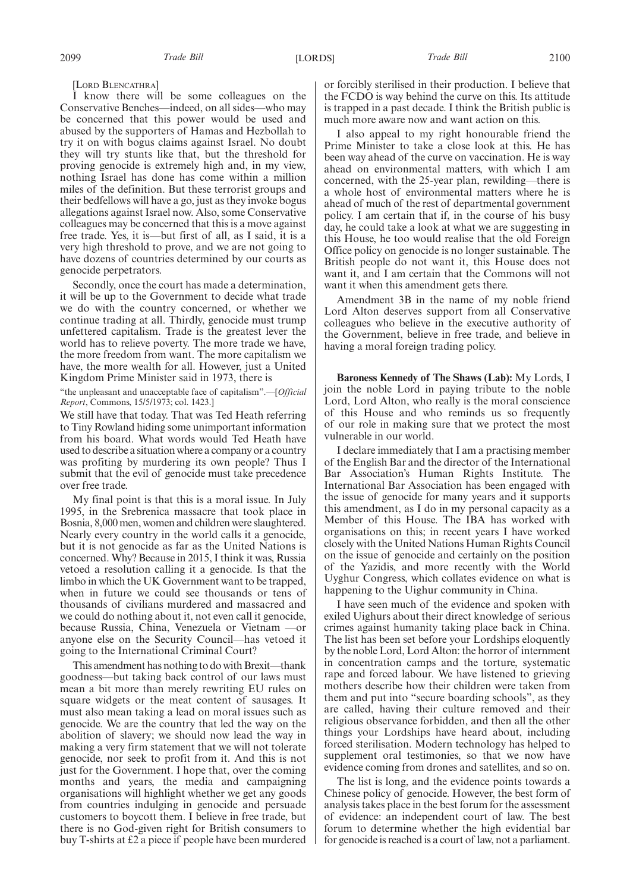[Lord Blencathra]

I know there will be some colleagues on the Conservative Benches—indeed, on all sides—who may be concerned that this power would be used and abused by the supporters of Hamas and Hezbollah to try it on with bogus claims against Israel. No doubt they will try stunts like that, but the threshold for proving genocide is extremely high and, in my view, nothing Israel has done has come within a million miles of the definition. But these terrorist groups and their bedfellows will have a go, just as they invoke bogus allegations against Israel now. Also, some Conservative colleagues may be concerned that this is a move against free trade. Yes, it is—but first of all, as I said, it is a very high threshold to prove, and we are not going to have dozens of countries determined by our courts as genocide perpetrators.

Secondly, once the court has made a determination, it will be up to the Government to decide what trade we do with the country concerned, or whether we continue trading at all. Thirdly, genocide must trump unfettered capitalism. Trade is the greatest lever the world has to relieve poverty. The more trade we have, the more freedom from want. The more capitalism we have, the more wealth for all. However, just a United Kingdom Prime Minister said in 1973, there is

"the unpleasant and unacceptable face of capitalism".—[*Official Report*, Commons, 15/5/1973; col. 1423.]

We still have that today. That was Ted Heath referring to Tiny Rowland hiding some unimportant information from his board. What words would Ted Heath have used to describe a situation where a company or a country was profiting by murdering its own people? Thus I submit that the evil of genocide must take precedence over free trade.

My final point is that this is a moral issue. In July 1995, in the Srebrenica massacre that took place in Bosnia, 8,000 men, women and children were slaughtered. Nearly every country in the world calls it a genocide, but it is not genocide as far as the United Nations is concerned. Why? Because in 2015, I think it was, Russia vetoed a resolution calling it a genocide. Is that the limbo in which the UK Government want to be trapped, when in future we could see thousands or tens of thousands of civilians murdered and massacred and we could do nothing about it, not even call it genocide, because Russia, China, Venezuela or Vietnam —or anyone else on the Security Council—has vetoed it going to the International Criminal Court?

This amendment has nothing to do with Brexit—thank goodness—but taking back control of our laws must mean a bit more than merely rewriting EU rules on square widgets or the meat content of sausages. It must also mean taking a lead on moral issues such as genocide. We are the country that led the way on the abolition of slavery; we should now lead the way in making a very firm statement that we will not tolerate genocide, nor seek to profit from it. And this is not just for the Government. I hope that, over the coming months and years, the media and campaigning organisations will highlight whether we get any goods from countries indulging in genocide and persuade customers to boycott them. I believe in free trade, but there is no God-given right for British consumers to buy T-shirts at £2 a piece if people have been murdered or forcibly sterilised in their production. I believe that the FCDO is way behind the curve on this. Its attitude is trapped in a past decade. I think the British public is much more aware now and want action on this.

I also appeal to my right honourable friend the Prime Minister to take a close look at this. He has been way ahead of the curve on vaccination. He is way ahead on environmental matters, with which I am concerned, with the 25-year plan, rewilding—there is a whole host of environmental matters where he is ahead of much of the rest of departmental government policy. I am certain that if, in the course of his busy day, he could take a look at what we are suggesting in this House, he too would realise that the old Foreign Office policy on genocide is no longer sustainable. The British people do not want it, this House does not want it, and I am certain that the Commons will not want it when this amendment gets there.

Amendment 3B in the name of my noble friend Lord Alton deserves support from all Conservative colleagues who believe in the executive authority of the Government, believe in free trade, and believe in having a moral foreign trading policy.

**Baroness Kennedy of The Shaws (Lab):** My Lords, I join the noble Lord in paying tribute to the noble Lord, Lord Alton, who really is the moral conscience of this House and who reminds us so frequently of our role in making sure that we protect the most vulnerable in our world.

I declare immediately that I am a practising member of the English Bar and the director of the International Bar Association's Human Rights Institute. The International Bar Association has been engaged with the issue of genocide for many years and it supports this amendment, as I do in my personal capacity as a Member of this House. The IBA has worked with organisations on this; in recent years I have worked closely with the United Nations Human Rights Council on the issue of genocide and certainly on the position of the Yazidis, and more recently with the World Uyghur Congress, which collates evidence on what is happening to the Uighur community in China.

I have seen much of the evidence and spoken with exiled Uighurs about their direct knowledge of serious crimes against humanity taking place back in China. The list has been set before your Lordships eloquently by the noble Lord, Lord Alton: the horror of internment in concentration camps and the torture, systematic rape and forced labour. We have listened to grieving mothers describe how their children were taken from them and put into "secure boarding schools", as they are called, having their culture removed and their religious observance forbidden, and then all the other things your Lordships have heard about, including forced sterilisation. Modern technology has helped to supplement oral testimonies, so that we now have evidence coming from drones and satellites, and so on.

The list is long, and the evidence points towards a Chinese policy of genocide. However, the best form of analysis takes place in the best forum for the assessment of evidence: an independent court of law. The best forum to determine whether the high evidential bar for genocide is reached is a court of law, not a parliament.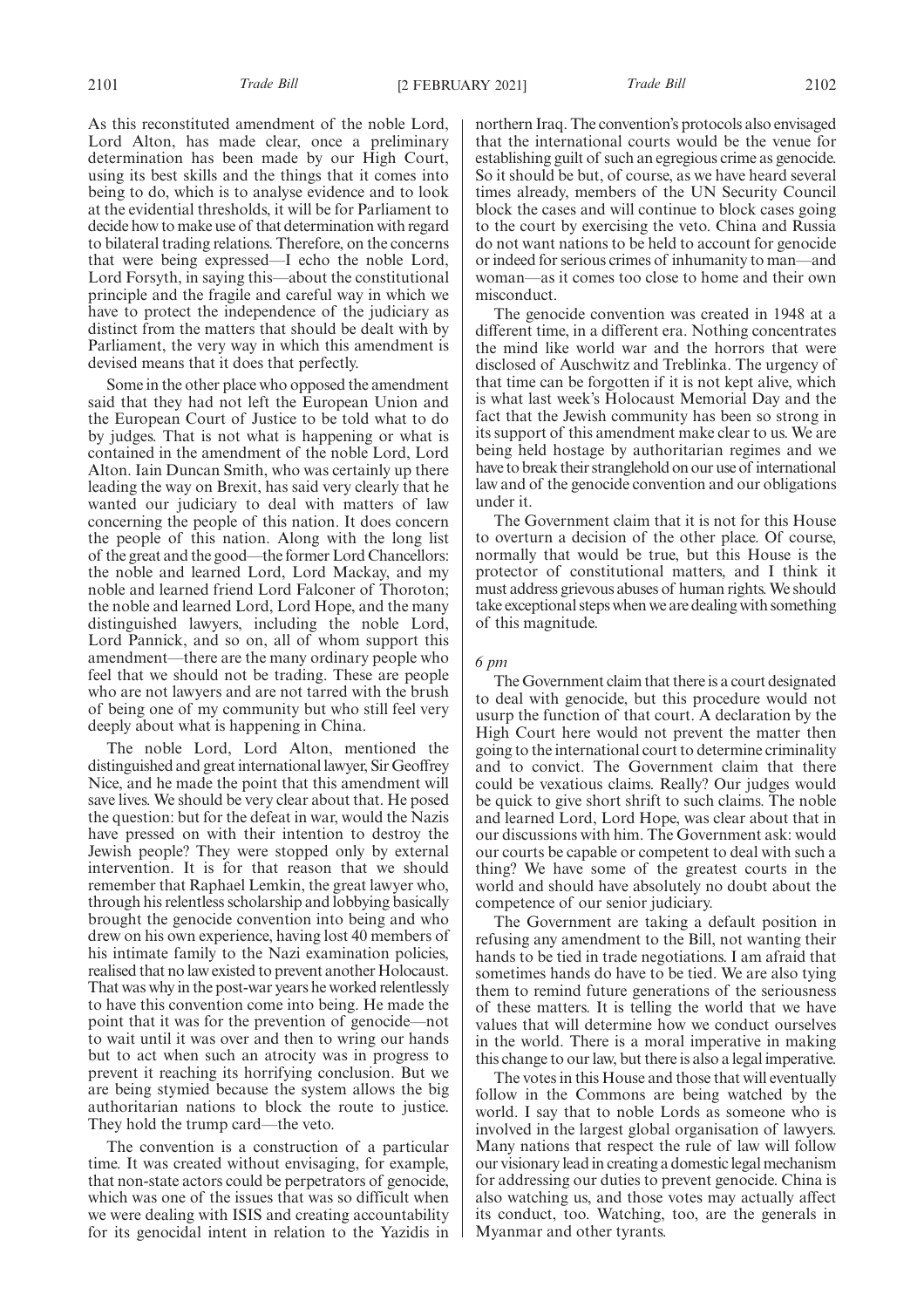As this reconstituted amendment of the noble Lord, Lord Alton, has made clear, once a preliminary determination has been made by our High Court, using its best skills and the things that it comes into being to do, which is to analyse evidence and to look at the evidential thresholds, it will be for Parliament to decide how to make use of that determination with regard to bilateral trading relations. Therefore, on the concerns that were being expressed—I echo the noble Lord, Lord Forsyth, in saying this—about the constitutional principle and the fragile and careful way in which we have to protect the independence of the judiciary as distinct from the matters that should be dealt with by Parliament, the very way in which this amendment is devised means that it does that perfectly.

Some in the other place who opposed the amendment said that they had not left the European Union and the European Court of Justice to be told what to do by judges. That is not what is happening or what is contained in the amendment of the noble Lord, Lord Alton. Iain Duncan Smith, who was certainly up there leading the way on Brexit, has said very clearly that he wanted our judiciary to deal with matters of law concerning the people of this nation. It does concern the people of this nation. Along with the long list of the great and the good—the former Lord Chancellors: the noble and learned Lord, Lord Mackay, and my noble and learned friend Lord Falconer of Thoroton; the noble and learned Lord, Lord Hope, and the many distinguished lawyers, including the noble Lord, Lord Pannick, and so on, all of whom support this amendment—there are the many ordinary people who feel that we should not be trading. These are people who are not lawyers and are not tarred with the brush of being one of my community but who still feel very deeply about what is happening in China.

The noble Lord, Lord Alton, mentioned the distinguished and great international lawyer, Sir Geoffrey Nice, and he made the point that this amendment will save lives. We should be very clear about that. He posed the question: but for the defeat in war, would the Nazis have pressed on with their intention to destroy the Jewish people? They were stopped only by external intervention. It is for that reason that we should remember that Raphael Lemkin, the great lawyer who, through his relentless scholarship and lobbying basically brought the genocide convention into being and who drew on his own experience, having lost 40 members of his intimate family to the Nazi examination policies, realised that no law existed to prevent another Holocaust. That was why in the post-war years he worked relentlessly to have this convention come into being. He made the point that it was for the prevention of genocide—not to wait until it was over and then to wring our hands but to act when such an atrocity was in progress to prevent it reaching its horrifying conclusion. But we are being stymied because the system allows the big authoritarian nations to block the route to justice. They hold the trump card—the veto.

The convention is a construction of a particular time. It was created without envisaging, for example, that non-state actors could be perpetrators of genocide, which was one of the issues that was so difficult when we were dealing with ISIS and creating accountability for its genocidal intent in relation to the Yazidis in northern Iraq. The convention's protocols also envisaged that the international courts would be the venue for establishing guilt of such an egregious crime as genocide. So it should be but, of course, as we have heard several times already, members of the UN Security Council block the cases and will continue to block cases going to the court by exercising the veto. China and Russia do not want nations to be held to account for genocide or indeed for serious crimes of inhumanity to man—and woman—as it comes too close to home and their own misconduct.

The genocide convention was created in 1948 at a different time, in a different era. Nothing concentrates the mind like world war and the horrors that were disclosed of Auschwitz and Treblinka. The urgency of that time can be forgotten if it is not kept alive, which is what last week's Holocaust Memorial Day and the fact that the Jewish community has been so strong in its support of this amendment make clear to us. We are being held hostage by authoritarian regimes and we have to break their stranglehold on our use of international law and of the genocide convention and our obligations under it.

The Government claim that it is not for this House to overturn a decision of the other place. Of course, normally that would be true, but this House is the protector of constitutional matters, and I think it must address grievous abuses of human rights. We should take exceptional steps when we are dealing with something of this magnitude.

*6 pm*

The Government claim that there is a court designated to deal with genocide, but this procedure would not usurp the function of that court. A declaration by the High Court here would not prevent the matter then going to the international court to determine criminality and to convict. The Government claim that there could be vexatious claims. Really? Our judges would be quick to give short shrift to such claims. The noble and learned Lord, Lord Hope, was clear about that in our discussions with him. The Government ask: would our courts be capable or competent to deal with such a thing? We have some of the greatest courts in the world and should have absolutely no doubt about the competence of our senior judiciary.

The Government are taking a default position in refusing any amendment to the Bill, not wanting their hands to be tied in trade negotiations. I am afraid that sometimes hands do have to be tied. We are also tying them to remind future generations of the seriousness of these matters. It is telling the world that we have values that will determine how we conduct ourselves in the world. There is a moral imperative in making this change to our law, but there is also a legal imperative.

The votes in this House and those that will eventually follow in the Commons are being watched by the world. I say that to noble Lords as someone who is involved in the largest global organisation of lawyers. Many nations that respect the rule of law will follow our visionary lead in creating a domestic legal mechanism for addressing our duties to prevent genocide. China is also watching us, and those votes may actually affect its conduct, too. Watching, too, are the generals in Myanmar and other tyrants.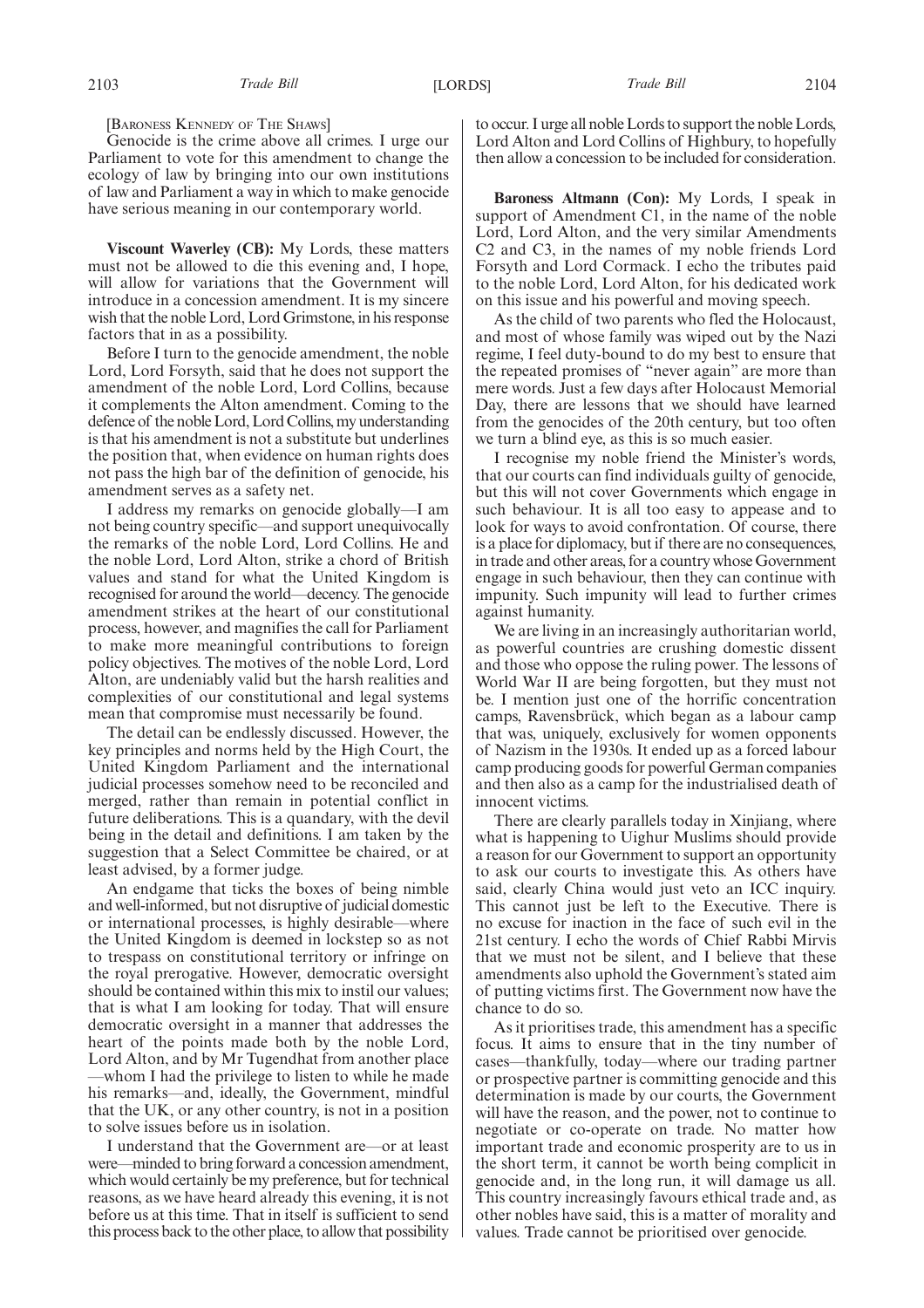[BARONESS KENNEDY OF THE SHAWS]

Genocide is the crime above all crimes. I urge our Parliament to vote for this amendment to change the ecology of law by bringing into our own institutions of law and Parliament a way in which to make genocide have serious meaning in our contemporary world.

**Viscount Waverley (CB):** My Lords, these matters must not be allowed to die this evening and, I hope, will allow for variations that the Government will introduce in a concession amendment. It is my sincere wish that the noble Lord, Lord Grimstone, in his response factors that in as a possibility.

Before I turn to the genocide amendment, the noble Lord, Lord Forsyth, said that he does not support the amendment of the noble Lord, Lord Collins, because it complements the Alton amendment. Coming to the defence of the noble Lord, Lord Collins, my understanding is that his amendment is not a substitute but underlines the position that, when evidence on human rights does not pass the high bar of the definition of genocide, his amendment serves as a safety net.

I address my remarks on genocide globally—I am not being country specific—and support unequivocally the remarks of the noble Lord, Lord Collins. He and the noble Lord, Lord Alton, strike a chord of British values and stand for what the United Kingdom is recognised for around the world—decency. The genocide amendment strikes at the heart of our constitutional process, however, and magnifies the call for Parliament to make more meaningful contributions to foreign policy objectives. The motives of the noble Lord, Lord Alton, are undeniably valid but the harsh realities and complexities of our constitutional and legal systems mean that compromise must necessarily be found.

The detail can be endlessly discussed. However, the key principles and norms held by the High Court, the United Kingdom Parliament and the international judicial processes somehow need to be reconciled and merged, rather than remain in potential conflict in future deliberations. This is a quandary, with the devil being in the detail and definitions. I am taken by the suggestion that a Select Committee be chaired, or at least advised, by a former judge.

An endgame that ticks the boxes of being nimble and well-informed, but not disruptive of judicial domestic or international processes, is highly desirable—where the United Kingdom is deemed in lockstep so as not to trespass on constitutional territory or infringe on the royal prerogative. However, democratic oversight should be contained within this mix to instil our values; that is what I am looking for today. That will ensure democratic oversight in a manner that addresses the heart of the points made both by the noble Lord, Lord Alton, and by Mr Tugendhat from another place —whom I had the privilege to listen to while he made his remarks—and, ideally, the Government, mindful that the UK, or any other country, is not in a position to solve issues before us in isolation.

I understand that the Government are—or at least were—minded to bring forward a concession amendment, which would certainly be my preference, but for technical reasons, as we have heard already this evening, it is not before us at this time. That in itself is sufficient to send this process back to the other place, to allow that possibility to occur. I urge all noble Lords to support the noble Lords, Lord Alton and Lord Collins of Highbury, to hopefully then allow a concession to be included for consideration.

**Baroness Altmann (Con):** My Lords, I speak in support of Amendment C1, in the name of the noble Lord, Lord Alton, and the very similar Amendments C2 and C3, in the names of my noble friends Lord Forsyth and Lord Cormack. I echo the tributes paid to the noble Lord, Lord Alton, for his dedicated work on this issue and his powerful and moving speech.

As the child of two parents who fled the Holocaust, and most of whose family was wiped out by the Nazi regime, I feel duty-bound to do my best to ensure that the repeated promises of "never again" are more than mere words. Just a few days after Holocaust Memorial Day, there are lessons that we should have learned from the genocides of the 20th century, but too often we turn a blind eye, as this is so much easier.

I recognise my noble friend the Minister's words, that our courts can find individuals guilty of genocide, but this will not cover Governments which engage in such behaviour. It is all too easy to appease and to look for ways to avoid confrontation. Of course, there is a place for diplomacy, but if there are no consequences, in trade and other areas, for a country whose Government engage in such behaviour, then they can continue with impunity. Such impunity will lead to further crimes against humanity.

We are living in an increasingly authoritarian world, as powerful countries are crushing domestic dissent and those who oppose the ruling power. The lessons of World War II are being forgotten, but they must not be. I mention just one of the horrific concentration camps, Ravensbrück, which began as a labour camp that was, uniquely, exclusively for women opponents of Nazism in the 1930s. It ended up as a forced labour camp producing goods for powerful German companies and then also as a camp for the industrialised death of innocent victims.

There are clearly parallels today in Xinjiang, where what is happening to Uighur Muslims should provide a reason for our Government to support an opportunity to ask our courts to investigate this. As others have said, clearly China would just veto an ICC inquiry. This cannot just be left to the Executive. There is no excuse for inaction in the face of such evil in the 21st century. I echo the words of Chief Rabbi Mirvis that we must not be silent, and I believe that these amendments also uphold the Government's stated aim of putting victims first. The Government now have the chance to do so.

As it prioritises trade, this amendment has a specific focus. It aims to ensure that in the tiny number of cases—thankfully, today—where our trading partner or prospective partner is committing genocide and this determination is made by our courts, the Government will have the reason, and the power, not to continue to negotiate or co-operate on trade. No matter how important trade and economic prosperity are to us in the short term, it cannot be worth being complicit in genocide and, in the long run, it will damage us all. This country increasingly favours ethical trade and, as other nobles have said, this is a matter of morality and values. Trade cannot be prioritised over genocide.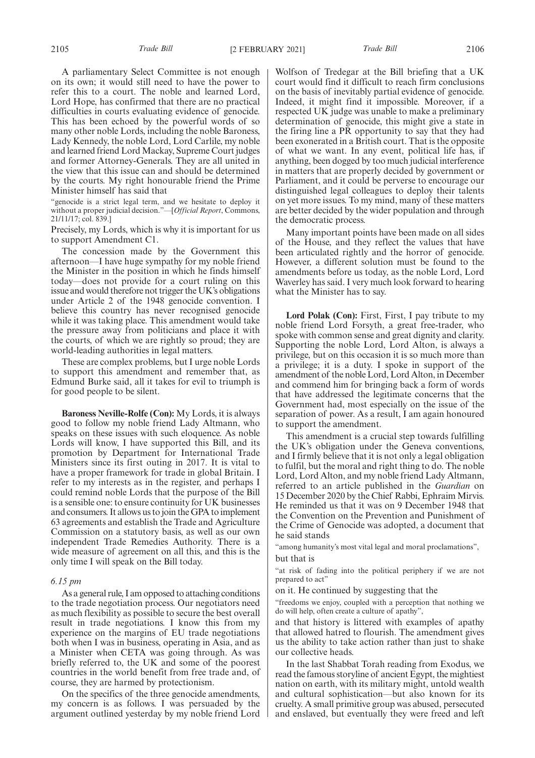A parliamentary Select Committee is not enough on its own; it would still need to have the power to refer this to a court. The noble and learned Lord, Lord Hope, has confirmed that there are no practical difficulties in courts evaluating evidence of genocide. This has been echoed by the powerful words of so many other noble Lords, including the noble Baroness, Lady Kennedy, the noble Lord, Lord Carlile, my noble and learned friend Lord Mackay, Supreme Court judges and former Attorney-Generals. They are all united in the view that this issue can and should be determined by the courts. My right honourable friend the Prime Minister himself has said that

"genocide is a strict legal term, and we hesitate to deploy it without a proper judicial decision."—[*Official Report*, Commons, 21/11/17; col. 839.]

Precisely, my Lords, which is why it is important for us to support Amendment C1.

The concession made by the Government this afternoon—I have huge sympathy for my noble friend the Minister in the position in which he finds himself today—does not provide for a court ruling on this issue and would therefore not trigger the UK's obligations under Article 2 of the 1948 genocide convention. I believe this country has never recognised genocide while it was taking place. This amendment would take the pressure away from politicians and place it with the courts, of which we are rightly so proud; they are world-leading authorities in legal matters.

These are complex problems, but I urge noble Lords to support this amendment and remember that, as Edmund Burke said, all it takes for evil to triumph is for good people to be silent.

**Baroness Neville-Rolfe (Con):** My Lords, it is always good to follow my noble friend Lady Altmann, who speaks on these issues with such eloquence. As noble Lords will know, I have supported this Bill, and its promotion by Department for International Trade Ministers since its first outing in 2017. It is vital to have a proper framework for trade in global Britain. I refer to my interests as in the register, and perhaps I could remind noble Lords that the purpose of the Bill is a sensible one: to ensure continuity for UK businesses and consumers. It allows us to join the GPA to implement 63 agreements and establish the Trade and Agriculture Commission on a statutory basis, as well as our own independent Trade Remedies Authority. There is a wide measure of agreement on all this, and this is the only time I will speak on the Bill today.

*6.15 pm*

As a general rule, I am opposed to attaching conditions to the trade negotiation process. Our negotiators need as much flexibility as possible to secure the best overall result in trade negotiations. I know this from my experience on the margins of EU trade negotiations both when I was in business, operating in Asia, and as a Minister when CETA was going through. As was briefly referred to, the UK and some of the poorest countries in the world benefit from free trade and, of course, they are harmed by protectionism.

On the specifics of the three genocide amendments, my concern is as follows. I was persuaded by the argument outlined yesterday by my noble friend Lord Wolfson of Tredegar at the Bill briefing that a UK court would find it difficult to reach firm conclusions on the basis of inevitably partial evidence of genocide. Indeed, it might find it impossible. Moreover, if a respected UK judge was unable to make a preliminary determination of genocide, this might give a state in the firing line a PR opportunity to say that they had been exonerated in a British court. That is the opposite of what we want. In any event, political life has, if anything, been dogged by too much judicial interference in matters that are properly decided by government or Parliament, and it could be perverse to encourage our distinguished legal colleagues to deploy their talents on yet more issues. To my mind, many of these matters are better decided by the wider population and through the democratic process.

Many important points have been made on all sides of the House, and they reflect the values that have been articulated rightly and the horror of genocide. However, a different solution must be found to the amendments before us today, as the noble Lord, Lord Waverley has said. I very much look forward to hearing what the Minister has to say.

**Lord Polak (Con):** First, First, I pay tribute to my noble friend Lord Forsyth, a great free-trader, who spoke with common sense and great dignity and clarity. Supporting the noble Lord, Lord Alton, is always a privilege, but on this occasion it is so much more than a privilege; it is a duty. I spoke in support of the amendment of the noble Lord, Lord Alton, in December and commend him for bringing back a form of words that have addressed the legitimate concerns that the Government had, most especially on the issue of the separation of power. As a result, I am again honoured to support the amendment.

This amendment is a crucial step towards fulfilling the UK's obligation under the Geneva conventions, and I firmly believe that it is not only a legal obligation to fulfil, but the moral and right thing to do. The noble Lord, Lord Alton, and my noble friend Lady Altmann, referred to an article published in the *Guardian* on 15 December 2020 by the Chief Rabbi, Ephraim Mirvis. He reminded us that it was on 9 December 1948 that the Convention on the Prevention and Punishment of the Crime of Genocide was adopted, a document that he said stands

"among humanity's most vital legal and moral proclamations",

but that is

"at risk of fading into the political periphery if we are not prepared to act"

on it. He continued by suggesting that the

"freedoms we enjoy, coupled with a perception that nothing we do will help, often create a culture of apathy",

and that history is littered with examples of apathy that allowed hatred to flourish. The amendment gives us the ability to take action rather than just to shake our collective heads.

In the last Shabbat Torah reading from Exodus, we read the famous storyline of ancient Egypt, the mightiest nation on earth, with its military might, untold wealth and cultural sophistication—but also known for its cruelty. A small primitive group was abused, persecuted and enslaved, but eventually they were freed and left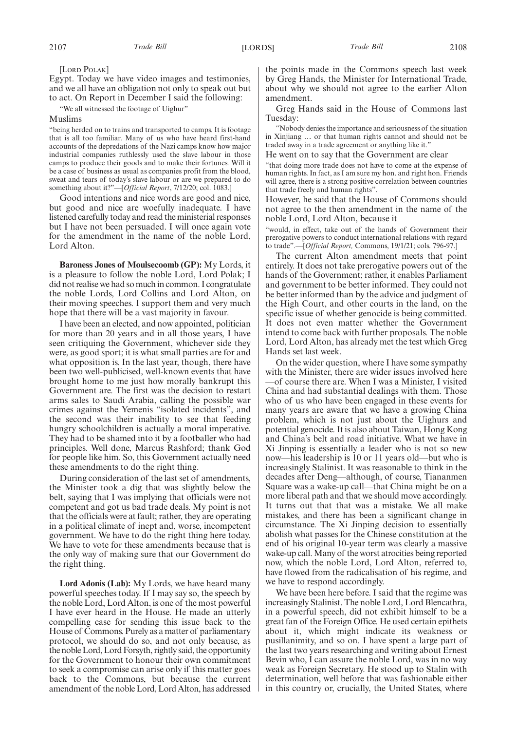[LORD POLAK]

Egypt. Today we have video images and testimonies, and we all have an obligation not only to speak out but to act. On Report in December I said the following:

"We all witnessed the footage of Uighur"

Muslims

"being herded on to trains and transported to camps. It is footage that is all too familiar. Many of us who have heard first-hand accounts of the depredations of the Nazi camps know how major industrial companies ruthlessly used the slave labour in those camps to produce their goods and to make their fortunes. Will it be a case of business as usual as companies profit from the blood, sweat and tears of today's slave labour or are we prepared to do something about it?"—[*Official Report*, 7/12/20; col. 1083.]

Good intentions and nice words are good and nice, but good and nice are woefully inadequate. I have listened carefully today and read the ministerial responses but I have not been persuaded. I will once again vote for the amendment in the name of the noble Lord, Lord Alton.

**Baroness Jones of Moulsecoomb (GP):** My Lords, it is a pleasure to follow the noble Lord, Lord Polak; I did not realise we had so much in common. I congratulate the noble Lords, Lord Collins and Lord Alton, on their moving speeches. I support them and very much hope that there will be a vast majority in favour.

I have been an elected, and now appointed, politician for more than 20 years and in all those years, I have seen critiquing the Government, whichever side they were, as good sport; it is what small parties are for and what opposition is. In the last year, though, there have been two well-publicised, well-known events that have brought home to me just how morally bankrupt this Government are. The first was the decision to restart arms sales to Saudi Arabia, calling the possible war crimes against the Yemenis "isolated incidents", and the second was their inability to see that feeding hungry schoolchildren is actually a moral imperative. They had to be shamed into it by a footballer who had principles. Well done, Marcus Rashford; thank God for people like him. So, this Government actually need these amendments to do the right thing.

During consideration of the last set of amendments, the Minister took a dig that was slightly below the belt, saying that I was implying that officials were not competent and got us bad trade deals. My point is not that the officials were at fault; rather, they are operating in a political climate of inept and, worse, incompetent government. We have to do the right thing here today. We have to vote for these amendments because that is the only way of making sure that our Government do the right thing.

**Lord Adonis (Lab):** My Lords, we have heard many powerful speeches today. If I may say so, the speech by the noble Lord, Lord Alton, is one of the most powerful I have ever heard in the House. He made an utterly compelling case for sending this issue back to the House of Commons. Purely as a matter of parliamentary protocol, we should do so, and not only because, as the noble Lord, Lord Forsyth, rightly said, the opportunity for the Government to honour their own commitment to seek a compromise can arise only if this matter goes back to the Commons, but because the current amendment of the noble Lord, Lord Alton, has addressed the points made in the Commons speech last week by Greg Hands, the Minister for International Trade, about why we should not agree to the earlier Alton amendment.

Greg Hands said in the House of Commons last Tuesday:

"Nobody denies the importance and seriousness of the situation in Xinjiang … or that human rights cannot and should not be traded away in a trade agreement or anything like it."

He went on to say that the Government are clear

"that doing more trade does not have to come at the expense of human rights. In fact, as I am sure my hon. and right hon. Friends will agree, there is a strong positive correlation between countries that trade freely and human rights".

However, he said that the House of Commons should not agree to the then amendment in the name of the noble Lord, Lord Alton, because it

"would, in effect, take out of the hands of Government their prerogative powers to conduct international relations with regard to trade".—[*Official Report,* Commons, 19/1/21; cols. 796-97.]

The current Alton amendment meets that point entirely. It does not take prerogative powers out of the hands of the Government; rather, it enables Parliament and government to be better informed. They could not be better informed than by the advice and judgment of the High Court, and other courts in the land, on the specific issue of whether genocide is being committed. It does not even matter whether the Government intend to come back with further proposals. The noble Lord, Lord Alton, has already met the test which Greg Hands set last week.

On the wider question, where I have some sympathy with the Minister, there are wider issues involved here —of course there are. When I was a Minister, I visited China and had substantial dealings with them. Those who of us who have been engaged in these events for many years are aware that we have a growing China problem, which is not just about the Uighurs and potential genocide. It is also about Taiwan, Hong Kong and China's belt and road initiative. What we have in Xi Jinping is essentially a leader who is not so new now—his leadership is 10 or 11 years old—but who is increasingly Stalinist. It was reasonable to think in the decades after Deng—although, of course, Tiananmen Square was a wake-up call—that China might be on a more liberal path and that we should move accordingly. It turns out that that was a mistake. We all make mistakes, and there has been a significant change in circumstance. The Xi Jinping decision to essentially abolish what passes for the Chinese constitution at the end of his original 10-year term was clearly a massive wake-up call. Many of the worst atrocities being reported now, which the noble Lord, Lord Alton, referred to, have flowed from the radicalisation of his regime, and we have to respond accordingly.

We have been here before. I said that the regime was increasingly Stalinist. The noble Lord, Lord Blencathra, in a powerful speech, did not exhibit himself to be a great fan of the Foreign Office. He used certain epithets about it, which might indicate its weakness or pusillanimity, and so on. I have spent a large part of the last two years researching and writing about Ernest Bevin who, I can assure the noble Lord, was in no way weak as Foreign Secretary. He stood up to Stalin with determination, well before that was fashionable either in this country or, crucially, the United States, where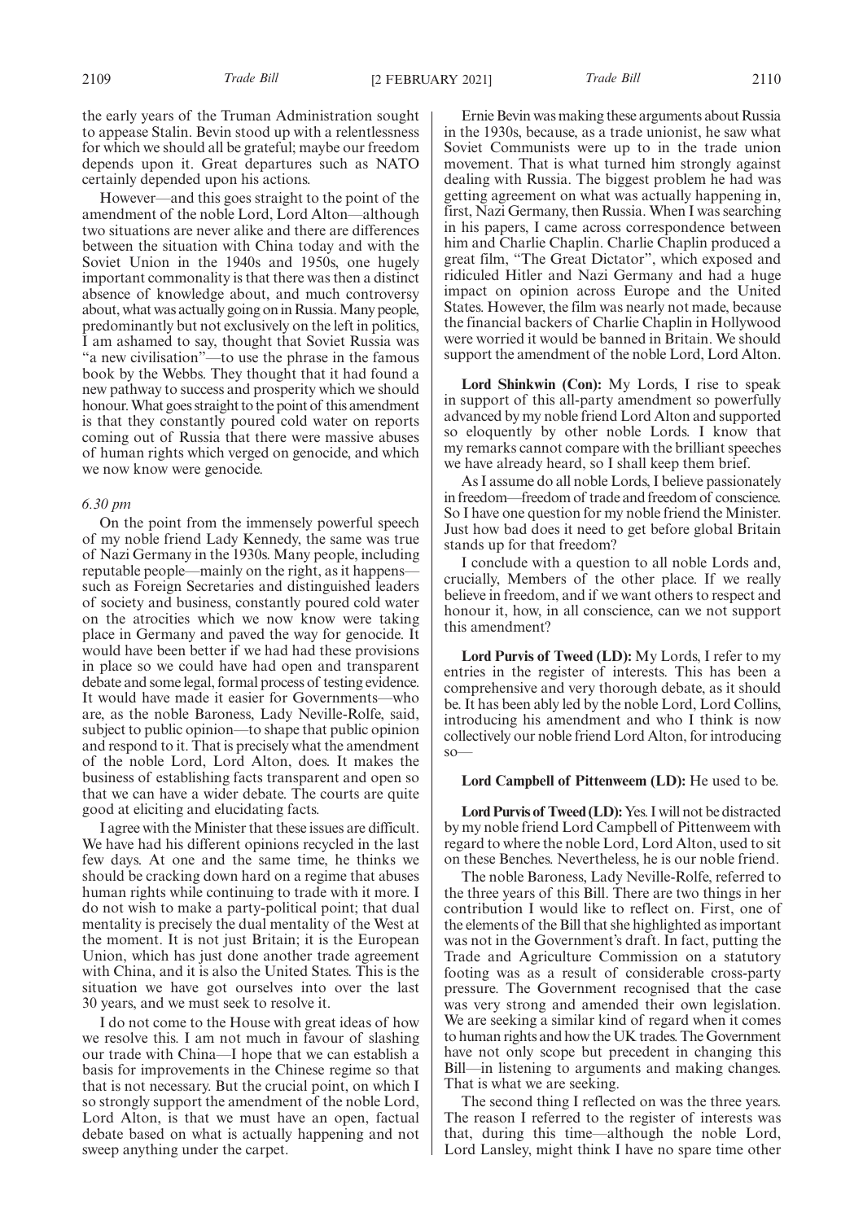the early years of the Truman Administration sought to appease Stalin. Bevin stood up with a relentlessness for which we should all be grateful; maybe our freedom depends upon it. Great departures such as NATO certainly depended upon his actions.

However—and this goes straight to the point of the amendment of the noble Lord, Lord Alton—although two situations are never alike and there are differences between the situation with China today and with the Soviet Union in the 1940s and 1950s, one hugely important commonality is that there was then a distinct absence of knowledge about, and much controversy about, what was actually going on in Russia. Many people, predominantly but not exclusively on the left in politics, I am ashamed to say, thought that Soviet Russia was "a new civilisation"—to use the phrase in the famous book by the Webbs. They thought that it had found a new pathway to success and prosperity which we should honour. What goes straight to the point of this amendment is that they constantly poured cold water on reports coming out of Russia that there were massive abuses of human rights which verged on genocide, and which we now know were genocide.

*6.30 pm*

On the point from the immensely powerful speech of my noble friend Lady Kennedy, the same was true of Nazi Germany in the 1930s. Many people, including reputable people—mainly on the right, as it happens—such as Foreign Secretaries and distinguished leaders of society and business, constantly poured cold water on the atrocities which we now know were taking place in Germany and paved the way for genocide. It would have been better if we had had these provisions in place so we could have had open and transparent debate and some legal, formal process of testing evidence. It would have made it easier for Governments—who are, as the noble Baroness, Lady Neville-Rolfe, said, subject to public opinion—to shape that public opinion and respond to it. That is precisely what the amendment of the noble Lord, Lord Alton, does. It makes the business of establishing facts transparent and open so that we can have a wider debate. The courts are quite good at eliciting and elucidating facts.

I agree with the Minister that these issues are difficult. We have had his different opinions recycled in the last few days. At one and the same time, he thinks we should be cracking down hard on a regime that abuses human rights while continuing to trade with it more. I do not wish to make a party-political point; that dual mentality is precisely the dual mentality of the West at the moment. It is not just Britain; it is the European Union, which has just done another trade agreement with China, and it is also the United States. This is the situation we have got ourselves into over the last 30 years, and we must seek to resolve it.

I do not come to the House with great ideas of how we resolve this. I am not much in favour of slashing our trade with China—I hope that we can establish a basis for improvements in the Chinese regime so that that is not necessary. But the crucial point, on which I so strongly support the amendment of the noble Lord, Lord Alton, is that we must have an open, factual debate based on what is actually happening and not sweep anything under the carpet.

Ernie Bevin was making these arguments about Russia in the 1930s, because, as a trade unionist, he saw what Soviet Communists were up to in the trade union movement. That is what turned him strongly against dealing with Russia. The biggest problem he had was getting agreement on what was actually happening in, first, Nazi Germany, then Russia. When I was searching in his papers, I came across correspondence between him and Charlie Chaplin. Charlie Chaplin produced a great film, "The Great Dictator", which exposed and ridiculed Hitler and Nazi Germany and had a huge impact on opinion across Europe and the United States. However, the film was nearly not made, because the financial backers of Charlie Chaplin in Hollywood were worried it would be banned in Britain. We should support the amendment of the noble Lord, Lord Alton.

**Lord Shinkwin (Con):** My Lords, I rise to speak in support of this all-party amendment so powerfully advanced by my noble friend Lord Alton and supported so eloquently by other noble Lords. I know that my remarks cannot compare with the brilliant speeches we have already heard, so I shall keep them brief.

As I assume do all noble Lords, I believe passionately in freedom—freedom of trade and freedom of conscience. So I have one question for my noble friend the Minister. Just how bad does it need to get before global Britain stands up for that freedom?

I conclude with a question to all noble Lords and, crucially, Members of the other place. If we really believe in freedom, and if we want others to respect and honour it, how, in all conscience, can we not support this amendment?

**Lord Purvis of Tweed (LD):** My Lords, I refer to my entries in the register of interests. This has been a comprehensive and very thorough debate, as it should be. It has been ably led by the noble Lord, Lord Collins, introducing his amendment and who I think is now collectively our noble friend Lord Alton, for introducing so—

**Lord Campbell of Pittenweem (LD):** He used to be.

**Lord Purvis of Tweed (LD):** Yes. I will not be distracted by my noble friend Lord Campbell of Pittenweem with regard to where the noble Lord, Lord Alton, used to sit on these Benches. Nevertheless, he is our noble friend.

The noble Baroness, Lady Neville-Rolfe, referred to the three years of this Bill. There are two things in her contribution I would like to reflect on. First, one of the elements of the Bill that she highlighted as important was not in the Government's draft. In fact, putting the Trade and Agriculture Commission on a statutory footing was as a result of considerable cross-party pressure. The Government recognised that the case was very strong and amended their own legislation. We are seeking a similar kind of regard when it comes to human rights and how the UK trades. The Government have not only scope but precedent in changing this Bill—in listening to arguments and making changes. That is what we are seeking.

The second thing I reflected on was the three years. The reason I referred to the register of interests was that, during this time—although the noble Lord, Lord Lansley, might think I have no spare time other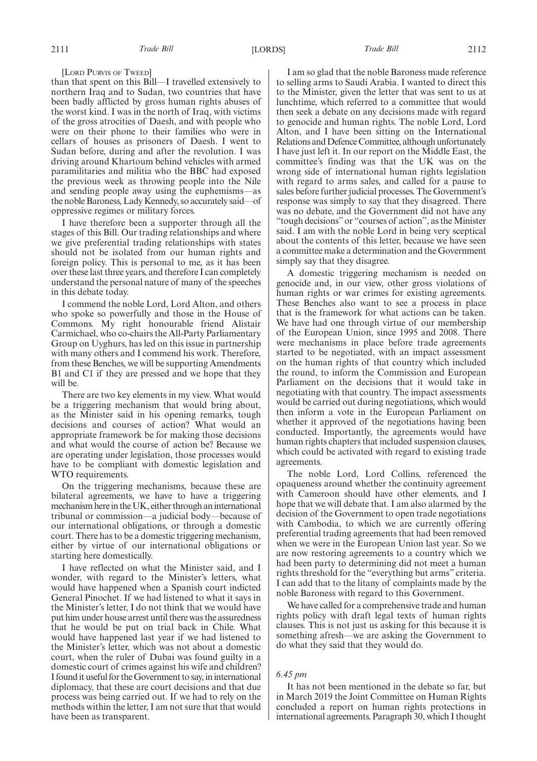[LORD PURVIS OF TWEED]

than that spent on this Bill—I travelled extensively to northern Iraq and to Sudan, two countries that have been badly afflicted by gross human rights abuses of the worst kind. I was in the north of Iraq, with victims of the gross atrocities of Daesh, and with people who were on their phone to their families who were in cellars of houses as prisoners of Daesh. I went to Sudan before, during and after the revolution. I was driving around Khartoum behind vehicles with armed paramilitaries and militia who the BBC had exposed the previous week as throwing people into the Nile and sending people away using the euphemisms—as the noble Baroness, Lady Kennedy, so accurately said—of oppressive regimes or military forces.

I have therefore been a supporter through all the stages of this Bill. Our trading relationships and where we give preferential trading relationships with states should not be isolated from our human rights and foreign policy. This is personal to me, as it has been over these last three years, and therefore I can completely understand the personal nature of many of the speeches in this debate today.

I commend the noble Lord, Lord Alton, and others who spoke so powerfully and those in the House of Commons. My right honourable friend Alistair Carmichael, who co-chairs the All-Party Parliamentary Group on Uyghurs, has led on this issue in partnership with many others and I commend his work. Therefore, from these Benches, we will be supporting Amendments B1 and C1 if they are pressed and we hope that they will be.

There are two key elements in my view. What would be a triggering mechanism that would bring about, as the Minister said in his opening remarks, tough decisions and courses of action? What would an appropriate framework be for making those decisions and what would the course of action be? Because we are operating under legislation, those processes would have to be compliant with domestic legislation and WTO requirements.

On the triggering mechanisms, because these are bilateral agreements, we have to have a triggering mechanism here in the UK, either through an international tribunal or commission—a judicial body—because of our international obligations, or through a domestic court. There has to be a domestic triggering mechanism, either by virtue of our international obligations or starting here domestically.

I have reflected on what the Minister said, and I wonder, with regard to the Minister's letters, what would have happened when a Spanish court indicted General Pinochet. If we had listened to what it says in the Minister's letter, I do not think that we would have put him under house arrest until there was the assuredness that he would be put on trial back in Chile. What would have happened last year if we had listened to the Minister's letter, which was not about a domestic court, when the ruler of Dubai was found guilty in a domestic court of crimes against his wife and children? I found it useful for the Government to say, in international diplomacy, that these are court decisions and that due process was being carried out. If we had to rely on the methods within the letter, I am not sure that that would have been as transparent.

I am so glad that the noble Baroness made reference to selling arms to Saudi Arabia. I wanted to direct this to the Minister, given the letter that was sent to us at lunchtime, which referred to a committee that would then seek a debate on any decisions made with regard to genocide and human rights. The noble Lord, Lord Alton, and I have been sitting on the International Relations and Defence Committee, although unfortunately I have just left it. In our report on the Middle East, the committee's finding was that the UK was on the wrong side of international human rights legislation with regard to arms sales, and called for a pause to sales before further judicial processes. The Government's response was simply to say that they disagreed. There was no debate, and the Government did not have any "tough decisions" or "courses of action", as the Minister said. I am with the noble Lord in being very sceptical about the contents of this letter, because we have seen a committee make a determination and the Government simply say that they disagree.

A domestic triggering mechanism is needed on genocide and, in our view, other gross violations of human rights or war crimes for existing agreements. These Benches also want to see a process in place that is the framework for what actions can be taken. We have had one through virtue of our membership of the European Union, since 1995 and 2008. There were mechanisms in place before trade agreements started to be negotiated, with an impact assessment on the human rights of that country which included the round, to inform the Commission and European Parliament on the decisions that it would take in negotiating with that country. The impact assessments would be carried out during negotiations, which would then inform a vote in the European Parliament on whether it approved of the negotiations having been conducted. Importantly, the agreements would have human rights chapters that included suspension clauses, which could be activated with regard to existing trade agreements.

The noble Lord, Lord Collins, referenced the opaqueness around whether the continuity agreement with Cameroon should have other elements, and I hope that we will debate that. I am also alarmed by the decision of the Government to open trade negotiations with Cambodia, to which we are currently offering preferential trading agreements that had been removed when we were in the European Union last year. So we are now restoring agreements to a country which we had been party to determining did not meet a human rights threshold for the "everything but arms" criteria. I can add that to the litany of complaints made by the noble Baroness with regard to this Government.

We have called for a comprehensive trade and human rights policy with draft legal texts of human rights clauses. This is not just us asking for this because it is something afresh—we are asking the Government to do what they said that they would do.

*6.45 pm*

It has not been mentioned in the debate so far, but in March 2019 the Joint Committee on Human Rights concluded a report on human rights protections in international agreements. Paragraph 30, which I thought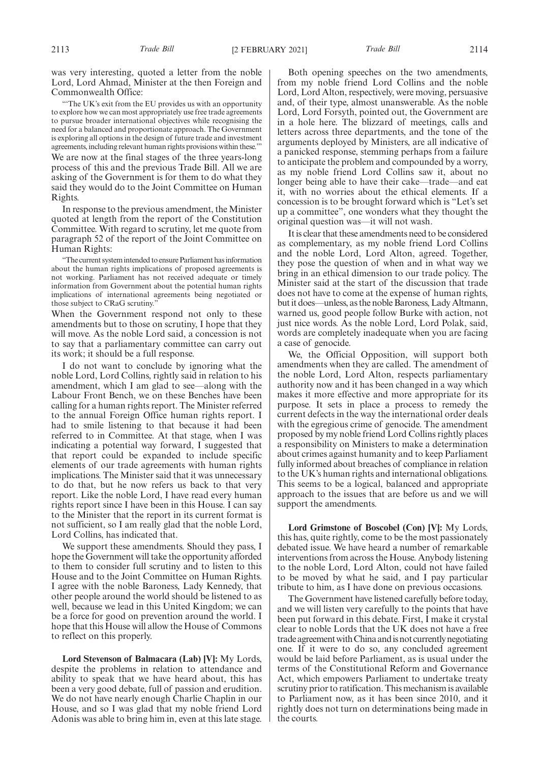was very interesting, quoted a letter from the noble Lord, Lord Ahmad, Minister at the then Foreign and Commonwealth Office:

> "'The UK's exit from the EU provides us with an opportunity to explore how we can most appropriately use free trade agreements to pursue broader international objectives while recognising the need for a balanced and proportionate approach. The Government is exploring all options in the design of future trade and investment agreements, including relevant human rights provisions within these.'"

We are now at the final stages of the three years-long process of this and the previous Trade Bill. All we are asking of the Government is for them to do what they said they would do to the Joint Committee on Human Rights.

In response to the previous amendment, the Minister quoted at length from the report of the Constitution Committee. With regard to scrutiny, let me quote from paragraph 52 of the report of the Joint Committee on Human Rights:

> "The current system intended to ensure Parliament has information about the human rights implications of proposed agreements is not working. Parliament has not received adequate or timely information from Government about the potential human rights implications of international agreements being negotiated or those subject to CRaG scrutiny."

When the Government respond not only to these amendments but to those on scrutiny, I hope that they will move. As the noble Lord said, a concession is not to say that a parliamentary committee can carry out its work; it should be a full response.

I do not want to conclude by ignoring what the noble Lord, Lord Collins, rightly said in relation to his amendment, which I am glad to see—along with the Labour Front Bench, we on these Benches have been calling for a human rights report. The Minister referred to the annual Foreign Office human rights report. I had to smile listening to that because it had been referred to in Committee. At that stage, when I was indicating a potential way forward, I suggested that that report could be expanded to include specific elements of our trade agreements with human rights implications. The Minister said that it was unnecessary to do that, but he now refers us back to that very report. Like the noble Lord, I have read every human rights report since I have been in this House. I can say to the Minister that the report in its current format is not sufficient, so I am really glad that the noble Lord, Lord Collins, has indicated that.

We support these amendments. Should they pass, I hope the Government will take the opportunity afforded to them to consider full scrutiny and to listen to this House and to the Joint Committee on Human Rights. I agree with the noble Baroness, Lady Kennedy, that other people around the world should be listened to as well, because we lead in this United Kingdom; we can be a force for good on prevention around the world. I hope that this House will allow the House of Commons to reflect on this properly.

**Lord Stevenson of Balmacara (Lab) [V]:** My Lords, despite the problems in relation to attendance and ability to speak that we have heard about, this has been a very good debate, full of passion and erudition. We do not have nearly enough Charlie Chaplin in our House, and so I was glad that my noble friend Lord Adonis was able to bring him in, even at this late stage.

Both opening speeches on the two amendments, from my noble friend Lord Collins and the noble Lord, Lord Alton, respectively, were moving, persuasive and, of their type, almost unanswerable. As the noble Lord, Lord Forsyth, pointed out, the Government are in a hole here. The blizzard of meetings, calls and letters across three departments, and the tone of the arguments deployed by Ministers, are all indicative of a panicked response, stemming perhaps from a failure to anticipate the problem and compounded by a worry, as my noble friend Lord Collins saw it, about no longer being able to have their cake—trade—and eat it, with no worries about the ethical elements. If a concession is to be brought forward which is "Let's set up a committee", one wonders what they thought the original question was—it will not wash.

It is clear that these amendments need to be considered as complementary, as my noble friend Lord Collins and the noble Lord, Lord Alton, agreed. Together, they pose the question of when and in what way we bring in an ethical dimension to our trade policy. The Minister said at the start of the discussion that trade does not have to come at the expense of human rights, but it does—unless, as the noble Baroness, Lady Altmann, warned us, good people follow Burke with action, not just nice words. As the noble Lord, Lord Polak, said, words are completely inadequate when you are facing a case of genocide.

We, the Official Opposition, will support both amendments when they are called. The amendment of the noble Lord, Lord Alton, respects parliamentary authority now and it has been changed in a way which makes it more effective and more appropriate for its purpose. It sets in place a process to remedy the current defects in the way the international order deals with the egregious crime of genocide. The amendment proposed by my noble friend Lord Collins rightly places a responsibility on Ministers to make a determination about crimes against humanity and to keep Parliament fully informed about breaches of compliance in relation to the UK's human rights and international obligations. This seems to be a logical, balanced and appropriate approach to the issues that are before us and we will support the amendments.

**Lord Grimstone of Boscobel (Con) [V]:** My Lords, this has, quite rightly, come to be the most passionately debated issue. We have heard a number of remarkable interventions from across the House. Anybody listening to the noble Lord, Lord Alton, could not have failed to be moved by what he said, and I pay particular tribute to him, as I have done on previous occasions.

The Government have listened carefully before today, and we will listen very carefully to the points that have been put forward in this debate. First, I make it crystal clear to noble Lords that the UK does not have a free trade agreement with China and is not currently negotiating one. If it were to do so, any concluded agreement would be laid before Parliament, as is usual under the terms of the Constitutional Reform and Governance Act, which empowers Parliament to undertake treaty scrutiny prior to ratification. This mechanism is available to Parliament now, as it has been since 2010, and it rightly does not turn on determinations being made in the courts.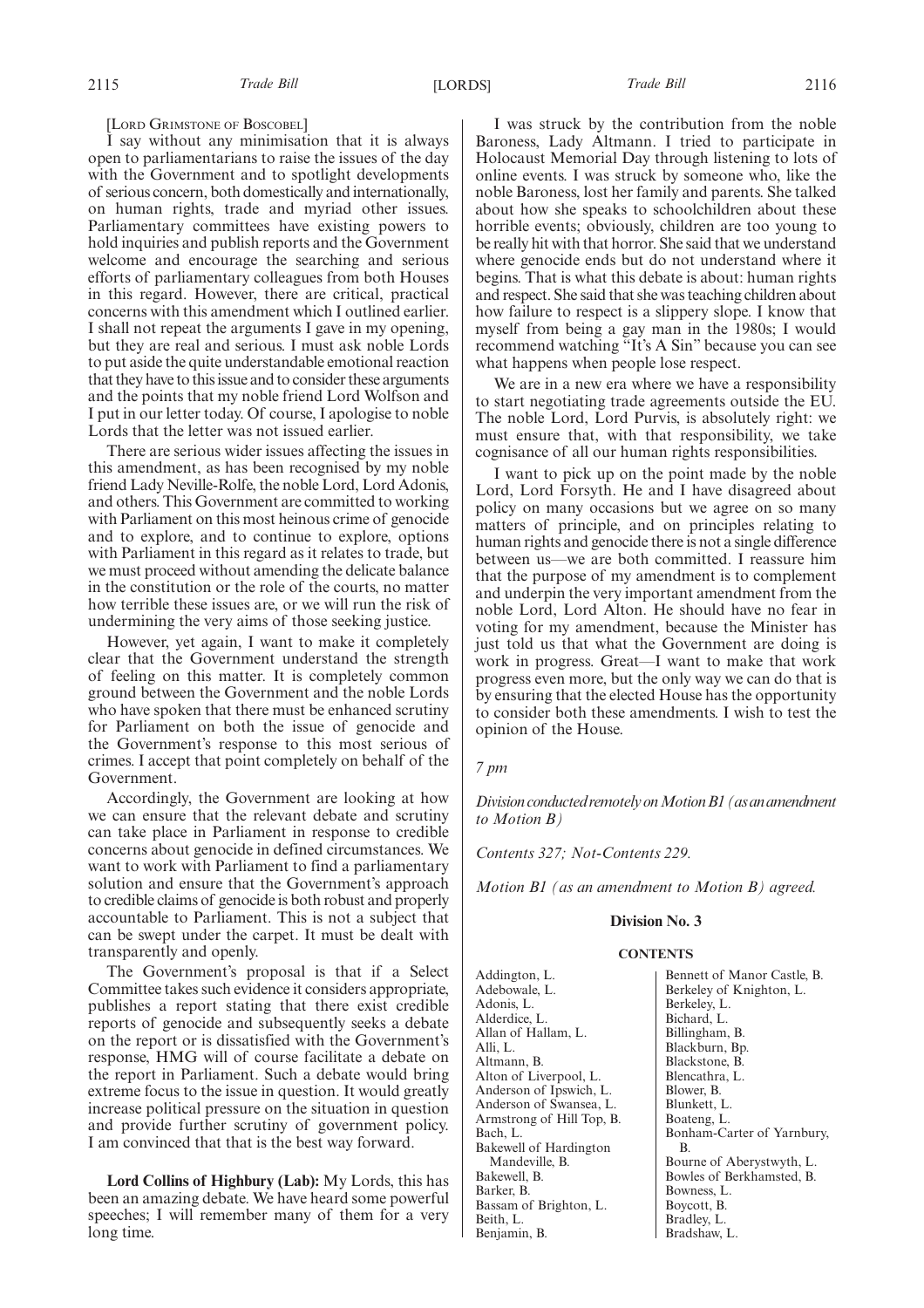[Lord Grimstone of Boscobel]

I say without any minimisation that it is always open to parliamentarians to raise the issues of the day with the Government and to spotlight developments of serious concern, both domestically and internationally, on human rights, trade and myriad other issues. Parliamentary committees have existing powers to hold inquiries and publish reports and the Government welcome and encourage the searching and serious efforts of parliamentary colleagues from both Houses in this regard. However, there are critical, practical concerns with this amendment which I outlined earlier. I shall not repeat the arguments I gave in my opening, but they are real and serious. I must ask noble Lords to put aside the quite understandable emotional reaction that they have to this issue and to consider these arguments and the points that my noble friend Lord Wolfson and I put in our letter today. Of course, I apologise to noble Lords that the letter was not issued earlier.

There are serious wider issues affecting the issues in this amendment, as has been recognised by my noble friend Lady Neville-Rolfe, the noble Lord, Lord Adonis, and others. This Government are committed to working with Parliament on this most heinous crime of genocide and to explore, and to continue to explore, options with Parliament in this regard as it relates to trade, but we must proceed without amending the delicate balance in the constitution or the role of the courts, no matter how terrible these issues are, or we will run the risk of undermining the very aims of those seeking justice.

However, yet again, I want to make it completely clear that the Government understand the strength of feeling on this matter. It is completely common ground between the Government and the noble Lords who have spoken that there must be enhanced scrutiny for Parliament on both the issue of genocide and the Government's response to this most serious of crimes. I accept that point completely on behalf of the Government.

Accordingly, the Government are looking at how we can ensure that the relevant debate and scrutiny can take place in Parliament in response to credible concerns about genocide in defined circumstances. We want to work with Parliament to find a parliamentary solution and ensure that the Government's approach to credible claims of genocide is both robust and properly accountable to Parliament. This is not a subject that can be swept under the carpet. It must be dealt with transparently and openly.

The Government's proposal is that if a Select Committee takes such evidence it considers appropriate, publishes a report stating that there exist credible reports of genocide and subsequently seeks a debate on the report or is dissatisfied with the Government's response, HMG will of course facilitate a debate on the report in Parliament. Such a debate would bring extreme focus to the issue in question. It would greatly increase political pressure on the situation in question and provide further scrutiny of government policy. I am convinced that that is the best way forward.

**Lord Collins of Highbury (Lab):** My Lords, this has been an amazing debate. We have heard some powerful speeches; I will remember many of them for a very long time.

I was struck by the contribution from the noble Baroness, Lady Altmann. I tried to participate in Holocaust Memorial Day through listening to lots of online events. I was struck by someone who, like the noble Baroness, lost her family and parents. She talked about how she speaks to schoolchildren about these horrible events; obviously, children are too young to be really hit with that horror. She said that we understand where genocide ends but do not understand where it begins. That is what this debate is about: human rights and respect. She said that she was teaching children about how failure to respect is a slippery slope. I know that myself from being a gay man in the 1980s; I would recommend watching "It's A Sin" because you can see what happens when people lose respect.

We are in a new era where we have a responsibility to start negotiating trade agreements outside the EU. The noble Lord, Lord Purvis, is absolutely right: we must ensure that, with that responsibility, we take cognisance of all our human rights responsibilities.

I want to pick up on the point made by the noble Lord, Lord Forsyth. He and I have disagreed about policy on many occasions but we agree on so many matters of principle, and on principles relating to human rights and genocide there is not a single difference between us—we are both committed. I reassure him that the purpose of my amendment is to complement and underpin the very important amendment from the noble Lord, Lord Alton. He should have no fear in voting for my amendment, because the Minister has just told us that what the Government are doing is work in progress. Great—I want to make that work progress even more, but the only way we can do that is by ensuring that the elected House has the opportunity to consider both these amendments. I wish to test the opinion of the House.

*7 pm*

*Division conducted remotely on Motion B1 (as an amendment to Motion B)*

*Contents 327; Not-Contents 229.*

*Motion B1 (as an amendment to Motion B) agreed.*

**Division No. 3**

**CONTENTS**

Addington, L.
Adebowale, L.
Adonis, L.
Alderdice, L.
Allan of Hallam, L.
Alli, L.
Altmann, B.
Alton of Liverpool, L.
Anderson of Ipswich, L.
Anderson of Swansea, L.
Armstrong of Hill Top, B.
Bach, L.
Bakewell of Hardington Mandeville, B.
Bakewell, B.
Barker, B.
Bassam of Brighton, L.
Beith, L.
Benjamin, B.
Bennett of Manor Castle, B.
Berkeley of Knighton, L.
Berkeley, L.
Bichard, L.
Billingham, B.
Blackburn, Bp.
Blackstone, B.
Blencathra, L.
Blower, B.
Blunkett, L.
Boateng, L.
Bonham-Carter of Yarnbury, B.
Bourne of Aberystwyth, L.
Bowles of Berkhamsted, B.
Bowness, L.
Boycott, B.
Bradley, L.
Bradshaw, L.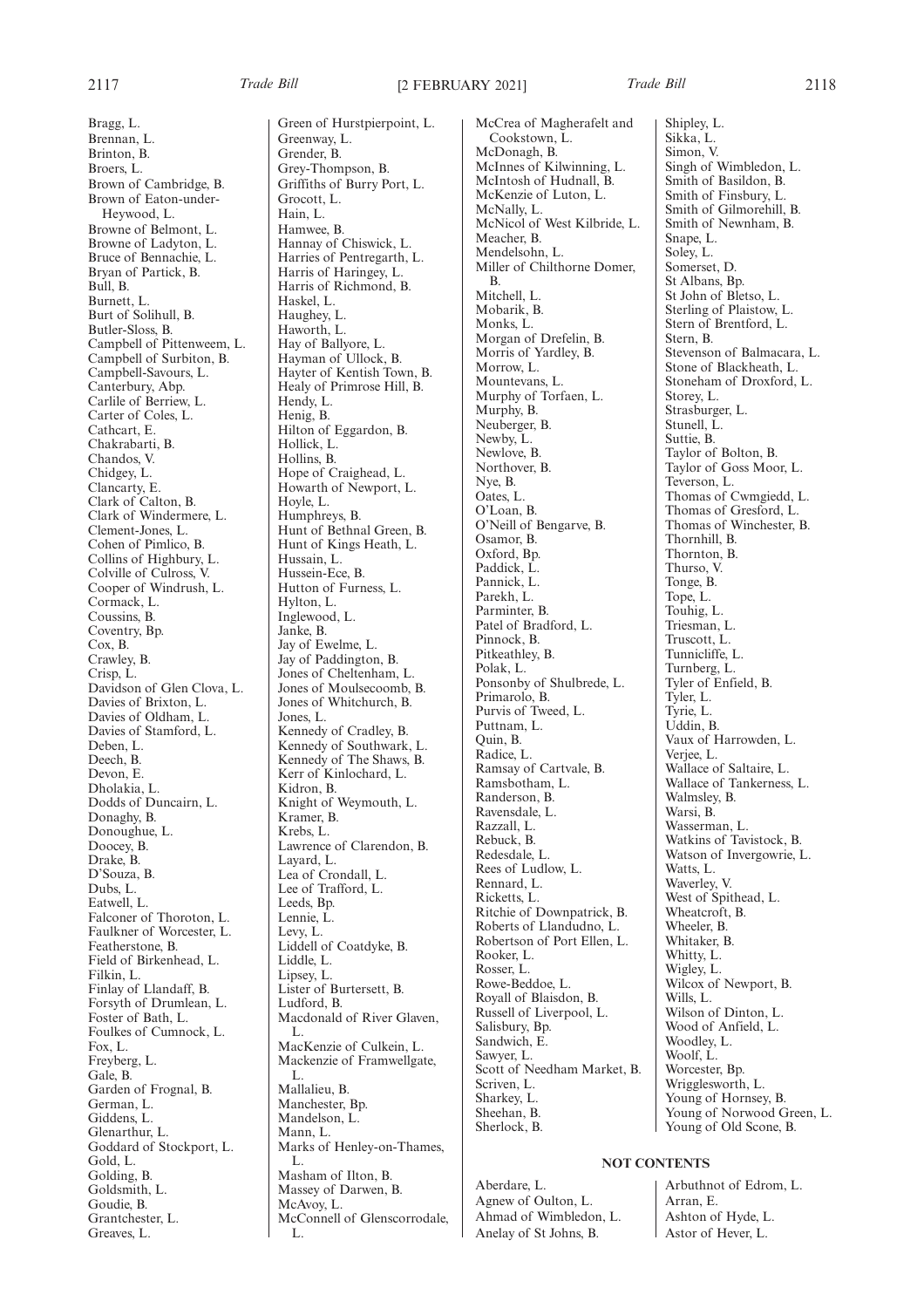Bragg, L.
Brennan, L.
Brinton, B.
Broers, L.
Brown of Cambridge, B.
Brown of Eaton-under-Heywood, L.
Browne of Belmont, L.
Browne of Ladyton, L.
Bruce of Bennachie, L.
Bryan of Partick, B.
Bull, B.
Burnett, L.
Burt of Solihull, B.
Butler-Sloss, B.
Campbell of Pittenweem, L.
Campbell of Surbiton, B.
Campbell-Savours, L.
Canterbury, Abp.
Carlile of Berriew, L.
Carter of Coles, L.
Cathcart, E.
Chakrabarti, B.
Chandos, V.
Chidgey, L.
Clancarty, E.
Clark of Calton, B.
Clark of Windermere, L.
Clement-Jones, L.
Cohen of Pimlico, B.
Collins of Highbury, L.
Colville of Culross, V.
Cooper of Windrush, L.
Cormack, L.
Coussins, B.
Coventry, Bp.
Cox, B.
Crawley, B.
Crisp, L.
Davidson of Glen Clova, L.
Davies of Brixton, L.
Davies of Oldham, L.
Davies of Stamford, L.
Deben, L.
Deech, B.
Devon, E.
Dholakia, L.
Dodds of Duncairn, L.
Donaghy, B.
Donoughue, L.
Doocey, B.
Drake, B.
D'Souza, B.
Dubs, L.
Eatwell, L.
Falconer of Thoroton, L.
Faulkner of Worcester, L.
Featherstone, B.
Field of Birkenhead, L.
Filkin, L.
Finlay of Llandaff, B.
Forsyth of Drumlean, L.
Foster of Bath, L.
Foulkes of Cumnock, L.
Fox, L.
Freyberg, L.
Gale, B.
Garden of Frognal, B.
German, L.
Giddens, L.
Glenarthur, L.
Goddard of Stockport, L.
Gold, L.
Golding, B.
Goldsmith, L.
Goudie, B.
Grantchester, L.
Greaves, L.
Green of Hurstpierpoint, L.
Greenway, L.
Grender, B.
Grey-Thompson, B.
Griffiths of Burry Port, L.
Grocott, L.
Hain, L.
Hamwee, B.
Hannay of Chiswick, L.
Harries of Pentregarth, L.
Harris of Haringey, L.
Harris of Richmond, B.
Haskel, L.
Haughey, L.
Haworth, L.
Hay of Ballyore, L.
Hayman of Ullock, B.
Hayter of Kentish Town, B.
Healy of Primrose Hill, B.
Hendy, L.
Henig, B.
Hilton of Eggardon, B.
Hollick, L.
Hollins, B.
Hope of Craighead, L.
Howarth of Newport, L.
Hoyle, L.
Humphreys, B.
Hunt of Bethnal Green, B.
Hunt of Kings Heath, L.
Hussain, L.
Hussein-Ece, B.
Hutton of Furness, L.
Hylton, L.
Inglewood, L.
Janke, B.
Jay of Ewelme, L.
Jay of Paddington, B.
Jones of Cheltenham, L.
Jones of Moulsecoomb, B.
Jones of Whitchurch, B.
Jones, L.
Kennedy of Cradley, B.
Kennedy of Southwark, L.
Kennedy of The Shaws, B.
Kerr of Kinlochard, L.
Kidron, B.
Knight of Weymouth, L.
Kramer, B.
Krebs, L.
Lawrence of Clarendon, B.
Layard, L.
Lea of Crondall, L.
Lee of Trafford, L.
Leeds, Bp.
Lennie, L.
Levy, L.
Liddell of Coatdyke, B.
Liddle, L.
Lipsey, L.
Lister of Burtersett, B.
Ludford, B.
Macdonald of River Glaven, L.
MacKenzie of Culkein, L.
Mackenzie of Framwellgate, L.
Mallalieu, B.
Manchester, Bp.
Mandelson, L.
Mann, L.
Marks of Henley-on-Thames, L.
Masham of Ilton, B.
Massey of Darwen, B.
McAvoy, L.
McConnell of Glenscorrodale, L.
McCrea of Magherafelt and Cookstown, L.
McDonagh, B.
McInnes of Kilwinning, L.
McIntosh of Hudnall, B.
McKenzie of Luton, L.
McNally, L.
McNicol of West Kilbride, L.
Meacher, B.
Mendelsohn, L.
Miller of Chilthorne Domer, B.
Mitchell, L.
Mobarik, B.
Monks, L.
Morgan of Drefelin, B.
Morris of Yardley, B.
Morrow, L.
Mountevans, L.
Murphy of Torfaen, L.
Murphy, B.
Neuberger, B.
Newby, L.
Newlove, B.
Northover, B.
Nye, B.
Oates, L.
O'Loan, B.
O'Neill of Bengarve, B.
Osamor, B.
Oxford, Bp.
Paddick, L.
Pannick, L.
Parekh, L.
Parminter, B.
Patel of Bradford, L.
Pinnock, B.
Pitkeathley, B.
Polak, L.
Ponsonby of Shulbrede, L.
Primarolo, B.
Purvis of Tweed, L.
Puttnam, L.
Quin, B.
Radice, L.
Ramsay of Cartvale, B.
Ramsbotham, L.
Randerson, B.
Ravensdale, L.
Razzall, L.
Rebuck, B.
Redesdale, L.
Rees of Ludlow, L.
Rennard, L.
Ricketts, L.
Ritchie of Downpatrick, B.
Roberts of Llandudno, L.
Robertson of Port Ellen, L.
Rooker, L.
Rosser, L.
Rowe-Beddoe, L.
Royall of Blaisdon, B.
Russell of Liverpool, L.
Salisbury, Bp.
Sandwich, E.
Sawyer, L.
Scott of Needham Market, B.
Scriven, L.
Sharkey, L.
Sheehan, B.
Sherlock, B.
Shipley, L.
Sikka, L.
Simon, V.
Singh of Wimbledon, L.
Smith of Basildon, B.
Smith of Finsbury, L.
Smith of Gilmorehill, B.
Smith of Newnham, B.
Snape, L.
Soley, L.
Somerset, D.
St Albans, Bp.
St John of Bletso, L.
Sterling of Plaistow, L.
Stern of Brentford, L.
Stern, B.
Stevenson of Balmacara, L.
Stone of Blackheath, L.
Stoneham of Droxford, L.
Storey, L.
Strasburger, L.
Stunell, L.
Suttie, B.
Taylor of Bolton, B.
Taylor of Goss Moor, L.
Teverson, L.
Thomas of Cwmgiedd, L.
Thomas of Gresford, L.
Thomas of Winchester, B.
Thornhill, B.
Thornton, B.
Thurso, V.
Tonge, B.
Tope, L.
Touhig, L.
Triesman, L.
Truscott, L.
Tunnicliffe, L.
Turnberg, L.
Tyler of Enfield, B.
Tyler, L.
Tyrie, L.
Uddin, B.
Vaux of Harrowden, L.
Verjee, L.
Wallace of Saltaire, L.
Wallace of Tankerness, L.
Walmsley, B.
Warsi, B.
Wasserman, L.
Watkins of Tavistock, B.
Watson of Invergowrie, L.
Watts, L.
Waverley, V.
West of Spithead, L.
Wheatcroft, B.
Wheeler, B.
Whitaker, B.
Whitty, L.
Wigley, L.
Wilcox of Newport, B.
Wills, L.
Wilson of Dinton, L.
Wood of Anfield, L.
Woodley, L.
Woolf, L.
Worcester, Bp.
Wrigglesworth, L.
Young of Hornsey, B.
Young of Norwood Green, L.
Young of Old Scone, B.

## NOT CONTENTS

Aberdare, L.
Agnew of Oulton, L.
Ahmad of Wimbledon, L.
Anelay of St Johns, B.
Arbuthnot of Edrom, L.
Arran, E.
Ashton of Hyde, L.
Astor of Hever, L.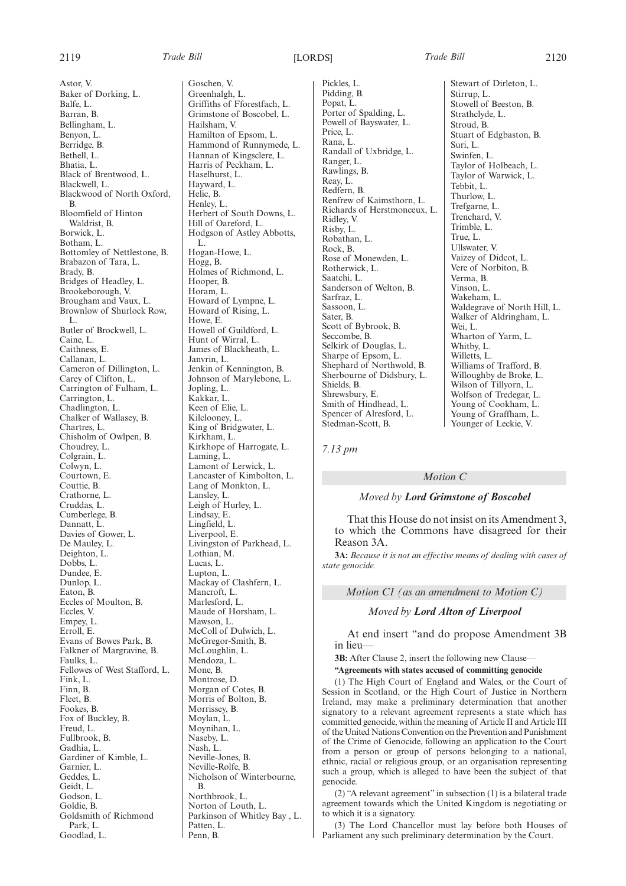Astor, V.
Baker of Dorking, L.
Balfe, L.
Barran, B.
Bellingham, L.
Benyon, L.
Berridge, B.
Bethell, L.
Bhatia, L.
Black of Brentwood, L.
Blackwell, L.
Blackwood of North Oxford, B.
Bloomfield of Hinton Waldrist, B.
Borwick, L.
Botham, L.
Bottomley of Nettlestone, B.
Brabazon of Tara, L.
Brady, B.
Bridges of Headley, L.
Brookeborough, V.
Brougham and Vaux, L.
Brownlow of Shurlock Row, L.
Butler of Brockwell, L.
Caine, L.
Caithness, E.
Callanan, L.
Cameron of Dillington, L.
Carey of Clifton, L.
Carrington of Fulham, L.
Carrington, L.
Chadlington, L.
Chalker of Wallasey, B.
Chartres, L.
Chisholm of Owlpen, B.
Choudrey, L.
Colgrain, L.
Colwyn, L.
Courtown, E.
Couttie, B.
Crathorne, L.
Cruddas, L.
Cumberlege, B.
Dannatt, L.
Davies of Gower, L.
De Mauley, L.
Deighton, L.
Dobbs, L.
Dundee, E.
Dunlop, L.
Eaton, B.
Eccles of Moulton, B.
Eccles, V.
Empey, L.
Erroll, E.
Evans of Bowes Park, B.
Falkner of Margravine, B.
Faulks, L.
Fellowes of West Stafford, L.
Fink, L.
Finn, B.
Fleet, B.
Fookes, B.
Fox of Buckley, B.
Freud, L.
Fullbrook, B.
Gadhia, L.
Gardiner of Kimble, L.
Garnier, L.
Geddes, L.
Geidt, L.
Godson, L.
Goldie, B.
Goldsmith of Richmond Park, L.
Goodlad, L.
Goschen, V.
Greenhalgh, L.
Griffiths of Fforestfach, L.
Grimstone of Boscobel, L.
Hailsham, V.
Hamilton of Epsom, L.
Hammond of Runnymede, L.
Hannan of Kingsclere, L.
Harris of Peckham, L.
Haselhurst, L.
Hayward, L.
Helic, B.
Henley, L.
Herbert of South Downs, L.
Hill of Oareford, L.
Hodgson of Astley Abbotts, L.
Hogan-Howe, L.
Hogg, B.
Holmes of Richmond, L.
Hooper, B.
Horam, L.
Howard of Lympne, L.
Howard of Rising, L.
Howe, E.
Howell of Guildford, L.
Hunt of Wirral, L.
James of Blackheath, L.
Janvrin, L.
Jenkin of Kennington, B.
Johnson of Marylebone, L.
Jopling, L.
Kakkar, L.
Keen of Elie, L.
Kilclooney, L.
King of Bridgwater, L.
Kirkham, L.
Kirkhope of Harrogate, L.
Laming, L.
Lamont of Lerwick, L.
Lancaster of Kimbolton, L.
Lang of Monkton, L.
Lansley, L.
Leigh of Hurley, L.
Lindsay, E.
Lingfield, L.
Liverpool, E.
Livingston of Parkhead, L.
Lothian, M.
Lucas, L.
Lupton, L.
Mackay of Clashfern, L.
Mancroft, L.
Marlesford, L.
Maude of Horsham, L.
Mawson, L.
McColl of Dulwich, L.
McGregor-Smith, B.
McLoughlin, L.
Mendoza, L.
Mone, B.
Montrose, D.
Morgan of Cotes, B.
Morris of Bolton, B.
Morrissey, B.
Moylan, L.
Moynihan, L.
Naseby, L.
Nash, L.
Neville-Jones, B.
Neville-Rolfe, B.
Nicholson of Winterbourne, B.
Northbrook, L.
Norton of Louth, L.
Parkinson of Whitley Bay , L.
Patten, L.
Penn, B.
Pickles, L.
Pidding, B.
Popat, L.
Porter of Spalding, L.
Powell of Bayswater, L.
Price, L.
Rana, L.
Randall of Uxbridge, L.
Ranger, L.
Rawlings, B.
Reay, L.
Redfern, B.
Renfrew of Kaimsthorn, L.
Richards of Herstmonceux, L.
Ridley, V.
Risby, L.
Robathan, L.
Rock, B.
Rose of Monewden, L.
Rotherwick, L.
Saatchi, L.
Sanderson of Welton, B.
Sarfraz, L.
Sassoon, L.
Sater, B.
Scott of Bybrook, B.
Seccombe, B.
Selkirk of Douglas, L.
Sharpe of Epsom, L.
Shephard of Northwold, B.
Sherbourne of Didsbury, L.
Shields, B.
Shrewsbury, E.
Smith of Hindhead, L.
Spencer of Alresford, L.
Stedman-Scott, B.
Stewart of Dirleton, L.
Stirrup, L.
Stowell of Beeston, B.
Strathclyde, L.
Stroud, B.
Stuart of Edgbaston, B.
Suri, L.
Swinfen, L.
Taylor of Holbeach, L.
Taylor of Warwick, L.
Tebbit, L.
Thurlow, L.
Trefgarne, L.
Trenchard, V.
Trimble, L.
True, L.
Ullswater, V.
Vaizey of Didcot, L.
Vere of Norbiton, B.
Verma, B.
Vinson, L.
Wakeham, L.
Waldegrave of North Hill, L.
Walker of Aldringham, L.
Wei, L.
Wharton of Yarm, L.
Whitby, L.
Willetts, L.
Williams of Trafford, B.
Willoughby de Broke, L.
Wilson of Tillyorn, L.
Wolfson of Tredegar, L.
Young of Cookham, L.
Young of Graffham, L.
Younger of Leckie, V.

*7.13 pm*

### *Motion C*

*Moved by* ***Lord Grimstone of Boscobel***

That this House do not insist on its Amendment 3, to which the Commons have disagreed for their Reason 3A.

**3A:** *Because it is not an effective means of dealing with cases of state genocide.*

### *Motion C1 (as an amendment to Motion C)*

*Moved by* ***Lord Alton of Liverpool***

At end insert "and do propose Amendment 3B in lieu—

**3B:** After Clause 2, insert the following new Clause—

**"Agreements with states accused of committing genocide**

(1) The High Court of England and Wales, or the Court of Session in Scotland, or the High Court of Justice in Northern Ireland, may make a preliminary determination that another signatory to a relevant agreement represents a state which has committed genocide, within the meaning of Article II and Article III of the United Nations Convention on the Prevention and Punishment of the Crime of Genocide, following an application to the Court from a person or group of persons belonging to a national, ethnic, racial or religious group, or an organisation representing such a group, which is alleged to have been the subject of that genocide.

(2) "A relevant agreement" in subsection (1) is a bilateral trade agreement towards which the United Kingdom is negotiating or to which it is a signatory.

(3) The Lord Chancellor must lay before both Houses of Parliament any such preliminary determination by the Court.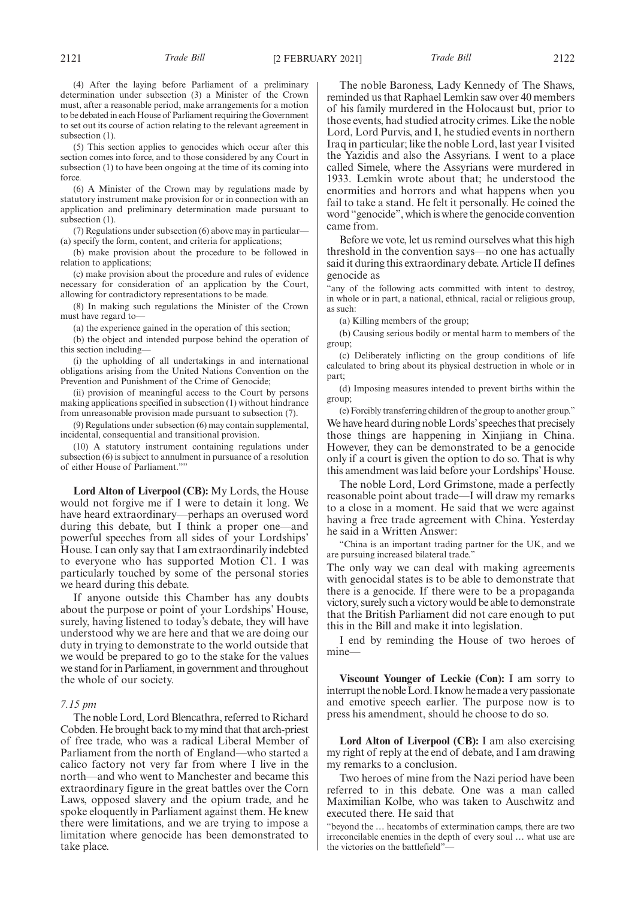(4) After the laying before Parliament of a preliminary determination under subsection (3) a Minister of the Crown must, after a reasonable period, make arrangements for a motion to be debated in each House of Parliament requiring the Government to set out its course of action relating to the relevant agreement in subsection (1).

(5) This section applies to genocides which occur after this section comes into force, and to those considered by any Court in subsection (1) to have been ongoing at the time of its coming into force.

(6) A Minister of the Crown may by regulations made by statutory instrument make provision for or in connection with an application and preliminary determination made pursuant to subsection (1).

(7) Regulations under subsection (6) above may in particular—
(a) specify the form, content, and criteria for applications;

(b) make provision about the procedure to be followed in relation to applications;

(c) make provision about the procedure and rules of evidence necessary for consideration of an application by the Court, allowing for contradictory representations to be made.

(8) In making such regulations the Minister of the Crown must have regard to—

(a) the experience gained in the operation of this section;

(b) the object and intended purpose behind the operation of this section including—

(i) the upholding of all undertakings in and international obligations arising from the United Nations Convention on the Prevention and Punishment of the Crime of Genocide;

(ii) provision of meaningful access to the Court by persons making applications specified in subsection (1) without hindrance from unreasonable provision made pursuant to subsection (7).

(9) Regulations under subsection (6) may contain supplemental, incidental, consequential and transitional provision.

(10) A statutory instrument containing regulations under subsection (6) is subject to annulment in pursuance of a resolution of either House of Parliament.""

**Lord Alton of Liverpool (CB):** My Lords, the House would not forgive me if I were to detain it long. We have heard extraordinary—perhaps an overused word during this debate, but I think a proper one—and powerful speeches from all sides of your Lordships' House. I can only say that I am extraordinarily indebted to everyone who has supported Motion C1. I was particularly touched by some of the personal stories we heard during this debate.

If anyone outside this Chamber has any doubts about the purpose or point of your Lordships' House, surely, having listened to today's debate, they will have understood why we are here and that we are doing our duty in trying to demonstrate to the world outside that we would be prepared to go to the stake for the values we stand for in Parliament, in government and throughout the whole of our society.

*7.15 pm*

The noble Lord, Lord Blencathra, referred to Richard Cobden. He brought back to my mind that that arch-priest of free trade, who was a radical Liberal Member of Parliament from the north of England—who started a calico factory not very far from where I live in the north—and who went to Manchester and became this extraordinary figure in the great battles over the Corn Laws, opposed slavery and the opium trade, and he spoke eloquently in Parliament against them. He knew there were limitations, and we are trying to impose a limitation where genocide has been demonstrated to take place.

The noble Baroness, Lady Kennedy of The Shaws, reminded us that Raphael Lemkin saw over 40 members of his family murdered in the Holocaust but, prior to those events, had studied atrocity crimes. Like the noble Lord, Lord Purvis, and I, he studied events in northern Iraq in particular; like the noble Lord, last year I visited the Yazidis and also the Assyrians. I went to a place called Simele, where the Assyrians were murdered in 1933. Lemkin wrote about that; he understood the enormities and horrors and what happens when you fail to take a stand. He felt it personally. He coined the word "genocide", which is where the genocide convention came from.

Before we vote, let us remind ourselves what this high threshold in the convention says—no one has actually said it during this extraordinary debate. Article II defines genocide as

"any of the following acts committed with intent to destroy, in whole or in part, a national, ethnical, racial or religious group, as such:

(a) Killing members of the group;

(b) Causing serious bodily or mental harm to members of the group;

(c) Deliberately inflicting on the group conditions of life calculated to bring about its physical destruction in whole or in part;

(d) Imposing measures intended to prevent births within the group;

(e) Forcibly transferring children of the group to another group."

We have heard during noble Lords' speeches that precisely those things are happening in Xinjiang in China. However, they can be demonstrated to be a genocide only if a court is given the option to do so. That is why this amendment was laid before your Lordships' House.

The noble Lord, Lord Grimstone, made a perfectly reasonable point about trade—I will draw my remarks to a close in a moment. He said that we were against having a free trade agreement with China. Yesterday he said in a Written Answer:

"China is an important trading partner for the UK, and we are pursuing increased bilateral trade."

The only way we can deal with making agreements with genocidal states is to be able to demonstrate that there is a genocide. If there were to be a propaganda victory, surely such a victory would be able to demonstrate that the British Parliament did not care enough to put this in the Bill and make it into legislation.

I end by reminding the House of two heroes of mine—

**Viscount Younger of Leckie (Con):** I am sorry to interrupt the noble Lord. I know he made a very passionate and emotive speech earlier. The purpose now is to press his amendment, should he choose to do so.

**Lord Alton of Liverpool (CB):** I am also exercising my right of reply at the end of debate, and I am drawing my remarks to a conclusion.

Two heroes of mine from the Nazi period have been referred to in this debate. One was a man called Maximilian Kolbe, who was taken to Auschwitz and executed there. He said that

"beyond the … hecatombs of extermination camps, there are two irreconcilable enemies in the depth of every soul … what use are the victories on the battlefield"—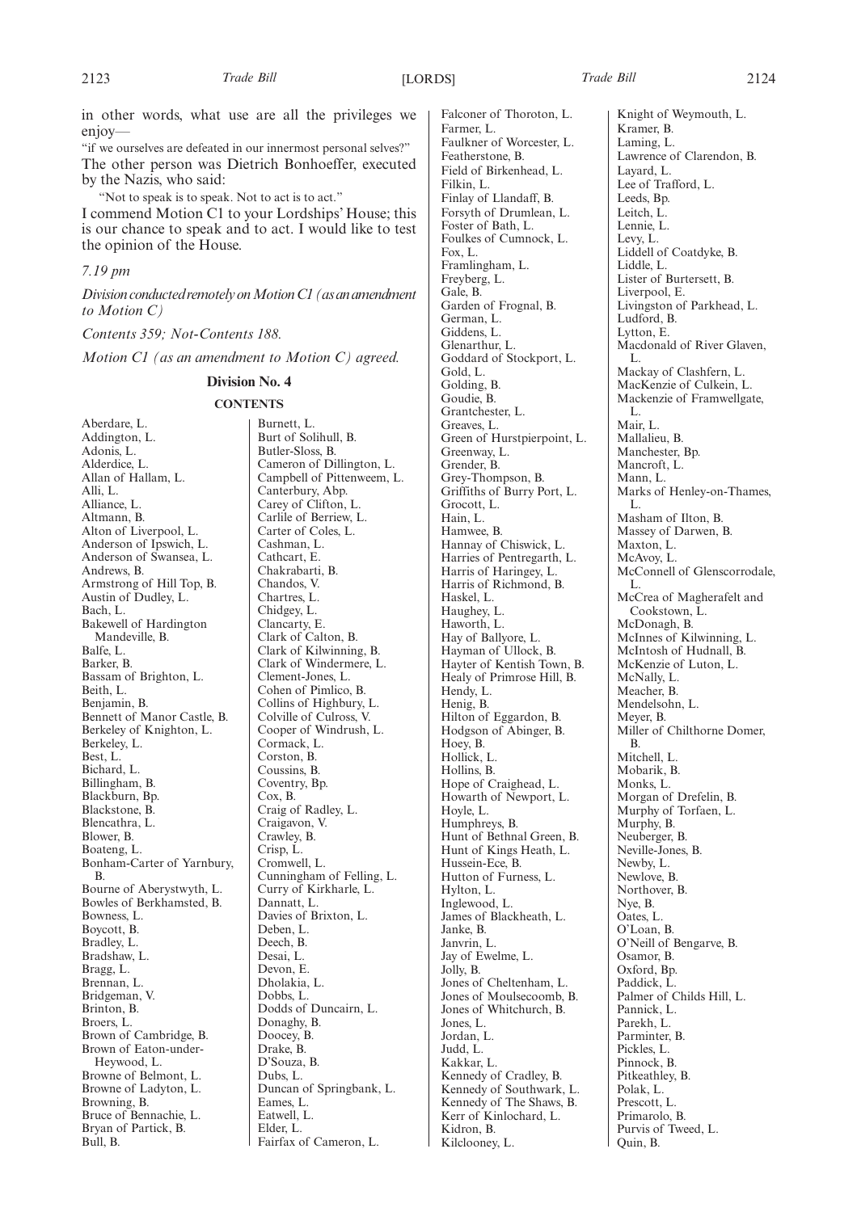in other words, what use are all the privileges we enjoy—

"if we ourselves are defeated in our innermost personal selves?"

The other person was Dietrich Bonhoeffer, executed by the Nazis, who said:

"Not to speak is to speak. Not to act is to act."

I commend Motion C1 to your Lordships' House; this is our chance to speak and to act. I would like to test the opinion of the House.

*7.19 pm*

*Division conducted remotely on Motion C1 (as an amendment to Motion C)*

*Contents 359; Not-Contents 188.*

*Motion C1 (as an amendment to Motion C) agreed.*

## Division No. 4

### CONTENTS

Aberdare, L.
Addington, L.
Adonis, L.
Alderdice, L.
Allan of Hallam, L.
Alli, L.
Alliance, L.
Altmann, B.
Alton of Liverpool, L.
Anderson of Ipswich, L.
Anderson of Swansea, L.
Andrews, B.
Armstrong of Hill Top, B.
Austin of Dudley, L.
Bach, L.
Bakewell of Hardington Mandeville, B.
Balfe, L.
Barker, B.
Bassam of Brighton, L.
Beith, L.
Benjamin, B.
Bennett of Manor Castle, B.
Berkeley of Knighton, L.
Berkeley, L.
Best, L.
Bichard, L.
Billingham, B.
Blackburn, Bp.
Blackstone, B.
Blencathra, L.
Blower, B.
Boateng, L.
Bonham-Carter of Yarnbury, B.
Bourne of Aberystwyth, L.
Bowles of Berkhamsted, B.
Bowness, L.
Boycott, B.
Bradley, L.
Bradshaw, L.
Bragg, L.
Brennan, L.
Bridgeman, V.
Brinton, B.
Broers, L.
Brown of Cambridge, B.
Brown of Eaton-under-Heywood, L.
Browne of Belmont, L.
Browne of Ladyton, L.
Browning, B.
Bruce of Bennachie, L.
Bryan of Partick, B.
Bull, B.
Burnett, L.
Burt of Solihull, B.
Butler-Sloss, B.
Cameron of Dillington, L.
Campbell of Pittenweem, L.
Canterbury, Abp.
Carey of Clifton, L.
Carlile of Berriew, L.
Carter of Coles, L.
Cashman, L.
Cathcart, E.
Chakrabarti, B.
Chandos, V.
Chartres, L.
Chidgey, L.
Clancarty, E.
Clark of Calton, B.
Clark of Kilwinning, B.
Clark of Windermere, L.
Clement-Jones, L.
Cohen of Pimlico, B.
Collins of Highbury, L.
Colville of Culross, V.
Cooper of Windrush, L.
Cormack, L.
Corston, B.
Coussins, B.
Coventry, Bp.
Cox, B.
Craig of Radley, L.
Craigavon, V.
Crawley, B.
Crisp, L.
Cromwell, L.
Cunningham of Felling, L.
Curry of Kirkharle, L.
Dannatt, L.
Davies of Brixton, L.
Deben, L.
Deech, B.
Desai, L.
Devon, E.
Dholakia, L.
Dobbs, L.
Dodds of Duncairn, L.
Donaghy, B.
Doocey, B.
Drake, B.
D'Souza, B.
Dubs, L.
Duncan of Springbank, L.
Eames, L.
Eatwell, L.
Elder, L.
Fairfax of Cameron, L.
Falconer of Thoroton, L.
Farmer, L.
Faulkner of Worcester, L.
Featherstone, B.
Field of Birkenhead, L.
Filkin, L.
Finlay of Llandaff, B.
Forsyth of Drumlean, L.
Foster of Bath, L.
Foulkes of Cumnock, L.
Fox, L.
Framlingham, L.
Freyberg, L.
Gale, B.
Garden of Frognal, B.
German, L.
Giddens, L.
Glenarthur, L.
Goddard of Stockport, L.
Gold, L.
Golding, B.
Goudie, B.
Grantchester, L.
Greaves, L.
Green of Hurstpierpoint, L.
Greenway, L.
Grender, B.
Grey-Thompson, B.
Griffiths of Burry Port, L.
Grocott, L.
Hain, L.
Hamwee, B.
Hannay of Chiswick, L.
Harries of Pentregarth, L.
Harris of Haringey, L.
Harris of Richmond, B.
Haskel, L.
Haughey, L.
Haworth, L.
Hay of Ballyore, L.
Hayman of Ullock, B.
Hayter of Kentish Town, B.
Healy of Primrose Hill, B.
Hendy, L.
Henig, B.
Hilton of Eggardon, B.
Hodgson of Abinger, B.
Hoey, B.
Hollick, L.
Hollins, B.
Hope of Craighead, L.
Howarth of Newport, L.
Hoyle, L.
Humphreys, B.
Hunt of Bethnal Green, B.
Hunt of Kings Heath, L.
Hussein-Ece, B.
Hutton of Furness, L.
Hylton, L.
Inglewood, L.
James of Blackheath, L.
Janke, B.
Janvrin, L.
Jay of Ewelme, L.
Jolly, B.
Jones of Cheltenham, L.
Jones of Moulsecoomb, B.
Jones of Whitchurch, B.
Jones, L.
Jordan, L.
Judd, L.
Kakkar, L.
Kennedy of Cradley, B.
Kennedy of Southwark, L.
Kennedy of The Shaws, B.
Kerr of Kinlochard, L.
Kidron, B.
Kilclooney, L.
Knight of Weymouth, L.
Kramer, B.
Laming, L.
Lawrence of Clarendon, B.
Layard, L.
Lee of Trafford, L.
Leeds, Bp.
Leitch, L.
Lennie, L.
Levy, L.
Liddell of Coatdyke, B.
Liddle, L.
Lister of Burtersett, B.
Liverpool, E.
Livingston of Parkhead, L.
Ludford, B.
Lytton, E.
Macdonald of River Glaven, L.
Mackay of Clashfern, L.
MacKenzie of Culkein, L.
Mackenzie of Framwellgate, L.
Mair, L.
Mallalieu, B.
Manchester, Bp.
Mancroft, L.
Mann, L.
Marks of Henley-on-Thames, L.
Masham of Ilton, B.
Massey of Darwen, B.
Maxton, L.
McAvoy, L.
McConnell of Glenscorrodale, L.
McCrea of Magherafelt and Cookstown, L.
McDonagh, B.
McInnes of Kilwinning, L.
McIntosh of Hudnall, B.
McKenzie of Luton, L.
McNally, L.
Meacher, B.
Mendelsohn, L.
Meyer, B.
Miller of Chilthorne Domer, B.
Mitchell, L.
Mobarik, B.
Monks, L.
Morgan of Drefelin, B.
Murphy of Torfaen, L.
Murphy, B.
Neuberger, B.
Neville-Jones, B.
Newby, L.
Newlove, B.
Northover, B.
Nye, B.
Oates, L.
O'Loan, B.
O'Neill of Bengarve, B.
Osamor, B.
Oxford, Bp.
Paddick, L.
Palmer of Childs Hill, L.
Pannick, L.
Parekh, L.
Parminter, B.
Pickles, L.
Pinnock, B.
Pitkeathley, B.
Polak, L.
Prescott, L.
Primarolo, B.
Purvis of Tweed, L.
Quin, B.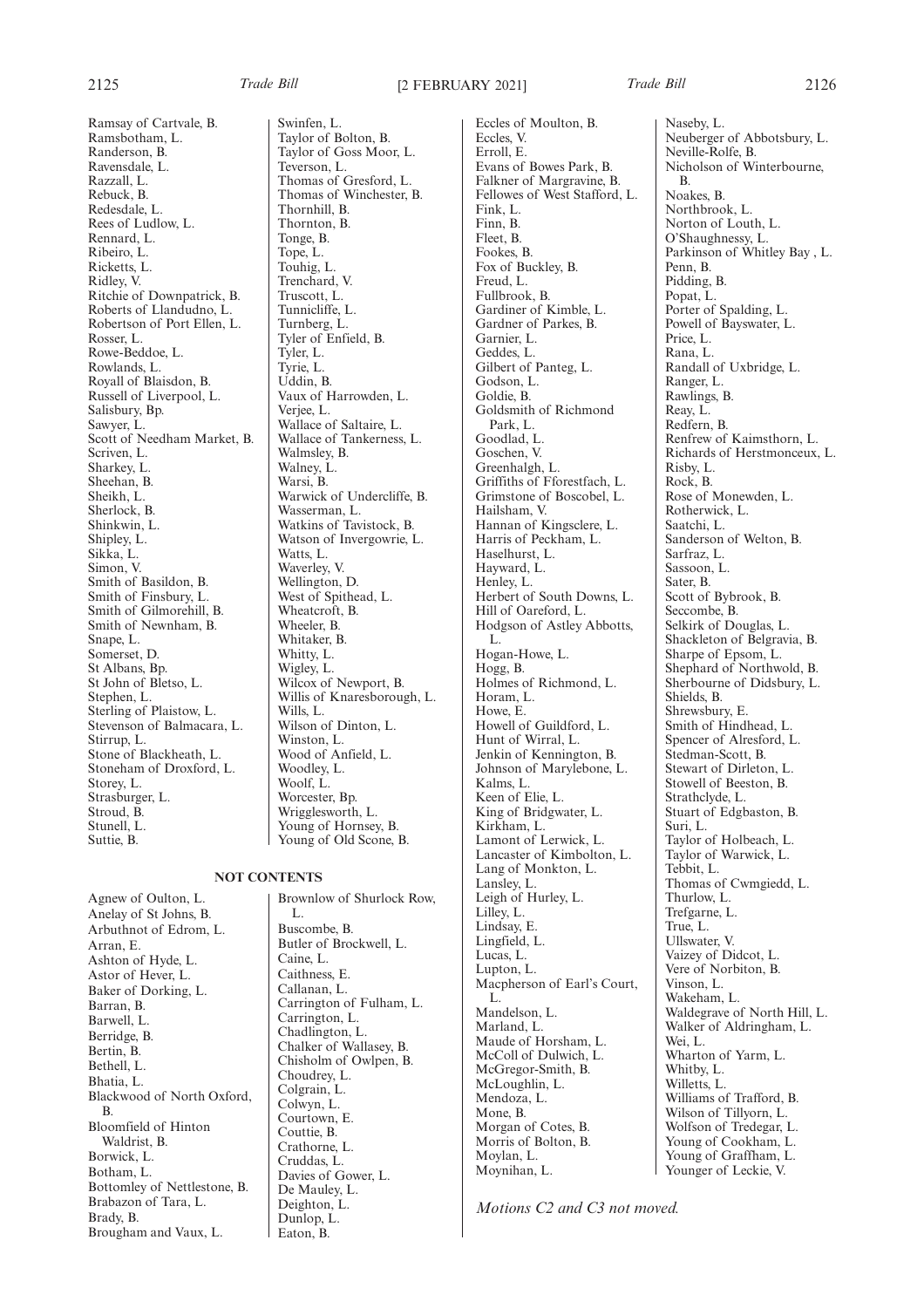Ramsay of Cartvale, B.
Ramsbotham, L.
Randerson, B.
Ravensdale, L.
Razzall, L.
Rebuck, B.
Redesdale, L.
Rees of Ludlow, L.
Rennard, L.
Ribeiro, L.
Ricketts, L.
Ridley, V.
Ritchie of Downpatrick, B.
Roberts of Llandudno, L.
Robertson of Port Ellen, L.
Rosser, L.
Rowe-Beddoe, L.
Rowlands, L.
Royall of Blaisdon, B.
Russell of Liverpool, L.
Salisbury, Bp.
Sawyer, L.
Scott of Needham Market, B.
Scriven, L.
Sharkey, L.
Sheehan, B.
Sheikh, L.
Sherlock, B.
Shinkwin, L.
Shipley, L.
Sikka, L.
Simon, V.
Smith of Basildon, B.
Smith of Finsbury, L.
Smith of Gilmorehill, B.
Smith of Newnham, B.
Snape, L.
Somerset, D.
St Albans, Bp.
St John of Bletso, L.
Stephen, L.
Sterling of Plaistow, L.
Stevenson of Balmacara, L.
Stirrup, L.
Stone of Blackheath, L.
Stoneham of Droxford, L.
Storey, L.
Strasburger, L.
Stroud, B.
Stunell, L.
Suttie, B.
Swinfen, L.
Taylor of Bolton, B.
Taylor of Goss Moor, L.
Teverson, L.
Thomas of Gresford, L.
Thomas of Winchester, B.
Thornhill, B.
Thornton, B.
Tonge, B.
Tope, L.
Touhig, L.
Trenchard, V.
Truscott, L.
Tunnicliffe, L.
Turnberg, L.
Tyler of Enfield, B.
Tyler, L.
Tyrie, L.
Uddin, B.
Vaux of Harrowden, L.
Verjee, L.
Wallace of Saltaire, L.
Wallace of Tankerness, L.
Walmsley, B.
Walney, L.
Warsi, B.
Warwick of Undercliffe, B.
Wasserman, L.
Watkins of Tavistock, B.
Watson of Invergowrie, L.
Watts, L.
Waverley, V.
Wellington, D.
West of Spithead, L.
Wheatcroft, B.
Wheeler, B.
Whitaker, B.
Whitty, L.
Wigley, L.
Wilcox of Newport, B.
Willis of Knaresborough, L.
Wills, L.
Wilson of Dinton, L.
Winston, L.
Wood of Anfield, L.
Woodley, L.
Woolf, L.
Worcester, Bp.
Wrigglesworth, L.
Young of Hornsey, B.
Young of Old Scone, B.

## NOT CONTENTS

Agnew of Oulton, L.
Anelay of St Johns, B.
Arbuthnot of Edrom, L.
Arran, E.
Ashton of Hyde, L.
Astor of Hever, L.
Baker of Dorking, L.
Barran, B.
Barwell, L.
Berridge, B.
Bertin, B.
Bethell, L.
Bhatia, L.
Blackwood of North Oxford, B.
Bloomfield of Hinton Waldrist, B.
Borwick, L.
Botham, L.
Bottomley of Nettlestone, B.
Brabazon of Tara, L.
Brady, B.
Brougham and Vaux, L.
Brownlow of Shurlock Row, L.
Buscombe, B.
Butler of Brockwell, L.
Caine, L.
Caithness, E.
Callanan, L.
Carrington of Fulham, L.
Carrington, L.
Chadlington, L.
Chalker of Wallasey, B.
Chisholm of Owlpen, B.
Choudrey, L.
Colgrain, L.
Colwyn, L.
Courtown, E.
Couttie, B.
Crathorne, L.
Cruddas, L.
Davies of Gower, L.
De Mauley, L.
Deighton, L.
Dunlop, L.
Eaton, B.
Eccles of Moulton, B.
Eccles, V.
Erroll, E.
Evans of Bowes Park, B.
Falkner of Margravine, B.
Fellowes of West Stafford, L.
Fink, L.
Finn, B.
Fleet, B.
Fookes, B.
Fox of Buckley, B.
Freud, L.
Fullbrook, B.
Gardiner of Kimble, L.
Gardner of Parkes, B.
Garnier, L.
Geddes, L.
Gilbert of Panteg, L.
Godson, L.
Goldie, B.
Goldsmith of Richmond Park, L.
Goodlad, L.
Goschen, V.
Greenhalgh, L.
Griffiths of Fforestfach, L.
Grimstone of Boscobel, L.
Hailsham, V.
Hannan of Kingsclere, L.
Harris of Peckham, L.
Haselhurst, L.
Hayward, L.
Henley, L.
Herbert of South Downs, L.
Hill of Oareford, L.
Hodgson of Astley Abbotts, L.
Hogan-Howe, L.
Hogg, B.
Holmes of Richmond, L.
Horam, L.
Howe, E.
Howell of Guildford, L.
Hunt of Wirral, L.
Jenkin of Kennington, B.
Johnson of Marylebone, L.
Kalms, L.
Keen of Elie, L.
King of Bridgwater, L.
Kirkham, L.
Lamont of Lerwick, L.
Lancaster of Kimbolton, L.
Lang of Monkton, L.
Lansley, L.
Leigh of Hurley, L.
Lilley, L.
Lindsay, E.
Lingfield, L.
Lucas, L.
Lupton, L.
Macpherson of Earl's Court, L.
Mandelson, L.
Marland, L.
Maude of Horsham, L.
McColl of Dulwich, L.
McGregor-Smith, B.
McLoughlin, L.
Mendoza, L.
Mone, B.
Morgan of Cotes, B.
Morris of Bolton, B.
Moylan, L.
Moynihan, L.
Naseby, L.
Neuberger of Abbotsbury, L.
Neville-Rolfe, B.
Nicholson of Winterbourne, B.
Noakes, B.
Northbrook, L.
Norton of Louth, L.
O'Shaughnessy, L.
Parkinson of Whitley Bay , L.
Penn, B.
Pidding, B.
Popat, L.
Porter of Spalding, L.
Powell of Bayswater, L.
Price, L.
Rana, L.
Randall of Uxbridge, L.
Ranger, L.
Rawlings, B.
Reay, L.
Redfern, B.
Renfrew of Kaimsthorn, L.
Richards of Herstmonceux, L.
Risby, L.
Rock, B.
Rose of Monewden, L.
Rotherwick, L.
Saatchi, L.
Sanderson of Welton, B.
Sarfraz, L.
Sassoon, L.
Sater, B.
Scott of Bybrook, B.
Seccombe, B.
Selkirk of Douglas, L.
Shackleton of Belgravia, B.
Sharpe of Epsom, L.
Shephard of Northwold, B.
Sherbourne of Didsbury, L.
Shields, B.
Shrewsbury, E.
Smith of Hindhead, L.
Spencer of Alresford, L.
Stedman-Scott, B.
Stewart of Dirleton, L.
Stowell of Beeston, B.
Strathclyde, L.
Stuart of Edgbaston, B.
Suri, L.
Taylor of Holbeach, L.
Taylor of Warwick, L.
Tebbit, L.
Thomas of Cwmgiedd, L.
Thurlow, L.
Trefgarne, L.
True, L.
Ullswater, V.
Vaizey of Didcot, L.
Vere of Norbiton, B.
Vinson, L.
Wakeham, L.
Waldegrave of North Hill, L.
Walker of Aldringham, L.
Wei, L.
Wharton of Yarm, L.
Whitby, L.
Willetts, L.
Williams of Trafford, B.
Wilson of Tillyorn, L.
Wolfson of Tredegar, L.
Young of Cookham, L.
Young of Graffham, L.
Younger of Leckie, V.

*Motions C2 and C3 not moved.*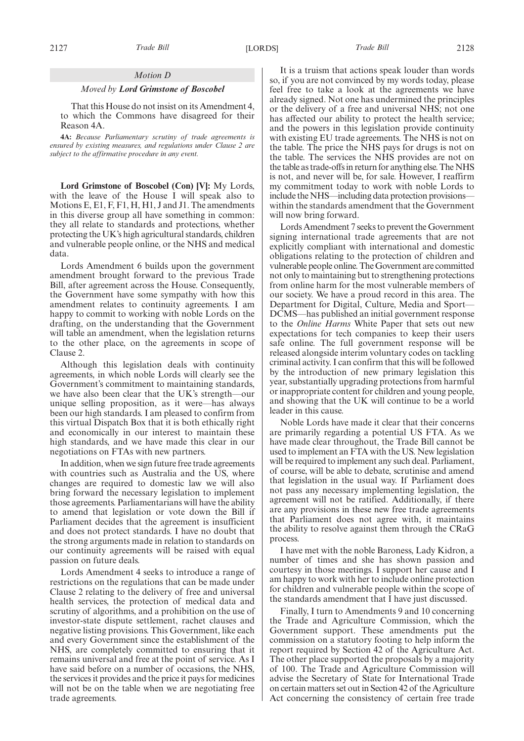*Motion D*

*Moved by* ***Lord Grimstone of Boscobel***

That this House do not insist on its Amendment 4, to which the Commons have disagreed for their Reason 4A.

**4A:** *Because Parliamentary scrutiny of trade agreements is ensured by existing measures, and regulations under Clause 2 are subject to the affirmative procedure in any event.*

**Lord Grimstone of Boscobel (Con) [V]:** My Lords, with the leave of the House I will speak also to Motions E, E1, F, F1, H, H1, J and J1. The amendments in this diverse group all have something in common: they all relate to standards and protections, whether protecting the UK's high agricultural standards, children and vulnerable people online, or the NHS and medical data.

Lords Amendment 6 builds upon the government amendment brought forward to the previous Trade Bill, after agreement across the House. Consequently, the Government have some sympathy with how this amendment relates to continuity agreements. I am happy to commit to working with noble Lords on the drafting, on the understanding that the Government will table an amendment, when the legislation returns to the other place, on the agreements in scope of Clause 2.

Although this legislation deals with continuity agreements, in which noble Lords will clearly see the Government's commitment to maintaining standards, we have also been clear that the UK's strength—our unique selling proposition, as it were—has always been our high standards. I am pleased to confirm from this virtual Dispatch Box that it is both ethically right and economically in our interest to maintain these high standards, and we have made this clear in our negotiations on FTAs with new partners.

In addition, when we sign future free trade agreements with countries such as Australia and the US, where changes are required to domestic law we will also bring forward the necessary legislation to implement those agreements. Parliamentarians will have the ability to amend that legislation or vote down the Bill if Parliament decides that the agreement is insufficient and does not protect standards. I have no doubt that the strong arguments made in relation to standards on our continuity agreements will be raised with equal passion on future deals.

Lords Amendment 4 seeks to introduce a range of restrictions on the regulations that can be made under Clause 2 relating to the delivery of free and universal health services, the protection of medical data and scrutiny of algorithms, and a prohibition on the use of investor-state dispute settlement, rachet clauses and negative listing provisions. This Government, like each and every Government since the establishment of the NHS, are completely committed to ensuring that it remains universal and free at the point of service. As I have said before on a number of occasions, the NHS, the services it provides and the price it pays for medicines will not be on the table when we are negotiating free trade agreements.

It is a truism that actions speak louder than words so, if you are not convinced by my words today, please feel free to take a look at the agreements we have already signed. Not one has undermined the principles or the delivery of a free and universal NHS; not one has affected our ability to protect the health service; and the powers in this legislation provide continuity with existing EU trade agreements. The NHS is not on the table. The price the NHS pays for drugs is not on the table. The services the NHS provides are not on the table as trade-offs in return for anything else. The NHS is not, and never will be, for sale. However, I reaffirm my commitment today to work with noble Lords to include the NHS—including data protection provisions—within the standards amendment that the Government will now bring forward.

Lords Amendment 7 seeks to prevent the Government signing international trade agreements that are not explicitly compliant with international and domestic obligations relating to the protection of children and vulnerable people online. The Government are committed not only to maintaining but to strengthening protections from online harm for the most vulnerable members of our society. We have a proud record in this area. The Department for Digital, Culture, Media and Sport—DCMS—has published an initial government response to the *Online Harms* White Paper that sets out new expectations for tech companies to keep their users safe online. The full government response will be released alongside interim voluntary codes on tackling criminal activity. I can confirm that this will be followed by the introduction of new primary legislation this year, substantially upgrading protections from harmful or inappropriate content for children and young people, and showing that the UK will continue to be a world leader in this cause.

Noble Lords have made it clear that their concerns are primarily regarding a potential US FTA. As we have made clear throughout, the Trade Bill cannot be used to implement an FTA with the US. New legislation will be required to implement any such deal. Parliament, of course, will be able to debate, scrutinise and amend that legislation in the usual way. If Parliament does not pass any necessary implementing legislation, the agreement will not be ratified. Additionally, if there are any provisions in these new free trade agreements that Parliament does not agree with, it maintains the ability to resolve against them through the CRaG process.

I have met with the noble Baroness, Lady Kidron, a number of times and she has shown passion and courtesy in those meetings. I support her cause and I am happy to work with her to include online protection for children and vulnerable people within the scope of the standards amendment that I have just discussed.

Finally, I turn to Amendments 9 and 10 concerning the Trade and Agriculture Commission, which the Government support. These amendments put the commission on a statutory footing to help inform the report required by Section 42 of the Agriculture Act. The other place supported the proposals by a majority of 100. The Trade and Agriculture Commission will advise the Secretary of State for International Trade on certain matters set out in Section 42 of the Agriculture Act concerning the consistency of certain free trade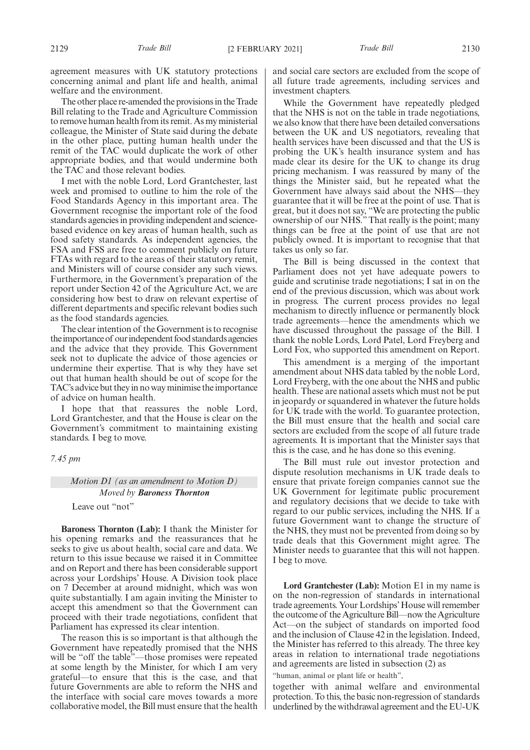agreement measures with UK statutory protections concerning animal and plant life and health, animal welfare and the environment.

The other place re-amended the provisions in the Trade Bill relating to the Trade and Agriculture Commission to remove human health from its remit. As my ministerial colleague, the Minister of State said during the debate in the other place, putting human health under the remit of the TAC would duplicate the work of other appropriate bodies, and that would undermine both the TAC and those relevant bodies.

I met with the noble Lord, Lord Grantchester, last week and promised to outline to him the role of the Food Standards Agency in this important area. The Government recognise the important role of the food standards agencies in providing independent and science-based evidence on key areas of human health, such as food safety standards. As independent agencies, the FSA and FSS are free to comment publicly on future FTAs with regard to the areas of their statutory remit, and Ministers will of course consider any such views. Furthermore, in the Government's preparation of the report under Section 42 of the Agriculture Act, we are considering how best to draw on relevant expertise of different departments and specific relevant bodies such as the food standards agencies.

The clear intention of the Government is to recognise the importance of our independent food standards agencies and the advice that they provide. This Government seek not to duplicate the advice of those agencies or undermine their expertise. That is why they have set out that human health should be out of scope for the TAC's advice but they in no way minimise the importance of advice on human health.

I hope that that reassures the noble Lord, Lord Grantchester, and that the House is clear on the Government's commitment to maintaining existing standards. I beg to move.

*7.45 pm*

*Motion D1 (as an amendment to Motion D)*
*Moved by* ***Baroness Thornton***

Leave out "not"

**Baroness Thornton (Lab):** I thank the Minister for his opening remarks and the reassurances that he seeks to give us about health, social care and data. We return to this issue because we raised it in Committee and on Report and there has been considerable support across your Lordships' House. A Division took place on 7 December at around midnight, which was won quite substantially. I am again inviting the Minister to accept this amendment so that the Government can proceed with their trade negotiations, confident that Parliament has expressed its clear intention.

The reason this is so important is that although the Government have repeatedly promised that the NHS will be "off the table"—those promises were repeated at some length by the Minister, for which I am very grateful—to ensure that this is the case, and that future Governments are able to reform the NHS and the interface with social care moves towards a more collaborative model, the Bill must ensure that the health and social care sectors are excluded from the scope of all future trade agreements, including services and investment chapters.

While the Government have repeatedly pledged that the NHS is not on the table in trade negotiations, we also know that there have been detailed conversations between the UK and US negotiators, revealing that health services have been discussed and that the US is probing the UK's health insurance system and has made clear its desire for the UK to change its drug pricing mechanism. I was reassured by many of the things the Minister said, but he repeated what the Government have always said about the NHS—they guarantee that it will be free at the point of use. That is great, but it does not say, "We are protecting the public ownership of our NHS." That really is the point; many things can be free at the point of use that are not publicly owned. It is important to recognise that that takes us only so far.

The Bill is being discussed in the context that Parliament does not yet have adequate powers to guide and scrutinise trade negotiations; I sat in on the end of the previous discussion, which was about work in progress. The current process provides no legal mechanism to directly influence or permanently block trade agreements—hence the amendments which we have discussed throughout the passage of the Bill. I thank the noble Lords, Lord Patel, Lord Freyberg and Lord Fox, who supported this amendment on Report.

This amendment is a merging of the important amendment about NHS data tabled by the noble Lord, Lord Freyberg, with the one about the NHS and public health. These are national assets which must not be put in jeopardy or squandered in whatever the future holds for UK trade with the world. To guarantee protection, the Bill must ensure that the health and social care sectors are excluded from the scope of all future trade agreements. It is important that the Minister says that this is the case, and he has done so this evening.

The Bill must rule out investor protection and dispute resolution mechanisms in UK trade deals to ensure that private foreign companies cannot sue the UK Government for legitimate public procurement and regulatory decisions that we decide to take with regard to our public services, including the NHS. If a future Government want to change the structure of the NHS, they must not be prevented from doing so by trade deals that this Government might agree. The Minister needs to guarantee that this will not happen. I beg to move.

**Lord Grantchester (Lab):** Motion E1 in my name is on the non-regression of standards in international trade agreements. Your Lordships' House will remember the outcome of the Agriculture Bill—now the Agriculture Act—on the subject of standards on imported food and the inclusion of Clause 42 in the legislation. Indeed, the Minister has referred to this already. The three key areas in relation to international trade negotiations and agreements are listed in subsection (2) as

"human, animal or plant life or health",

together with animal welfare and environmental protection. To this, the basic non-regression of standards underlined by the withdrawal agreement and the EU-UK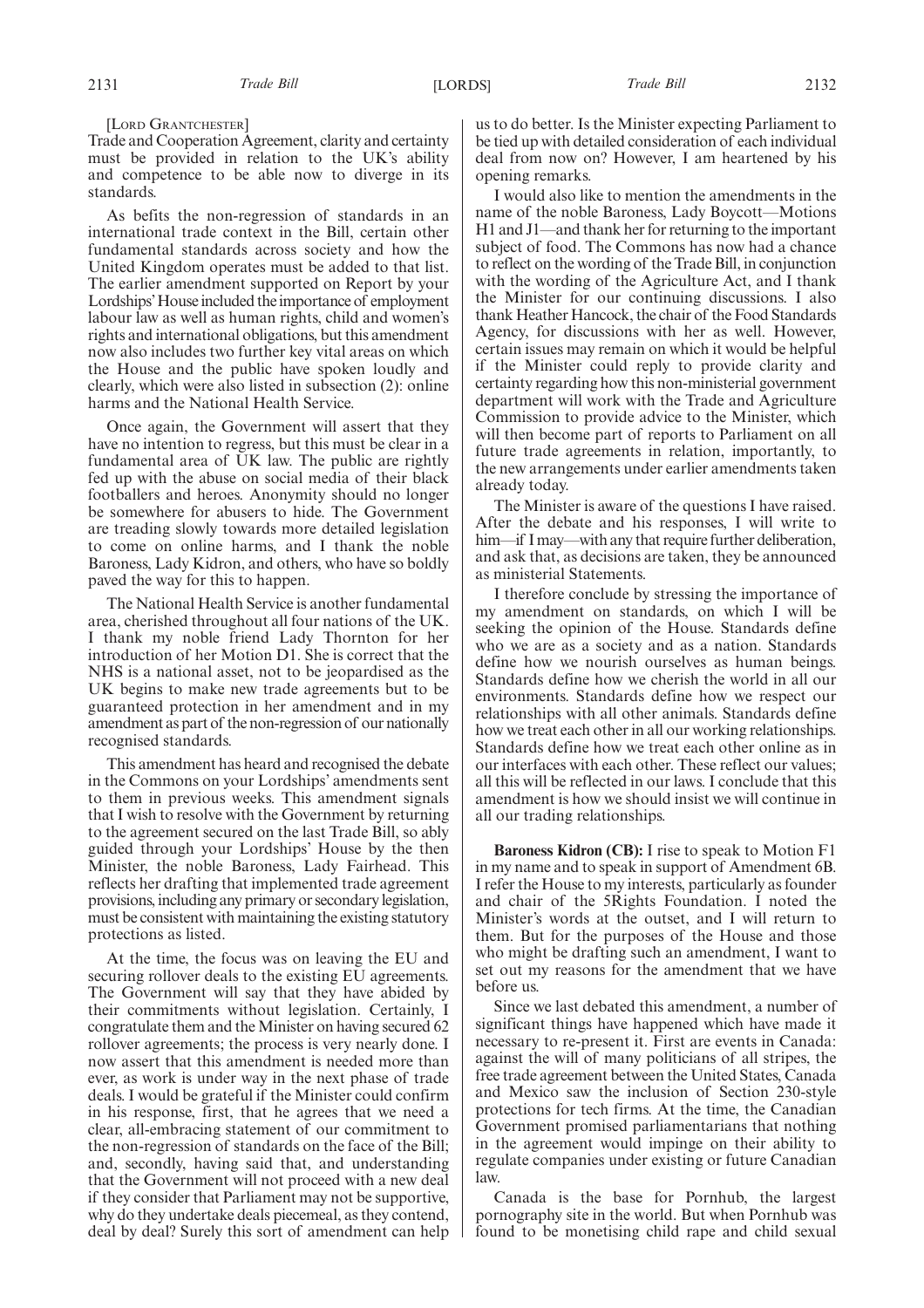[LORD GRANTCHESTER]

Trade and Cooperation Agreement, clarity and certainty must be provided in relation to the UK's ability and competence to be able now to diverge in its standards.

As befits the non-regression of standards in an international trade context in the Bill, certain other fundamental standards across society and how the United Kingdom operates must be added to that list. The earlier amendment supported on Report by your Lordships' House included the importance of employment labour law as well as human rights, child and women's rights and international obligations, but this amendment now also includes two further key vital areas on which the House and the public have spoken loudly and clearly, which were also listed in subsection (2): online harms and the National Health Service.

Once again, the Government will assert that they have no intention to regress, but this must be clear in a fundamental area of UK law. The public are rightly fed up with the abuse on social media of their black footballers and heroes. Anonymity should no longer be somewhere for abusers to hide. The Government are treading slowly towards more detailed legislation to come on online harms, and I thank the noble Baroness, Lady Kidron, and others, who have so boldly paved the way for this to happen.

The National Health Service is another fundamental area, cherished throughout all four nations of the UK. I thank my noble friend Lady Thornton for her introduction of her Motion D1. She is correct that the NHS is a national asset, not to be jeopardised as the UK begins to make new trade agreements but to be guaranteed protection in her amendment and in my amendment as part of the non-regression of our nationally recognised standards.

This amendment has heard and recognised the debate in the Commons on your Lordships' amendments sent to them in previous weeks. This amendment signals that I wish to resolve with the Government by returning to the agreement secured on the last Trade Bill, so ably guided through your Lordships' House by the then Minister, the noble Baroness, Lady Fairhead. This reflects her drafting that implemented trade agreement provisions, including any primary or secondary legislation, must be consistent with maintaining the existing statutory protections as listed.

At the time, the focus was on leaving the EU and securing rollover deals to the existing EU agreements. The Government will say that they have abided by their commitments without legislation. Certainly, I congratulate them and the Minister on having secured 62 rollover agreements; the process is very nearly done. I now assert that this amendment is needed more than ever, as work is under way in the next phase of trade deals. I would be grateful if the Minister could confirm in his response, first, that he agrees that we need a clear, all-embracing statement of our commitment to the non-regression of standards on the face of the Bill; and, secondly, having said that, and understanding that the Government will not proceed with a new deal if they consider that Parliament may not be supportive, why do they undertake deals piecemeal, as they contend, deal by deal? Surely this sort of amendment can help us to do better. Is the Minister expecting Parliament to be tied up with detailed consideration of each individual deal from now on? However, I am heartened by his opening remarks.

I would also like to mention the amendments in the name of the noble Baroness, Lady Boycott—Motions H1 and J1—and thank her for returning to the important subject of food. The Commons has now had a chance to reflect on the wording of the Trade Bill, in conjunction with the wording of the Agriculture Act, and I thank the Minister for our continuing discussions. I also thank Heather Hancock, the chair of the Food Standards Agency, for discussions with her as well. However, certain issues may remain on which it would be helpful if the Minister could reply to provide clarity and certainty regarding how this non-ministerial government department will work with the Trade and Agriculture Commission to provide advice to the Minister, which will then become part of reports to Parliament on all future trade agreements in relation, importantly, to the new arrangements under earlier amendments taken already today.

The Minister is aware of the questions I have raised. After the debate and his responses, I will write to him—if I may—with any that require further deliberation, and ask that, as decisions are taken, they be announced as ministerial Statements.

I therefore conclude by stressing the importance of my amendment on standards, on which I will be seeking the opinion of the House. Standards define who we are as a society and as a nation. Standards define how we nourish ourselves as human beings. Standards define how we cherish the world in all our environments. Standards define how we respect our relationships with all other animals. Standards define how we treat each other in all our working relationships. Standards define how we treat each other online as in our interfaces with each other. These reflect our values; all this will be reflected in our laws. I conclude that this amendment is how we should insist we will continue in all our trading relationships.

**Baroness Kidron (CB):** I rise to speak to Motion F1 in my name and to speak in support of Amendment 6B. I refer the House to my interests, particularly as founder and chair of the 5Rights Foundation. I noted the Minister's words at the outset, and I will return to them. But for the purposes of the House and those who might be drafting such an amendment, I want to set out my reasons for the amendment that we have before us.

Since we last debated this amendment, a number of significant things have happened which have made it necessary to re-present it. First are events in Canada: against the will of many politicians of all stripes, the free trade agreement between the United States, Canada and Mexico saw the inclusion of Section 230-style protections for tech firms. At the time, the Canadian Government promised parliamentarians that nothing in the agreement would impinge on their ability to regulate companies under existing or future Canadian law.

Canada is the base for Pornhub, the largest pornography site in the world. But when Pornhub was found to be monetising child rape and child sexual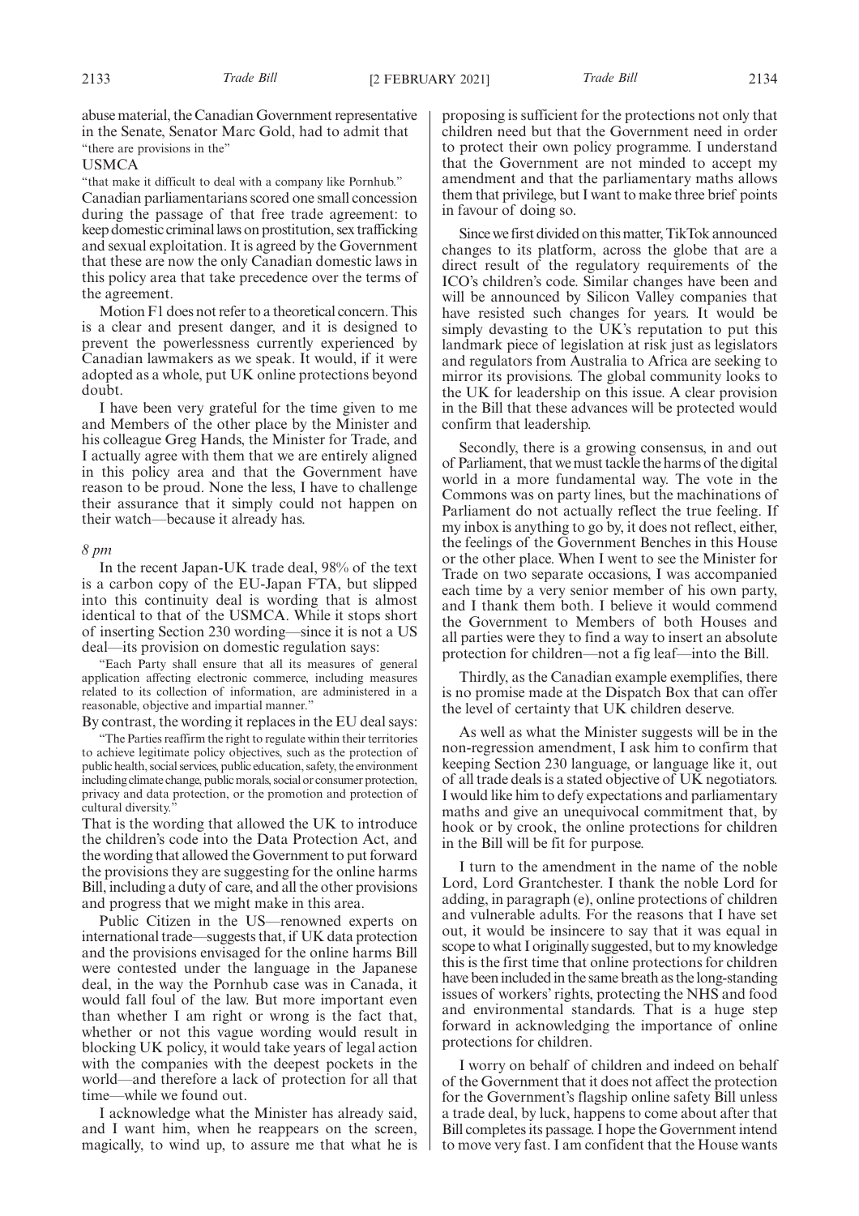abuse material, the Canadian Government representative in the Senate, Senator Marc Gold, had to admit that

"there are provisions in the"

USMCA

"that make it difficult to deal with a company like Pornhub."

Canadian parliamentarians scored one small concession during the passage of that free trade agreement: to keep domestic criminal laws on prostitution, sex trafficking and sexual exploitation. It is agreed by the Government that these are now the only Canadian domestic laws in this policy area that take precedence over the terms of the agreement.

Motion F1 does not refer to a theoretical concern. This is a clear and present danger, and it is designed to prevent the powerlessness currently experienced by Canadian lawmakers as we speak. It would, if it were adopted as a whole, put UK online protections beyond doubt.

I have been very grateful for the time given to me and Members of the other place by the Minister and his colleague Greg Hands, the Minister for Trade, and I actually agree with them that we are entirely aligned in this policy area and that the Government have reason to be proud. None the less, I have to challenge their assurance that it simply could not happen on their watch—because it already has.

*8 pm*

In the recent Japan-UK trade deal, 98% of the text is a carbon copy of the EU-Japan FTA, but slipped into this continuity deal is wording that is almost identical to that of the USMCA. While it stops short of inserting Section 230 wording—since it is not a US deal—its provision on domestic regulation says:

"Each Party shall ensure that all its measures of general application affecting electronic commerce, including measures related to its collection of information, are administered in a reasonable, objective and impartial manner."

By contrast, the wording it replaces in the EU deal says:

"The Parties reaffirm the right to regulate within their territories to achieve legitimate policy objectives, such as the protection of public health, social services, public education, safety, the environment including climate change, public morals, social or consumer protection, privacy and data protection, or the promotion and protection of cultural diversity."

That is the wording that allowed the UK to introduce the children's code into the Data Protection Act, and the wording that allowed the Government to put forward the provisions they are suggesting for the online harms Bill, including a duty of care, and all the other provisions and progress that we might make in this area.

Public Citizen in the US—renowned experts on international trade—suggests that, if UK data protection and the provisions envisaged for the online harms Bill were contested under the language in the Japanese deal, in the way the Pornhub case was in Canada, it would fall foul of the law. But more important even than whether I am right or wrong is the fact that, whether or not this vague wording would result in blocking UK policy, it would take years of legal action with the companies with the deepest pockets in the world—and therefore a lack of protection for all that time—while we found out.

I acknowledge what the Minister has already said, and I want him, when he reappears on the screen, magically, to wind up, to assure me that what he is proposing is sufficient for the protections not only that children need but that the Government need in order to protect their own policy programme. I understand that the Government are not minded to accept my amendment and that the parliamentary maths allows them that privilege, but I want to make three brief points in favour of doing so.

Since we first divided on this matter, TikTok announced changes to its platform, across the globe that are a direct result of the regulatory requirements of the ICO's children's code. Similar changes have been and will be announced by Silicon Valley companies that have resisted such changes for years. It would be simply devasting to the UK's reputation to put this landmark piece of legislation at risk just as legislators and regulators from Australia to Africa are seeking to mirror its provisions. The global community looks to the UK for leadership on this issue. A clear provision in the Bill that these advances will be protected would confirm that leadership.

Secondly, there is a growing consensus, in and out of Parliament, that we must tackle the harms of the digital world in a more fundamental way. The vote in the Commons was on party lines, but the machinations of Parliament do not actually reflect the true feeling. If my inbox is anything to go by, it does not reflect, either, the feelings of the Government Benches in this House or the other place. When I went to see the Minister for Trade on two separate occasions, I was accompanied each time by a very senior member of his own party, and I thank them both. I believe it would commend the Government to Members of both Houses and all parties were they to find a way to insert an absolute protection for children—not a fig leaf—into the Bill.

Thirdly, as the Canadian example exemplifies, there is no promise made at the Dispatch Box that can offer the level of certainty that UK children deserve.

As well as what the Minister suggests will be in the non-regression amendment, I ask him to confirm that keeping Section 230 language, or language like it, out of all trade deals is a stated objective of UK negotiators. I would like him to defy expectations and parliamentary maths and give an unequivocal commitment that, by hook or by crook, the online protections for children in the Bill will be fit for purpose.

I turn to the amendment in the name of the noble Lord, Lord Grantchester. I thank the noble Lord for adding, in paragraph (e), online protections of children and vulnerable adults. For the reasons that I have set out, it would be insincere to say that it was equal in scope to what I originally suggested, but to my knowledge this is the first time that online protections for children have been included in the same breath as the long-standing issues of workers' rights, protecting the NHS and food and environmental standards. That is a huge step forward in acknowledging the importance of online protections for children.

I worry on behalf of children and indeed on behalf of the Government that it does not affect the protection for the Government's flagship online safety Bill unless a trade deal, by luck, happens to come about after that Bill completes its passage. I hope the Government intend to move very fast. I am confident that the House wants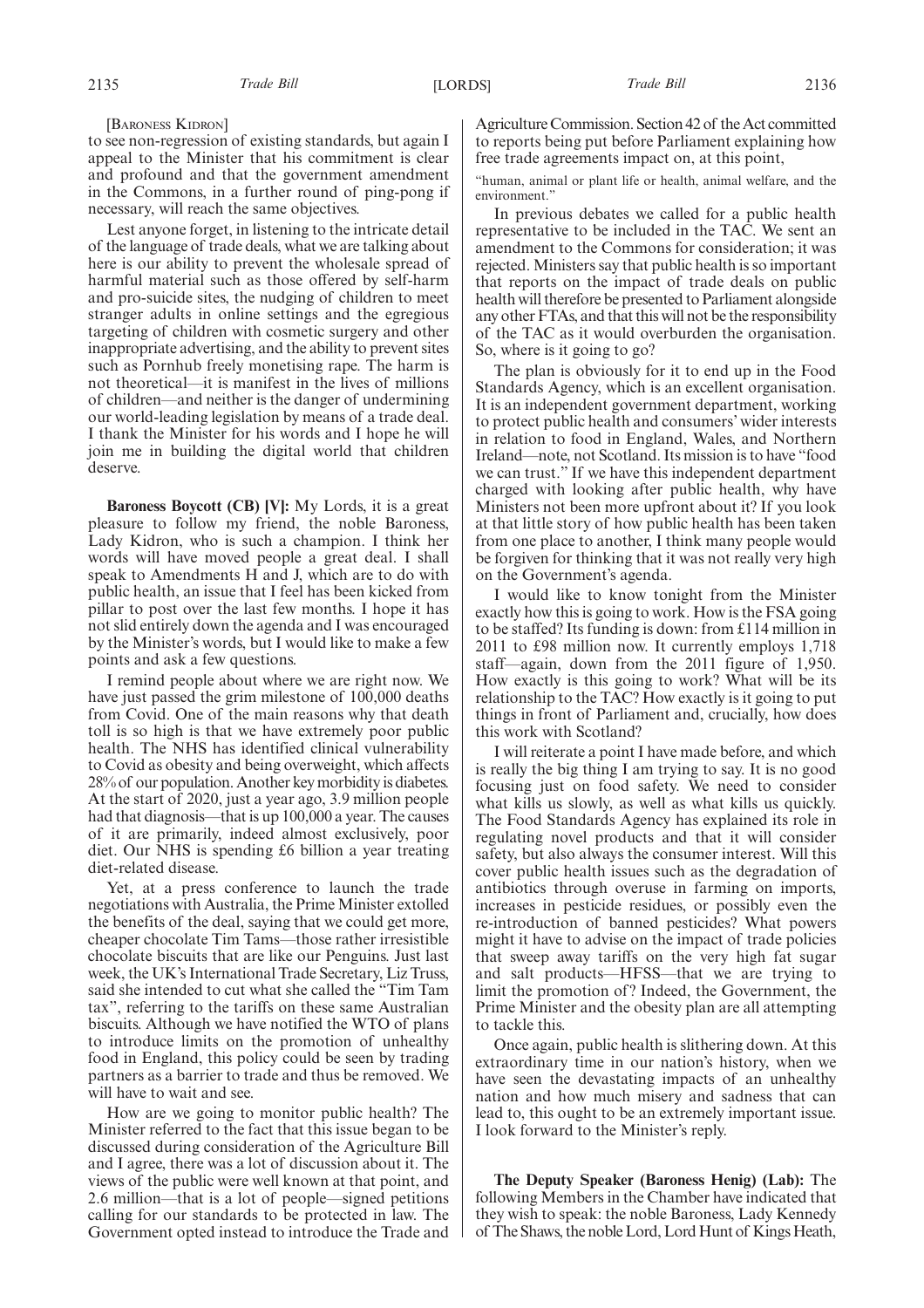[Baroness Kidron]

to see non-regression of existing standards, but again I appeal to the Minister that his commitment is clear and profound and that the government amendment in the Commons, in a further round of ping-pong if necessary, will reach the same objectives.

Lest anyone forget, in listening to the intricate detail of the language of trade deals, what we are talking about here is our ability to prevent the wholesale spread of harmful material such as those offered by self-harm and pro-suicide sites, the nudging of children to meet stranger adults in online settings and the egregious targeting of children with cosmetic surgery and other inappropriate advertising, and the ability to prevent sites such as Pornhub freely monetising rape. The harm is not theoretical—it is manifest in the lives of millions of children—and neither is the danger of undermining our world-leading legislation by means of a trade deal. I thank the Minister for his words and I hope he will join me in building the digital world that children deserve.

**Baroness Boycott (CB) [V]:** My Lords, it is a great pleasure to follow my friend, the noble Baroness, Lady Kidron, who is such a champion. I think her words will have moved people a great deal. I shall speak to Amendments H and J, which are to do with public health, an issue that I feel has been kicked from pillar to post over the last few months. I hope it has not slid entirely down the agenda and I was encouraged by the Minister's words, but I would like to make a few points and ask a few questions.

I remind people about where we are right now. We have just passed the grim milestone of 100,000 deaths from Covid. One of the main reasons why that death toll is so high is that we have extremely poor public health. The NHS has identified clinical vulnerability to Covid as obesity and being overweight, which affects 28% of our population. Another key morbidity is diabetes. At the start of 2020, just a year ago, 3.9 million people had that diagnosis—that is up 100,000 a year. The causes of it are primarily, indeed almost exclusively, poor diet. Our NHS is spending £6 billion a year treating diet-related disease.

Yet, at a press conference to launch the trade negotiations with Australia, the Prime Minister extolled the benefits of the deal, saying that we could get more, cheaper chocolate Tim Tams—those rather irresistible chocolate biscuits that are like our Penguins. Just last week, the UK's International Trade Secretary, Liz Truss, said she intended to cut what she called the "Tim Tam tax", referring to the tariffs on these same Australian biscuits. Although we have notified the WTO of plans to introduce limits on the promotion of unhealthy food in England, this policy could be seen by trading partners as a barrier to trade and thus be removed. We will have to wait and see.

How are we going to monitor public health? The Minister referred to the fact that this issue began to be discussed during consideration of the Agriculture Bill and I agree, there was a lot of discussion about it. The views of the public were well known at that point, and 2.6 million—that is a lot of people—signed petitions calling for our standards to be protected in law. The Government opted instead to introduce the Trade and Agriculture Commission. Section 42 of the Act committed to reports being put before Parliament explaining how free trade agreements impact on, at this point,

"human, animal or plant life or health, animal welfare, and the environment."

In previous debates we called for a public health representative to be included in the TAC. We sent an amendment to the Commons for consideration; it was rejected. Ministers say that public health is so important that reports on the impact of trade deals on public health will therefore be presented to Parliament alongside any other FTAs, and that this will not be the responsibility of the TAC as it would overburden the organisation. So, where is it going to go?

The plan is obviously for it to end up in the Food Standards Agency, which is an excellent organisation. It is an independent government department, working to protect public health and consumers' wider interests in relation to food in England, Wales, and Northern Ireland—note, not Scotland. Its mission is to have "food we can trust." If we have this independent department charged with looking after public health, why have Ministers not been more upfront about it? If you look at that little story of how public health has been taken from one place to another, I think many people would be forgiven for thinking that it was not really very high on the Government's agenda.

I would like to know tonight from the Minister exactly how this is going to work. How is the FSA going to be staffed? Its funding is down: from £114 million in 2011 to £98 million now. It currently employs 1,718 staff—again, down from the 2011 figure of 1,950. How exactly is this going to work? What will be its relationship to the TAC? How exactly is it going to put things in front of Parliament and, crucially, how does this work with Scotland?

I will reiterate a point I have made before, and which is really the big thing I am trying to say. It is no good focusing just on food safety. We need to consider what kills us slowly, as well as what kills us quickly. The Food Standards Agency has explained its role in regulating novel products and that it will consider safety, but also always the consumer interest. Will this cover public health issues such as the degradation of antibiotics through overuse in farming on imports, increases in pesticide residues, or possibly even the re-introduction of banned pesticides? What powers might it have to advise on the impact of trade policies that sweep away tariffs on the very high fat sugar and salt products—HFSS—that we are trying to limit the promotion of? Indeed, the Government, the Prime Minister and the obesity plan are all attempting to tackle this.

Once again, public health is slithering down. At this extraordinary time in our nation's history, when we have seen the devastating impacts of an unhealthy nation and how much misery and sadness that can lead to, this ought to be an extremely important issue. I look forward to the Minister's reply.

**The Deputy Speaker (Baroness Henig) (Lab):** The following Members in the Chamber have indicated that they wish to speak: the noble Baroness, Lady Kennedy of The Shaws, the noble Lord, Lord Hunt of Kings Heath,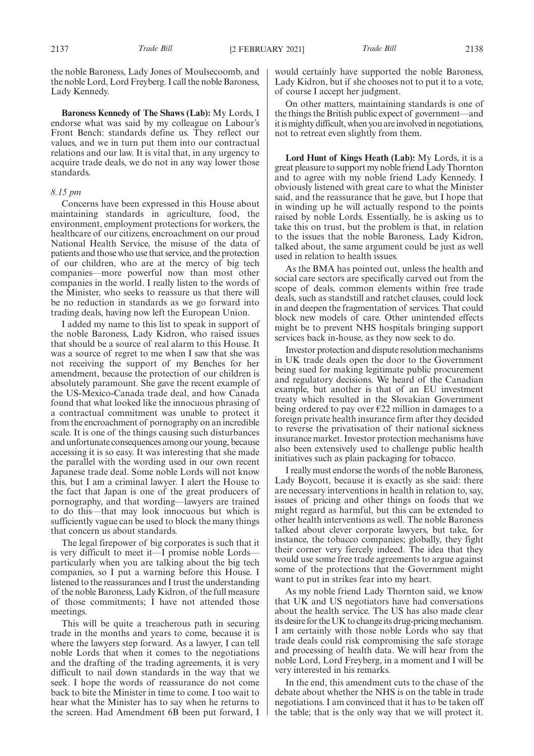the noble Baroness, Lady Jones of Moulsecoomb, and the noble Lord, Lord Freyberg. I call the noble Baroness, Lady Kennedy.

**Baroness Kennedy of The Shaws (Lab):** My Lords, I endorse what was said by my colleague on Labour's Front Bench: standards define us. They reflect our values, and we in turn put them into our contractual relations and our law. It is vital that, in any urgency to acquire trade deals, we do not in any way lower those standards.

*8.15 pm*

Concerns have been expressed in this House about maintaining standards in agriculture, food, the environment, employment protections for workers, the healthcare of our citizens, encroachment on our proud National Health Service, the misuse of the data of patients and those who use that service, and the protection of our children, who are at the mercy of big tech companies—more powerful now than most other companies in the world. I really listen to the words of the Minister, who seeks to reassure us that there will be no reduction in standards as we go forward into trading deals, having now left the European Union.

I added my name to this list to speak in support of the noble Baroness, Lady Kidron, who raised issues that should be a source of real alarm to this House. It was a source of regret to me when I saw that she was not receiving the support of my Benches for her amendment, because the protection of our children is absolutely paramount. She gave the recent example of the US-Mexico-Canada trade deal, and how Canada found that what looked like the innocuous phrasing of a contractual commitment was unable to protect it from the encroachment of pornography on an incredible scale. It is one of the things causing such disturbances and unfortunate consequences among our young, because accessing it is so easy. It was interesting that she made the parallel with the wording used in our own recent Japanese trade deal. Some noble Lords will not know this, but I am a criminal lawyer. I alert the House to the fact that Japan is one of the great producers of pornography, and that wording—lawyers are trained to do this—that may look innocuous but which is sufficiently vague can be used to block the many things that concern us about standards.

The legal firepower of big corporates is such that it is very difficult to meet it—I promise noble Lords—particularly when you are talking about the big tech companies, so I put a warning before this House. I listened to the reassurances and I trust the understanding of the noble Baroness, Lady Kidron, of the full measure of those commitments; I have not attended those meetings.

This will be quite a treacherous path in securing trade in the months and years to come, because it is where the lawyers step forward. As a lawyer, I can tell noble Lords that when it comes to the negotiations and the drafting of the trading agreements, it is very difficult to nail down standards in the way that we seek. I hope the words of reassurance do not come back to bite the Minister in time to come. I too wait to hear what the Minister has to say when he returns to the screen. Had Amendment 6B been put forward, I would certainly have supported the noble Baroness, Lady Kidron, but if she chooses not to put it to a vote, of course I accept her judgment.

On other matters, maintaining standards is one of the things the British public expect of government—and it is mighty difficult, when you are involved in negotiations, not to retreat even slightly from them.

**Lord Hunt of Kings Heath (Lab):** My Lords, it is a great pleasure to support my noble friend Lady Thornton and to agree with my noble friend Lady Kennedy. I obviously listened with great care to what the Minister said, and the reassurance that he gave, but I hope that in winding up he will actually respond to the points raised by noble Lords. Essentially, he is asking us to take this on trust, but the problem is that, in relation to the issues that the noble Baroness, Lady Kidron, talked about, the same argument could be just as well used in relation to health issues.

As the BMA has pointed out, unless the health and social care sectors are specifically carved out from the scope of deals, common elements within free trade deals, such as standstill and ratchet clauses, could lock in and deepen the fragmentation of services. That could block new models of care. Other unintended effects might be to prevent NHS hospitals bringing support services back in-house, as they now seek to do.

Investor protection and dispute resolution mechanisms in UK trade deals open the door to the Government being sued for making legitimate public procurement and regulatory decisions. We heard of the Canadian example, but another is that of an EU investment treaty which resulted in the Slovakian Government being ordered to pay over €22 million in damages to a foreign private health insurance firm after they decided to reverse the privatisation of their national sickness insurance market. Investor protection mechanisms have also been extensively used to challenge public health initiatives such as plain packaging for tobacco.

I really must endorse the words of the noble Baroness, Lady Boycott, because it is exactly as she said: there are necessary interventions in health in relation to, say, issues of pricing and other things on foods that we might regard as harmful, but this can be extended to other health interventions as well. The noble Baroness talked about clever corporate lawyers, but take, for instance, the tobacco companies; globally, they fight their corner very fiercely indeed. The idea that they would use some free trade agreements to argue against some of the protections that the Government might want to put in strikes fear into my heart.

As my noble friend Lady Thornton said, we know that UK and US negotiators have had conversations about the health service. The US has also made clear its desire for the UK to change its drug-pricing mechanism. I am certainly with those noble Lords who say that trade deals could risk compromising the safe storage and processing of health data. We will hear from the noble Lord, Lord Freyberg, in a moment and I will be very interested in his remarks.

In the end, this amendment cuts to the chase of the debate about whether the NHS is on the table in trade negotiations. I am convinced that it has to be taken off the table; that is the only way that we will protect it.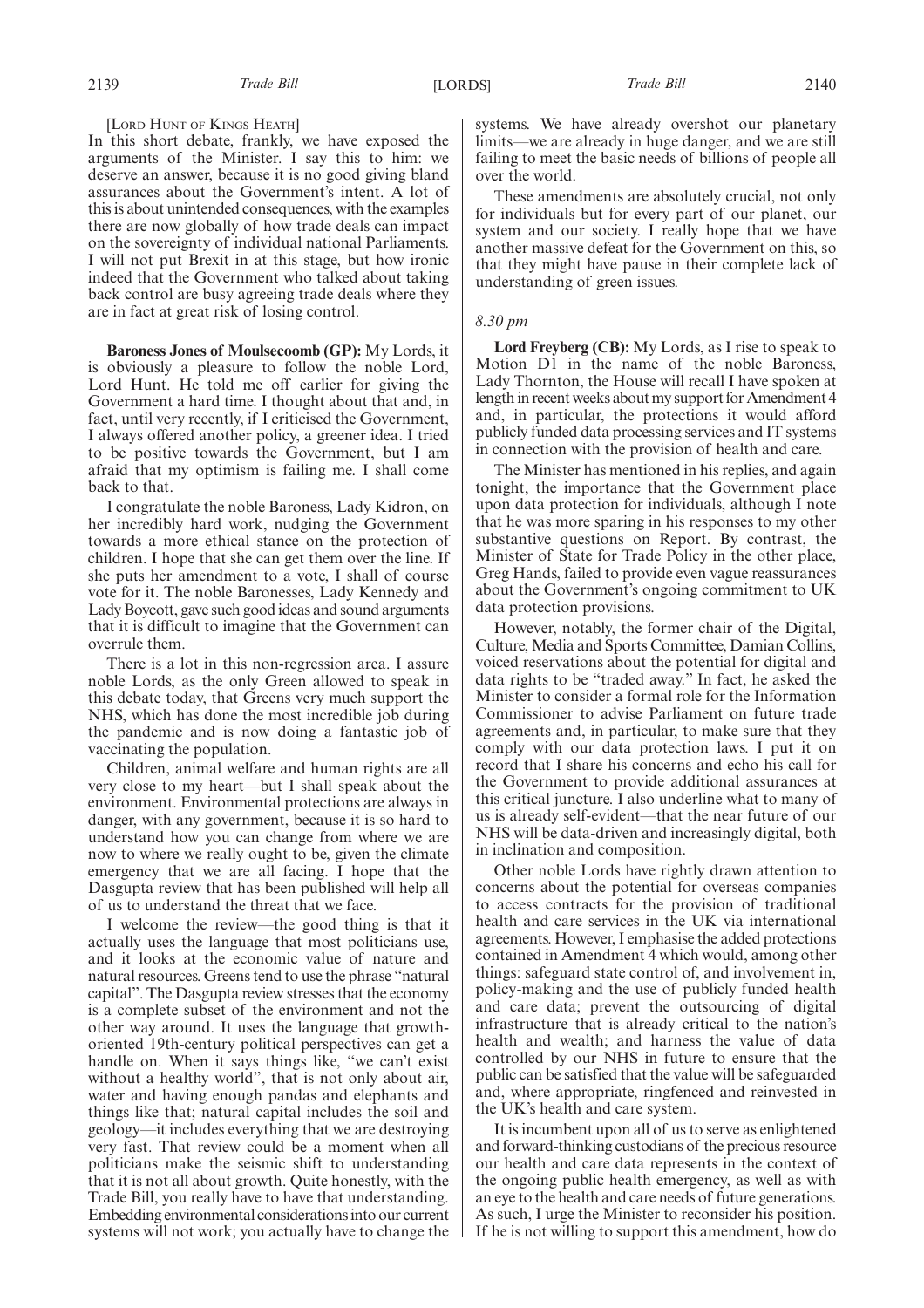[Lord Hunt of Kings Heath]

In this short debate, frankly, we have exposed the arguments of the Minister. I say this to him: we deserve an answer, because it is no good giving bland assurances about the Government's intent. A lot of this is about unintended consequences, with the examples there are now globally of how trade deals can impact on the sovereignty of individual national Parliaments. I will not put Brexit in at this stage, but how ironic indeed that the Government who talked about taking back control are busy agreeing trade deals where they are in fact at great risk of losing control.

**Baroness Jones of Moulsecoomb (GP):** My Lords, it is obviously a pleasure to follow the noble Lord, Lord Hunt. He told me off earlier for giving the Government a hard time. I thought about that and, in fact, until very recently, if I criticised the Government, I always offered another policy, a greener idea. I tried to be positive towards the Government, but I am afraid that my optimism is failing me. I shall come back to that.

I congratulate the noble Baroness, Lady Kidron, on her incredibly hard work, nudging the Government towards a more ethical stance on the protection of children. I hope that she can get them over the line. If she puts her amendment to a vote, I shall of course vote for it. The noble Baronesses, Lady Kennedy and Lady Boycott, gave such good ideas and sound arguments that it is difficult to imagine that the Government can overrule them.

There is a lot in this non-regression area. I assure noble Lords, as the only Green allowed to speak in this debate today, that Greens very much support the NHS, which has done the most incredible job during the pandemic and is now doing a fantastic job of vaccinating the population.

Children, animal welfare and human rights are all very close to my heart—but I shall speak about the environment. Environmental protections are always in danger, with any government, because it is so hard to understand how you can change from where we are now to where we really ought to be, given the climate emergency that we are all facing. I hope that the Dasgupta review that has been published will help all of us to understand the threat that we face.

I welcome the review—the good thing is that it actually uses the language that most politicians use, and it looks at the economic value of nature and natural resources. Greens tend to use the phrase "natural capital". The Dasgupta review stresses that the economy is a complete subset of the environment and not the other way around. It uses the language that growth-oriented 19th-century political perspectives can get a handle on. When it says things like, "we can't exist without a healthy world", that is not only about air, water and having enough pandas and elephants and things like that; natural capital includes the soil and geology—it includes everything that we are destroying very fast. That review could be a moment when all politicians make the seismic shift to understanding that it is not all about growth. Quite honestly, with the Trade Bill, you really have to have that understanding. Embedding environmental considerations into our current systems will not work; you actually have to change the systems. We have already overshot our planetary limits—we are already in huge danger, and we are still failing to meet the basic needs of billions of people all over the world.

These amendments are absolutely crucial, not only for individuals but for every part of our planet, our system and our society. I really hope that we have another massive defeat for the Government on this, so that they might have pause in their complete lack of understanding of green issues.

*8.30 pm*

**Lord Freyberg (CB):** My Lords, as I rise to speak to Motion D1 in the name of the noble Baroness, Lady Thornton, the House will recall I have spoken at length in recent weeks about my support for Amendment 4 and, in particular, the protections it would afford publicly funded data processing services and IT systems in connection with the provision of health and care.

The Minister has mentioned in his replies, and again tonight, the importance that the Government place upon data protection for individuals, although I note that he was more sparing in his responses to my other substantive questions on Report. By contrast, the Minister of State for Trade Policy in the other place, Greg Hands, failed to provide even vague reassurances about the Government's ongoing commitment to UK data protection provisions.

However, notably, the former chair of the Digital, Culture, Media and Sports Committee, Damian Collins, voiced reservations about the potential for digital and data rights to be "traded away." In fact, he asked the Minister to consider a formal role for the Information Commissioner to advise Parliament on future trade agreements and, in particular, to make sure that they comply with our data protection laws. I put it on record that I share his concerns and echo his call for the Government to provide additional assurances at this critical juncture. I also underline what to many of us is already self-evident—that the near future of our NHS will be data-driven and increasingly digital, both in inclination and composition.

Other noble Lords have rightly drawn attention to concerns about the potential for overseas companies to access contracts for the provision of traditional health and care services in the UK via international agreements. However, I emphasise the added protections contained in Amendment 4 which would, among other things: safeguard state control of, and involvement in, policy-making and the use of publicly funded health and care data; prevent the outsourcing of digital infrastructure that is already critical to the nation's health and wealth; and harness the value of data controlled by our NHS in future to ensure that the public can be satisfied that the value will be safeguarded and, where appropriate, ringfenced and reinvested in the UK's health and care system.

It is incumbent upon all of us to serve as enlightened and forward-thinking custodians of the precious resource our health and care data represents in the context of the ongoing public health emergency, as well as with an eye to the health and care needs of future generations. As such, I urge the Minister to reconsider his position. If he is not willing to support this amendment, how do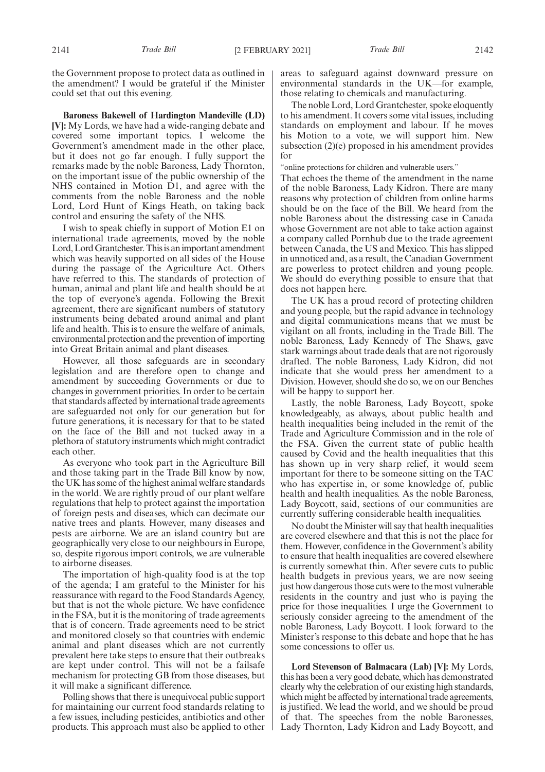the Government propose to protect data as outlined in the amendment? I would be grateful if the Minister could set that out this evening.

**Baroness Bakewell of Hardington Mandeville (LD) [V]:** My Lords, we have had a wide-ranging debate and covered some important topics. I welcome the Government's amendment made in the other place, but it does not go far enough. I fully support the remarks made by the noble Baroness, Lady Thornton, on the important issue of the public ownership of the NHS contained in Motion D1, and agree with the comments from the noble Baroness and the noble Lord, Lord Hunt of Kings Heath, on taking back control and ensuring the safety of the NHS.

I wish to speak chiefly in support of Motion E1 on international trade agreements, moved by the noble Lord, Lord Grantchester. This is an important amendment which was heavily supported on all sides of the House during the passage of the Agriculture Act. Others have referred to this. The standards of protection of human, animal and plant life and health should be at the top of everyone's agenda. Following the Brexit agreement, there are significant numbers of statutory instruments being debated around animal and plant life and health. This is to ensure the welfare of animals, environmental protection and the prevention of importing into Great Britain animal and plant diseases.

However, all those safeguards are in secondary legislation and are therefore open to change and amendment by succeeding Governments or due to changes in government priorities. In order to be certain that standards affected by international trade agreements are safeguarded not only for our generation but for future generations, it is necessary for that to be stated on the face of the Bill and not tucked away in a plethora of statutory instruments which might contradict each other.

As everyone who took part in the Agriculture Bill and those taking part in the Trade Bill know by now, the UK has some of the highest animal welfare standards in the world. We are rightly proud of our plant welfare regulations that help to protect against the importation of foreign pests and diseases, which can decimate our native trees and plants. However, many diseases and pests are airborne. We are an island country but are geographically very close to our neighbours in Europe, so, despite rigorous import controls, we are vulnerable to airborne diseases.

The importation of high-quality food is at the top of the agenda; I am grateful to the Minister for his reassurance with regard to the Food Standards Agency, but that is not the whole picture. We have confidence in the FSA, but it is the monitoring of trade agreements that is of concern. Trade agreements need to be strict and monitored closely so that countries with endemic animal and plant diseases which are not currently prevalent here take steps to ensure that their outbreaks are kept under control. This will not be a failsafe mechanism for protecting GB from those diseases, but it will make a significant difference.

Polling shows that there is unequivocal public support for maintaining our current food standards relating to a few issues, including pesticides, antibiotics and other products. This approach must also be applied to other areas to safeguard against downward pressure on environmental standards in the UK—for example, those relating to chemicals and manufacturing.

The noble Lord, Lord Grantchester, spoke eloquently to his amendment. It covers some vital issues, including standards on employment and labour. If he moves his Motion to a vote, we will support him. New subsection (2)(e) proposed in his amendment provides for

"online protections for children and vulnerable users."

That echoes the theme of the amendment in the name of the noble Baroness, Lady Kidron. There are many reasons why protection of children from online harms should be on the face of the Bill. We heard from the noble Baroness about the distressing case in Canada whose Government are not able to take action against a company called Pornhub due to the trade agreement between Canada, the US and Mexico. This has slipped in unnoticed and, as a result, the Canadian Government are powerless to protect children and young people. We should do everything possible to ensure that that does not happen here.

The UK has a proud record of protecting children and young people, but the rapid advance in technology and digital communications means that we must be vigilant on all fronts, including in the Trade Bill. The noble Baroness, Lady Kennedy of The Shaws, gave stark warnings about trade deals that are not rigorously drafted. The noble Baroness, Lady Kidron, did not indicate that she would press her amendment to a Division. However, should she do so, we on our Benches will be happy to support her.

Lastly, the noble Baroness, Lady Boycott, spoke knowledgeably, as always, about public health and health inequalities being included in the remit of the Trade and Agriculture Commission and in the role of the FSA. Given the current state of public health caused by Covid and the health inequalities that this has shown up in very sharp relief, it would seem important for there to be someone sitting on the TAC who has expertise in, or some knowledge of, public health and health inequalities. As the noble Baroness, Lady Boycott, said, sections of our communities are currently suffering considerable health inequalities.

No doubt the Minister will say that health inequalities are covered elsewhere and that this is not the place for them. However, confidence in the Government's ability to ensure that health inequalities are covered elsewhere is currently somewhat thin. After severe cuts to public health budgets in previous years, we are now seeing just how dangerous those cuts were to the most vulnerable residents in the country and just who is paying the price for those inequalities. I urge the Government to seriously consider agreeing to the amendment of the noble Baroness, Lady Boycott. I look forward to the Minister's response to this debate and hope that he has some concessions to offer us.

**Lord Stevenson of Balmacara (Lab) [V]:** My Lords, this has been a very good debate, which has demonstrated clearly why the celebration of our existing high standards, which might be affected by international trade agreements, is justified. We lead the world, and we should be proud of that. The speeches from the noble Baronesses, Lady Thornton, Lady Kidron and Lady Boycott, and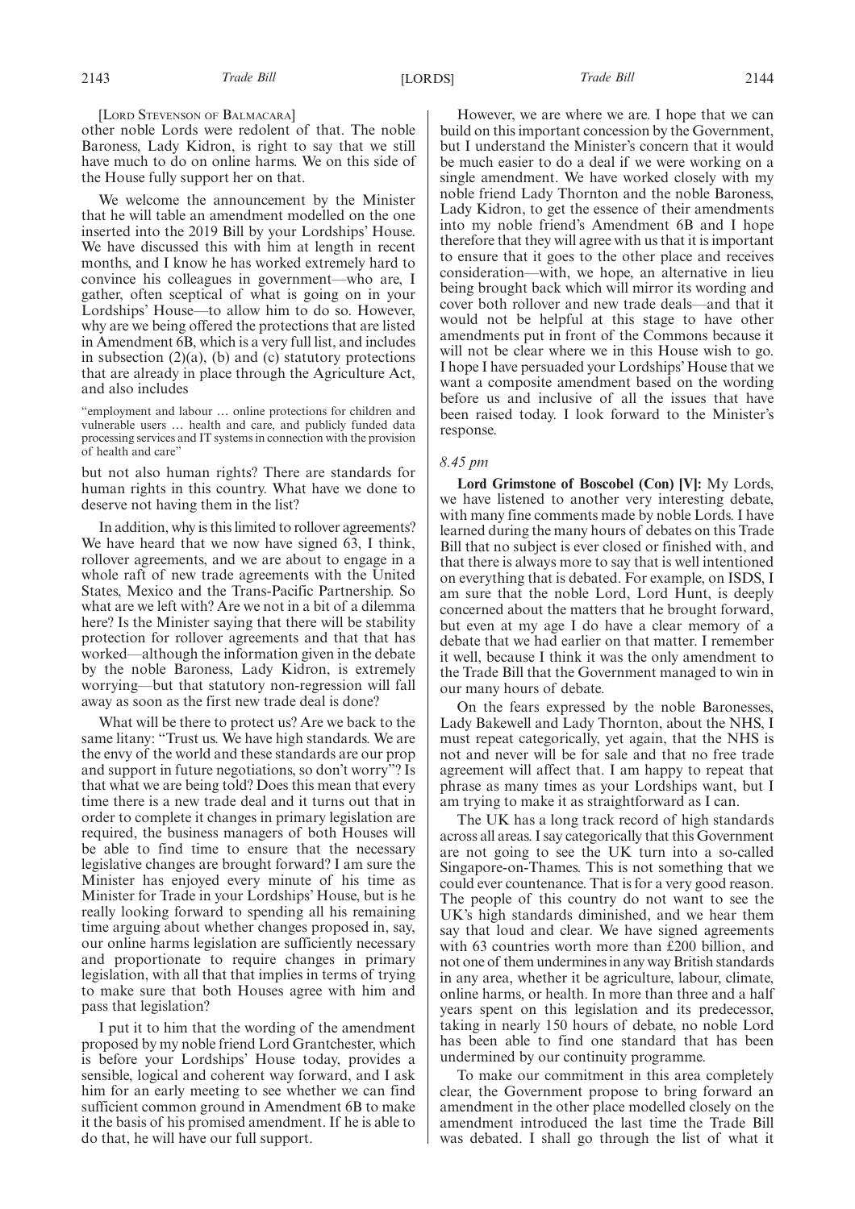[LORD STEVENSON OF BALMACARA]

other noble Lords were redolent of that. The noble Baroness, Lady Kidron, is right to say that we still have much to do on online harms. We on this side of the House fully support her on that.

We welcome the announcement by the Minister that he will table an amendment modelled on the one inserted into the 2019 Bill by your Lordships' House. We have discussed this with him at length in recent months, and I know he has worked extremely hard to convince his colleagues in government—who are, I gather, often sceptical of what is going on in your Lordships' House—to allow him to do so. However, why are we being offered the protections that are listed in Amendment 6B, which is a very full list, and includes in subsection (2)(a), (b) and (c) statutory protections that are already in place through the Agriculture Act, and also includes

"employment and labour … online protections for children and vulnerable users … health and care, and publicly funded data processing services and IT systems in connection with the provision of health and care"

but not also human rights? There are standards for human rights in this country. What have we done to deserve not having them in the list?

In addition, why is this limited to rollover agreements? We have heard that we now have signed 63, I think, rollover agreements, and we are about to engage in a whole raft of new trade agreements with the United States, Mexico and the Trans-Pacific Partnership. So what are we left with? Are we not in a bit of a dilemma here? Is the Minister saying that there will be stability protection for rollover agreements and that that has worked—although the information given in the debate by the noble Baroness, Lady Kidron, is extremely worrying—but that statutory non-regression will fall away as soon as the first new trade deal is done?

What will be there to protect us? Are we back to the same litany: "Trust us. We have high standards. We are the envy of the world and these standards are our prop and support in future negotiations, so don't worry"? Is that what we are being told? Does this mean that every time there is a new trade deal and it turns out that in order to complete it changes in primary legislation are required, the business managers of both Houses will be able to find time to ensure that the necessary legislative changes are brought forward? I am sure the Minister has enjoyed every minute of his time as Minister for Trade in your Lordships' House, but is he really looking forward to spending all his remaining time arguing about whether changes proposed in, say, our online harms legislation are sufficiently necessary and proportionate to require changes in primary legislation, with all that that implies in terms of trying to make sure that both Houses agree with him and pass that legislation?

I put it to him that the wording of the amendment proposed by my noble friend Lord Grantchester, which is before your Lordships' House today, provides a sensible, logical and coherent way forward, and I ask him for an early meeting to see whether we can find sufficient common ground in Amendment 6B to make it the basis of his promised amendment. If he is able to do that, he will have our full support.

However, we are where we are. I hope that we can build on this important concession by the Government, but I understand the Minister's concern that it would be much easier to do a deal if we were working on a single amendment. We have worked closely with my noble friend Lady Thornton and the noble Baroness, Lady Kidron, to get the essence of their amendments into my noble friend's Amendment 6B and I hope therefore that they will agree with us that it is important to ensure that it goes to the other place and receives consideration—with, we hope, an alternative in lieu being brought back which will mirror its wording and cover both rollover and new trade deals—and that it would not be helpful at this stage to have other amendments put in front of the Commons because it will not be clear where we in this House wish to go. I hope I have persuaded your Lordships' House that we want a composite amendment based on the wording before us and inclusive of all the issues that have been raised today. I look forward to the Minister's response.

*8.45 pm*

**Lord Grimstone of Boscobel (Con) [V]:** My Lords, we have listened to another very interesting debate, with many fine comments made by noble Lords. I have learned during the many hours of debates on this Trade Bill that no subject is ever closed or finished with, and that there is always more to say that is well intentioned on everything that is debated. For example, on ISDS, I am sure that the noble Lord, Lord Hunt, is deeply concerned about the matters that he brought forward, but even at my age I do have a clear memory of a debate that we had earlier on that matter. I remember it well, because I think it was the only amendment to the Trade Bill that the Government managed to win in our many hours of debate.

On the fears expressed by the noble Baronesses, Lady Bakewell and Lady Thornton, about the NHS, I must repeat categorically, yet again, that the NHS is not and never will be for sale and that no free trade agreement will affect that. I am happy to repeat that phrase as many times as your Lordships want, but I am trying to make it as straightforward as I can.

The UK has a long track record of high standards across all areas. I say categorically that this Government are not going to see the UK turn into a so-called Singapore-on-Thames. This is not something that we could ever countenance. That is for a very good reason. The people of this country do not want to see the UK's high standards diminished, and we hear them say that loud and clear. We have signed agreements with 63 countries worth more than £200 billion, and not one of them undermines in any way British standards in any area, whether it be agriculture, labour, climate, online harms, or health. In more than three and a half years spent on this legislation and its predecessor, taking in nearly 150 hours of debate, no noble Lord has been able to find one standard that has been undermined by our continuity programme.

To make our commitment in this area completely clear, the Government propose to bring forward an amendment in the other place modelled closely on the amendment introduced the last time the Trade Bill was debated. I shall go through the list of what it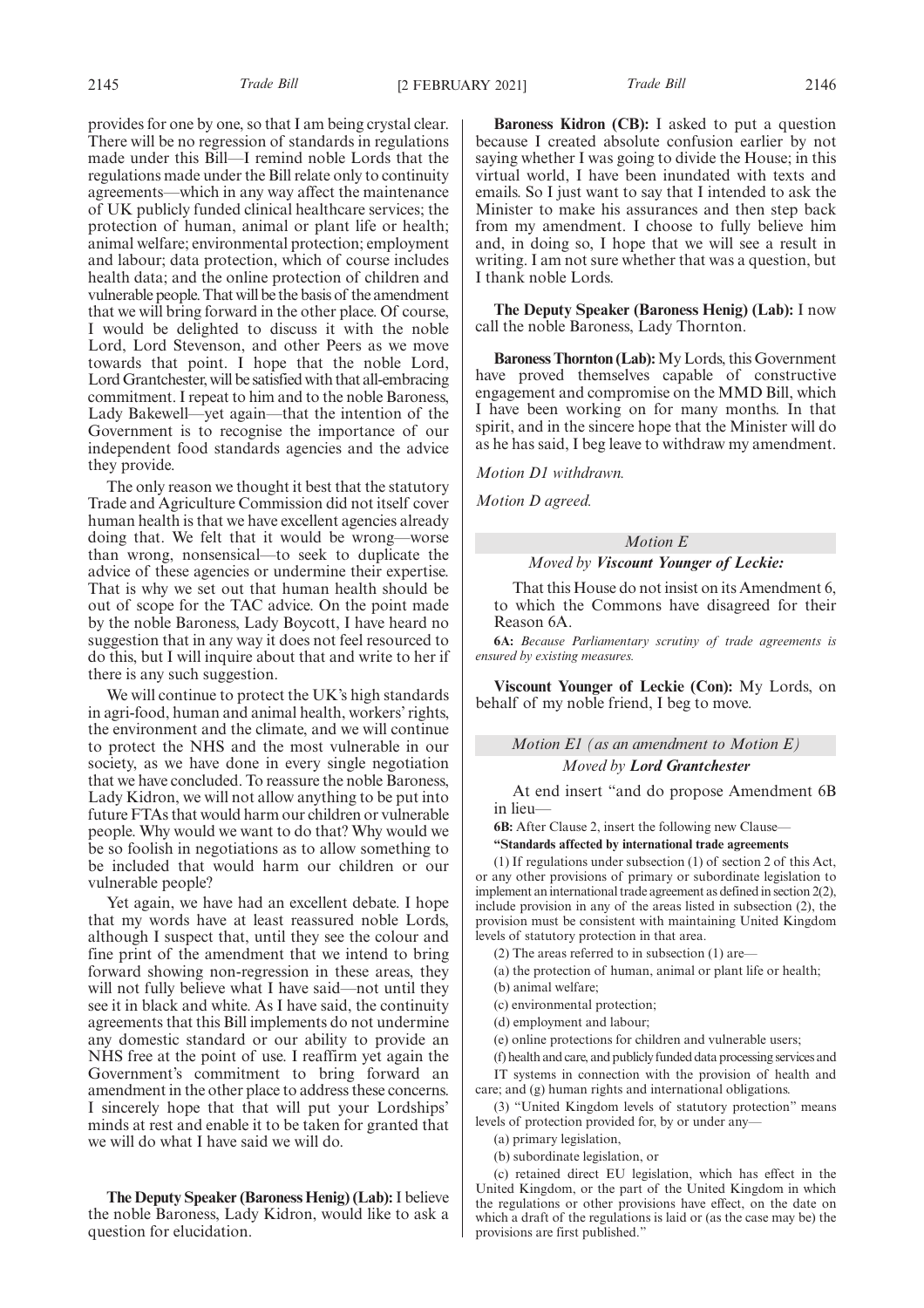provides for one by one, so that I am being crystal clear. There will be no regression of standards in regulations made under this Bill—I remind noble Lords that the regulations made under the Bill relate only to continuity agreements—which in any way affect the maintenance of UK publicly funded clinical healthcare services; the protection of human, animal or plant life or health; animal welfare; environmental protection; employment and labour; data protection, which of course includes health data; and the online protection of children and vulnerable people. That will be the basis of the amendment that we will bring forward in the other place. Of course, I would be delighted to discuss it with the noble Lord, Lord Stevenson, and other Peers as we move towards that point. I hope that the noble Lord, Lord Grantchester, will be satisfied with that all-embracing commitment. I repeat to him and to the noble Baroness, Lady Bakewell—yet again—that the intention of the Government is to recognise the importance of our independent food standards agencies and the advice they provide.

The only reason we thought it best that the statutory Trade and Agriculture Commission did not itself cover human health is that we have excellent agencies already doing that. We felt that it would be wrong—worse than wrong, nonsensical—to seek to duplicate the advice of these agencies or undermine their expertise. That is why we set out that human health should be out of scope for the TAC advice. On the point made by the noble Baroness, Lady Boycott, I have heard no suggestion that in any way it does not feel resourced to do this, but I will inquire about that and write to her if there is any such suggestion.

We will continue to protect the UK's high standards in agri-food, human and animal health, workers' rights, the environment and the climate, and we will continue to protect the NHS and the most vulnerable in our society, as we have done in every single negotiation that we have concluded. To reassure the noble Baroness, Lady Kidron, we will not allow anything to be put into future FTAs that would harm our children or vulnerable people. Why would we want to do that? Why would we be so foolish in negotiations as to allow something to be included that would harm our children or our vulnerable people?

Yet again, we have had an excellent debate. I hope that my words have at least reassured noble Lords, although I suspect that, until they see the colour and fine print of the amendment that we intend to bring forward showing non-regression in these areas, they will not fully believe what I have said—not until they see it in black and white. As I have said, the continuity agreements that this Bill implements do not undermine any domestic standard or our ability to provide an NHS free at the point of use. I reaffirm yet again the Government's commitment to bring forward an amendment in the other place to address these concerns. I sincerely hope that that will put your Lordships' minds at rest and enable it to be taken for granted that we will do what I have said we will do.

**The Deputy Speaker (Baroness Henig) (Lab):** I believe the noble Baroness, Lady Kidron, would like to ask a question for elucidation.

**Baroness Kidron (CB):** I asked to put a question because I created absolute confusion earlier by not saying whether I was going to divide the House; in this virtual world, I have been inundated with texts and emails. So I just want to say that I intended to ask the Minister to make his assurances and then step back from my amendment. I choose to fully believe him and, in doing so, I hope that we will see a result in writing. I am not sure whether that was a question, but I thank noble Lords.

**The Deputy Speaker (Baroness Henig) (Lab):** I now call the noble Baroness, Lady Thornton.

**Baroness Thornton (Lab):** My Lords, this Government have proved themselves capable of constructive engagement and compromise on the MMD Bill, which I have been working on for many months. In that spirit, and in the sincere hope that the Minister will do as he has said, I beg leave to withdraw my amendment.

*Motion D1 withdrawn.*

*Motion D agreed.*

### *Motion E*

*Moved by **Viscount Younger of Leckie:***

That this House do not insist on its Amendment 6, to which the Commons have disagreed for their Reason 6A.

**6A:** *Because Parliamentary scrutiny of trade agreements is ensured by existing measures.*

**Viscount Younger of Leckie (Con):** My Lords, on behalf of my noble friend, I beg to move.

### *Motion E1 (as an amendment to Motion E)*

*Moved by **Lord Grantchester***

At end insert "and do propose Amendment 6B in lieu—

**6B:** After Clause 2, insert the following new Clause—

**"Standards affected by international trade agreements**

(1) If regulations under subsection (1) of section 2 of this Act, or any other provisions of primary or subordinate legislation to implement an international trade agreement as defined in section 2(2), include provision in any of the areas listed in subsection (2), the provision must be consistent with maintaining United Kingdom levels of statutory protection in that area.

(2) The areas referred to in subsection (1) are—

(a) the protection of human, animal or plant life or health;

(b) animal welfare;

(c) environmental protection;

(d) employment and labour;

(e) online protections for children and vulnerable users;

(f) health and care, and publicly funded data processing services and IT systems in connection with the provision of health and care; and (g) human rights and international obligations.

(3) "United Kingdom levels of statutory protection" means levels of protection provided for, by or under any—

(a) primary legislation,

(b) subordinate legislation, or

(c) retained direct EU legislation, which has effect in the United Kingdom, or the part of the United Kingdom in which the regulations or other provisions have effect, on the date on which a draft of the regulations is laid or (as the case may be) the provisions are first published."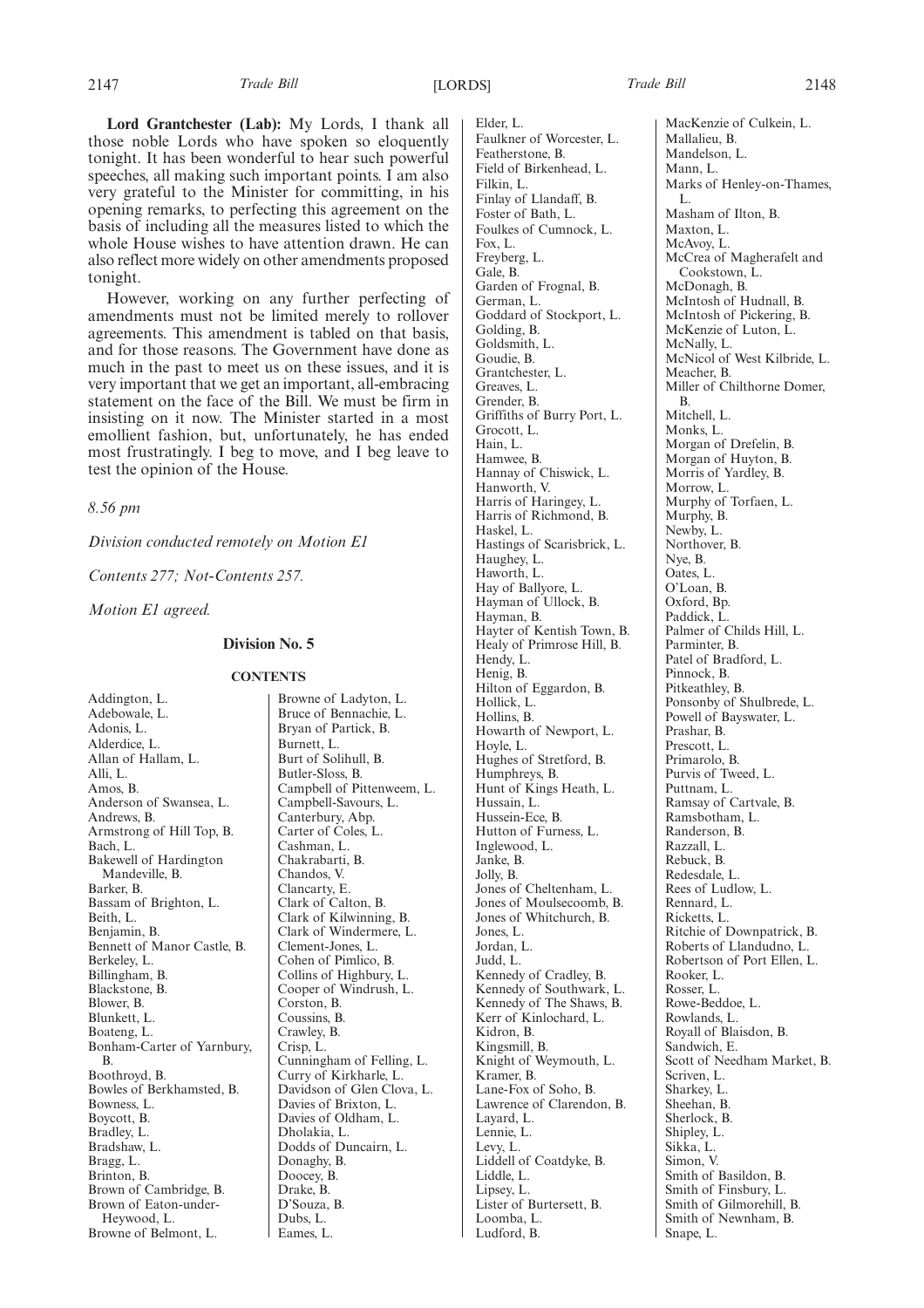**Lord Grantchester (Lab):** My Lords, I thank all those noble Lords who have spoken so eloquently tonight. It has been wonderful to hear such powerful speeches, all making such important points. I am also very grateful to the Minister for committing, in his opening remarks, to perfecting this agreement on the basis of including all the measures listed to which the whole House wishes to have attention drawn. He can also reflect more widely on other amendments proposed tonight.

However, working on any further perfecting of amendments must not be limited merely to rollover agreements. This amendment is tabled on that basis, and for those reasons. The Government have done as much in the past to meet us on these issues, and it is very important that we get an important, all-embracing statement on the face of the Bill. We must be firm in insisting on it now. The Minister started in a most emollient fashion, but, unfortunately, he has ended most frustratingly. I beg to move, and I beg leave to test the opinion of the House.

*8.56 pm*

*Division conducted remotely on Motion E1*

*Contents 277; Not-Contents 257.*

*Motion E1 agreed.*

### Division No. 5

#### CONTENTS

Addington, L.
Adebowale, L.
Adonis, L.
Alderdice, L.
Allan of Hallam, L.
Alli, L.
Amos, B.
Anderson of Swansea, L.
Andrews, B.
Armstrong of Hill Top, B.
Bach, L.
Bakewell of Hardington Mandeville, B.
Barker, B.
Bassam of Brighton, L.
Beith, L.
Benjamin, B.
Bennett of Manor Castle, B.
Berkeley, L.
Billingham, B.
Blackstone, B.
Blower, B.
Blunkett, L.
Boateng, L.
Bonham-Carter of Yarnbury, B.
Boothroyd, B.
Bowles of Berkhamsted, B.
Bowness, L.
Boycott, B.
Bradley, L.
Bradshaw, L.
Bragg, L.
Brinton, B.
Brown of Cambridge, B.
Brown of Eaton-under-Heywood, L.
Browne of Belmont, L.
Browne of Ladyton, L.
Bruce of Bennachie, L.
Bryan of Partick, B.
Burnett, L.
Burt of Solihull, B.
Butler-Sloss, B.
Campbell of Pittenweem, L.
Campbell-Savours, L.
Canterbury, Abp.
Carter of Coles, L.
Cashman, L.
Chakrabarti, B.
Chandos, V.
Clancarty, E.
Clark of Calton, B.
Clark of Kilwinning, B.
Clark of Windermere, L.
Clement-Jones, L.
Cohen of Pimlico, B.
Collins of Highbury, L.
Cooper of Windrush, L.
Corston, B.
Coussins, B.
Crawley, B.
Crisp, L.
Cunningham of Felling, L.
Curry of Kirkharle, L.
Davidson of Glen Clova, L.
Davies of Brixton, L.
Davies of Oldham, L.
Dholakia, L.
Dodds of Duncairn, L.
Donaghy, B.
Doocey, B.
Drake, B.
D'Souza, B.
Dubs, L.
Eames, L.
Elder, L.
Faulkner of Worcester, L.
Featherstone, B.
Field of Birkenhead, L.
Filkin, L.
Finlay of Llandaff, B.
Foster of Bath, L.
Foulkes of Cumnock, L.
Fox, L.
Freyberg, L.
Gale, B.
Garden of Frognal, B.
German, L.
Goddard of Stockport, L.
Golding, B.
Goldsmith, L.
Goudie, B.
Grantchester, L.
Greaves, L.
Grender, B.
Griffiths of Burry Port, L.
Grocott, L.
Hain, L.
Hamwee, B.
Hannay of Chiswick, L.
Hanworth, V.
Harris of Haringey, L.
Harris of Richmond, B.
Haskel, L.
Hastings of Scarisbrick, L.
Haughey, L.
Haworth, L.
Hay of Ballyore, L.
Hayman of Ullock, B.
Hayman, B.
Hayter of Kentish Town, B.
Healy of Primrose Hill, B.
Hendy, L.
Henig, B.
Hilton of Eggardon, B.
Hollick, L.
Hollins, B.
Howarth of Newport, L.
Hoyle, L.
Hughes of Stretford, B.
Humphreys, B.
Hunt of Kings Heath, L.
Hussain, L.
Hussein-Ece, B.
Hutton of Furness, L.
Inglewood, L.
Janke, B.
Jolly, B.
Jones of Cheltenham, L.
Jones of Moulsecoomb, B.
Jones of Whitchurch, B.
Jones, L.
Jordan, L.
Judd, L.
Kennedy of Cradley, B.
Kennedy of Southwark, L.
Kennedy of The Shaws, B.
Kerr of Kinlochard, L.
Kidron, B.
Kingsmill, B.
Knight of Weymouth, L.
Kramer, B.
Lane-Fox of Soho, B.
Lawrence of Clarendon, B.
Layard, L.
Lennie, L.
Levy, L.
Liddell of Coatdyke, B.
Liddle, L.
Lipsey, L.
Lister of Burtersett, B.
Loomba, L.
Ludford, B.
MacKenzie of Culkein, L.
Mallalieu, B.
Mandelson, L.
Mann, L.
Marks of Henley-on-Thames, L.
Masham of Ilton, B.
Maxton, L.
McAvoy, L.
McCrea of Magherafelt and Cookstown, L.
McDonagh, B.
McIntosh of Hudnall, B.
McIntosh of Pickering, B.
McKenzie of Luton, L.
McNally, L.
McNicol of West Kilbride, L.
Meacher, B.
Miller of Chilthorne Domer, B.
Mitchell, L.
Monks, L.
Morgan of Drefelin, B.
Morgan of Huyton, B.
Morris of Yardley, B.
Morrow, L.
Murphy of Torfaen, L.
Murphy, B.
Newby, L.
Northover, B.
Nye, B.
Oates, L.
O'Loan, B.
Oxford, Bp.
Paddick, L.
Palmer of Childs Hill, L.
Parminter, B.
Patel of Bradford, L.
Pinnock, B.
Pitkeathley, B.
Ponsonby of Shulbrede, L.
Powell of Bayswater, L.
Prashar, B.
Prescott, L.
Primarolo, B.
Purvis of Tweed, L.
Puttnam, L.
Ramsay of Cartvale, B.
Ramsbotham, L.
Randerson, B.
Razzall, L.
Rebuck, B.
Redesdale, L.
Rees of Ludlow, L.
Rennard, L.
Ricketts, L.
Ritchie of Downpatrick, B.
Roberts of Llandudno, L.
Robertson of Port Ellen, L.
Rooker, L.
Rosser, L.
Rowe-Beddoe, L.
Rowlands, L.
Royall of Blaisdon, B.
Sandwich, E.
Scott of Needham Market, B.
Scriven, L.
Sharkey, L.
Sheehan, B.
Sherlock, B.
Shipley, L.
Sikka, L.
Simon, V.
Smith of Basildon, B.
Smith of Finsbury, L.
Smith of Gilmorehill, B.
Smith of Newnham, B.
Snape, L.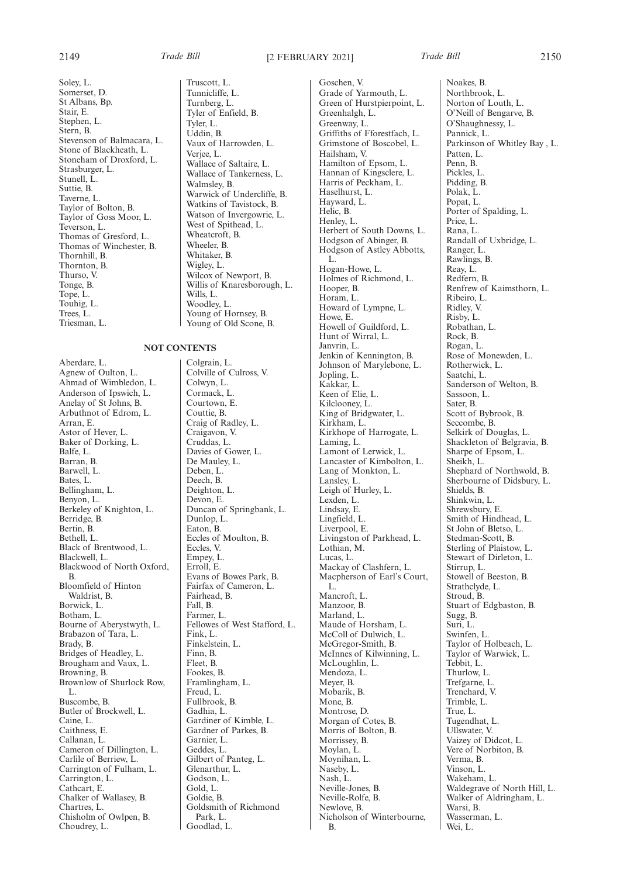Soley, L.
Somerset, D.
St Albans, Bp.
Stair, E.
Stephen, L.
Stern, B.
Stevenson of Balmacara, L.
Stone of Blackheath, L.
Stoneham of Droxford, L.
Strasburger, L.
Stunell, L.
Suttie, B.
Taverne, L.
Taylor of Bolton, B.
Taylor of Goss Moor, L.
Teverson, L.
Thomas of Gresford, L.
Thomas of Winchester, B.
Thornhill, B.
Thornton, B.
Thurso, V.
Tonge, B.
Tope, L.
Touhig, L.
Trees, L.
Triesman, L.
Truscott, L.
Tunnicliffe, L.
Turnberg, L.
Tyler of Enfield, B.
Tyler, L.
Uddin, B.
Vaux of Harrowden, L.
Verjee, L.
Wallace of Saltaire, L.
Wallace of Tankerness, L.
Walmsley, B.
Warwick of Undercliffe, B.
Watkins of Tavistock, B.
Watson of Invergowrie, L.
West of Spithead, L.
Wheatcroft, B.
Wheeler, B.
Whitaker, B.
Wigley, L.
Wilcox of Newport, B.
Willis of Knaresborough, L.
Wills, L.
Woodley, L.
Young of Hornsey, B.
Young of Old Scone, B.

## NOT CONTENTS

Aberdare, L.
Agnew of Oulton, L.
Ahmad of Wimbledon, L.
Anderson of Ipswich, L.
Anelay of St Johns, B.
Arbuthnot of Edrom, L.
Arran, E.
Astor of Hever, L.
Baker of Dorking, L.
Balfe, L.
Barran, B.
Barwell, L.
Bates, L.
Bellingham, L.
Benyon, L.
Berkeley of Knighton, L.
Berridge, B.
Bertin, B.
Bethell, L.
Black of Brentwood, L.
Blackwell, L.
Blackwood of North Oxford, B.
Bloomfield of Hinton Waldrist, B.
Borwick, L.
Botham, L.
Bourne of Aberystwyth, L.
Brabazon of Tara, L.
Brady, B.
Bridges of Headley, L.
Brougham and Vaux, L.
Browning, B.
Brownlow of Shurlock Row, L.
Buscombe, B.
Butler of Brockwell, L.
Caine, L.
Caithness, E.
Callanan, L.
Cameron of Dillington, L.
Carlile of Berriew, L.
Carrington of Fulham, L.
Carrington, L.
Cathcart, E.
Chalker of Wallasey, B.
Chartres, L.
Chisholm of Owlpen, B.
Choudrey, L.
Colgrain, L.
Colville of Culross, V.
Colwyn, L.
Cormack, L.
Courtown, E.
Couttie, B.
Craig of Radley, L.
Craigavon, V.
Cruddas, L.
Davies of Gower, L.
De Mauley, L.
Deben, L.
Deech, B.
Deighton, L.
Devon, E.
Duncan of Springbank, L.
Dunlop, L.
Eaton, B.
Eccles of Moulton, B.
Eccles, V.
Empey, L.
Erroll, E.
Evans of Bowes Park, B.
Fairfax of Cameron, L.
Fairhead, B.
Fall, B.
Farmer, L.
Fellowes of West Stafford, L.
Fink, L.
Finkelstein, L.
Finn, B.
Fleet, B.
Fookes, B.
Framlingham, L.
Freud, L.
Fullbrook, B.
Gadhia, L.
Gardiner of Kimble, L.
Gardner of Parkes, B.
Garnier, L.
Geddes, L.
Gilbert of Panteg, L.
Glenarthur, L.
Godson, L.
Gold, L.
Goldie, B.
Goldsmith of Richmond Park, L.
Goodlad, L.
Goschen, V.
Grade of Yarmouth, L.
Green of Hurstpierpoint, L.
Greenhalgh, L.
Greenway, L.
Griffiths of Fforestfach, L.
Grimstone of Boscobel, L.
Hailsham, V.
Hamilton of Epsom, L.
Hannan of Kingsclere, L.
Harris of Peckham, L.
Haselhurst, L.
Hayward, L.
Helic, B.
Henley, L.
Herbert of South Downs, L.
Hodgson of Abinger, B.
Hodgson of Astley Abbotts, L.
Hogan-Howe, L.
Holmes of Richmond, L.
Hooper, B.
Horam, L.
Howard of Lympne, L.
Howe, E.
Howell of Guildford, L.
Hunt of Wirral, L.
Janvrin, L.
Jenkin of Kennington, B.
Johnson of Marylebone, L.
Jopling, L.
Kakkar, L.
Keen of Elie, L.
Kilclooney, L.
King of Bridgwater, L.
Kirkham, L.
Kirkhope of Harrogate, L.
Laming, L.
Lamont of Lerwick, L.
Lancaster of Kimbolton, L.
Lang of Monkton, L.
Lansley, L.
Leigh of Hurley, L.
Lexden, L.
Lindsay, E.
Lingfield, L.
Liverpool, E.
Livingston of Parkhead, L.
Lothian, M.
Lucas, L.
Mackay of Clashfern, L.
Macpherson of Earl's Court, L.
Mancroft, L.
Manzoor, B.
Marland, L.
Maude of Horsham, L.
McColl of Dulwich, L.
McGregor-Smith, B.
McInnes of Kilwinning, L.
McLoughlin, L.
Mendoza, L.
Meyer, B.
Mobarik, B.
Mone, B.
Montrose, D.
Morgan of Cotes, B.
Morris of Bolton, B.
Morrissey, B.
Moylan, L.
Moynihan, L.
Naseby, L.
Nash, L.
Neville-Jones, B.
Neville-Rolfe, B.
Newlove, B.
Nicholson of Winterbourne, B.
Noakes, B.
Northbrook, L.
Norton of Louth, L.
O'Neill of Bengarve, B.
O'Shaughnessy, L.
Pannick, L.
Parkinson of Whitley Bay , L.
Patten, L.
Penn, B.
Pickles, L.
Pidding, B.
Polak, L.
Popat, L.
Porter of Spalding, L.
Price, L.
Rana, L.
Randall of Uxbridge, L.
Ranger, L.
Rawlings, B.
Reay, L.
Redfern, B.
Renfrew of Kaimsthorn, L.
Ribeiro, L.
Ridley, V.
Risby, L.
Robathan, L.
Rock, B.
Rogan, L.
Rose of Monewden, L.
Rotherwick, L.
Saatchi, L.
Sanderson of Welton, B.
Sassoon, L.
Sater, B.
Scott of Bybrook, B.
Seccombe, B.
Selkirk of Douglas, L.
Shackleton of Belgravia, B.
Sharpe of Epsom, L.
Sheikh, L.
Shephard of Northwold, B.
Sherbourne of Didsbury, L.
Shields, B.
Shinkwin, L.
Shrewsbury, E.
Smith of Hindhead, L.
St John of Bletso, L.
Stedman-Scott, B.
Sterling of Plaistow, L.
Stewart of Dirleton, L.
Stirrup, L.
Stowell of Beeston, B.
Strathclyde, L.
Stroud, B.
Stuart of Edgbaston, B.
Sugg, B.
Suri, L.
Swinfen, L.
Taylor of Holbeach, L.
Taylor of Warwick, L.
Tebbit, L.
Thurlow, L.
Trefgarne, L.
Trenchard, V.
Trimble, L.
True, L.
Tugendhat, L.
Ullswater, V.
Vaizey of Didcot, L.
Vere of Norbiton, B.
Verma, B.
Vinson, L.
Wakeham, L.
Waldegrave of North Hill, L.
Walker of Aldringham, L.
Warsi, B.
Wasserman, L.
Wei, L.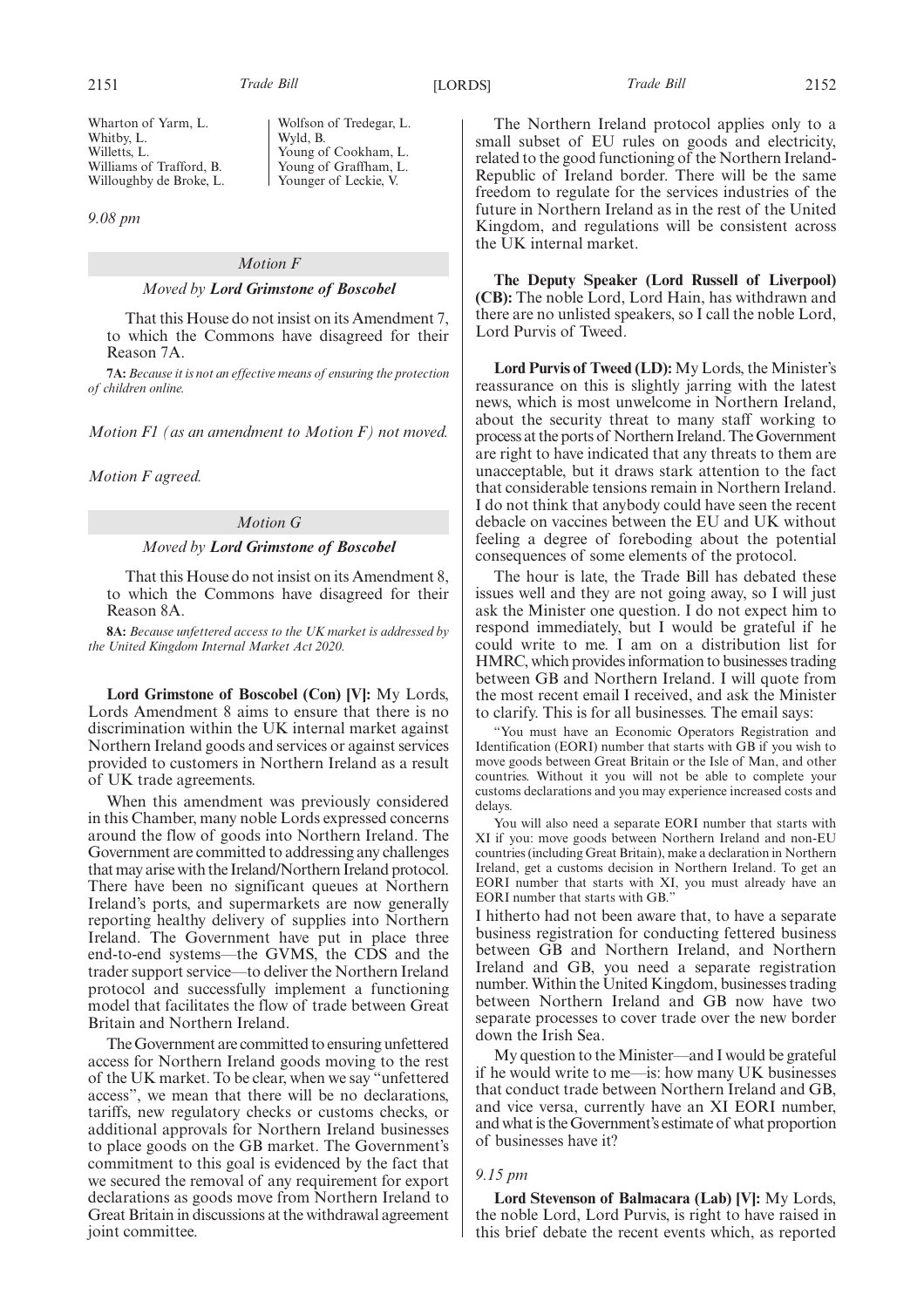Wharton of Yarm, L.
Whitby, L.
Willetts, L.
Williams of Trafford, B.
Willoughby de Broke, L.
Wolfson of Tredegar, L.
Wyld, B.
Young of Cookham, L.
Young of Graffham, L.
Younger of Leckie, V.

*9.08 pm*

### *Motion F*

*Moved by* ***Lord Grimstone of Boscobel***

That this House do not insist on its Amendment 7, to which the Commons have disagreed for their Reason 7A.

**7A:** *Because it is not an effective means of ensuring the protection of children online.*

*Motion F1 (as an amendment to Motion F) not moved.*

*Motion F agreed.*

### *Motion G*

*Moved by* ***Lord Grimstone of Boscobel***

That this House do not insist on its Amendment 8, to which the Commons have disagreed for their Reason 8A.

**8A:** *Because unfettered access to the UK market is addressed by the United Kingdom Internal Market Act 2020.*

**Lord Grimstone of Boscobel (Con) [V]:** My Lords, Lords Amendment 8 aims to ensure that there is no discrimination within the UK internal market against Northern Ireland goods and services or against services provided to customers in Northern Ireland as a result of UK trade agreements.

When this amendment was previously considered in this Chamber, many noble Lords expressed concerns around the flow of goods into Northern Ireland. The Government are committed to addressing any challenges that may arise with the Ireland/Northern Ireland protocol. There have been no significant queues at Northern Ireland's ports, and supermarkets are now generally reporting healthy delivery of supplies into Northern Ireland. The Government have put in place three end-to-end systems—the GVMS, the CDS and the trader support service—to deliver the Northern Ireland protocol and successfully implement a functioning model that facilitates the flow of trade between Great Britain and Northern Ireland.

The Government are committed to ensuring unfettered access for Northern Ireland goods moving to the rest of the UK market. To be clear, when we say "unfettered access", we mean that there will be no declarations, tariffs, new regulatory checks or customs checks, or additional approvals for Northern Ireland businesses to place goods on the GB market. The Government's commitment to this goal is evidenced by the fact that we secured the removal of any requirement for export declarations as goods move from Northern Ireland to Great Britain in discussions at the withdrawal agreement joint committee.

The Northern Ireland protocol applies only to a small subset of EU rules on goods and electricity, related to the good functioning of the Northern Ireland-Republic of Ireland border. There will be the same freedom to regulate for the services industries of the future in Northern Ireland as in the rest of the United Kingdom, and regulations will be consistent across the UK internal market.

**The Deputy Speaker (Lord Russell of Liverpool) (CB):** The noble Lord, Lord Hain, has withdrawn and there are no unlisted speakers, so I call the noble Lord, Lord Purvis of Tweed.

**Lord Purvis of Tweed (LD):** My Lords, the Minister's reassurance on this is slightly jarring with the latest news, which is most unwelcome in Northern Ireland, about the security threat to many staff working to process at the ports of Northern Ireland. The Government are right to have indicated that any threats to them are unacceptable, but it draws stark attention to the fact that considerable tensions remain in Northern Ireland. I do not think that anybody could have seen the recent debacle on vaccines between the EU and UK without feeling a degree of foreboding about the potential consequences of some elements of the protocol.

The hour is late, the Trade Bill has debated these issues well and they are not going away, so I will just ask the Minister one question. I do not expect him to respond immediately, but I would be grateful if he could write to me. I am on a distribution list for HMRC, which provides information to businesses trading between GB and Northern Ireland. I will quote from the most recent email I received, and ask the Minister to clarify. This is for all businesses. The email says:

> "You must have an Economic Operators Registration and Identification (EORI) number that starts with GB if you wish to move goods between Great Britain or the Isle of Man, and other countries. Without it you will not be able to complete your customs declarations and you may experience increased costs and delays.
>
> You will also need a separate EORI number that starts with XI if you: move goods between Northern Ireland and non-EU countries (including Great Britain), make a declaration in Northern Ireland, get a customs decision in Northern Ireland. To get an EORI number that starts with XI, you must already have an EORI number that starts with GB."

I hitherto had not been aware that, to have a separate business registration for conducting fettered business between GB and Northern Ireland, and Northern Ireland and GB, you need a separate registration number. Within the United Kingdom, businesses trading between Northern Ireland and GB now have two separate processes to cover trade over the new border down the Irish Sea.

My question to the Minister—and I would be grateful if he would write to me—is: how many UK businesses that conduct trade between Northern Ireland and GB, and vice versa, currently have an XI EORI number, and what is the Government's estimate of what proportion of businesses have it?

*9.15 pm*

**Lord Stevenson of Balmacara (Lab) [V]:** My Lords, the noble Lord, Lord Purvis, is right to have raised in this brief debate the recent events which, as reported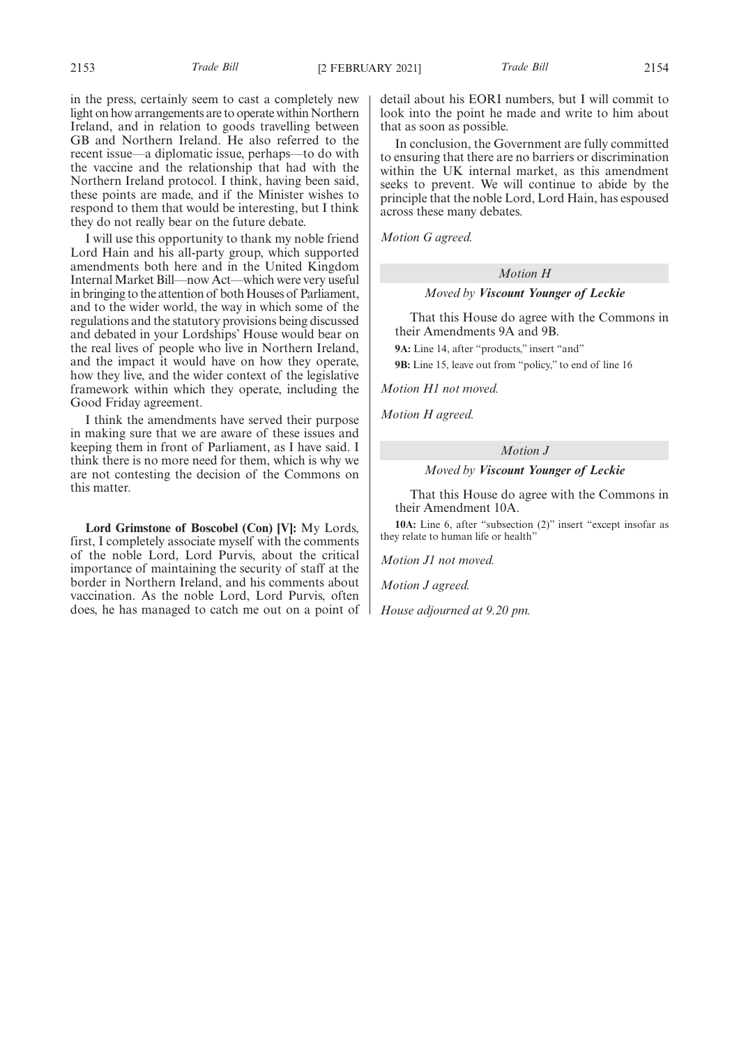in the press, certainly seem to cast a completely new light on how arrangements are to operate within Northern Ireland, and in relation to goods travelling between GB and Northern Ireland. He also referred to the recent issue—a diplomatic issue, perhaps—to do with the vaccine and the relationship that had with the Northern Ireland protocol. I think, having been said, these points are made, and if the Minister wishes to respond to them that would be interesting, but I think they do not really bear on the future debate.

I will use this opportunity to thank my noble friend Lord Hain and his all-party group, which supported amendments both here and in the United Kingdom Internal Market Bill—now Act—which were very useful in bringing to the attention of both Houses of Parliament, and to the wider world, the way in which some of the regulations and the statutory provisions being discussed and debated in your Lordships' House would bear on the real lives of people who live in Northern Ireland, and the impact it would have on how they operate, how they live, and the wider context of the legislative framework within which they operate, including the Good Friday agreement.

I think the amendments have served their purpose in making sure that we are aware of these issues and keeping them in front of Parliament, as I have said. I think there is no more need for them, which is why we are not contesting the decision of the Commons on this matter.

**Lord Grimstone of Boscobel (Con) [V]:** My Lords, first, I completely associate myself with the comments of the noble Lord, Lord Purvis, about the critical importance of maintaining the security of staff at the border in Northern Ireland, and his comments about vaccination. As the noble Lord, Lord Purvis, often does, he has managed to catch me out on a point of detail about his EORI numbers, but I will commit to look into the point he made and write to him about that as soon as possible.

In conclusion, the Government are fully committed to ensuring that there are no barriers or discrimination within the UK internal market, as this amendment seeks to prevent. We will continue to abide by the principle that the noble Lord, Lord Hain, has espoused across these many debates.

*Motion G agreed.*

### *Motion H*

*Moved by* ***Viscount Younger of Leckie***

That this House do agree with the Commons in their Amendments 9A and 9B.

**9A:** Line 14, after "products," insert "and"

**9B:** Line 15, leave out from "policy," to end of line 16

*Motion H1 not moved.*

*Motion H agreed.*

### *Motion J*

*Moved by* ***Viscount Younger of Leckie***

That this House do agree with the Commons in their Amendment 10A.

**10A:** Line 6, after "subsection (2)" insert "except insofar as they relate to human life or health"

*Motion J1 not moved.*

*Motion J agreed.*

*House adjourned at 9.20 pm.*